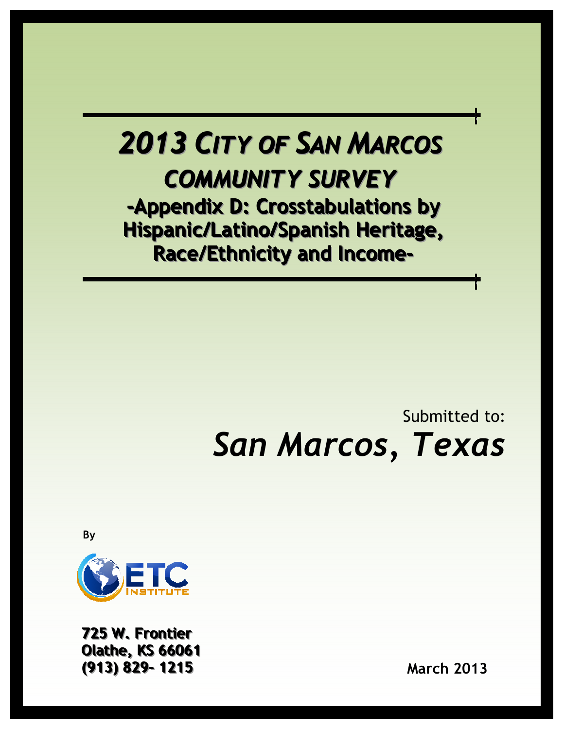# 2013 CITY OF SAN MARCOS COMMUNITY SURVEY

## -Appendix D: Crosstabulations by Hispanic/Latino/Spanish Heritage, Race/Ethnicity and Income-

Submitted to:

*San Marcos, Texas*

By

ETC INSTITUTE

**725 W. Frontier**
**Olathe, KS 66061**
**(913) 829- 1215**

**March 2013**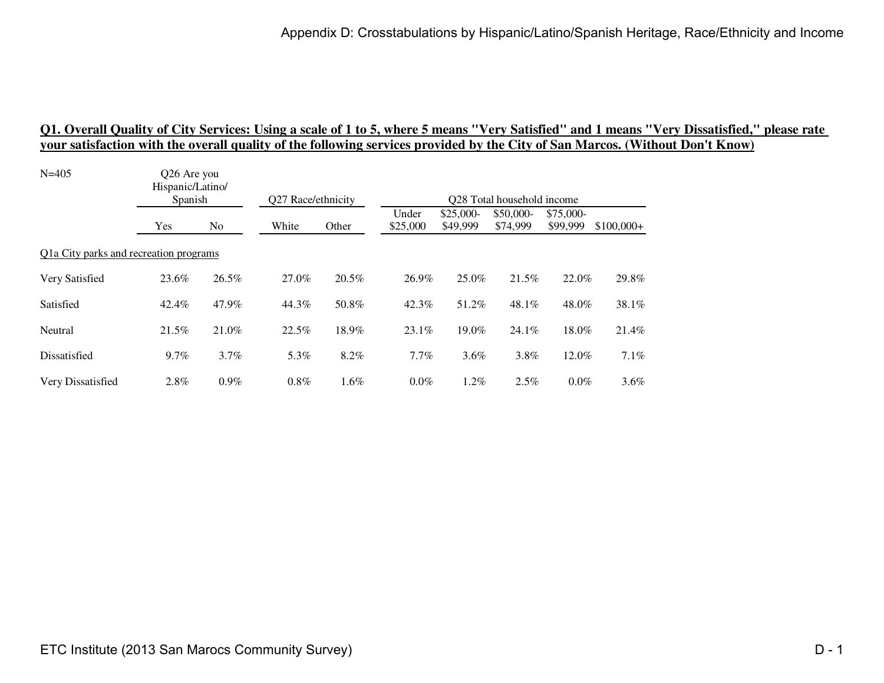**Q1. Overall Quality of City Services: Using a scale of 1 to 5, where 5 means "Very Satisfied" and 1 means "Very Dissatisfied," please rate your satisfaction with the overall quality of the following services provided by the City of San Marcos. (Without Don't Know)**

| N=405 | Q26 Are you Hispanic/Latino/ Spanish | | Q27 Race/ethnicity | | Q28 Total household income | | | | |
|---|---|---|---|---|---|---|---|---|---|
| | Yes | No | White | Other | Under $25,000 | $25,000-$49,999 | $50,000-$74,999 | $75,000-$99,999 | $100,000+ |
| Q1a City parks and recreation programs | | | | | | | | | |
| Very Satisfied | 23.6% | 26.5% | 27.0% | 20.5% | 26.9% | 25.0% | 21.5% | 22.0% | 29.8% |
| Satisfied | 42.4% | 47.9% | 44.3% | 50.8% | 42.3% | 51.2% | 48.1% | 48.0% | 38.1% |
| Neutral | 21.5% | 21.0% | 22.5% | 18.9% | 23.1% | 19.0% | 24.1% | 18.0% | 21.4% |
| Dissatisfied | 9.7% | 3.7% | 5.3% | 8.2% | 7.7% | 3.6% | 3.8% | 12.0% | 7.1% |
| Very Dissatisfied | 2.8% | 0.9% | 0.8% | 1.6% | 0.0% | 1.2% | 2.5% | 0.0% | 3.6% |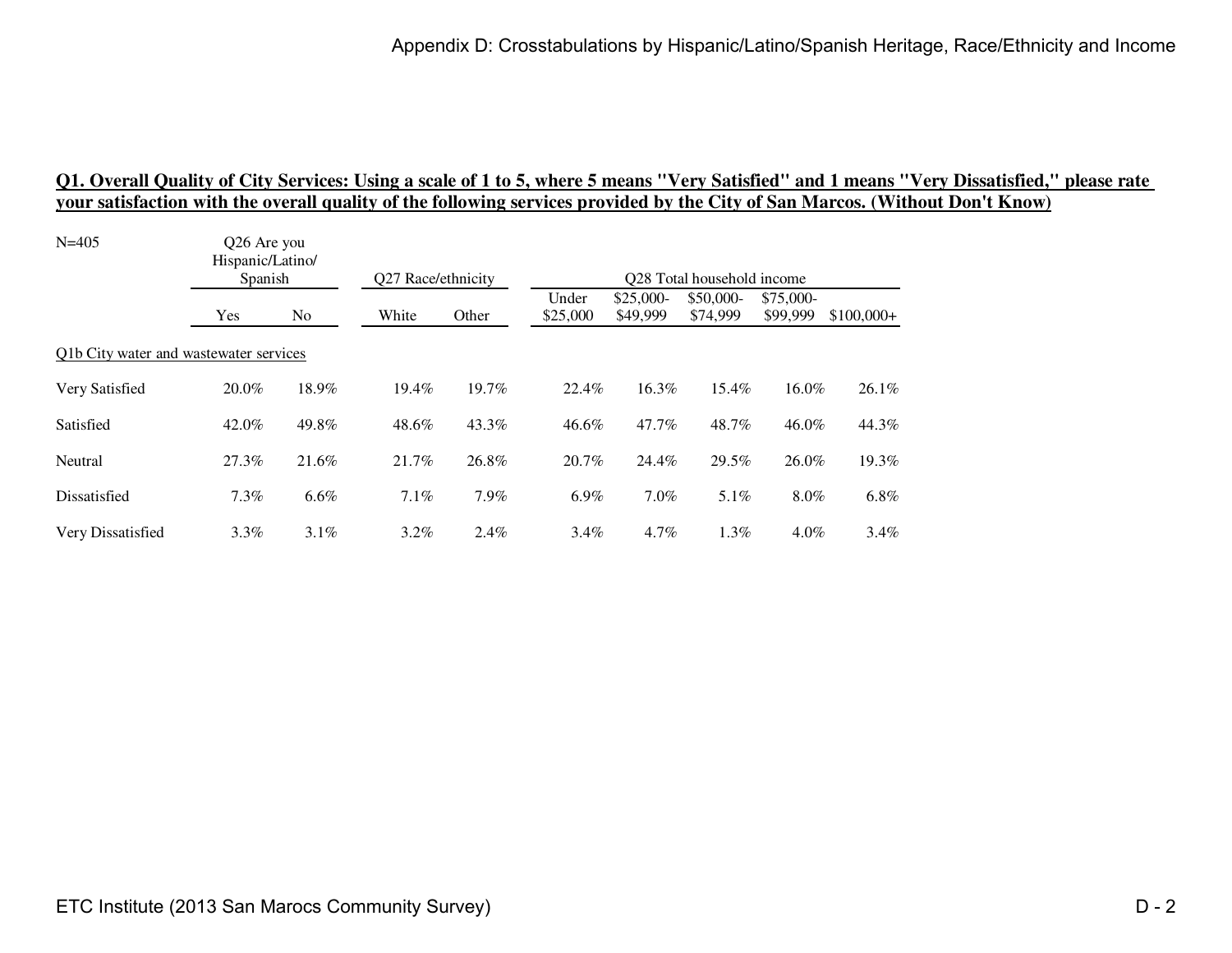**Q1. Overall Quality of City Services: Using a scale of 1 to 5, where 5 means "Very Satisfied" and 1 means "Very Dissatisfied," please rate your satisfaction with the overall quality of the following services provided by the City of San Marcos. (Without Don't Know)**

N=405

| | Q26 Are you Hispanic/Latino/ Spanish | | Q27 Race/ethnicity | | Q28 Total household income | | | | |
|---|---|---|---|---|---|---|---|---|---|
| | Yes | No | White | Other | Under $25,000 | $25,000-$49,999 | $50,000-$74,999 | $75,000-$99,999 | $100,000+ |
| Q1b City water and wastewater services | | | | | | | | | |
| Very Satisfied | 20.0% | 18.9% | 19.4% | 19.7% | 22.4% | 16.3% | 15.4% | 16.0% | 26.1% |
| Satisfied | 42.0% | 49.8% | 48.6% | 43.3% | 46.6% | 47.7% | 48.7% | 46.0% | 44.3% |
| Neutral | 27.3% | 21.6% | 21.7% | 26.8% | 20.7% | 24.4% | 29.5% | 26.0% | 19.3% |
| Dissatisfied | 7.3% | 6.6% | 7.1% | 7.9% | 6.9% | 7.0% | 5.1% | 8.0% | 6.8% |
| Very Dissatisfied | 3.3% | 3.1% | 3.2% | 2.4% | 3.4% | 4.7% | 1.3% | 4.0% | 3.4% |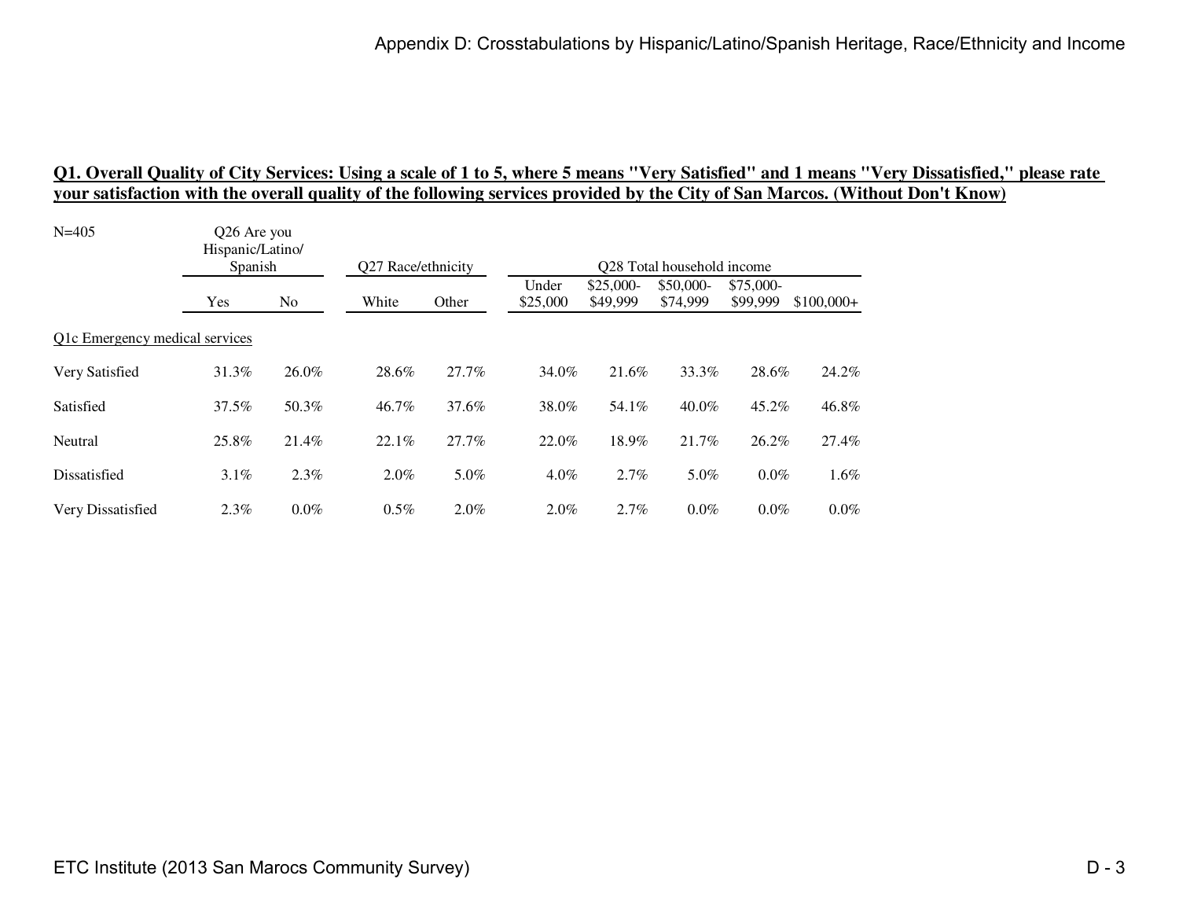**Q1. Overall Quality of City Services: Using a scale of 1 to 5, where 5 means "Very Satisfied" and 1 means "Very Dissatisfied," please rate your satisfaction with the overall quality of the following services provided by the City of San Marcos. (Without Don't Know)**

| N=405 | Q26 Are you Hispanic/Latino/ Spanish | | Q27 Race/ethnicity | | Q28 Total household income | | | | |
|---|---|---|---|---|---|---|---|---|---|
| | Yes | No | White | Other | Under $25,000 | $25,000-$49,999 | $50,000-$74,999 | $75,000-$99,999 | $100,000+ |
| Q1c Emergency medical services | | | | | | | | | |
| Very Satisfied | 31.3% | 26.0% | 28.6% | 27.7% | 34.0% | 21.6% | 33.3% | 28.6% | 24.2% |
| Satisfied | 37.5% | 50.3% | 46.7% | 37.6% | 38.0% | 54.1% | 40.0% | 45.2% | 46.8% |
| Neutral | 25.8% | 21.4% | 22.1% | 27.7% | 22.0% | 18.9% | 21.7% | 26.2% | 27.4% |
| Dissatisfied | 3.1% | 2.3% | 2.0% | 5.0% | 4.0% | 2.7% | 5.0% | 0.0% | 1.6% |
| Very Dissatisfied | 2.3% | 0.0% | 0.5% | 2.0% | 2.0% | 2.7% | 0.0% | 0.0% | 0.0% |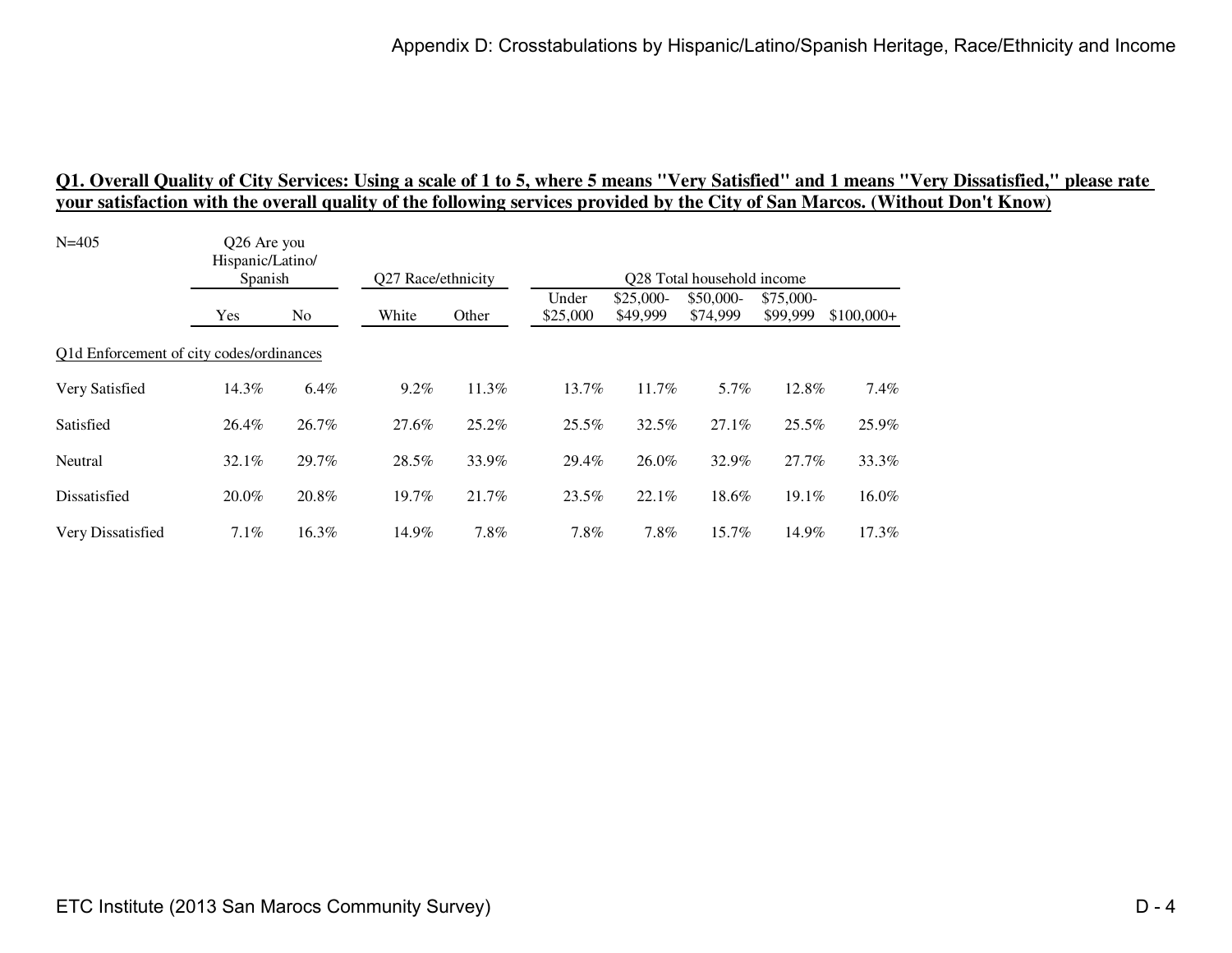## Q1. Overall Quality of City Services: Using a scale of 1 to 5, where 5 means "Very Satisfied" and 1 means "Very Dissatisfied," please rate your satisfaction with the overall quality of the following services provided by the City of San Marcos. (Without Don't Know)

N=405

| | Q26 Are you Hispanic/Latino/ Spanish | | Q27 Race/ethnicity | | Q28 Total household income | | | | |
|---|---|---|---|---|---|---|---|---|---|
| | Yes | No | White | Other | Under $25,000 | $25,000-$49,999 | $50,000-$74,999 | $75,000-$99,999 | $100,000+ |
| Q1d Enforcement of city codes/ordinances | | | | | | | | | |
| Very Satisfied | 14.3% | 6.4% | 9.2% | 11.3% | 13.7% | 11.7% | 5.7% | 12.8% | 7.4% |
| Satisfied | 26.4% | 26.7% | 27.6% | 25.2% | 25.5% | 32.5% | 27.1% | 25.5% | 25.9% |
| Neutral | 32.1% | 29.7% | 28.5% | 33.9% | 29.4% | 26.0% | 32.9% | 27.7% | 33.3% |
| Dissatisfied | 20.0% | 20.8% | 19.7% | 21.7% | 23.5% | 22.1% | 18.6% | 19.1% | 16.0% |
| Very Dissatisfied | 7.1% | 16.3% | 14.9% | 7.8% | 7.8% | 7.8% | 15.7% | 14.9% | 17.3% |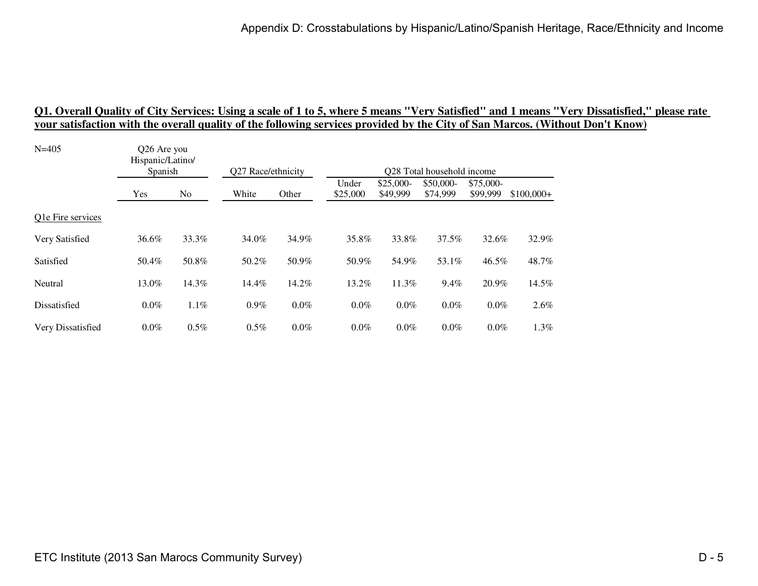**Q1. Overall Quality of City Services: Using a scale of 1 to 5, where 5 means "Very Satisfied" and 1 means "Very Dissatisfied," please rate your satisfaction with the overall quality of the following services provided by the City of San Marcos. (Without Don't Know)**

| N=405 | Q26 Are you Hispanic/Latino/ Spanish | | Q27 Race/ethnicity | | Q28 Total household income | | | | |
|---|---|---|---|---|---|---|---|---|---|
| | Yes | No | White | Other | Under $25,000 | $25,000-$49,999 | $50,000-$74,999 | $75,000-$99,999 | $100,000+ |
| Q1e Fire services | | | | | | | | | |
| Very Satisfied | 36.6% | 33.3% | 34.0% | 34.9% | 35.8% | 33.8% | 37.5% | 32.6% | 32.9% |
| Satisfied | 50.4% | 50.8% | 50.2% | 50.9% | 50.9% | 54.9% | 53.1% | 46.5% | 48.7% |
| Neutral | 13.0% | 14.3% | 14.4% | 14.2% | 13.2% | 11.3% | 9.4% | 20.9% | 14.5% |
| Dissatisfied | 0.0% | 1.1% | 0.9% | 0.0% | 0.0% | 0.0% | 0.0% | 0.0% | 2.6% |
| Very Dissatisfied | 0.0% | 0.5% | 0.5% | 0.0% | 0.0% | 0.0% | 0.0% | 0.0% | 1.3% |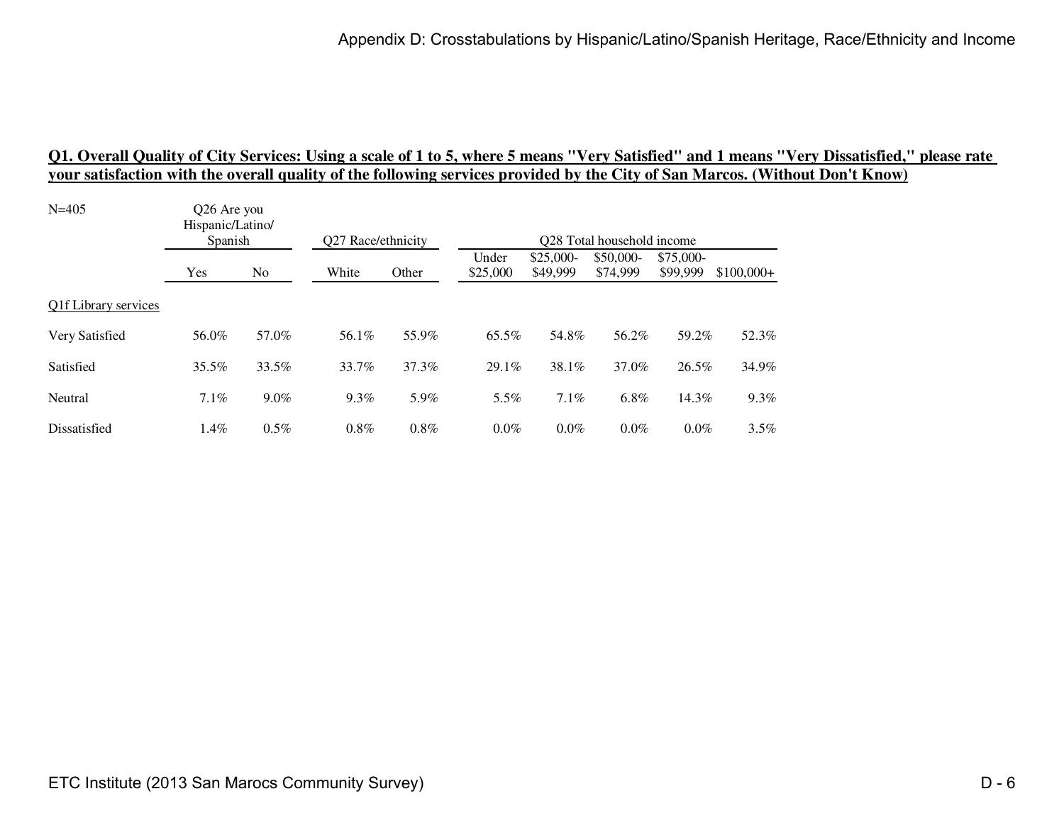**Q1. Overall Quality of City Services: Using a scale of 1 to 5, where 5 means "Very Satisfied" and 1 means "Very Dissatisfied," please rate your satisfaction with the overall quality of the following services provided by the City of San Marcos. (Without Don't Know)**

| N=405 | Q26 Are you Hispanic/Latino/ Spanish | | Q27 Race/ethnicity | | Q28 Total household income | | | | |
|---|---|---|---|---|---|---|---|---|---|
| | Yes | No | White | Other | Under $25,000 | $25,000-$49,999 | $50,000-$74,999 | $75,000-$99,999 | $100,000+ |
| Q1f Library services | | | | | | | | | |
| Very Satisfied | 56.0% | 57.0% | 56.1% | 55.9% | 65.5% | 54.8% | 56.2% | 59.2% | 52.3% |
| Satisfied | 35.5% | 33.5% | 33.7% | 37.3% | 29.1% | 38.1% | 37.0% | 26.5% | 34.9% |
| Neutral | 7.1% | 9.0% | 9.3% | 5.9% | 5.5% | 7.1% | 6.8% | 14.3% | 9.3% |
| Dissatisfied | 1.4% | 0.5% | 0.8% | 0.8% | 0.0% | 0.0% | 0.0% | 0.0% | 3.5% |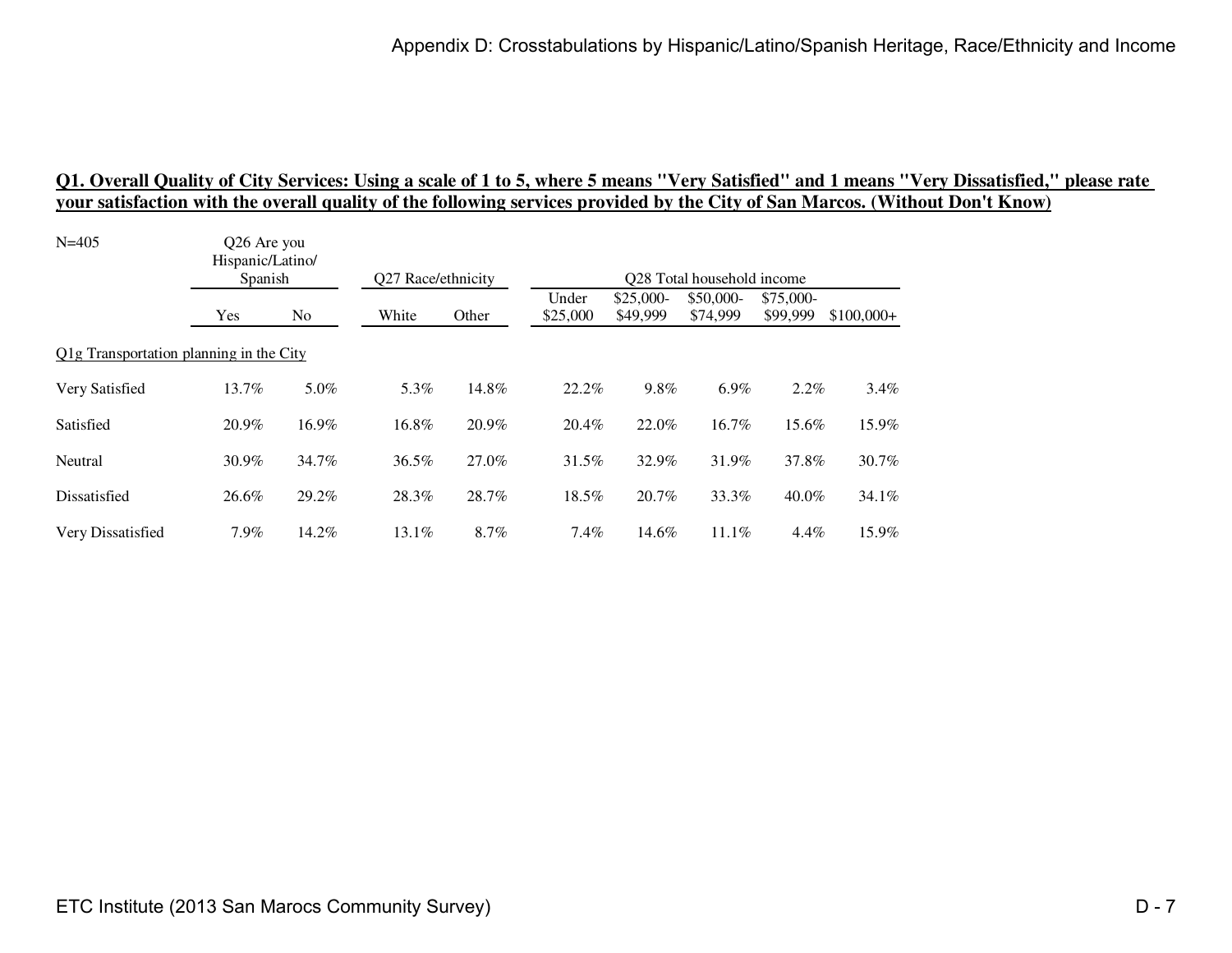**Q1. Overall Quality of City Services: Using a scale of 1 to 5, where 5 means "Very Satisfied" and 1 means "Very Dissatisfied," please rate your satisfaction with the overall quality of the following services provided by the City of San Marcos. (Without Don't Know)**

| N=405 | Q26 Are you Hispanic/Latino/ Spanish | | Q27 Race/ethnicity | | Q28 Total household income | | | | |
|---|---|---|---|---|---|---|---|---|---|
| | Yes | No | White | Other | Under $25,000 | $25,000-$49,999 | $50,000-$74,999 | $75,000-$99,999 | $100,000+ |
| Q1g Transportation planning in the City | | | | | | | | | |
| Very Satisfied | 13.7% | 5.0% | 5.3% | 14.8% | 22.2% | 9.8% | 6.9% | 2.2% | 3.4% |
| Satisfied | 20.9% | 16.9% | 16.8% | 20.9% | 20.4% | 22.0% | 16.7% | 15.6% | 15.9% |
| Neutral | 30.9% | 34.7% | 36.5% | 27.0% | 31.5% | 32.9% | 31.9% | 37.8% | 30.7% |
| Dissatisfied | 26.6% | 29.2% | 28.3% | 28.7% | 18.5% | 20.7% | 33.3% | 40.0% | 34.1% |
| Very Dissatisfied | 7.9% | 14.2% | 13.1% | 8.7% | 7.4% | 14.6% | 11.1% | 4.4% | 15.9% |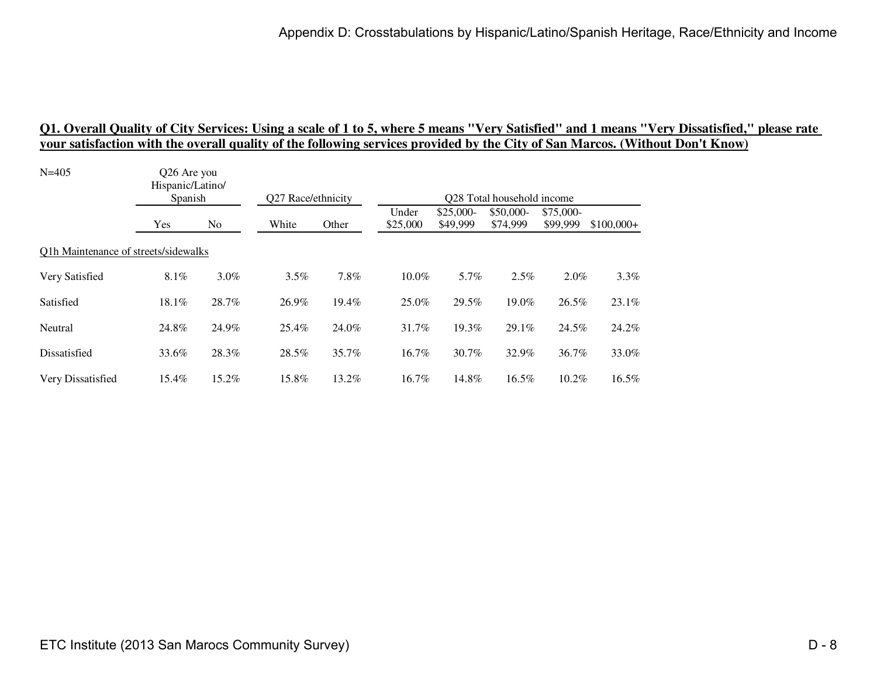**Q1. Overall Quality of City Services: Using a scale of 1 to 5, where 5 means "Very Satisfied" and 1 means "Very Dissatisfied," please rate your satisfaction with the overall quality of the following services provided by the City of San Marcos. (Without Don't Know)**

| N=405 | Q26 Are you Hispanic/Latino/ Spanish | | Q27 Race/ethnicity | | Q28 Total household income | | | | |
|---|---|---|---|---|---|---|---|---|---|
| | Yes | No | White | Other | Under $25,000 | $25,000-$49,999 | $50,000-$74,999 | $75,000-$99,999 | $100,000+ |
| Q1h Maintenance of streets/sidewalks | | | | | | | | | |
| Very Satisfied | 8.1% | 3.0% | 3.5% | 7.8% | 10.0% | 5.7% | 2.5% | 2.0% | 3.3% |
| Satisfied | 18.1% | 28.7% | 26.9% | 19.4% | 25.0% | 29.5% | 19.0% | 26.5% | 23.1% |
| Neutral | 24.8% | 24.9% | 25.4% | 24.0% | 31.7% | 19.3% | 29.1% | 24.5% | 24.2% |
| Dissatisfied | 33.6% | 28.3% | 28.5% | 35.7% | 16.7% | 30.7% | 32.9% | 36.7% | 33.0% |
| Very Dissatisfied | 15.4% | 15.2% | 15.8% | 13.2% | 16.7% | 14.8% | 16.5% | 10.2% | 16.5% |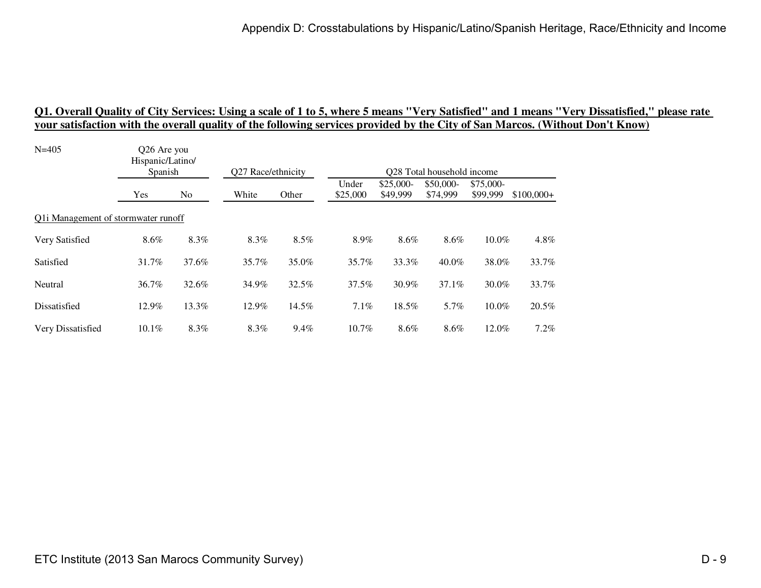**Q1. Overall Quality of City Services: Using a scale of 1 to 5, where 5 means "Very Satisfied" and 1 means "Very Dissatisfied," please rate your satisfaction with the overall quality of the following services provided by the City of San Marcos. (Without Don't Know)**

| N=405 | Q26 Are you Hispanic/Latino/ Spanish | | Q27 Race/ethnicity | | Q28 Total household income | | | | |
|---|---|---|---|---|---|---|---|---|---|
| | Yes | No | White | Other | Under $25,000 | $25,000-$49,999 | $50,000-$74,999 | $75,000-$99,999 | $100,000+ |
| Q1i Management of stormwater runoff | | | | | | | | | |
| Very Satisfied | 8.6% | 8.3% | 8.3% | 8.5% | 8.9% | 8.6% | 8.6% | 10.0% | 4.8% |
| Satisfied | 31.7% | 37.6% | 35.7% | 35.0% | 35.7% | 33.3% | 40.0% | 38.0% | 33.7% |
| Neutral | 36.7% | 32.6% | 34.9% | 32.5% | 37.5% | 30.9% | 37.1% | 30.0% | 33.7% |
| Dissatisfied | 12.9% | 13.3% | 12.9% | 14.5% | 7.1% | 18.5% | 5.7% | 10.0% | 20.5% |
| Very Dissatisfied | 10.1% | 8.3% | 8.3% | 9.4% | 10.7% | 8.6% | 8.6% | 12.0% | 7.2% |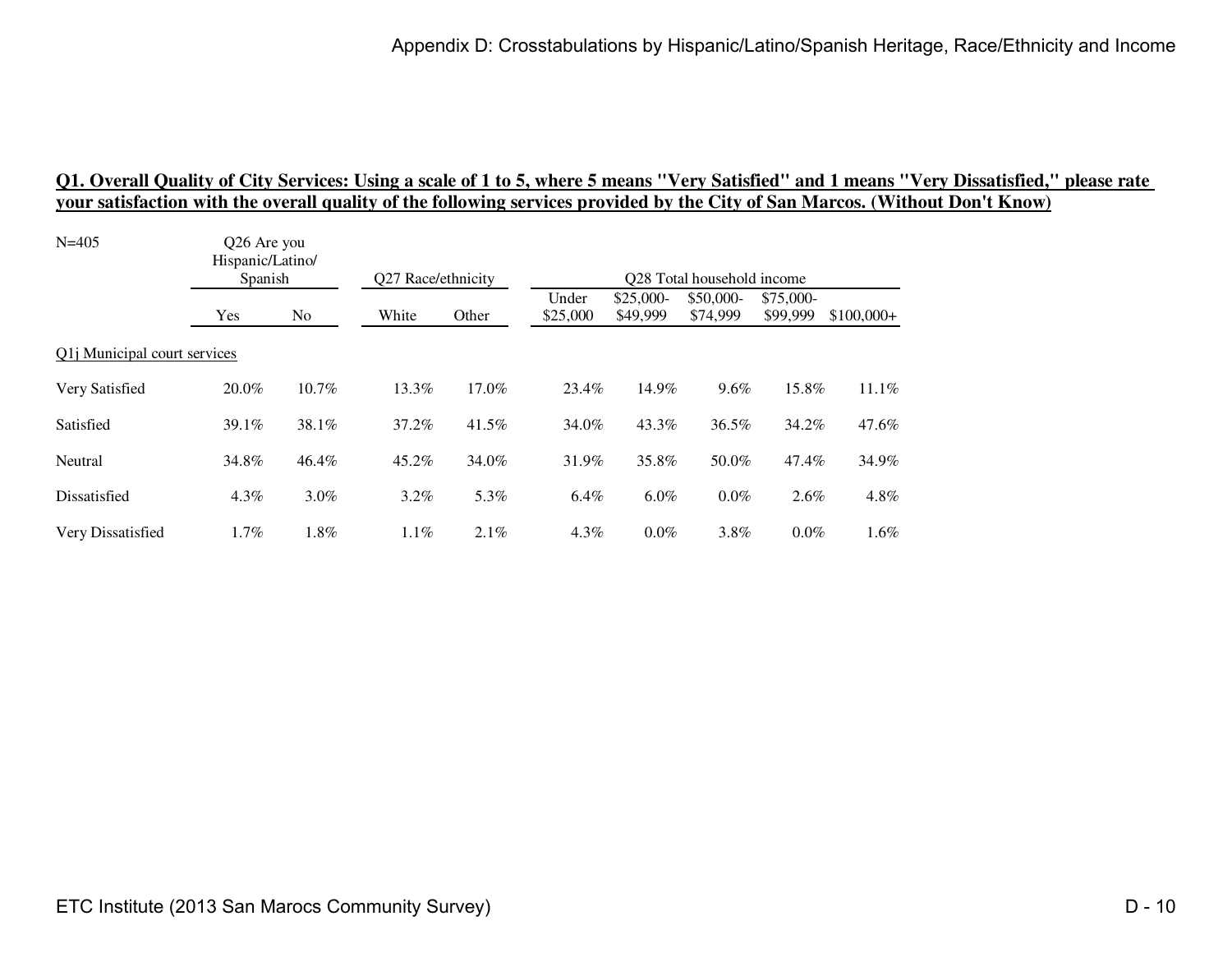**Q1. Overall Quality of City Services: Using a scale of 1 to 5, where 5 means "Very Satisfied" and 1 means "Very Dissatisfied," please rate your satisfaction with the overall quality of the following services provided by the City of San Marcos. (Without Don't Know)**

N=405

| | Q26 Are you Hispanic/Latino/ Spanish | | Q27 Race/ethnicity | | Q28 Total household income | | | | |
|---|---|---|---|---|---|---|---|---|---|
| | Yes | No | White | Other | Under $25,000 | $25,000-$49,999 | $50,000-$74,999 | $75,000-$99,999 | $100,000+ |
| Q1j Municipal court services | | | | | | | | | |
| Very Satisfied | 20.0% | 10.7% | 13.3% | 17.0% | 23.4% | 14.9% | 9.6% | 15.8% | 11.1% |
| Satisfied | 39.1% | 38.1% | 37.2% | 41.5% | 34.0% | 43.3% | 36.5% | 34.2% | 47.6% |
| Neutral | 34.8% | 46.4% | 45.2% | 34.0% | 31.9% | 35.8% | 50.0% | 47.4% | 34.9% |
| Dissatisfied | 4.3% | 3.0% | 3.2% | 5.3% | 6.4% | 6.0% | 0.0% | 2.6% | 4.8% |
| Very Dissatisfied | 1.7% | 1.8% | 1.1% | 2.1% | 4.3% | 0.0% | 3.8% | 0.0% | 1.6% |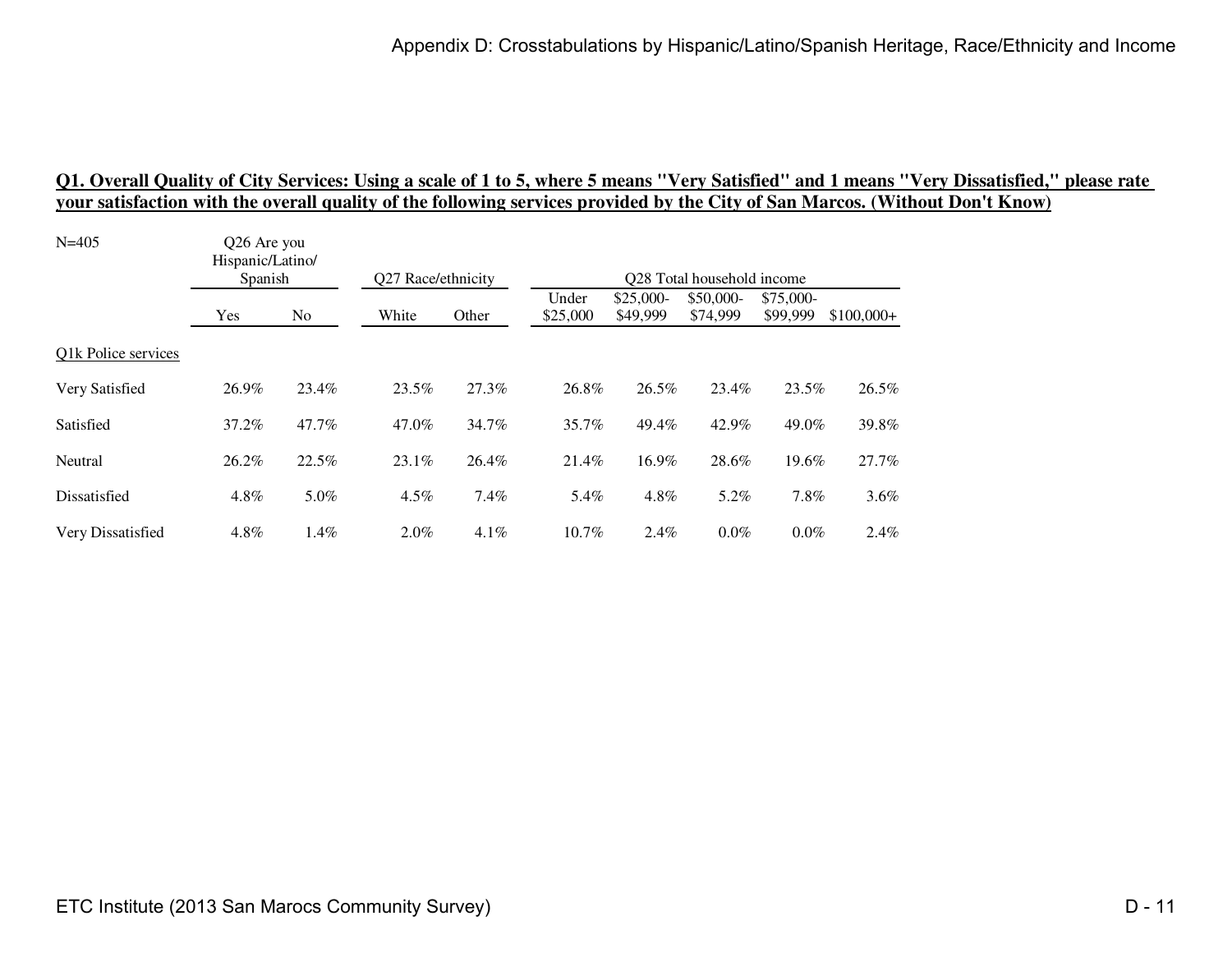**Q1. Overall Quality of City Services: Using a scale of 1 to 5, where 5 means "Very Satisfied" and 1 means "Very Dissatisfied," please rate your satisfaction with the overall quality of the following services provided by the City of San Marcos. (Without Don't Know)**

N=405

| | Q26 Are you Hispanic/Latino/ Spanish | | Q27 Race/ethnicity | | Q28 Total household income | | | | |
|---|---|---|---|---|---|---|---|---|---|
| | Yes | No | White | Other | Under $25,000 | $25,000-$49,999 | $50,000-$74,999 | $75,000-$99,999 | $100,000+ |
| Q1k Police services | | | | | | | | | |
| Very Satisfied | 26.9% | 23.4% | 23.5% | 27.3% | 26.8% | 26.5% | 23.4% | 23.5% | 26.5% |
| Satisfied | 37.2% | 47.7% | 47.0% | 34.7% | 35.7% | 49.4% | 42.9% | 49.0% | 39.8% |
| Neutral | 26.2% | 22.5% | 23.1% | 26.4% | 21.4% | 16.9% | 28.6% | 19.6% | 27.7% |
| Dissatisfied | 4.8% | 5.0% | 4.5% | 7.4% | 5.4% | 4.8% | 5.2% | 7.8% | 3.6% |
| Very Dissatisfied | 4.8% | 1.4% | 2.0% | 4.1% | 10.7% | 2.4% | 0.0% | 0.0% | 2.4% |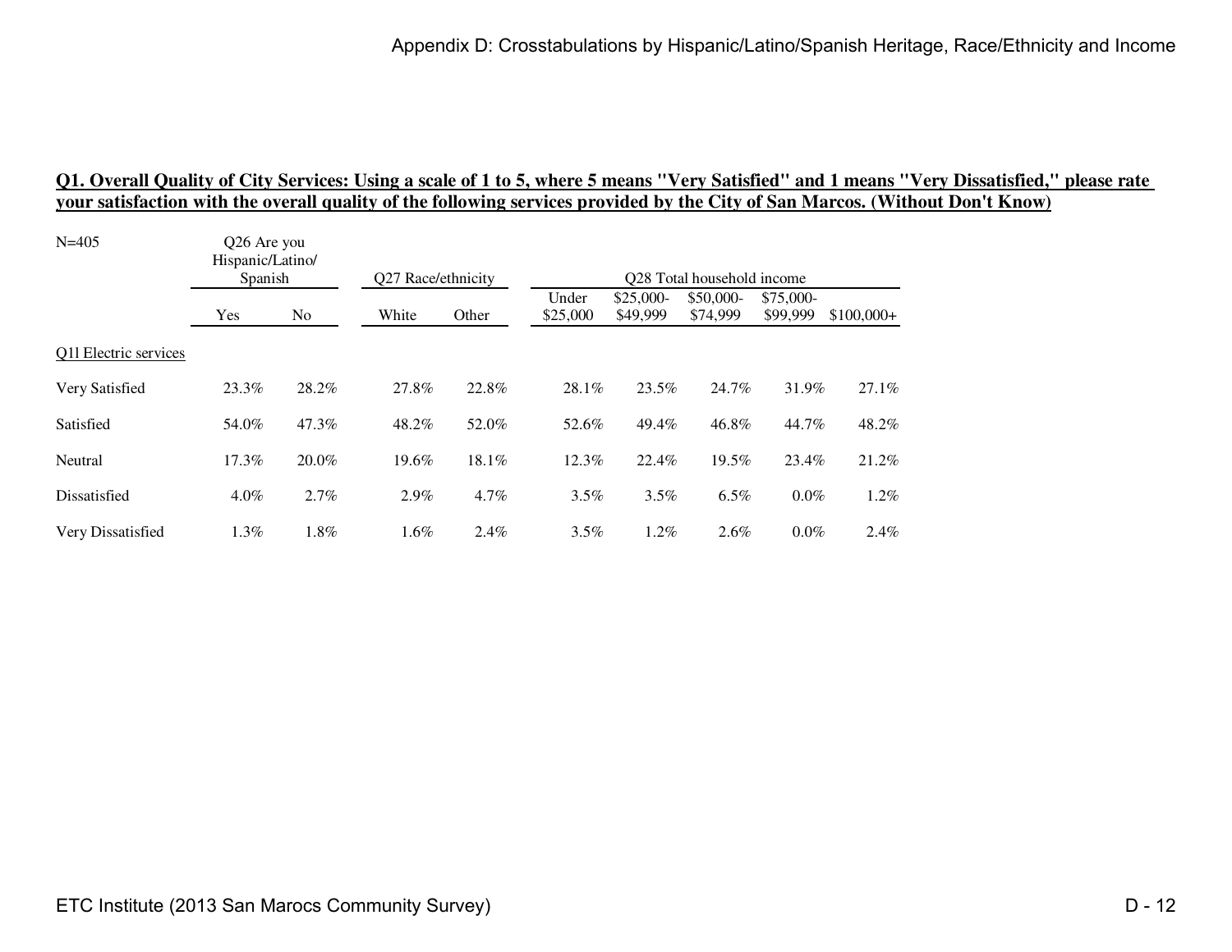## Q1. Overall Quality of City Services: Using a scale of 1 to 5, where 5 means "Very Satisfied" and 1 means "Very Dissatisfied," please rate your satisfaction with the overall quality of the following services provided by the City of San Marcos. (Without Don't Know)

| N=405 | Q26 Are you Hispanic/Latino/ Spanish | | Q27 Race/ethnicity | | Q28 Total household income | | | | |
|---|---|---|---|---|---|---|---|---|---|
| | Yes | No | White | Other | Under $25,000 | $25,000-$49,999 | $50,000-$74,999 | $75,000-$99,999 | $100,000+ |
| Q1l Electric services | | | | | | | | | |
| Very Satisfied | 23.3% | 28.2% | 27.8% | 22.8% | 28.1% | 23.5% | 24.7% | 31.9% | 27.1% |
| Satisfied | 54.0% | 47.3% | 48.2% | 52.0% | 52.6% | 49.4% | 46.8% | 44.7% | 48.2% |
| Neutral | 17.3% | 20.0% | 19.6% | 18.1% | 12.3% | 22.4% | 19.5% | 23.4% | 21.2% |
| Dissatisfied | 4.0% | 2.7% | 2.9% | 4.7% | 3.5% | 3.5% | 6.5% | 0.0% | 1.2% |
| Very Dissatisfied | 1.3% | 1.8% | 1.6% | 2.4% | 3.5% | 1.2% | 2.6% | 0.0% | 2.4% |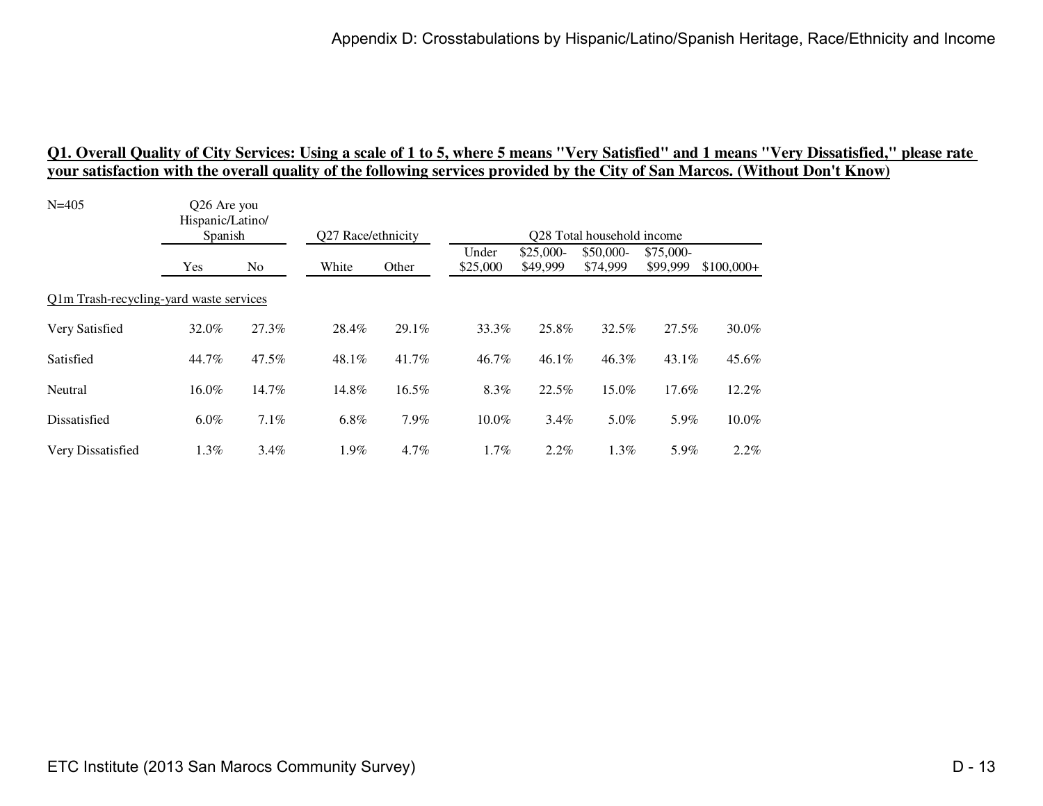**Q1. Overall Quality of City Services: Using a scale of 1 to 5, where 5 means "Very Satisfied" and 1 means "Very Dissatisfied," please rate your satisfaction with the overall quality of the following services provided by the City of San Marcos. (Without Don't Know)**

| N=405 | Q26 Are you Hispanic/Latino/ Spanish | | Q27 Race/ethnicity | | Q28 Total household income | | | | |
|---|---|---|---|---|---|---|---|---|---|
| | Yes | No | White | Other | Under $25,000 | $25,000-$49,999 | $50,000-$74,999 | $75,000-$99,999 | $100,000+ |
| Q1m Trash-recycling-yard waste services | | | | | | | | | |
| Very Satisfied | 32.0% | 27.3% | 28.4% | 29.1% | 33.3% | 25.8% | 32.5% | 27.5% | 30.0% |
| Satisfied | 44.7% | 47.5% | 48.1% | 41.7% | 46.7% | 46.1% | 46.3% | 43.1% | 45.6% |
| Neutral | 16.0% | 14.7% | 14.8% | 16.5% | 8.3% | 22.5% | 15.0% | 17.6% | 12.2% |
| Dissatisfied | 6.0% | 7.1% | 6.8% | 7.9% | 10.0% | 3.4% | 5.0% | 5.9% | 10.0% |
| Very Dissatisfied | 1.3% | 3.4% | 1.9% | 4.7% | 1.7% | 2.2% | 1.3% | 5.9% | 2.2% |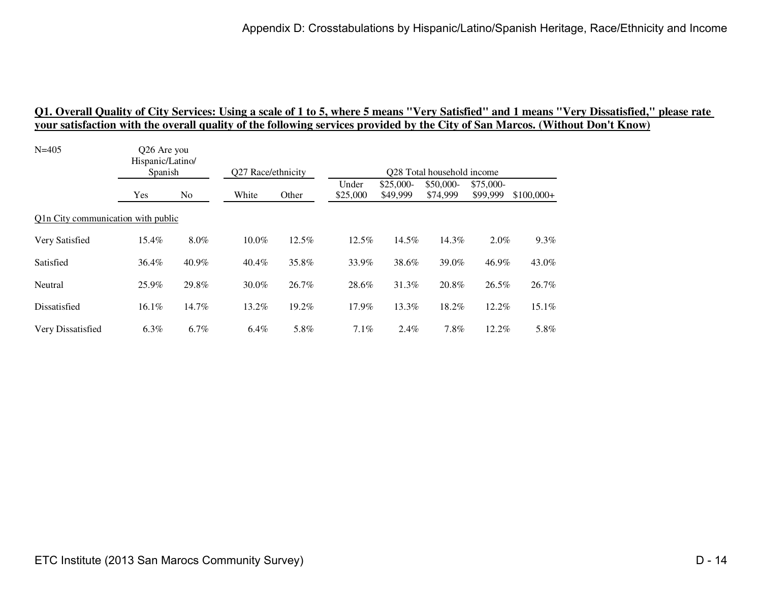**Q1. Overall Quality of City Services: Using a scale of 1 to 5, where 5 means "Very Satisfied" and 1 means "Very Dissatisfied," please rate your satisfaction with the overall quality of the following services provided by the City of San Marcos. (Without Don't Know)**

N=405

| | Q26 Are you Hispanic/Latino/ Spanish | | Q27 Race/ethnicity | | Q28 Total household income | | | | |
|---|---|---|---|---|---|---|---|---|---|
| | Yes | No | White | Other | Under $25,000 | $25,000-$49,999 | $50,000-$74,999 | $75,000-$99,999 | $100,000+ |
| Q1n City communication with public | | | | | | | | | |
| Very Satisfied | 15.4% | 8.0% | 10.0% | 12.5% | 12.5% | 14.5% | 14.3% | 2.0% | 9.3% |
| Satisfied | 36.4% | 40.9% | 40.4% | 35.8% | 33.9% | 38.6% | 39.0% | 46.9% | 43.0% |
| Neutral | 25.9% | 29.8% | 30.0% | 26.7% | 28.6% | 31.3% | 20.8% | 26.5% | 26.7% |
| Dissatisfied | 16.1% | 14.7% | 13.2% | 19.2% | 17.9% | 13.3% | 18.2% | 12.2% | 15.1% |
| Very Dissatisfied | 6.3% | 6.7% | 6.4% | 5.8% | 7.1% | 2.4% | 7.8% | 12.2% | 5.8% |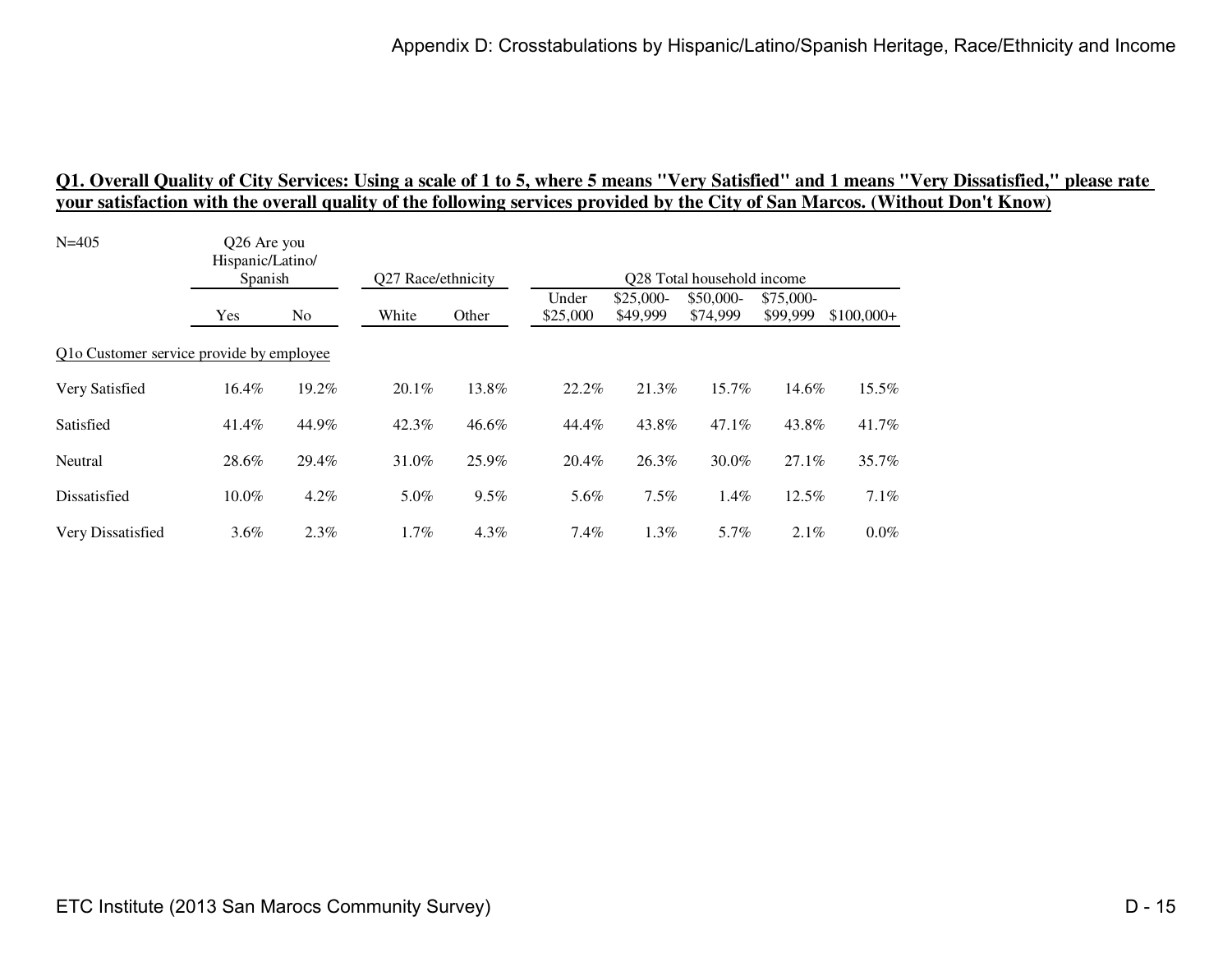**Q1. Overall Quality of City Services: Using a scale of 1 to 5, where 5 means "Very Satisfied" and 1 means "Very Dissatisfied," please rate your satisfaction with the overall quality of the following services provided by the City of San Marcos. (Without Don't Know)**

N=405

| | Q26 Are you Hispanic/Latino/ Spanish | | Q27 Race/ethnicity | | Q28 Total household income | | | | |
|---|---|---|---|---|---|---|---|---|---|
| | Yes | No | White | Other | Under $25,000 | $25,000-$49,999 | $50,000-$74,999 | $75,000-$99,999 | $100,000+ |
| Q1o Customer service provide by employee | | | | | | | | | |
| Very Satisfied | 16.4% | 19.2% | 20.1% | 13.8% | 22.2% | 21.3% | 15.7% | 14.6% | 15.5% |
| Satisfied | 41.4% | 44.9% | 42.3% | 46.6% | 44.4% | 43.8% | 47.1% | 43.8% | 41.7% |
| Neutral | 28.6% | 29.4% | 31.0% | 25.9% | 20.4% | 26.3% | 30.0% | 27.1% | 35.7% |
| Dissatisfied | 10.0% | 4.2% | 5.0% | 9.5% | 5.6% | 7.5% | 1.4% | 12.5% | 7.1% |
| Very Dissatisfied | 3.6% | 2.3% | 1.7% | 4.3% | 7.4% | 1.3% | 5.7% | 2.1% | 0.0% |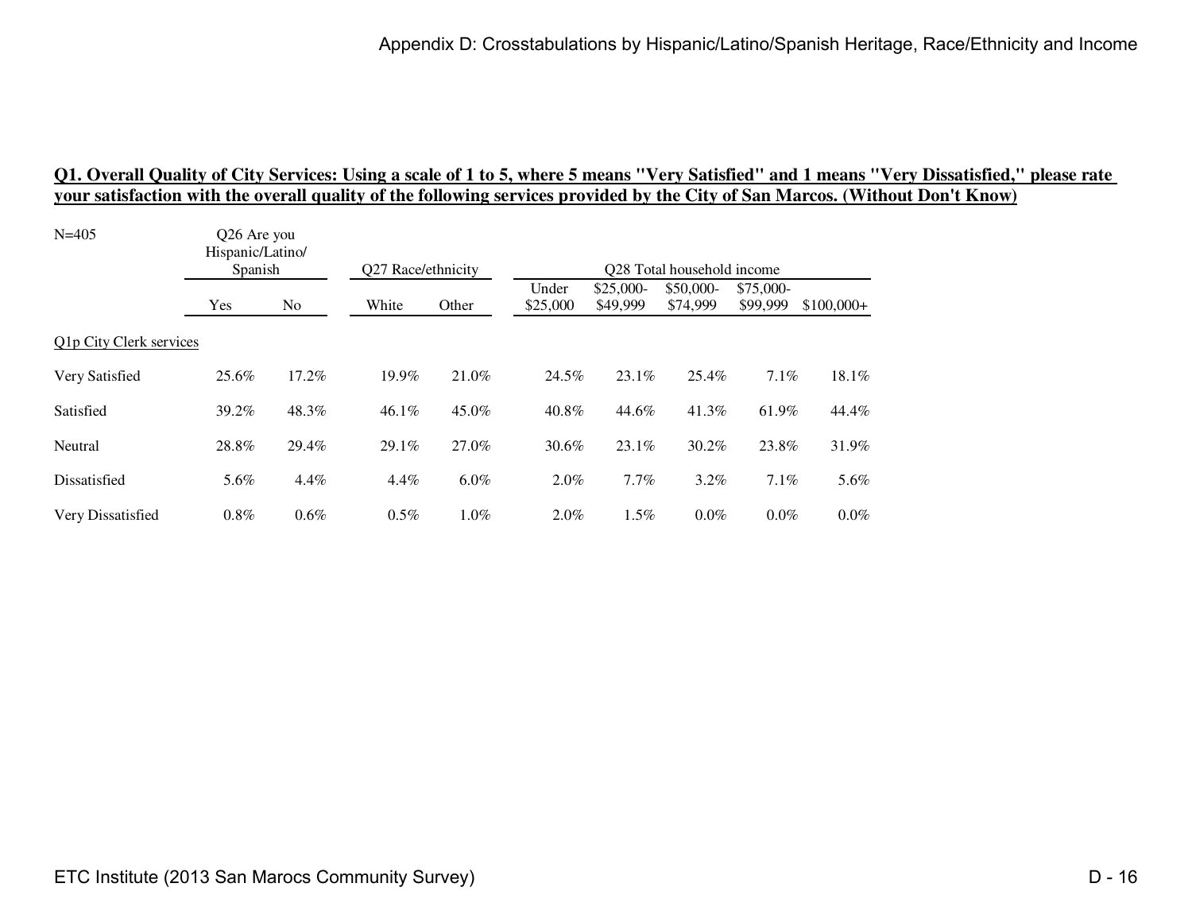## Q1. Overall Quality of City Services: Using a scale of 1 to 5, where 5 means "Very Satisfied" and 1 means "Very Dissatisfied," please rate your satisfaction with the overall quality of the following services provided by the City of San Marcos. (Without Don't Know)

N=405

| | Q26 Are you Hispanic/Latino/ Spanish | | Q27 Race/ethnicity | | Q28 Total household income | | | | |
|---|---|---|---|---|---|---|---|---|---|
| | Yes | No | White | Other | Under $25,000 | $25,000-$49,999 | $50,000-$74,999 | $75,000-$99,999 | $100,000+ |
| Q1p City Clerk services | | | | | | | | | |
| Very Satisfied | 25.6% | 17.2% | 19.9% | 21.0% | 24.5% | 23.1% | 25.4% | 7.1% | 18.1% |
| Satisfied | 39.2% | 48.3% | 46.1% | 45.0% | 40.8% | 44.6% | 41.3% | 61.9% | 44.4% |
| Neutral | 28.8% | 29.4% | 29.1% | 27.0% | 30.6% | 23.1% | 30.2% | 23.8% | 31.9% |
| Dissatisfied | 5.6% | 4.4% | 4.4% | 6.0% | 2.0% | 7.7% | 3.2% | 7.1% | 5.6% |
| Very Dissatisfied | 0.8% | 0.6% | 0.5% | 1.0% | 2.0% | 1.5% | 0.0% | 0.0% | 0.0% |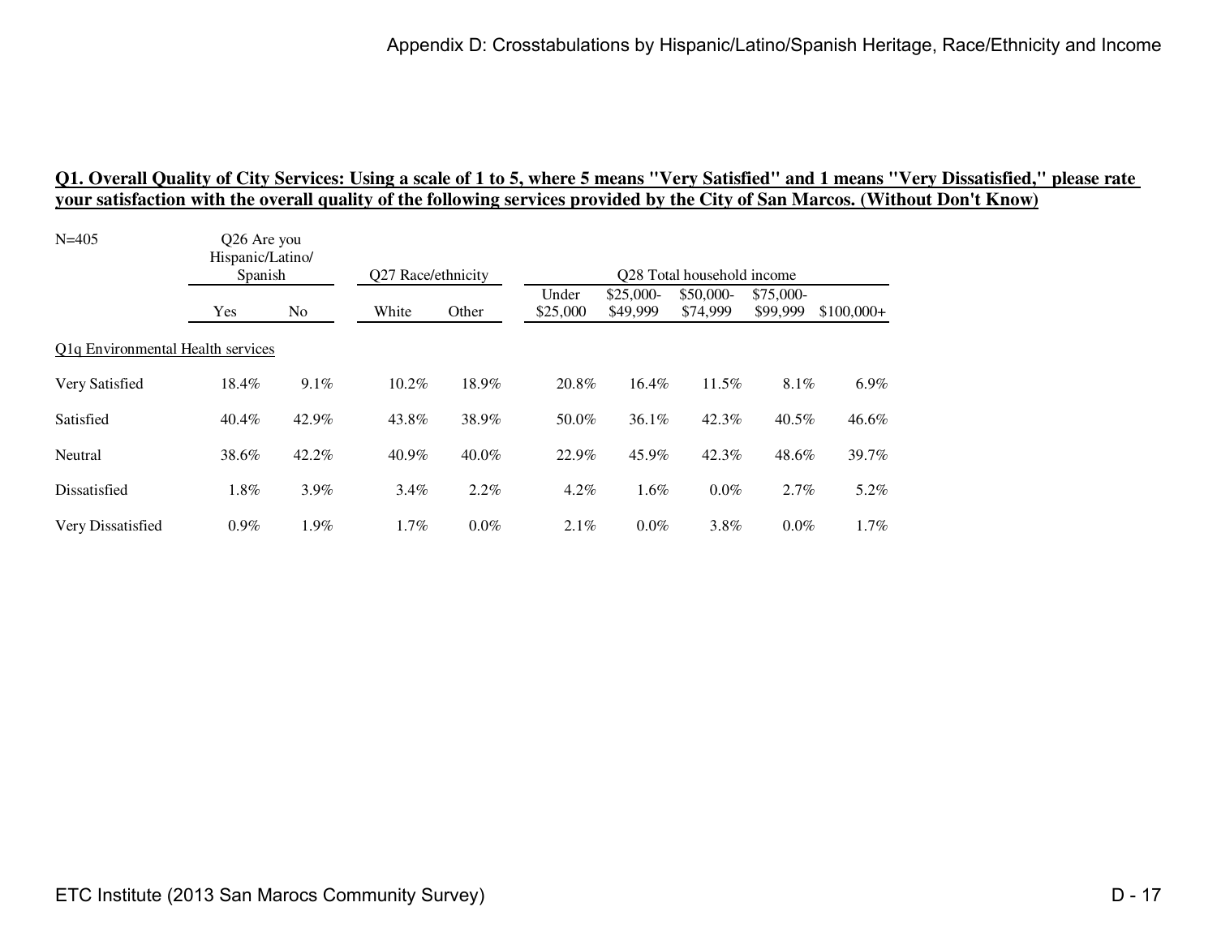## Q1. Overall Quality of City Services: Using a scale of 1 to 5, where 5 means "Very Satisfied" and 1 means "Very Dissatisfied," please rate your satisfaction with the overall quality of the following services provided by the City of San Marcos. (Without Don't Know)

| N=405 | Q26 Are you Hispanic/Latino/ Spanish | | Q27 Race/ethnicity | | Q28 Total household income | | | | |
|---|---|---|---|---|---|---|---|---|---|
| | Yes | No | White | Other | Under $25,000 | $25,000-$49,999 | $50,000-$74,999 | $75,000-$99,999 | $100,000+ |
| Q1q Environmental Health services | | | | | | | | | |
| Very Satisfied | 18.4% | 9.1% | 10.2% | 18.9% | 20.8% | 16.4% | 11.5% | 8.1% | 6.9% |
| Satisfied | 40.4% | 42.9% | 43.8% | 38.9% | 50.0% | 36.1% | 42.3% | 40.5% | 46.6% |
| Neutral | 38.6% | 42.2% | 40.9% | 40.0% | 22.9% | 45.9% | 42.3% | 48.6% | 39.7% |
| Dissatisfied | 1.8% | 3.9% | 3.4% | 2.2% | 4.2% | 1.6% | 0.0% | 2.7% | 5.2% |
| Very Dissatisfied | 0.9% | 1.9% | 1.7% | 0.0% | 2.1% | 0.0% | 3.8% | 0.0% | 1.7% |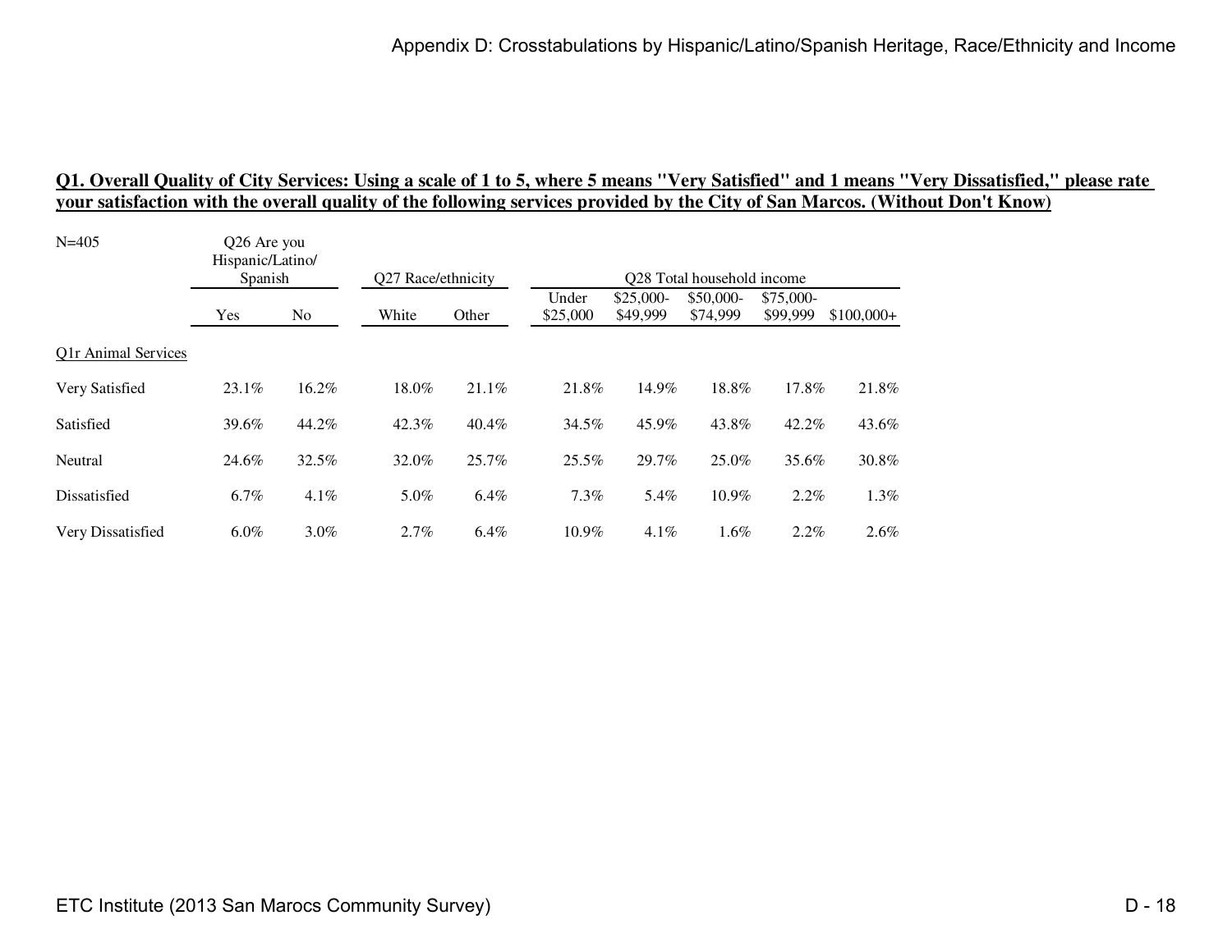## Q1. Overall Quality of City Services: Using a scale of 1 to 5, where 5 means "Very Satisfied" and 1 means "Very Dissatisfied," please rate your satisfaction with the overall quality of the following services provided by the City of San Marcos. (Without Don't Know)

N=405

| | Q26 Are you Hispanic/Latino/ Spanish | | Q27 Race/ethnicity | | Q28 Total household income | | | | |
|---|---|---|---|---|---|---|---|---|---|
| | Yes | No | White | Other | Under $25,000 | $25,000-$49,999 | $50,000-$74,999 | $75,000-$99,999 | $100,000+ |
| Q1r Animal Services | | | | | | | | | |
| Very Satisfied | 23.1% | 16.2% | 18.0% | 21.1% | 21.8% | 14.9% | 18.8% | 17.8% | 21.8% |
| Satisfied | 39.6% | 44.2% | 42.3% | 40.4% | 34.5% | 45.9% | 43.8% | 42.2% | 43.6% |
| Neutral | 24.6% | 32.5% | 32.0% | 25.7% | 25.5% | 29.7% | 25.0% | 35.6% | 30.8% |
| Dissatisfied | 6.7% | 4.1% | 5.0% | 6.4% | 7.3% | 5.4% | 10.9% | 2.2% | 1.3% |
| Very Dissatisfied | 6.0% | 3.0% | 2.7% | 6.4% | 10.9% | 4.1% | 1.6% | 2.2% | 2.6% |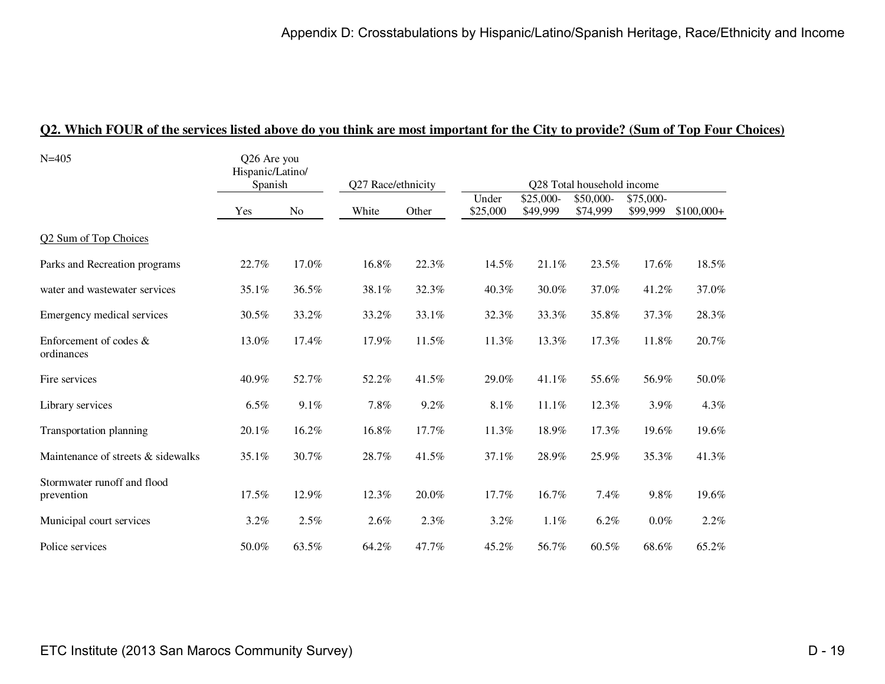## Q2. Which FOUR of the services listed above do you think are most important for the City to provide? (Sum of Top Four Choices)

| N=405 | Q26 Are you Hispanic/Latino/ Spanish | | Q27 Race/ethnicity | | Q28 Total household income | | | | |
|---|---|---|---|---|---|---|---|---|---|
| | Yes | No | White | Other | Under $25,000 | $25,000-$49,999 | $50,000-$74,999 | $75,000-$99,999 | $100,000+ |
| Q2 Sum of Top Choices | | | | | | | | | |
| Parks and Recreation programs | 22.7% | 17.0% | 16.8% | 22.3% | 14.5% | 21.1% | 23.5% | 17.6% | 18.5% |
| water and wastewater services | 35.1% | 36.5% | 38.1% | 32.3% | 40.3% | 30.0% | 37.0% | 41.2% | 37.0% |
| Emergency medical services | 30.5% | 33.2% | 33.2% | 33.1% | 32.3% | 33.3% | 35.8% | 37.3% | 28.3% |
| Enforcement of codes & ordinances | 13.0% | 17.4% | 17.9% | 11.5% | 11.3% | 13.3% | 17.3% | 11.8% | 20.7% |
| Fire services | 40.9% | 52.7% | 52.2% | 41.5% | 29.0% | 41.1% | 55.6% | 56.9% | 50.0% |
| Library services | 6.5% | 9.1% | 7.8% | 9.2% | 8.1% | 11.1% | 12.3% | 3.9% | 4.3% |
| Transportation planning | 20.1% | 16.2% | 16.8% | 17.7% | 11.3% | 18.9% | 17.3% | 19.6% | 19.6% |
| Maintenance of streets & sidewalks | 35.1% | 30.7% | 28.7% | 41.5% | 37.1% | 28.9% | 25.9% | 35.3% | 41.3% |
| Stormwater runoff and flood prevention | 17.5% | 12.9% | 12.3% | 20.0% | 17.7% | 16.7% | 7.4% | 9.8% | 19.6% |
| Municipal court services | 3.2% | 2.5% | 2.6% | 2.3% | 3.2% | 1.1% | 6.2% | 0.0% | 2.2% |
| Police services | 50.0% | 63.5% | 64.2% | 47.7% | 45.2% | 56.7% | 60.5% | 68.6% | 65.2% |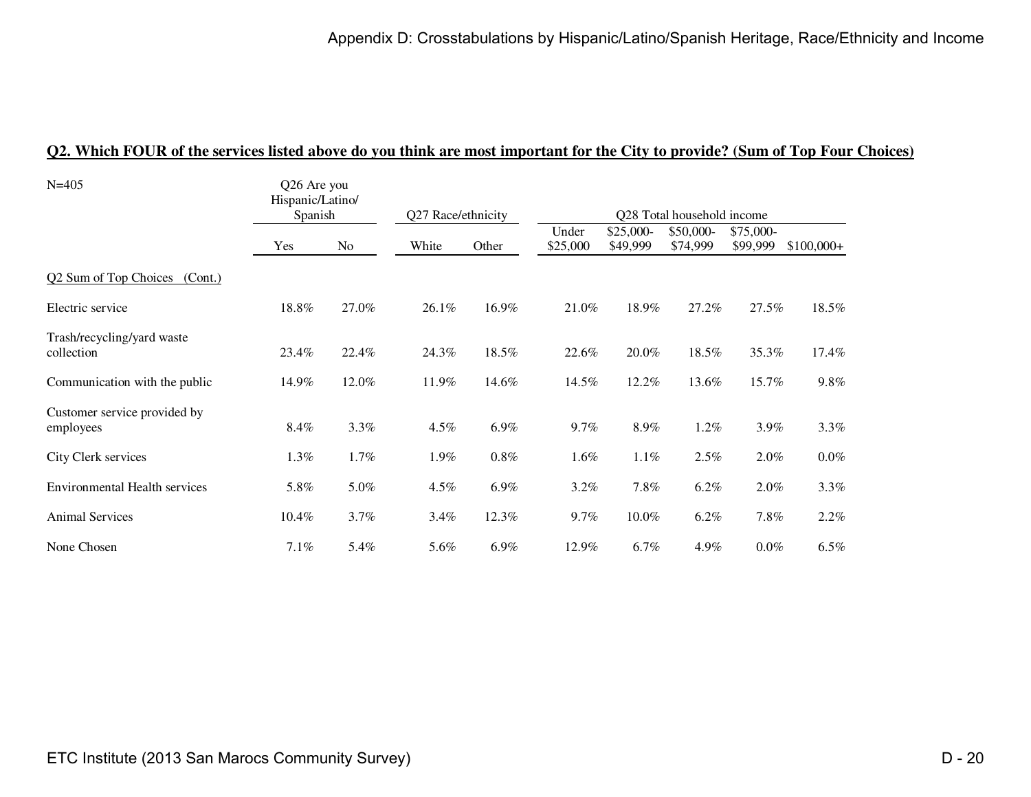## Q2. Which FOUR of the services listed above do you think are most important for the City to provide? (Sum of Top Four Choices)

| N=405 | Q26 Are you Hispanic/Latino/ Spanish | | Q27 Race/ethnicity | | Q28 Total household income | | | | |
|---|---|---|---|---|---|---|---|---|---|
| | Yes | No | White | Other | Under $25,000 | $25,000-$49,999 | $50,000-$74,999 | $75,000-$99,999 | $100,000+ |
| Q2 Sum of Top Choices (Cont.) | | | | | | | | | |
| Electric service | 18.8% | 27.0% | 26.1% | 16.9% | 21.0% | 18.9% | 27.2% | 27.5% | 18.5% |
| Trash/recycling/yard waste collection | 23.4% | 22.4% | 24.3% | 18.5% | 22.6% | 20.0% | 18.5% | 35.3% | 17.4% |
| Communication with the public | 14.9% | 12.0% | 11.9% | 14.6% | 14.5% | 12.2% | 13.6% | 15.7% | 9.8% |
| Customer service provided by employees | 8.4% | 3.3% | 4.5% | 6.9% | 9.7% | 8.9% | 1.2% | 3.9% | 3.3% |
| City Clerk services | 1.3% | 1.7% | 1.9% | 0.8% | 1.6% | 1.1% | 2.5% | 2.0% | 0.0% |
| Environmental Health services | 5.8% | 5.0% | 4.5% | 6.9% | 3.2% | 7.8% | 6.2% | 2.0% | 3.3% |
| Animal Services | 10.4% | 3.7% | 3.4% | 12.3% | 9.7% | 10.0% | 6.2% | 7.8% | 2.2% |
| None Chosen | 7.1% | 5.4% | 5.6% | 6.9% | 12.9% | 6.7% | 4.9% | 0.0% | 6.5% |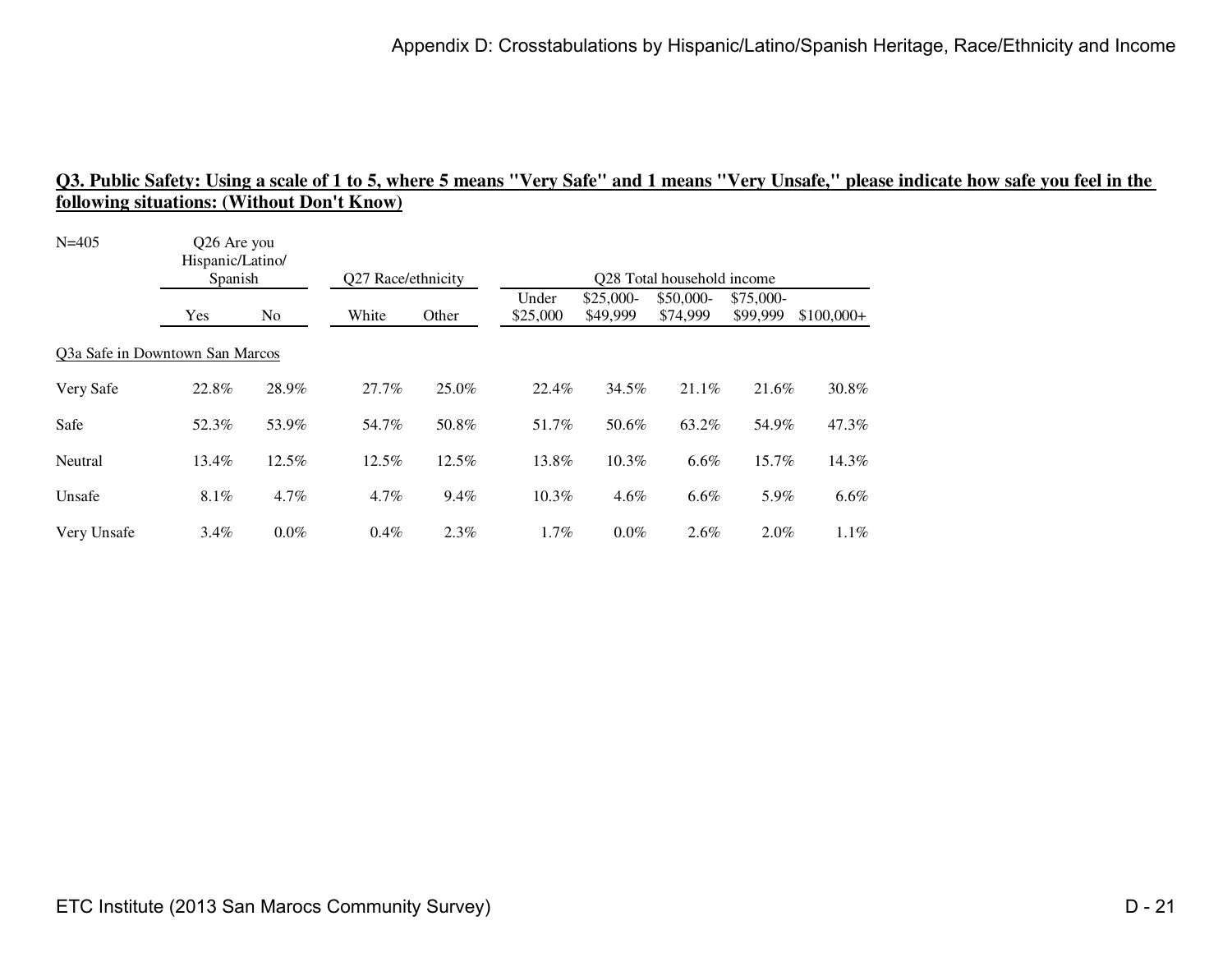## Q3. Public Safety: Using a scale of 1 to 5, where 5 means "Very Safe" and 1 means "Very Unsafe," please indicate how safe you feel in the following situations: (Without Don't Know)

N=405

| | Q26 Are you Hispanic/Latino/ Spanish | | Q27 Race/ethnicity | | Q28 Total household income | | | | |
|---|---|---|---|---|---|---|---|---|---|
| | Yes | No | White | Other | Under $25,000 | $25,000-$49,999 | $50,000-$74,999 | $75,000-$99,999 | $100,000+ |
| Q3a Safe in Downtown San Marcos | | | | | | | | | |
| Very Safe | 22.8% | 28.9% | 27.7% | 25.0% | 22.4% | 34.5% | 21.1% | 21.6% | 30.8% |
| Safe | 52.3% | 53.9% | 54.7% | 50.8% | 51.7% | 50.6% | 63.2% | 54.9% | 47.3% |
| Neutral | 13.4% | 12.5% | 12.5% | 12.5% | 13.8% | 10.3% | 6.6% | 15.7% | 14.3% |
| Unsafe | 8.1% | 4.7% | 4.7% | 9.4% | 10.3% | 4.6% | 6.6% | 5.9% | 6.6% |
| Very Unsafe | 3.4% | 0.0% | 0.4% | 2.3% | 1.7% | 0.0% | 2.6% | 2.0% | 1.1% |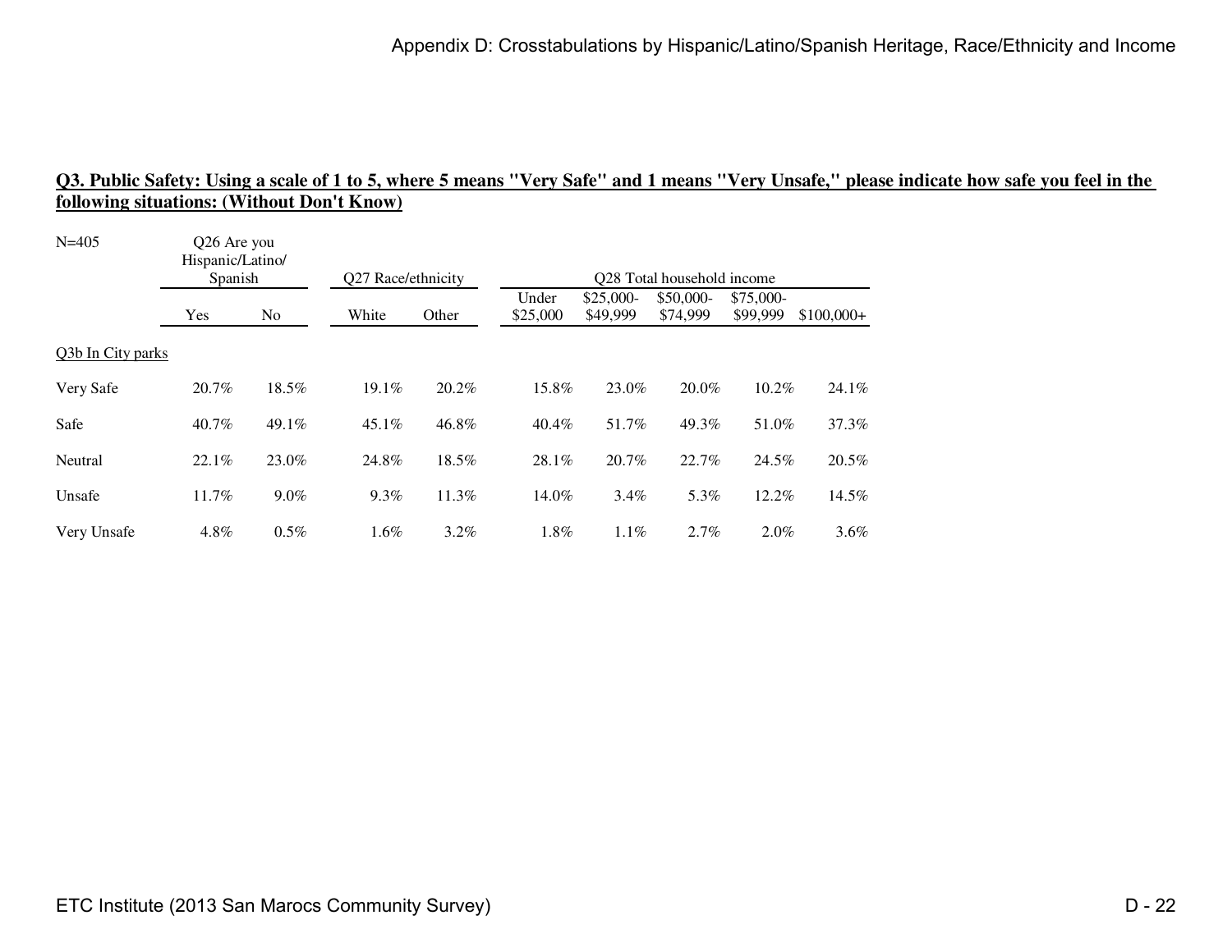**Q3. Public Safety: Using a scale of 1 to 5, where 5 means "Very Safe" and 1 means "Very Unsafe," please indicate how safe you feel in the following situations: (Without Don't Know)**

| N=405 | Q26 Are you Hispanic/Latino/ Spanish | | Q27 Race/ethnicity | | Q28 Total household income | | | | |
|---|---|---|---|---|---|---|---|---|---|
| | Yes | No | White | Other | Under $25,000 | $25,000-$49,999 | $50,000-$74,999 | $75,000-$99,999 | $100,000+ |
| Q3b In City parks | | | | | | | | | |
| Very Safe | 20.7% | 18.5% | 19.1% | 20.2% | 15.8% | 23.0% | 20.0% | 10.2% | 24.1% |
| Safe | 40.7% | 49.1% | 45.1% | 46.8% | 40.4% | 51.7% | 49.3% | 51.0% | 37.3% |
| Neutral | 22.1% | 23.0% | 24.8% | 18.5% | 28.1% | 20.7% | 22.7% | 24.5% | 20.5% |
| Unsafe | 11.7% | 9.0% | 9.3% | 11.3% | 14.0% | 3.4% | 5.3% | 12.2% | 14.5% |
| Very Unsafe | 4.8% | 0.5% | 1.6% | 3.2% | 1.8% | 1.1% | 2.7% | 2.0% | 3.6% |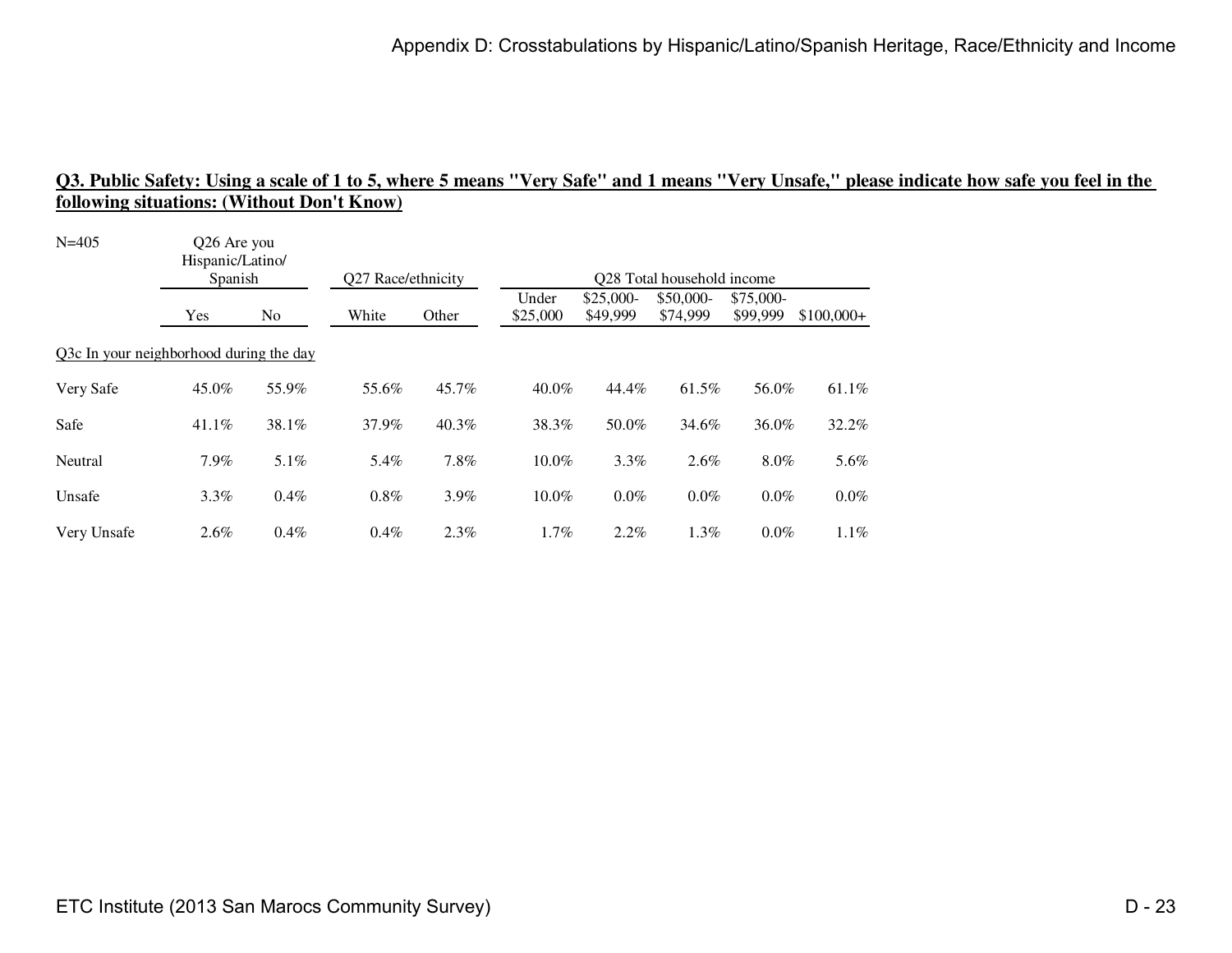## Q3. Public Safety: Using a scale of 1 to 5, where 5 means "Very Safe" and 1 means "Very Unsafe," please indicate how safe you feel in the following situations: (Without Don't Know)

| N=405 | Q26 Are you Hispanic/Latino/ Spanish | | Q27 Race/ethnicity | | Q28 Total household income | | | | |
|---|---|---|---|---|---|---|---|---|---|
| | Yes | No | White | Other | Under $25,000 | $25,000-$49,999 | $50,000-$74,999 | $75,000-$99,999 | $100,000+ |
| Q3c In your neighborhood during the day | | | | | | | | | |
| Very Safe | 45.0% | 55.9% | 55.6% | 45.7% | 40.0% | 44.4% | 61.5% | 56.0% | 61.1% |
| Safe | 41.1% | 38.1% | 37.9% | 40.3% | 38.3% | 50.0% | 34.6% | 36.0% | 32.2% |
| Neutral | 7.9% | 5.1% | 5.4% | 7.8% | 10.0% | 3.3% | 2.6% | 8.0% | 5.6% |
| Unsafe | 3.3% | 0.4% | 0.8% | 3.9% | 10.0% | 0.0% | 0.0% | 0.0% | 0.0% |
| Very Unsafe | 2.6% | 0.4% | 0.4% | 2.3% | 1.7% | 2.2% | 1.3% | 0.0% | 1.1% |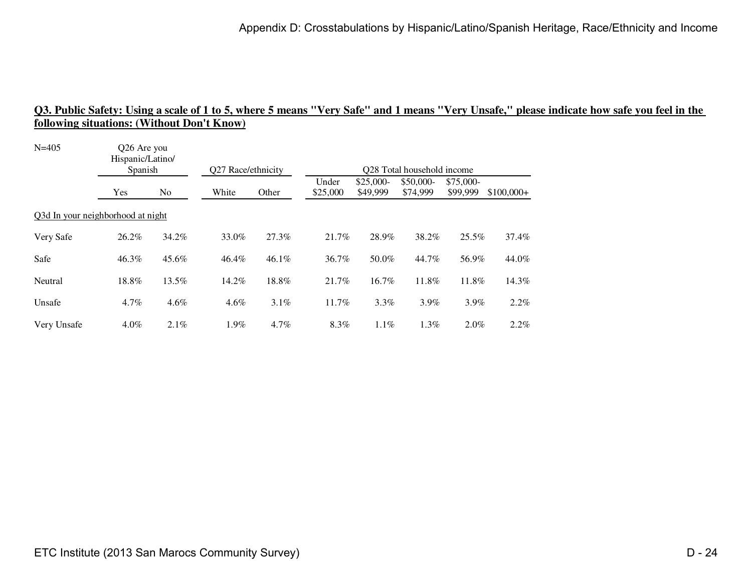**Q3. Public Safety: Using a scale of 1 to 5, where 5 means "Very Safe" and 1 means "Very Unsafe," please indicate how safe you feel in the following situations: (Without Don't Know)**

| N=405 | Q26 Are you Hispanic/Latino/ Spanish | | Q27 Race/ethnicity | | Q28 Total household income | | | | |
|---|---|---|---|---|---|---|---|---|---|
| | Yes | No | White | Other | Under $25,000 | $25,000- $49,999 | $50,000- $74,999 | $75,000- $99,999 | $100,000+ |
| Q3d In your neighborhood at night | | | | | | | | | |
| Very Safe | 26.2% | 34.2% | 33.0% | 27.3% | 21.7% | 28.9% | 38.2% | 25.5% | 37.4% |
| Safe | 46.3% | 45.6% | 46.4% | 46.1% | 36.7% | 50.0% | 44.7% | 56.9% | 44.0% |
| Neutral | 18.8% | 13.5% | 14.2% | 18.8% | 21.7% | 16.7% | 11.8% | 11.8% | 14.3% |
| Unsafe | 4.7% | 4.6% | 4.6% | 3.1% | 11.7% | 3.3% | 3.9% | 3.9% | 2.2% |
| Very Unsafe | 4.0% | 2.1% | 1.9% | 4.7% | 8.3% | 1.1% | 1.3% | 2.0% | 2.2% |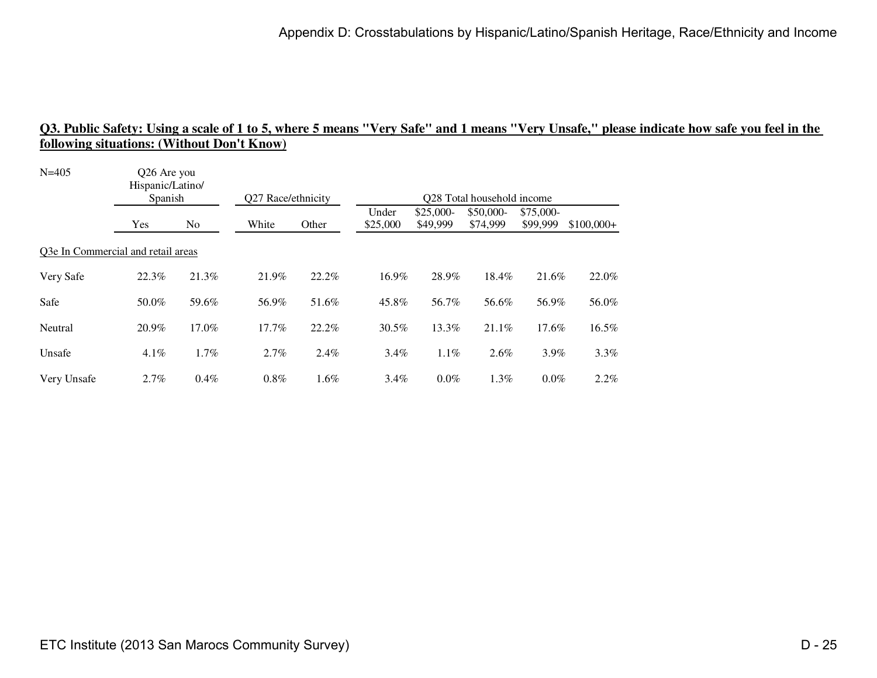**Q3. Public Safety: Using a scale of 1 to 5, where 5 means "Very Safe" and 1 means "Very Unsafe," please indicate how safe you feel in the following situations: (Without Don't Know)**

| N=405 | Q26 Are you Hispanic/Latino/ Spanish | | Q27 Race/ethnicity | | Q28 Total household income | | | | |
|---|---|---|---|---|---|---|---|---|---|
| | Yes | No | White | Other | Under $25,000 | $25,000-$49,999 | $50,000-$74,999 | $75,000-$99,999 | $100,000+ |
| Q3e In Commercial and retail areas | | | | | | | | | |
| Very Safe | 22.3% | 21.3% | 21.9% | 22.2% | 16.9% | 28.9% | 18.4% | 21.6% | 22.0% |
| Safe | 50.0% | 59.6% | 56.9% | 51.6% | 45.8% | 56.7% | 56.6% | 56.9% | 56.0% |
| Neutral | 20.9% | 17.0% | 17.7% | 22.2% | 30.5% | 13.3% | 21.1% | 17.6% | 16.5% |
| Unsafe | 4.1% | 1.7% | 2.7% | 2.4% | 3.4% | 1.1% | 2.6% | 3.9% | 3.3% |
| Very Unsafe | 2.7% | 0.4% | 0.8% | 1.6% | 3.4% | 0.0% | 1.3% | 0.0% | 2.2% |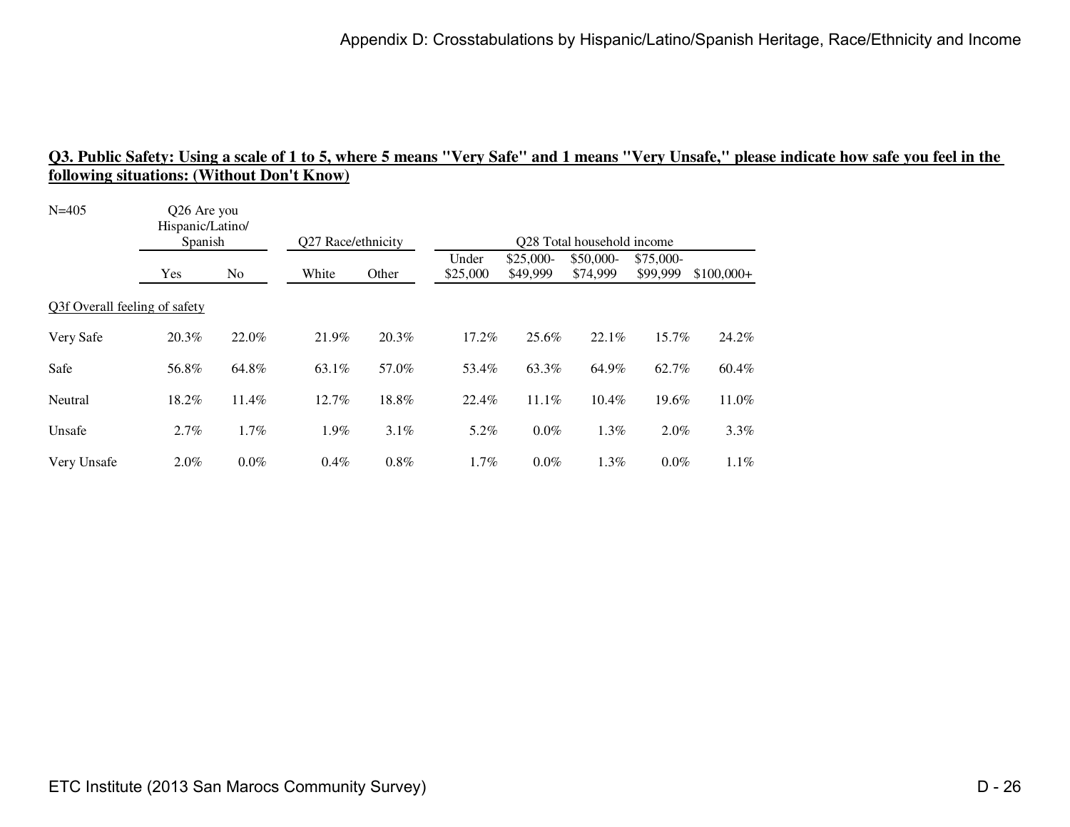## Q3. Public Safety: Using a scale of 1 to 5, where 5 means "Very Safe" and 1 means "Very Unsafe," please indicate how safe you feel in the following situations: (Without Don't Know)

| N=405 | Q26 Are you Hispanic/Latino/ Spanish | | Q27 Race/ethnicity | | Q28 Total household income | | | | |
|---|---|---|---|---|---|---|---|---|---|
| | Yes | No | White | Other | Under $25,000 | $25,000-$49,999 | $50,000-$74,999 | $75,000-$99,999 | $100,000+ |
| Q3f Overall feeling of safety | | | | | | | | | |
| Very Safe | 20.3% | 22.0% | 21.9% | 20.3% | 17.2% | 25.6% | 22.1% | 15.7% | 24.2% |
| Safe | 56.8% | 64.8% | 63.1% | 57.0% | 53.4% | 63.3% | 64.9% | 62.7% | 60.4% |
| Neutral | 18.2% | 11.4% | 12.7% | 18.8% | 22.4% | 11.1% | 10.4% | 19.6% | 11.0% |
| Unsafe | 2.7% | 1.7% | 1.9% | 3.1% | 5.2% | 0.0% | 1.3% | 2.0% | 3.3% |
| Very Unsafe | 2.0% | 0.0% | 0.4% | 0.8% | 1.7% | 0.0% | 1.3% | 0.0% | 1.1% |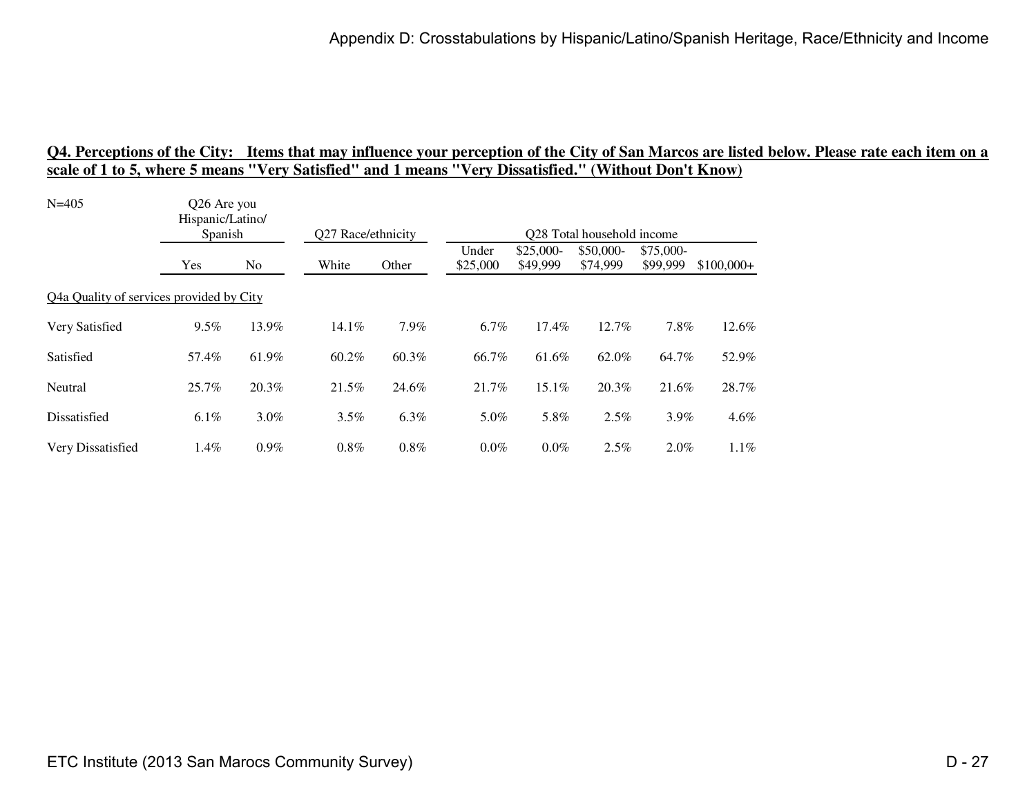**Q4. Perceptions of the City: Items that may influence your perception of the City of San Marcos are listed below. Please rate each item on a scale of 1 to 5, where 5 means "Very Satisfied" and 1 means "Very Dissatisfied." (Without Don't Know)**

N=405

| | Q26 Are you Hispanic/Latino/ Spanish | | Q27 Race/ethnicity | | Q28 Total household income | | | | |
|---|---|---|---|---|---|---|---|---|---|
| | Yes | No | White | Other | Under $25,000 | $25,000-$49,999 | $50,000-$74,999 | $75,000-$99,999 | $100,000+ |
| Q4a Quality of services provided by City | | | | | | | | | |
| Very Satisfied | 9.5% | 13.9% | 14.1% | 7.9% | 6.7% | 17.4% | 12.7% | 7.8% | 12.6% |
| Satisfied | 57.4% | 61.9% | 60.2% | 60.3% | 66.7% | 61.6% | 62.0% | 64.7% | 52.9% |
| Neutral | 25.7% | 20.3% | 21.5% | 24.6% | 21.7% | 15.1% | 20.3% | 21.6% | 28.7% |
| Dissatisfied | 6.1% | 3.0% | 3.5% | 6.3% | 5.0% | 5.8% | 2.5% | 3.9% | 4.6% |
| Very Dissatisfied | 1.4% | 0.9% | 0.8% | 0.8% | 0.0% | 0.0% | 2.5% | 2.0% | 1.1% |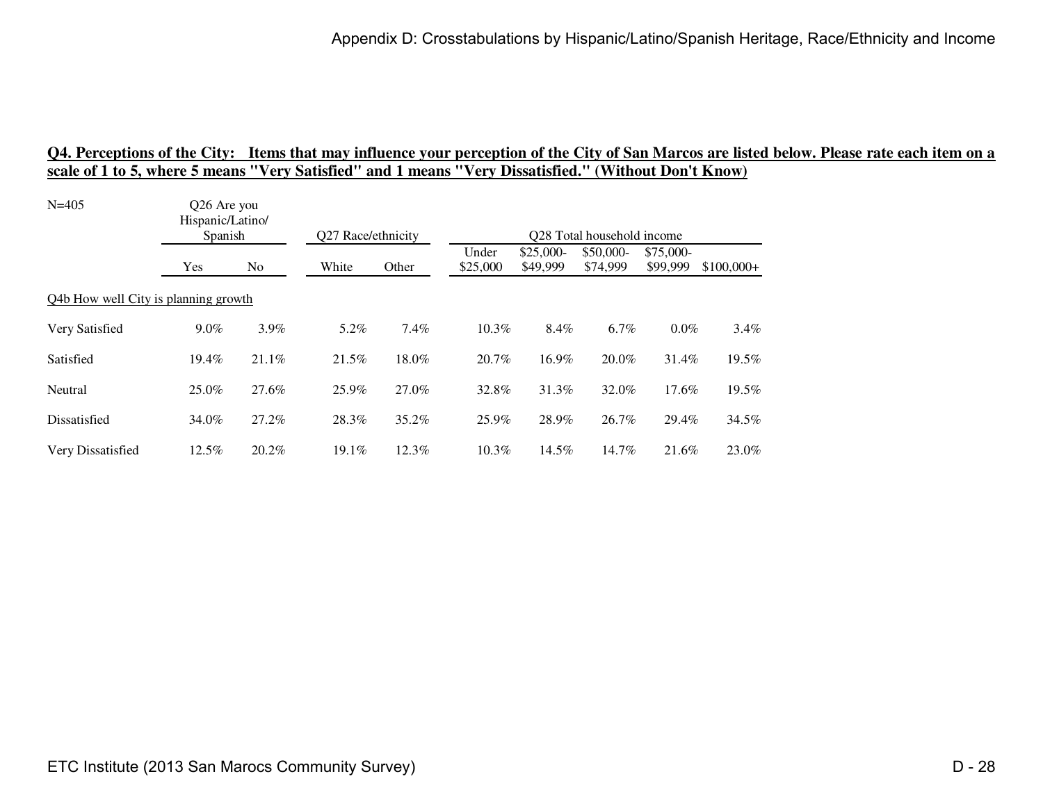**Q4. Perceptions of the City: Items that may influence your perception of the City of San Marcos are listed below. Please rate each item on a scale of 1 to 5, where 5 means "Very Satisfied" and 1 means "Very Dissatisfied." (Without Don't Know)**

N=405

| | Q26 Are you Hispanic/Latino/ Spanish | | Q27 Race/ethnicity | | Q28 Total household income | | | | |
|---|---|---|---|---|---|---|---|---|---|
| | Yes | No | White | Other | Under $25,000 | $25,000-$49,999 | $50,000-$74,999 | $75,000-$99,999 | $100,000+ |
| Q4b How well City is planning growth | | | | | | | | | |
| Very Satisfied | 9.0% | 3.9% | 5.2% | 7.4% | 10.3% | 8.4% | 6.7% | 0.0% | 3.4% |
| Satisfied | 19.4% | 21.1% | 21.5% | 18.0% | 20.7% | 16.9% | 20.0% | 31.4% | 19.5% |
| Neutral | 25.0% | 27.6% | 25.9% | 27.0% | 32.8% | 31.3% | 32.0% | 17.6% | 19.5% |
| Dissatisfied | 34.0% | 27.2% | 28.3% | 35.2% | 25.9% | 28.9% | 26.7% | 29.4% | 34.5% |
| Very Dissatisfied | 12.5% | 20.2% | 19.1% | 12.3% | 10.3% | 14.5% | 14.7% | 21.6% | 23.0% |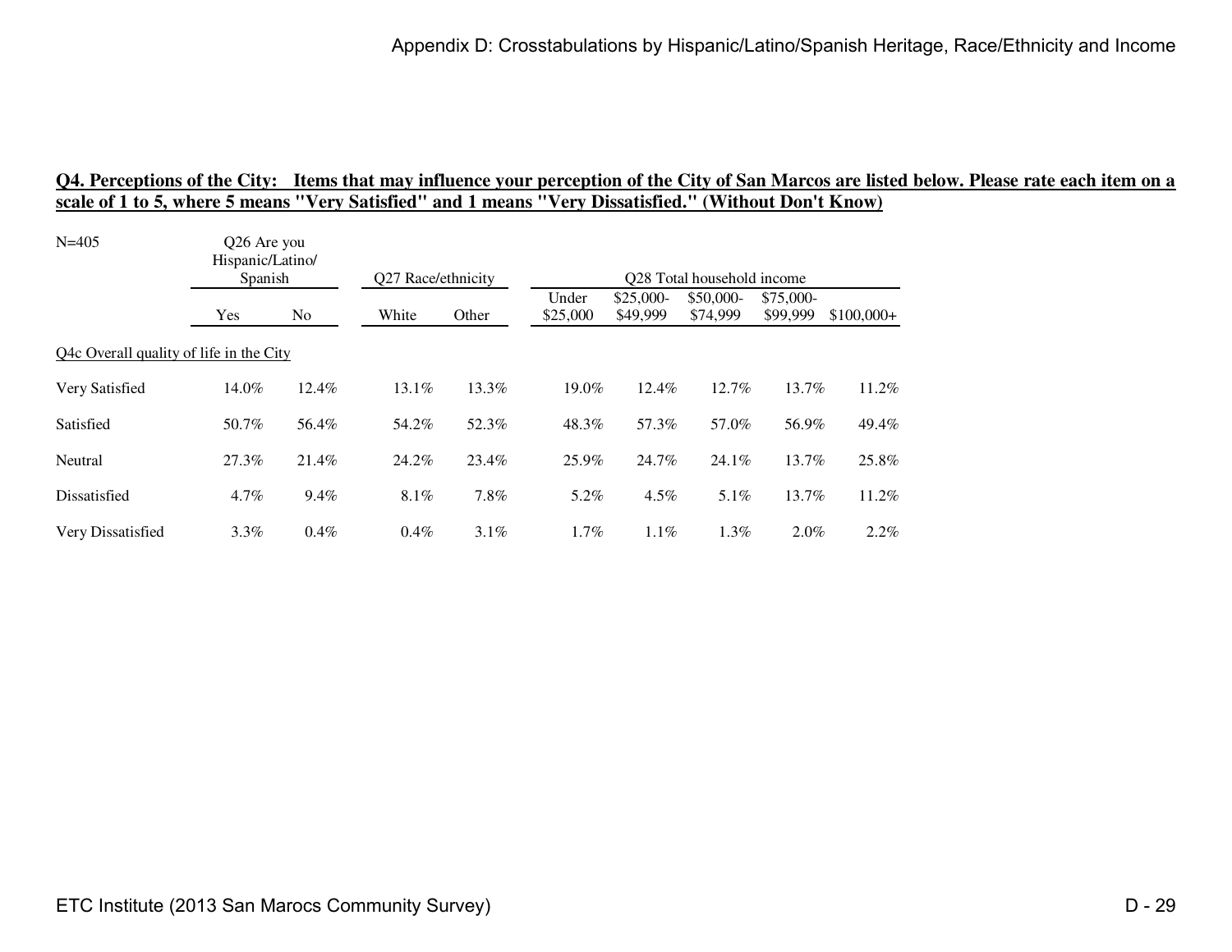## Q4. Perceptions of the City: Items that may influence your perception of the City of San Marcos are listed below. Please rate each item on a scale of 1 to 5, where 5 means "Very Satisfied" and 1 means "Very Dissatisfied." (Without Don't Know)

N=405

| | Q26 Are you Hispanic/Latino/ Spanish | | Q27 Race/ethnicity | | Q28 Total household income | | | | |
|---|---|---|---|---|---|---|---|---|---|
| | Yes | No | White | Other | Under $25,000 | $25,000-$49,999 | $50,000-$74,999 | $75,000-$99,999 | $100,000+ |
| Q4c Overall quality of life in the City | | | | | | | | | |
| Very Satisfied | 14.0% | 12.4% | 13.1% | 13.3% | 19.0% | 12.4% | 12.7% | 13.7% | 11.2% |
| Satisfied | 50.7% | 56.4% | 54.2% | 52.3% | 48.3% | 57.3% | 57.0% | 56.9% | 49.4% |
| Neutral | 27.3% | 21.4% | 24.2% | 23.4% | 25.9% | 24.7% | 24.1% | 13.7% | 25.8% |
| Dissatisfied | 4.7% | 9.4% | 8.1% | 7.8% | 5.2% | 4.5% | 5.1% | 13.7% | 11.2% |
| Very Dissatisfied | 3.3% | 0.4% | 0.4% | 3.1% | 1.7% | 1.1% | 1.3% | 2.0% | 2.2% |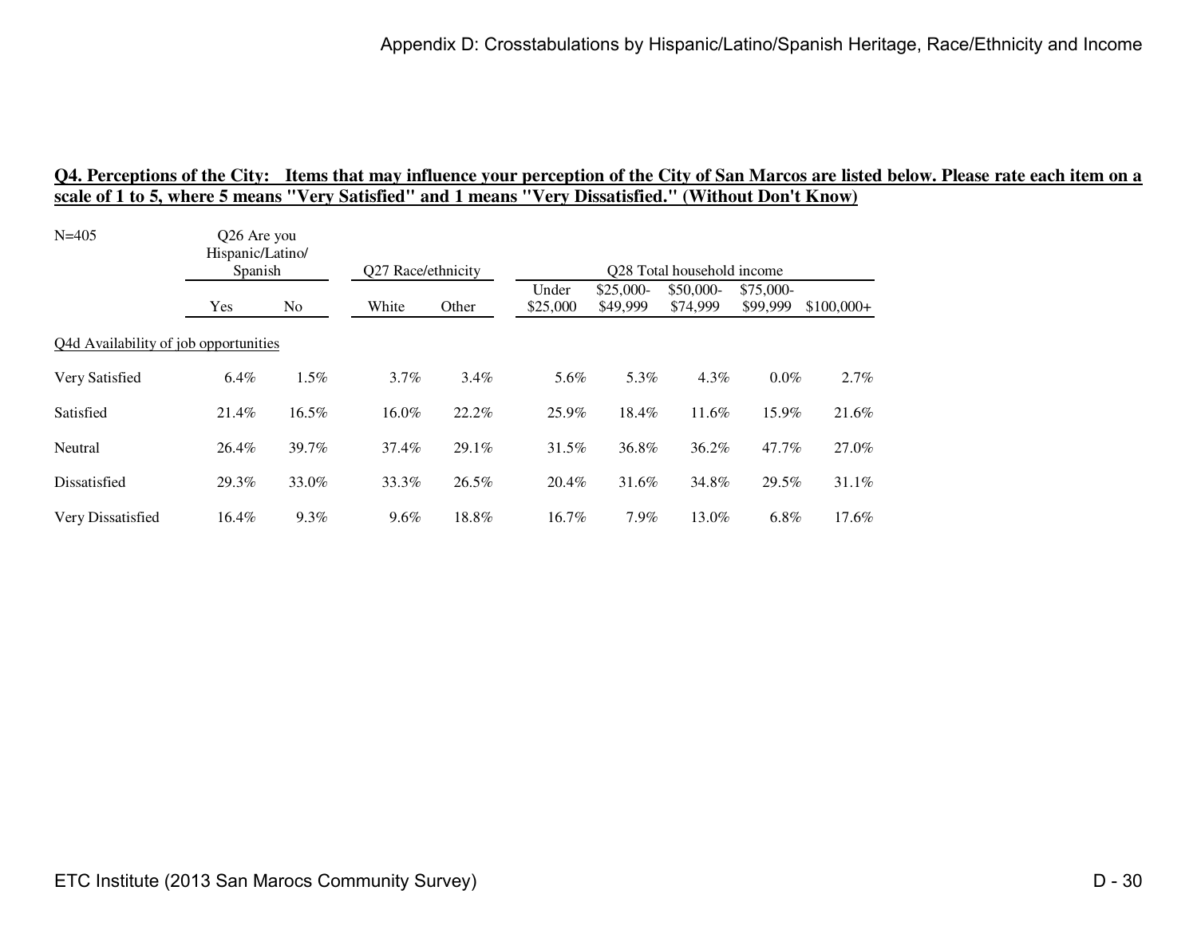**Q4. Perceptions of the City: Items that may influence your perception of the City of San Marcos are listed below. Please rate each item on a scale of 1 to 5, where 5 means "Very Satisfied" and 1 means "Very Dissatisfied." (Without Don't Know)**

| N=405 | Q26 Are you Hispanic/Latino/ Spanish | | Q27 Race/ethnicity | | Q28 Total household income | | | | |
|---|---|---|---|---|---|---|---|---|---|
| | Yes | No | White | Other | Under $25,000 | $25,000-$49,999 | $50,000-$74,999 | $75,000-$99,999 | $100,000+ |
| Q4d Availability of job opportunities | | | | | | | | | |
| Very Satisfied | 6.4% | 1.5% | 3.7% | 3.4% | 5.6% | 5.3% | 4.3% | 0.0% | 2.7% |
| Satisfied | 21.4% | 16.5% | 16.0% | 22.2% | 25.9% | 18.4% | 11.6% | 15.9% | 21.6% |
| Neutral | 26.4% | 39.7% | 37.4% | 29.1% | 31.5% | 36.8% | 36.2% | 47.7% | 27.0% |
| Dissatisfied | 29.3% | 33.0% | 33.3% | 26.5% | 20.4% | 31.6% | 34.8% | 29.5% | 31.1% |
| Very Dissatisfied | 16.4% | 9.3% | 9.6% | 18.8% | 16.7% | 7.9% | 13.0% | 6.8% | 17.6% |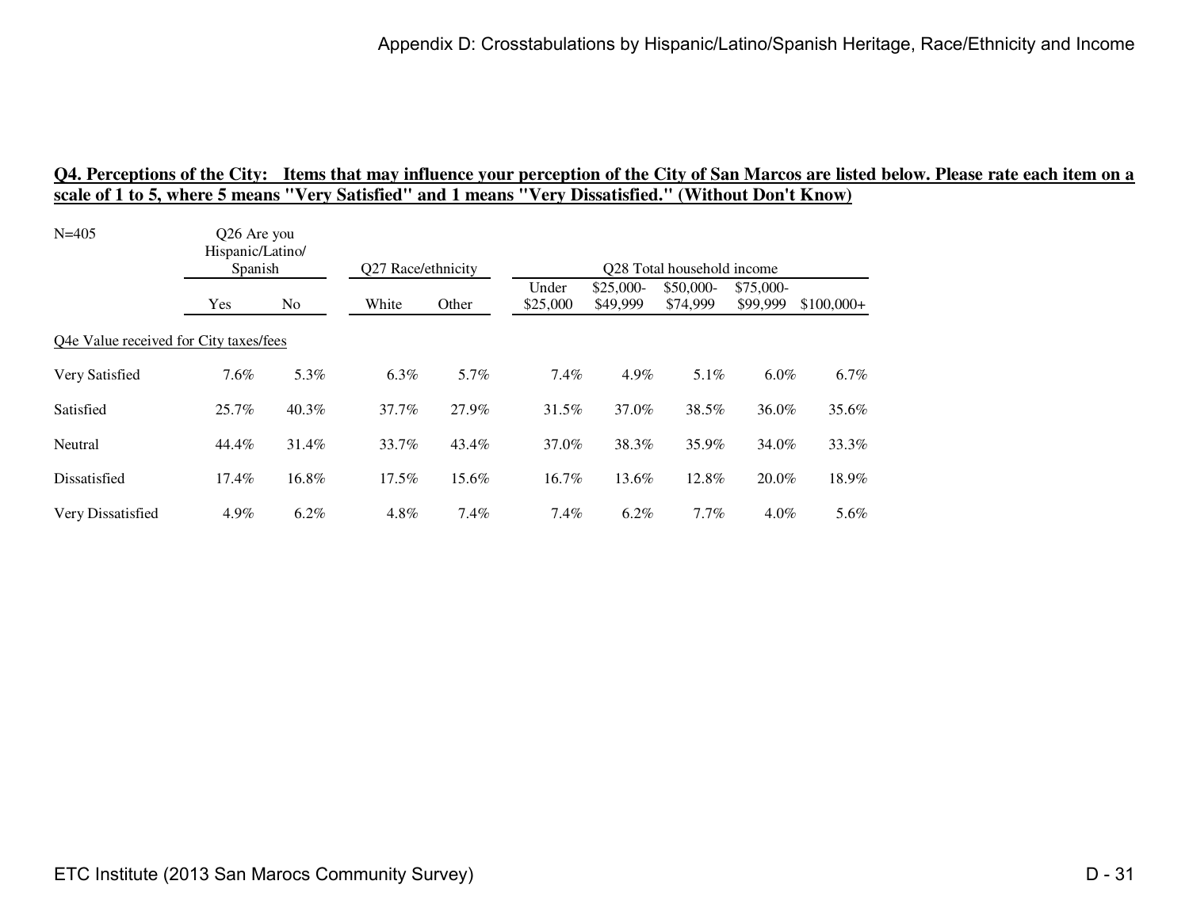## Q4. Perceptions of the City: Items that may influence your perception of the City of San Marcos are listed below. Please rate each item on a scale of 1 to 5, where 5 means "Very Satisfied" and 1 means "Very Dissatisfied." (Without Don't Know)

N=405

| | Q26 Are you Hispanic/Latino/ Spanish | | Q27 Race/ethnicity | | Q28 Total household income | | | | |
|---|---|---|---|---|---|---|---|---|---|
| | Yes | No | White | Other | Under $25,000 | $25,000-$49,999 | $50,000-$74,999 | $75,000-$99,999 | $100,000+ |
| Q4e Value received for City taxes/fees | | | | | | | | | |
| Very Satisfied | 7.6% | 5.3% | 6.3% | 5.7% | 7.4% | 4.9% | 5.1% | 6.0% | 6.7% |
| Satisfied | 25.7% | 40.3% | 37.7% | 27.9% | 31.5% | 37.0% | 38.5% | 36.0% | 35.6% |
| Neutral | 44.4% | 31.4% | 33.7% | 43.4% | 37.0% | 38.3% | 35.9% | 34.0% | 33.3% |
| Dissatisfied | 17.4% | 16.8% | 17.5% | 15.6% | 16.7% | 13.6% | 12.8% | 20.0% | 18.9% |
| Very Dissatisfied | 4.9% | 6.2% | 4.8% | 7.4% | 7.4% | 6.2% | 7.7% | 4.0% | 5.6% |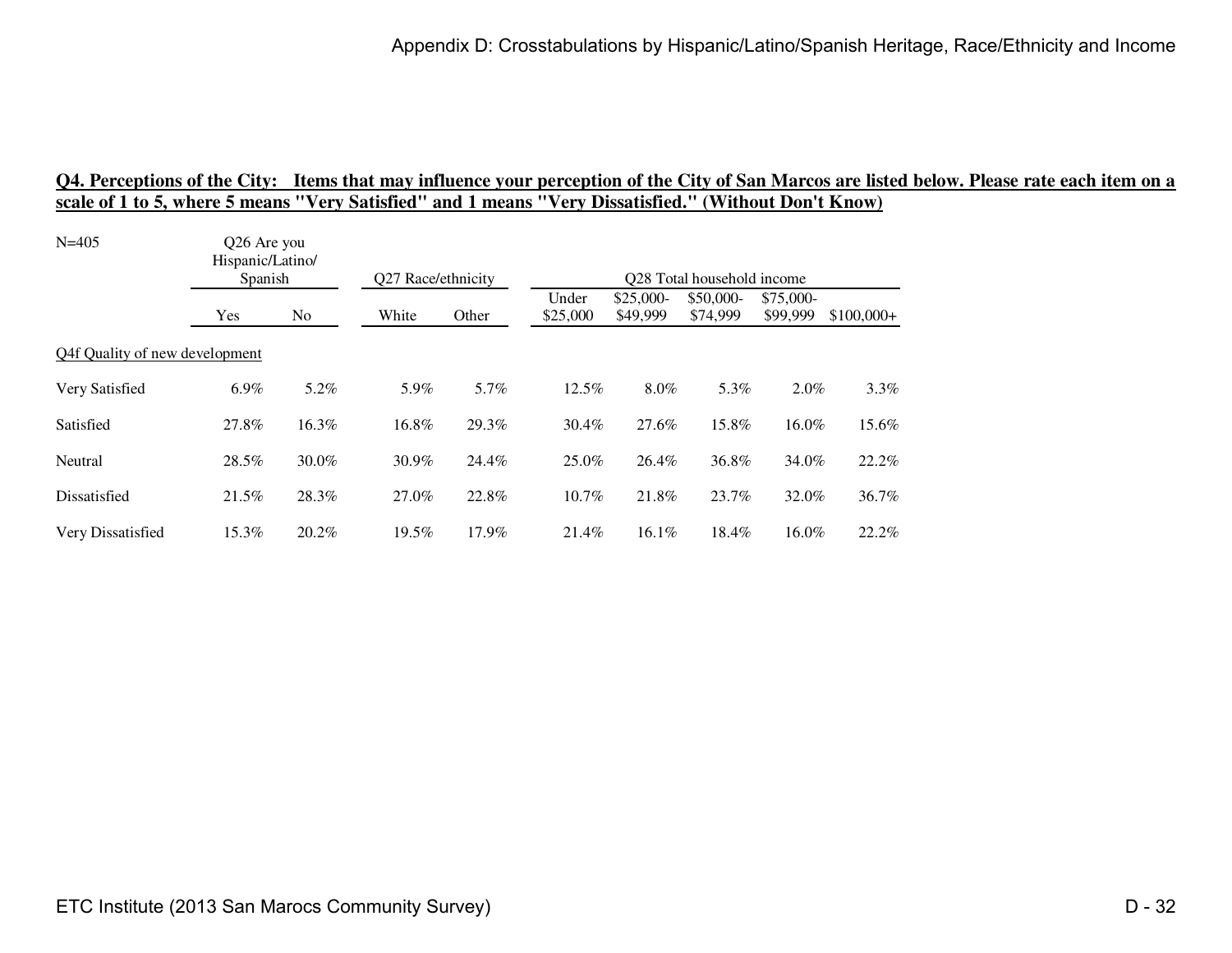**Q4. Perceptions of the City: Items that may influence your perception of the City of San Marcos are listed below. Please rate each item on a scale of 1 to 5, where 5 means "Very Satisfied" and 1 means "Very Dissatisfied." (Without Don't Know)**

N=405

| | Q26 Are you Hispanic/Latino/ Spanish | | Q27 Race/ethnicity | | Q28 Total household income | | | | |
|---|---|---|---|---|---|---|---|---|---|
| | Yes | No | White | Other | Under $25,000 | $25,000-$49,999 | $50,000-$74,999 | $75,000-$99,999 | $100,000+ |
| Q4f Quality of new development | | | | | | | | | |
| Very Satisfied | 6.9% | 5.2% | 5.9% | 5.7% | 12.5% | 8.0% | 5.3% | 2.0% | 3.3% |
| Satisfied | 27.8% | 16.3% | 16.8% | 29.3% | 30.4% | 27.6% | 15.8% | 16.0% | 15.6% |
| Neutral | 28.5% | 30.0% | 30.9% | 24.4% | 25.0% | 26.4% | 36.8% | 34.0% | 22.2% |
| Dissatisfied | 21.5% | 28.3% | 27.0% | 22.8% | 10.7% | 21.8% | 23.7% | 32.0% | 36.7% |
| Very Dissatisfied | 15.3% | 20.2% | 19.5% | 17.9% | 21.4% | 16.1% | 18.4% | 16.0% | 22.2% |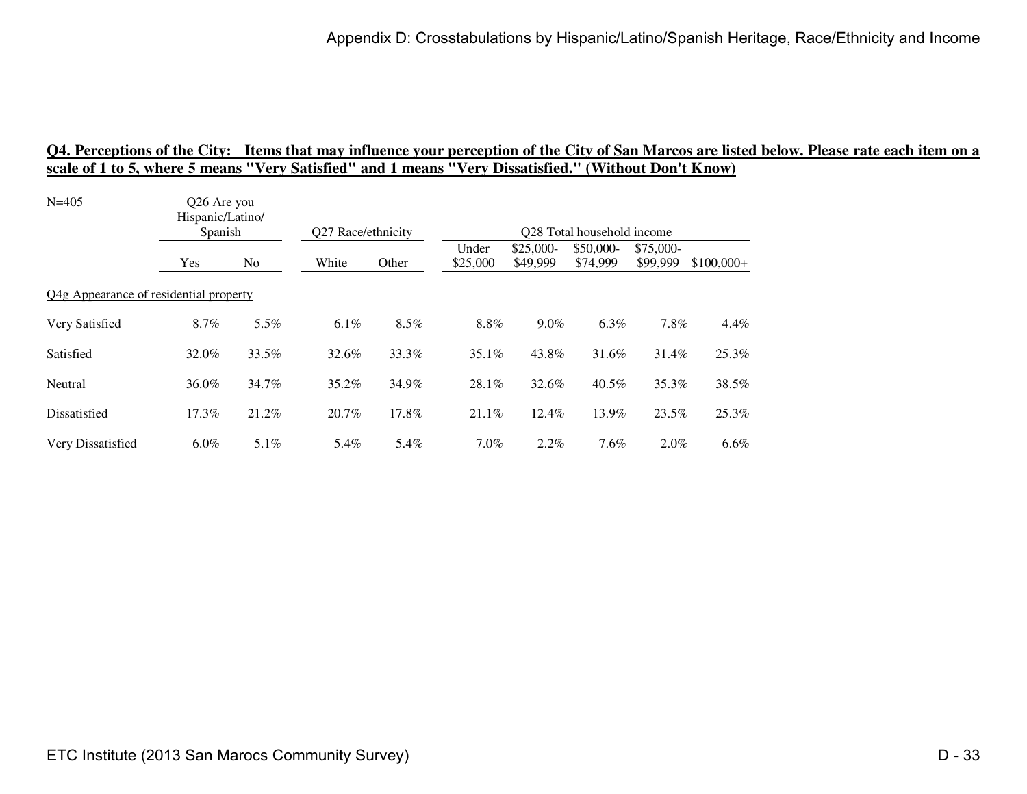## Q4. Perceptions of the City: Items that may influence your perception of the City of San Marcos are listed below. Please rate each item on a scale of 1 to 5, where 5 means "Very Satisfied" and 1 means "Very Dissatisfied." (Without Don't Know)

N=405

| | Q26 Are you Hispanic/Latino/ Spanish | | Q27 Race/ethnicity | | Q28 Total household income | | | | |
|---|---|---|---|---|---|---|---|---|---|
| | Yes | No | White | Other | Under $25,000 | $25,000-$49,999 | $50,000-$74,999 | $75,000-$99,999 | $100,000+ |
| Q4g Appearance of residential property | | | | | | | | | |
| Very Satisfied | 8.7% | 5.5% | 6.1% | 8.5% | 8.8% | 9.0% | 6.3% | 7.8% | 4.4% |
| Satisfied | 32.0% | 33.5% | 32.6% | 33.3% | 35.1% | 43.8% | 31.6% | 31.4% | 25.3% |
| Neutral | 36.0% | 34.7% | 35.2% | 34.9% | 28.1% | 32.6% | 40.5% | 35.3% | 38.5% |
| Dissatisfied | 17.3% | 21.2% | 20.7% | 17.8% | 21.1% | 12.4% | 13.9% | 23.5% | 25.3% |
| Very Dissatisfied | 6.0% | 5.1% | 5.4% | 5.4% | 7.0% | 2.2% | 7.6% | 2.0% | 6.6% |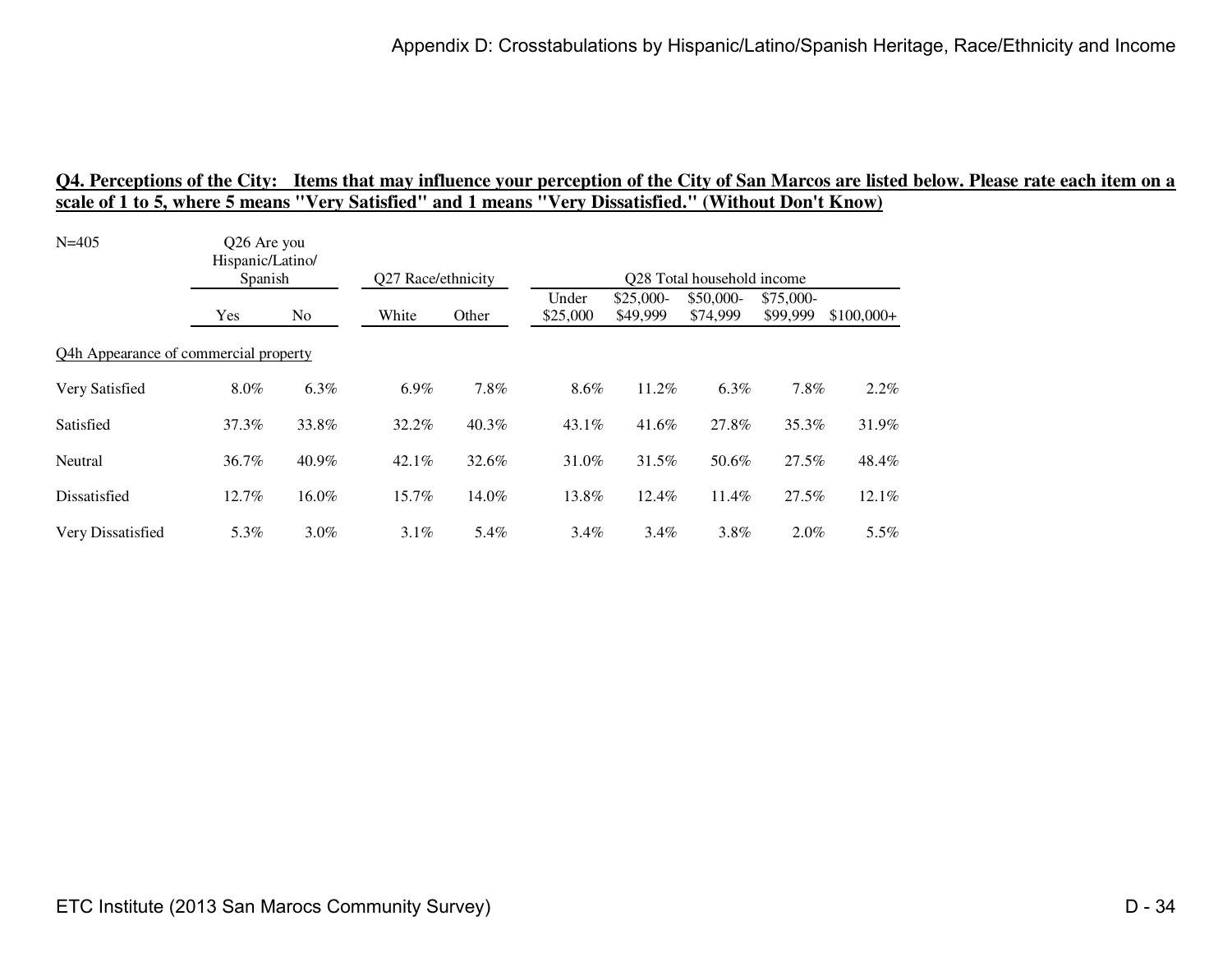## Q4. Perceptions of the City: Items that may influence your perception of the City of San Marcos are listed below. Please rate each item on a scale of 1 to 5, where 5 means "Very Satisfied" and 1 means "Very Dissatisfied." (Without Don't Know)

N=405

| | Q26 Are you Hispanic/Latino/ Spanish | | Q27 Race/ethnicity | | Q28 Total household income | | | | |
|---|---|---|---|---|---|---|---|---|---|
| | Yes | No | White | Other | Under $25,000 | $25,000-$49,999 | $50,000-$74,999 | $75,000-$99,999 | $100,000+ |
| Q4h Appearance of commercial property | | | | | | | | | |
| Very Satisfied | 8.0% | 6.3% | 6.9% | 7.8% | 8.6% | 11.2% | 6.3% | 7.8% | 2.2% |
| Satisfied | 37.3% | 33.8% | 32.2% | 40.3% | 43.1% | 41.6% | 27.8% | 35.3% | 31.9% |
| Neutral | 36.7% | 40.9% | 42.1% | 32.6% | 31.0% | 31.5% | 50.6% | 27.5% | 48.4% |
| Dissatisfied | 12.7% | 16.0% | 15.7% | 14.0% | 13.8% | 12.4% | 11.4% | 27.5% | 12.1% |
| Very Dissatisfied | 5.3% | 3.0% | 3.1% | 5.4% | 3.4% | 3.4% | 3.8% | 2.0% | 5.5% |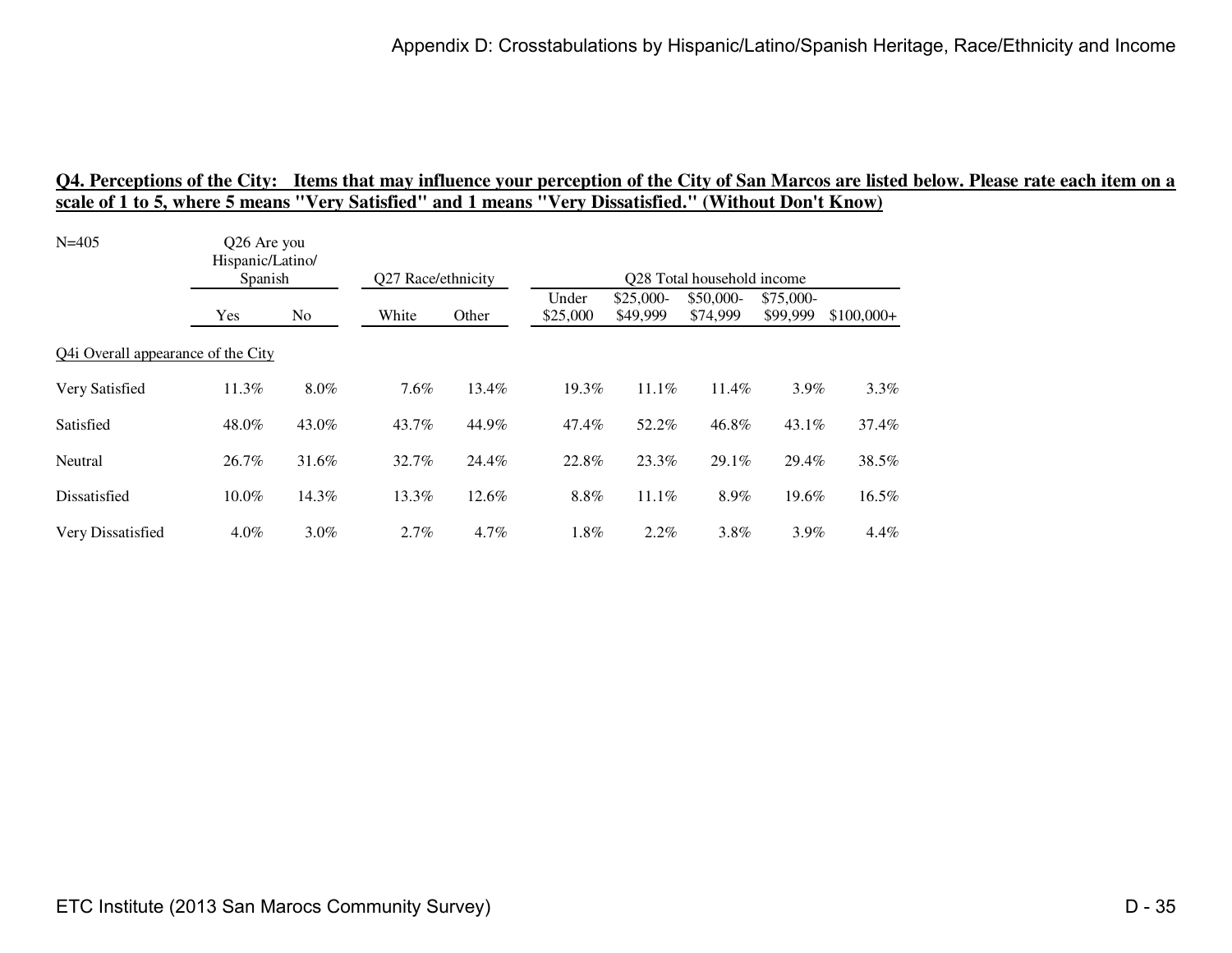## Q4. Perceptions of the City: Items that may influence your perception of the City of San Marcos are listed below. Please rate each item on a scale of 1 to 5, where 5 means "Very Satisfied" and 1 means "Very Dissatisfied." (Without Don't Know)

N=405

| | Q26 Are you Hispanic/Latino/ Spanish | | Q27 Race/ethnicity | | Q28 Total household income | | | | |
|---|---|---|---|---|---|---|---|---|---|
| | Yes | No | White | Other | Under $25,000 | $25,000-$49,999 | $50,000-$74,999 | $75,000-$99,999 | $100,000+ |
| Q4i Overall appearance of the City | | | | | | | | | |
| Very Satisfied | 11.3% | 8.0% | 7.6% | 13.4% | 19.3% | 11.1% | 11.4% | 3.9% | 3.3% |
| Satisfied | 48.0% | 43.0% | 43.7% | 44.9% | 47.4% | 52.2% | 46.8% | 43.1% | 37.4% |
| Neutral | 26.7% | 31.6% | 32.7% | 24.4% | 22.8% | 23.3% | 29.1% | 29.4% | 38.5% |
| Dissatisfied | 10.0% | 14.3% | 13.3% | 12.6% | 8.8% | 11.1% | 8.9% | 19.6% | 16.5% |
| Very Dissatisfied | 4.0% | 3.0% | 2.7% | 4.7% | 1.8% | 2.2% | 3.8% | 3.9% | 4.4% |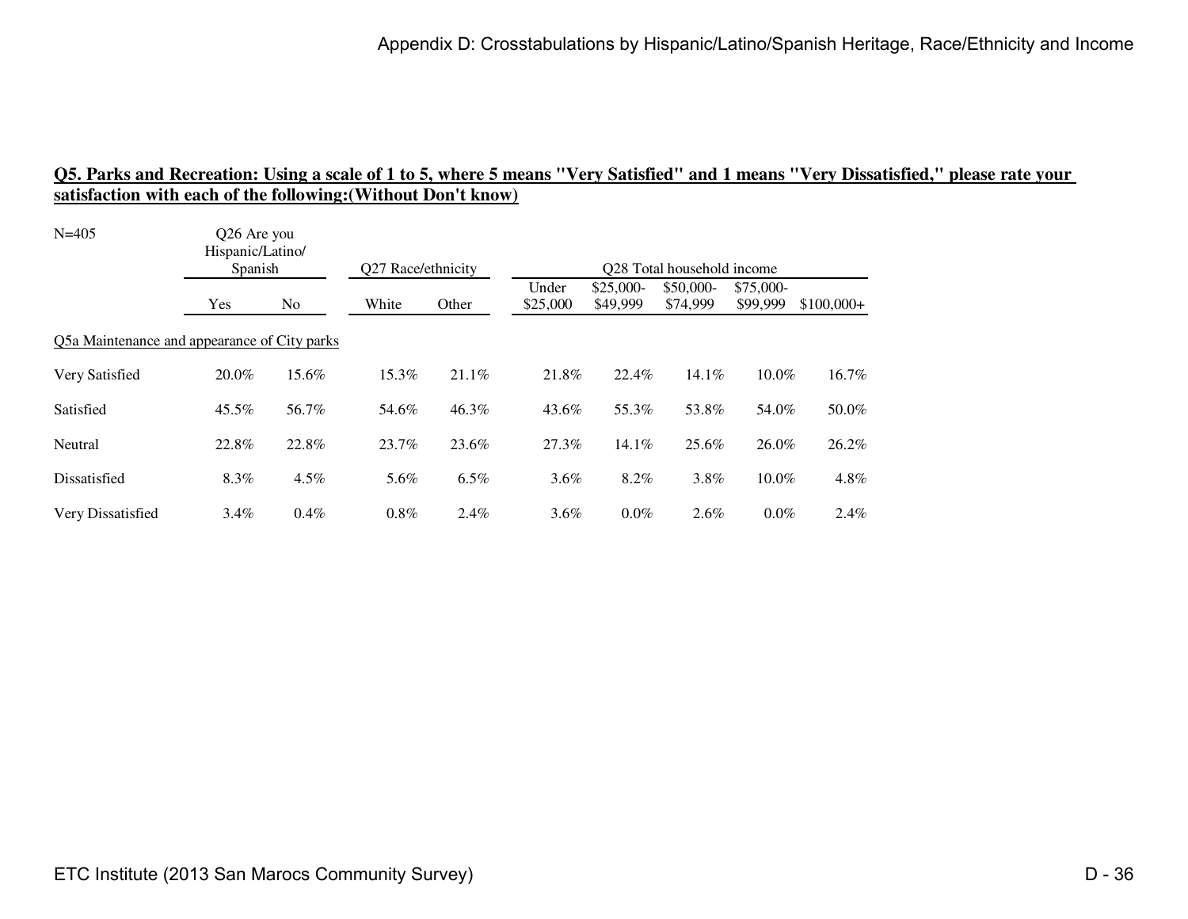## Q5. Parks and Recreation: Using a scale of 1 to 5, where 5 means "Very Satisfied" and 1 means "Very Dissatisfied," please rate your satisfaction with each of the following:(Without Don't know)

| N=405 | Q26 Are you Hispanic/Latino/ Spanish | | Q27 Race/ethnicity | | Q28 Total household income | | | | |
|---|---|---|---|---|---|---|---|---|---|
| | Yes | No | White | Other | Under $25,000 | $25,000-$49,999 | $50,000-$74,999 | $75,000-$99,999 | $100,000+ |
| Q5a Maintenance and appearance of City parks | | | | | | | | | |
| Very Satisfied | 20.0% | 15.6% | 15.3% | 21.1% | 21.8% | 22.4% | 14.1% | 10.0% | 16.7% |
| Satisfied | 45.5% | 56.7% | 54.6% | 46.3% | 43.6% | 55.3% | 53.8% | 54.0% | 50.0% |
| Neutral | 22.8% | 22.8% | 23.7% | 23.6% | 27.3% | 14.1% | 25.6% | 26.0% | 26.2% |
| Dissatisfied | 8.3% | 4.5% | 5.6% | 6.5% | 3.6% | 8.2% | 3.8% | 10.0% | 4.8% |
| Very Dissatisfied | 3.4% | 0.4% | 0.8% | 2.4% | 3.6% | 0.0% | 2.6% | 0.0% | 2.4% |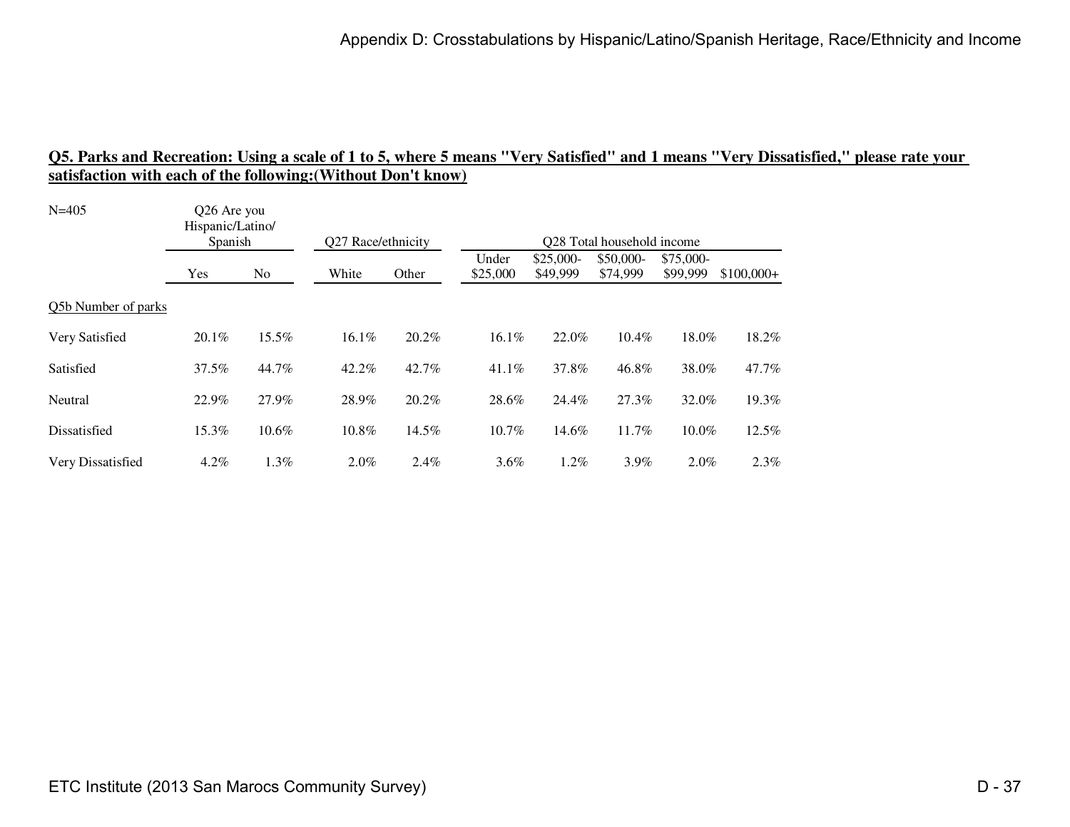**Q5. Parks and Recreation: Using a scale of 1 to 5, where 5 means "Very Satisfied" and 1 means "Very Dissatisfied," please rate your satisfaction with each of the following:(Without Don't know)**

N=405

| | Q26 Are you Hispanic/Latino/ Spanish | | Q27 Race/ethnicity | | Q28 Total household income | | | | |
|---|---|---|---|---|---|---|---|---|---|
| | Yes | No | White | Other | Under $25,000 | $25,000-$49,999 | $50,000-$74,999 | $75,000-$99,999 | $100,000+ |
| Q5b Number of parks | | | | | | | | | |
| Very Satisfied | 20.1% | 15.5% | 16.1% | 20.2% | 16.1% | 22.0% | 10.4% | 18.0% | 18.2% |
| Satisfied | 37.5% | 44.7% | 42.2% | 42.7% | 41.1% | 37.8% | 46.8% | 38.0% | 47.7% |
| Neutral | 22.9% | 27.9% | 28.9% | 20.2% | 28.6% | 24.4% | 27.3% | 32.0% | 19.3% |
| Dissatisfied | 15.3% | 10.6% | 10.8% | 14.5% | 10.7% | 14.6% | 11.7% | 10.0% | 12.5% |
| Very Dissatisfied | 4.2% | 1.3% | 2.0% | 2.4% | 3.6% | 1.2% | 3.9% | 2.0% | 2.3% |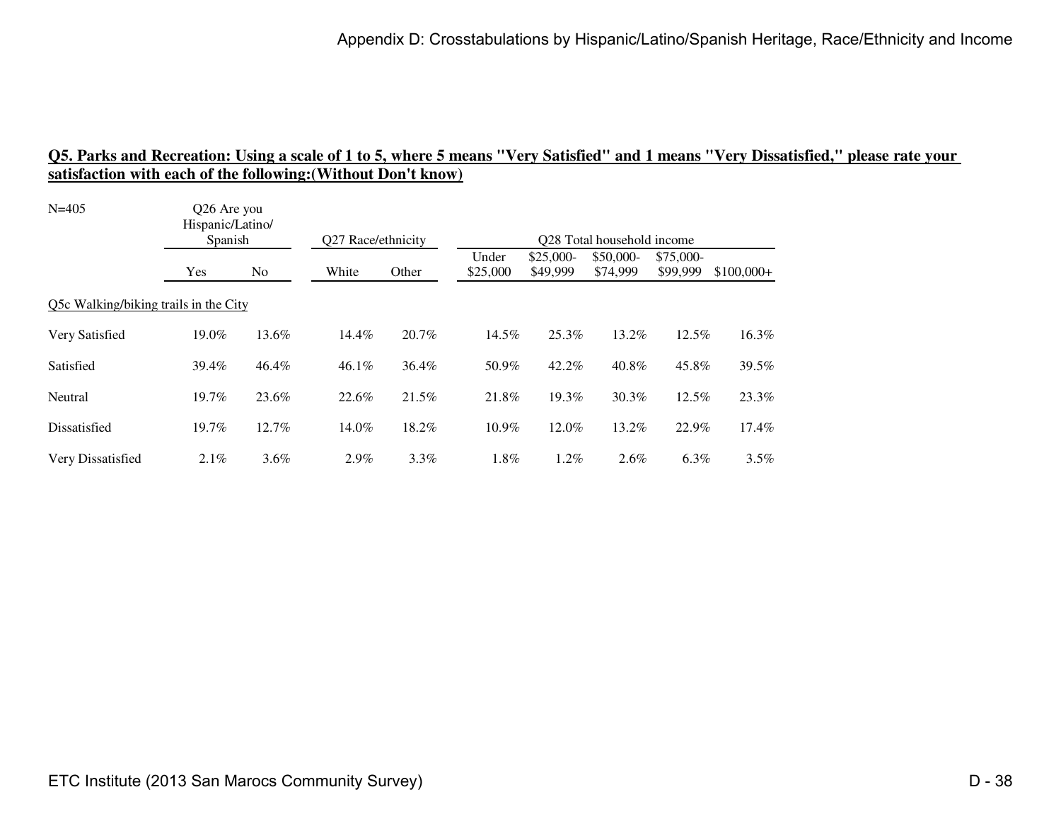## Q5. Parks and Recreation: Using a scale of 1 to 5, where 5 means "Very Satisfied" and 1 means "Very Dissatisfied," please rate your satisfaction with each of the following:(Without Don't know)

N=405

| | Q26 Are you Hispanic/Latino/ Spanish | | Q27 Race/ethnicity | | Q28 Total household income | | | | |
|---|---|---|---|---|---|---|---|---|---|
| | Yes | No | White | Other | Under $25,000 | $25,000-$49,999 | $50,000-$74,999 | $75,000-$99,999 | $100,000+ |
| Q5c Walking/biking trails in the City | | | | | | | | | |
| Very Satisfied | 19.0% | 13.6% | 14.4% | 20.7% | 14.5% | 25.3% | 13.2% | 12.5% | 16.3% |
| Satisfied | 39.4% | 46.4% | 46.1% | 36.4% | 50.9% | 42.2% | 40.8% | 45.8% | 39.5% |
| Neutral | 19.7% | 23.6% | 22.6% | 21.5% | 21.8% | 19.3% | 30.3% | 12.5% | 23.3% |
| Dissatisfied | 19.7% | 12.7% | 14.0% | 18.2% | 10.9% | 12.0% | 13.2% | 22.9% | 17.4% |
| Very Dissatisfied | 2.1% | 3.6% | 2.9% | 3.3% | 1.8% | 1.2% | 2.6% | 6.3% | 3.5% |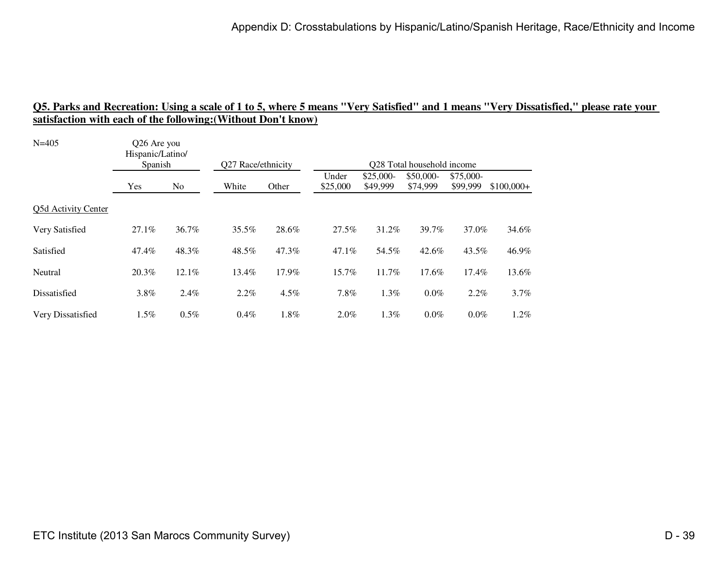## Q5. Parks and Recreation: Using a scale of 1 to 5, where 5 means "Very Satisfied" and 1 means "Very Dissatisfied," please rate your satisfaction with each of the following:(Without Don't know)

| N=405 | Q26 Are you Hispanic/Latino/ Spanish | | Q27 Race/ethnicity | | Q28 Total household income | | | | |
|---|---|---|---|---|---|---|---|---|---|
| | Yes | No | White | Other | Under $25,000 | $25,000-$49,999 | $50,000-$74,999 | $75,000-$99,999 | $100,000+ |
| Q5d Activity Center | | | | | | | | | |
| Very Satisfied | 27.1% | 36.7% | 35.5% | 28.6% | 27.5% | 31.2% | 39.7% | 37.0% | 34.6% |
| Satisfied | 47.4% | 48.3% | 48.5% | 47.3% | 47.1% | 54.5% | 42.6% | 43.5% | 46.9% |
| Neutral | 20.3% | 12.1% | 13.4% | 17.9% | 15.7% | 11.7% | 17.6% | 17.4% | 13.6% |
| Dissatisfied | 3.8% | 2.4% | 2.2% | 4.5% | 7.8% | 1.3% | 0.0% | 2.2% | 3.7% |
| Very Dissatisfied | 1.5% | 0.5% | 0.4% | 1.8% | 2.0% | 1.3% | 0.0% | 0.0% | 1.2% |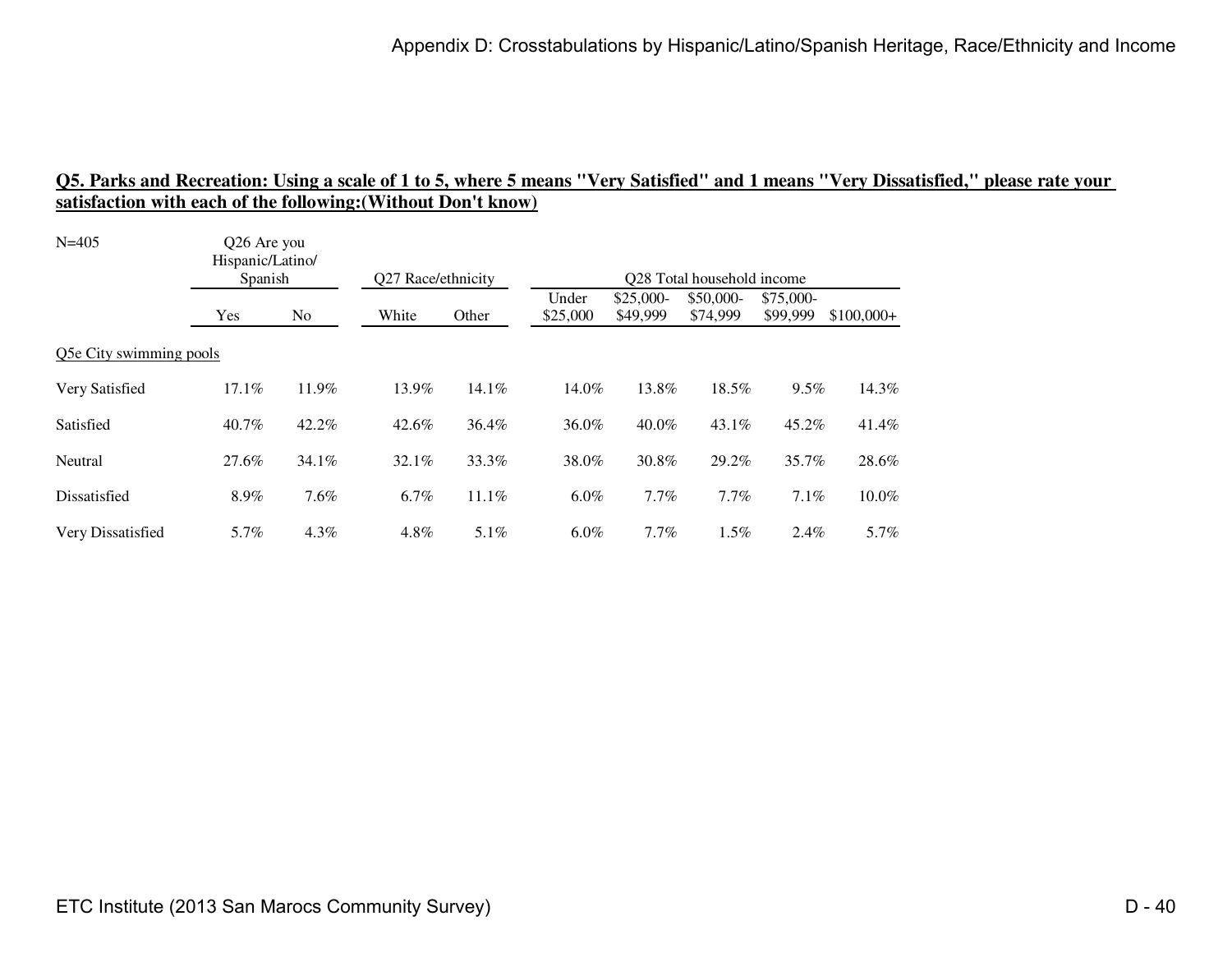## Q5. Parks and Recreation: Using a scale of 1 to 5, where 5 means "Very Satisfied" and 1 means "Very Dissatisfied," please rate your satisfaction with each of the following:(Without Don't know)

N=405

| | Q26 Are you Hispanic/Latino/ Spanish | | Q27 Race/ethnicity | | Q28 Total household income | | | | |
|---|---|---|---|---|---|---|---|---|---|
| | Yes | No | White | Other | Under $25,000 | $25,000-$49,999 | $50,000-$74,999 | $75,000-$99,999 | $100,000+ |
| Q5e City swimming pools | | | | | | | | | |
| Very Satisfied | 17.1% | 11.9% | 13.9% | 14.1% | 14.0% | 13.8% | 18.5% | 9.5% | 14.3% |
| Satisfied | 40.7% | 42.2% | 42.6% | 36.4% | 36.0% | 40.0% | 43.1% | 45.2% | 41.4% |
| Neutral | 27.6% | 34.1% | 32.1% | 33.3% | 38.0% | 30.8% | 29.2% | 35.7% | 28.6% |
| Dissatisfied | 8.9% | 7.6% | 6.7% | 11.1% | 6.0% | 7.7% | 7.7% | 7.1% | 10.0% |
| Very Dissatisfied | 5.7% | 4.3% | 4.8% | 5.1% | 6.0% | 7.7% | 1.5% | 2.4% | 5.7% |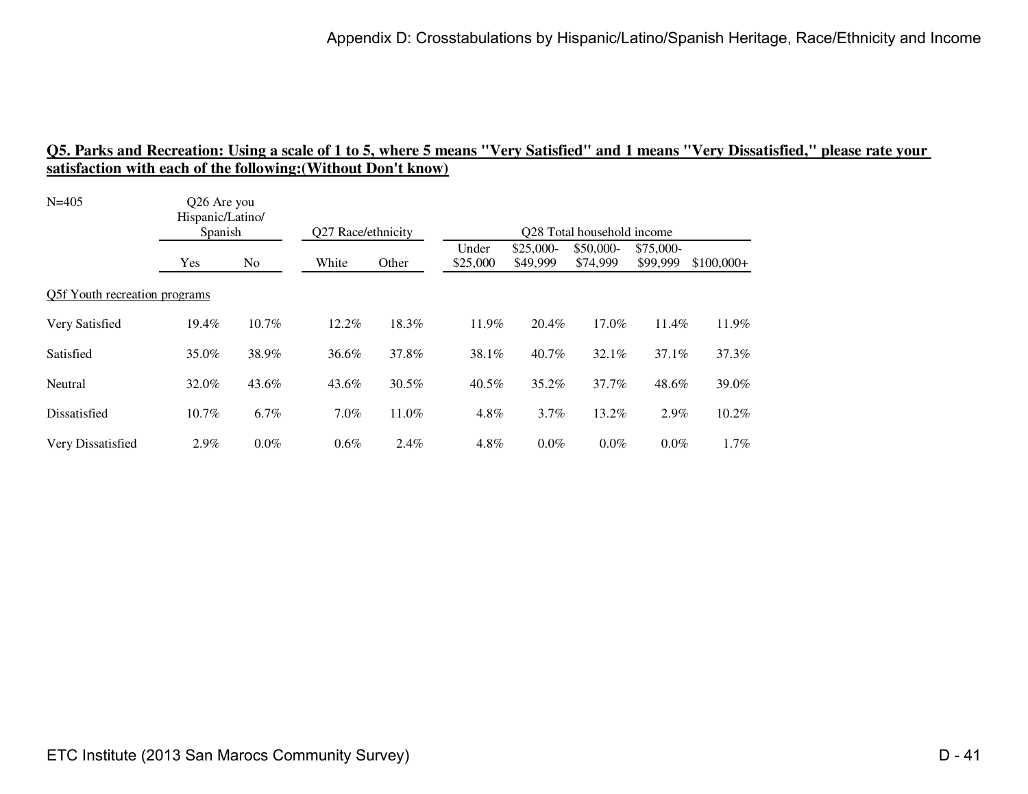## Q5. Parks and Recreation: Using a scale of 1 to 5, where 5 means "Very Satisfied" and 1 means "Very Dissatisfied," please rate your satisfaction with each of the following:(Without Don't know)

N=405

| | Q26 Are you Hispanic/Latino/ Spanish | | Q27 Race/ethnicity | | Q28 Total household income | | | | |
|---|---|---|---|---|---|---|---|---|---|
| | Yes | No | White | Other | Under $25,000 | $25,000-$49,999 | $50,000-$74,999 | $75,000-$99,999 | $100,000+ |
| Q5f Youth recreation programs | | | | | | | | | |
| Very Satisfied | 19.4% | 10.7% | 12.2% | 18.3% | 11.9% | 20.4% | 17.0% | 11.4% | 11.9% |
| Satisfied | 35.0% | 38.9% | 36.6% | 37.8% | 38.1% | 40.7% | 32.1% | 37.1% | 37.3% |
| Neutral | 32.0% | 43.6% | 43.6% | 30.5% | 40.5% | 35.2% | 37.7% | 48.6% | 39.0% |
| Dissatisfied | 10.7% | 6.7% | 7.0% | 11.0% | 4.8% | 3.7% | 13.2% | 2.9% | 10.2% |
| Very Dissatisfied | 2.9% | 0.0% | 0.6% | 2.4% | 4.8% | 0.0% | 0.0% | 0.0% | 1.7% |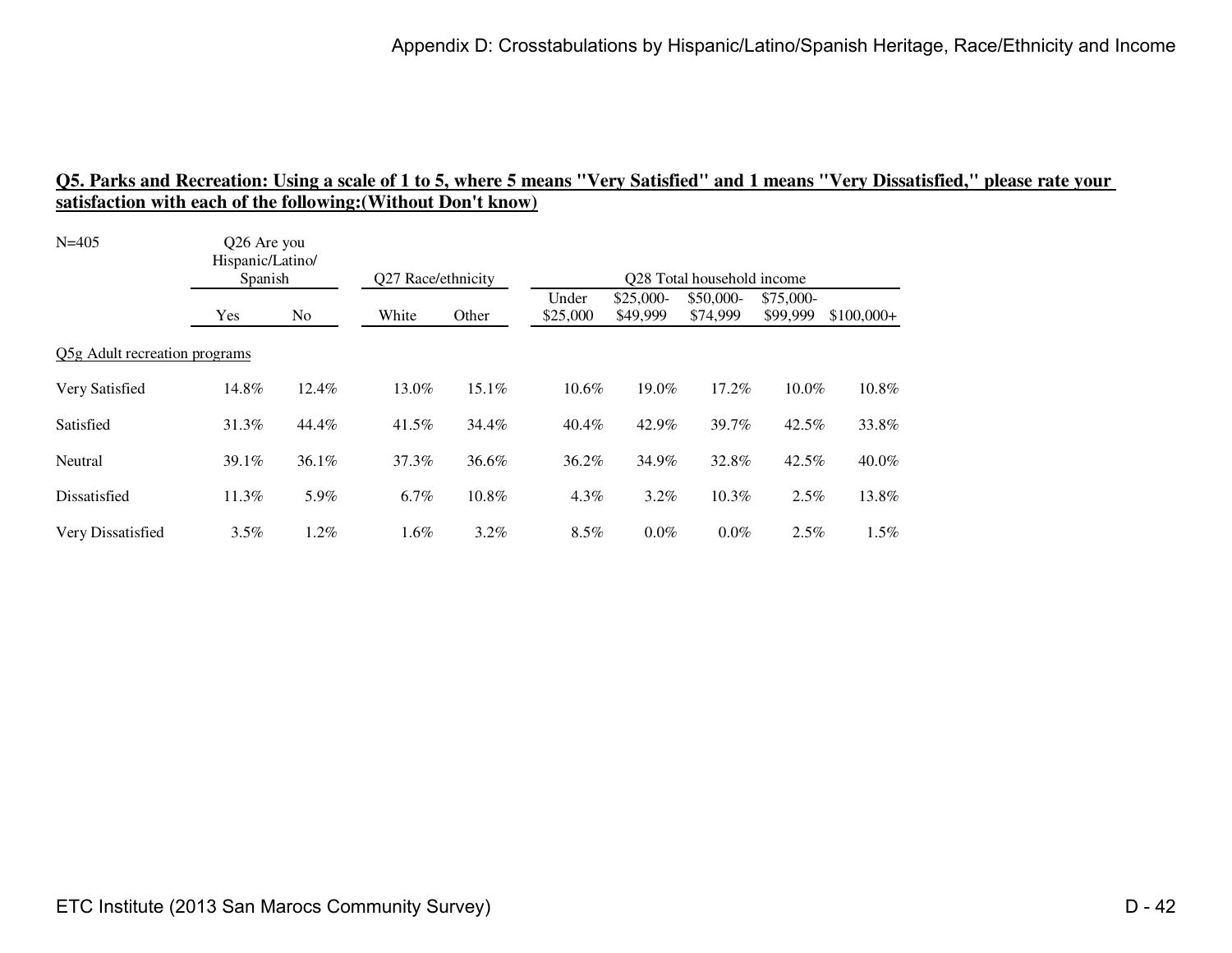## Q5. Parks and Recreation: Using a scale of 1 to 5, where 5 means "Very Satisfied" and 1 means "Very Dissatisfied," please rate your satisfaction with each of the following:(Without Don't know)

N=405

| | Q26 Are you Hispanic/Latino/ Spanish | | Q27 Race/ethnicity | | Q28 Total household income | | | | |
|---|---|---|---|---|---|---|---|---|---|
| | Yes | No | White | Other | Under $25,000 | $25,000-$49,999 | $50,000-$74,999 | $75,000-$99,999 | $100,000+ |
| Q5g Adult recreation programs | | | | | | | | | |
| Very Satisfied | 14.8% | 12.4% | 13.0% | 15.1% | 10.6% | 19.0% | 17.2% | 10.0% | 10.8% |
| Satisfied | 31.3% | 44.4% | 41.5% | 34.4% | 40.4% | 42.9% | 39.7% | 42.5% | 33.8% |
| Neutral | 39.1% | 36.1% | 37.3% | 36.6% | 36.2% | 34.9% | 32.8% | 42.5% | 40.0% |
| Dissatisfied | 11.3% | 5.9% | 6.7% | 10.8% | 4.3% | 3.2% | 10.3% | 2.5% | 13.8% |
| Very Dissatisfied | 3.5% | 1.2% | 1.6% | 3.2% | 8.5% | 0.0% | 0.0% | 2.5% | 1.5% |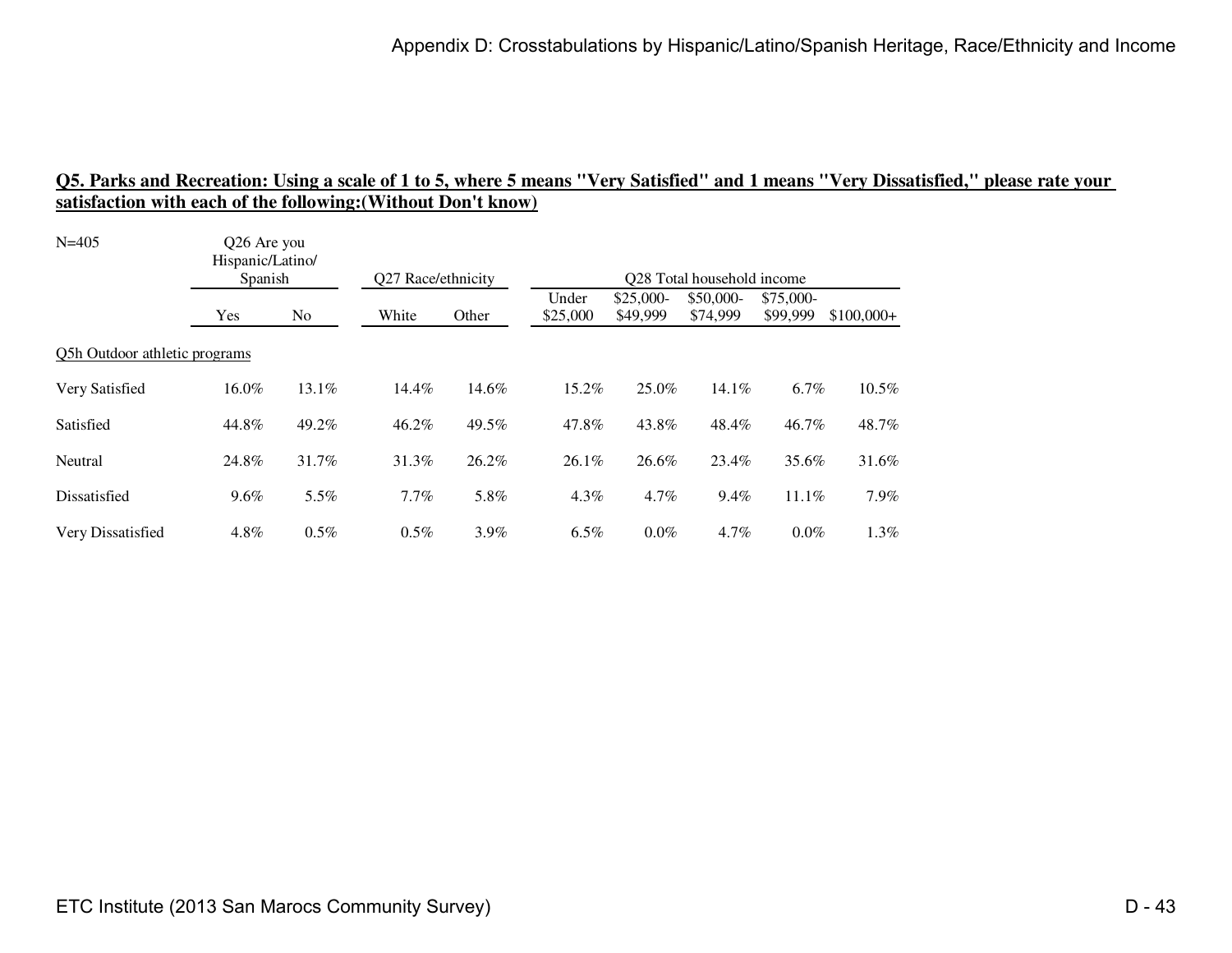## Q5. Parks and Recreation: Using a scale of 1 to 5, where 5 means "Very Satisfied" and 1 means "Very Dissatisfied," please rate your satisfaction with each of the following:(Without Don't know)

N=405

| | Q26 Are you Hispanic/Latino/ Spanish | | Q27 Race/ethnicity | | Q28 Total household income | | | | |
|---|---|---|---|---|---|---|---|---|---|
| | Yes | No | White | Other | Under $25,000 | $25,000-$49,999 | $50,000-$74,999 | $75,000-$99,999 | $100,000+ |
| Q5h Outdoor athletic programs | | | | | | | | | |
| Very Satisfied | 16.0% | 13.1% | 14.4% | 14.6% | 15.2% | 25.0% | 14.1% | 6.7% | 10.5% |
| Satisfied | 44.8% | 49.2% | 46.2% | 49.5% | 47.8% | 43.8% | 48.4% | 46.7% | 48.7% |
| Neutral | 24.8% | 31.7% | 31.3% | 26.2% | 26.1% | 26.6% | 23.4% | 35.6% | 31.6% |
| Dissatisfied | 9.6% | 5.5% | 7.7% | 5.8% | 4.3% | 4.7% | 9.4% | 11.1% | 7.9% |
| Very Dissatisfied | 4.8% | 0.5% | 0.5% | 3.9% | 6.5% | 0.0% | 4.7% | 0.0% | 1.3% |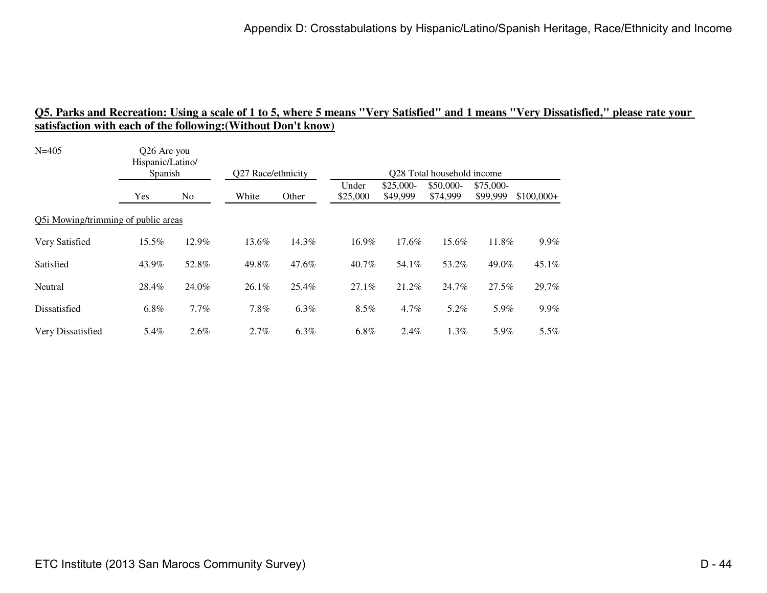**Q5. Parks and Recreation: Using a scale of 1 to 5, where 5 means "Very Satisfied" and 1 means "Very Dissatisfied," please rate your satisfaction with each of the following:(Without Don't know)**

| N=405 | Q26 Are you Hispanic/Latino/ Spanish | | Q27 Race/ethnicity | | Q28 Total household income | | | | |
|---|---|---|---|---|---|---|---|---|---|
| | Yes | No | White | Other | Under $25,000 | $25,000-$49,999 | $50,000-$74,999 | $75,000-$99,999 | $100,000+ |
| Q5i Mowing/trimming of public areas | | | | | | | | | |
| Very Satisfied | 15.5% | 12.9% | 13.6% | 14.3% | 16.9% | 17.6% | 15.6% | 11.8% | 9.9% |
| Satisfied | 43.9% | 52.8% | 49.8% | 47.6% | 40.7% | 54.1% | 53.2% | 49.0% | 45.1% |
| Neutral | 28.4% | 24.0% | 26.1% | 25.4% | 27.1% | 21.2% | 24.7% | 27.5% | 29.7% |
| Dissatisfied | 6.8% | 7.7% | 7.8% | 6.3% | 8.5% | 4.7% | 5.2% | 5.9% | 9.9% |
| Very Dissatisfied | 5.4% | 2.6% | 2.7% | 6.3% | 6.8% | 2.4% | 1.3% | 5.9% | 5.5% |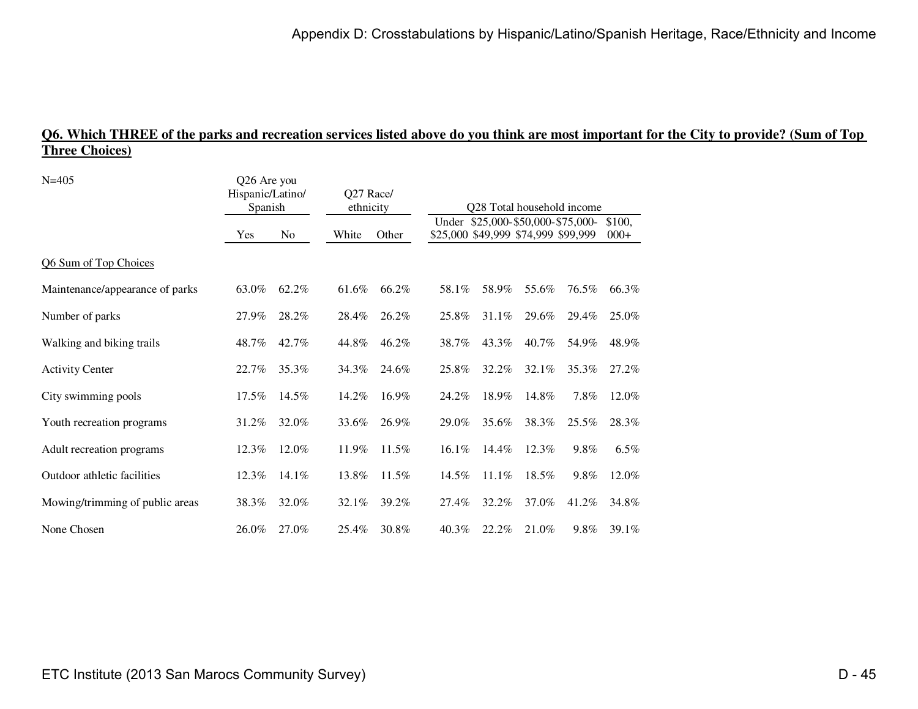**Q6. Which THREE of the parks and recreation services listed above do you think are most important for the City to provide? (Sum of Top Three Choices)**

N=405

| | Q26 Are you Hispanic/Latino/ Spanish | | Q27 Race/ ethnicity | | Q28 Total household income | | | | |
|---|---|---|---|---|---|---|---|---|---|
| | Yes | No | White | Other | Under $25,000 | $25,000-$49,999 | $50,000-$74,999 | $75,000-$99,999 | $100,000+ |
| Q6 Sum of Top Choices | | | | | | | | | |
| Maintenance/appearance of parks | 63.0% | 62.2% | 61.6% | 66.2% | 58.1% | 58.9% | 55.6% | 76.5% | 66.3% |
| Number of parks | 27.9% | 28.2% | 28.4% | 26.2% | 25.8% | 31.1% | 29.6% | 29.4% | 25.0% |
| Walking and biking trails | 48.7% | 42.7% | 44.8% | 46.2% | 38.7% | 43.3% | 40.7% | 54.9% | 48.9% |
| Activity Center | 22.7% | 35.3% | 34.3% | 24.6% | 25.8% | 32.2% | 32.1% | 35.3% | 27.2% |
| City swimming pools | 17.5% | 14.5% | 14.2% | 16.9% | 24.2% | 18.9% | 14.8% | 7.8% | 12.0% |
| Youth recreation programs | 31.2% | 32.0% | 33.6% | 26.9% | 29.0% | 35.6% | 38.3% | 25.5% | 28.3% |
| Adult recreation programs | 12.3% | 12.0% | 11.9% | 11.5% | 16.1% | 14.4% | 12.3% | 9.8% | 6.5% |
| Outdoor athletic facilities | 12.3% | 14.1% | 13.8% | 11.5% | 14.5% | 11.1% | 18.5% | 9.8% | 12.0% |
| Mowing/trimming of public areas | 38.3% | 32.0% | 32.1% | 39.2% | 27.4% | 32.2% | 37.0% | 41.2% | 34.8% |
| None Chosen | 26.0% | 27.0% | 25.4% | 30.8% | 40.3% | 22.2% | 21.0% | 9.8% | 39.1% |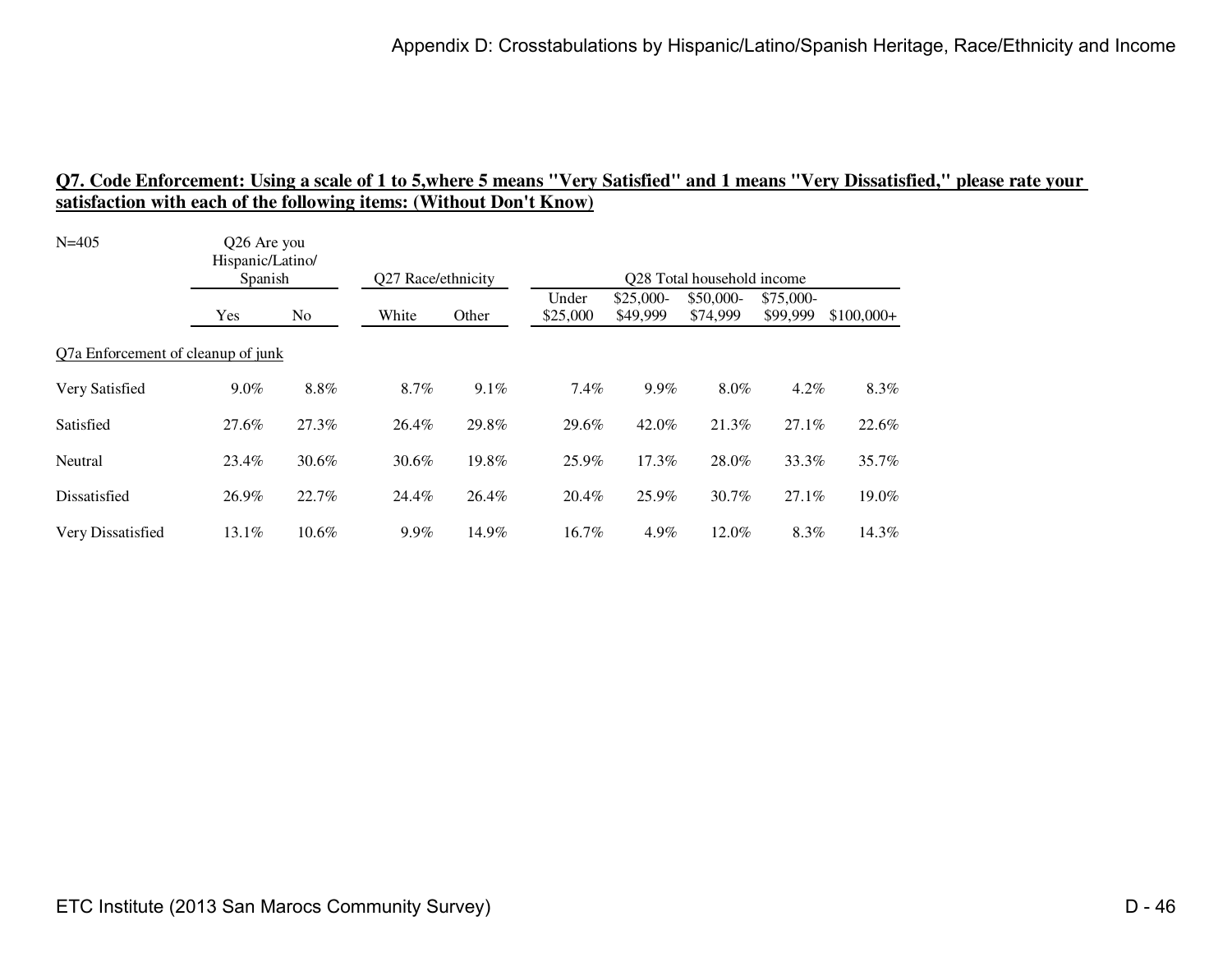**Q7. Code Enforcement: Using a scale of 1 to 5,where 5 means "Very Satisfied" and 1 means "Very Dissatisfied," please rate your satisfaction with each of the following items: (Without Don't Know)**

N=405

| | Q26 Are you Hispanic/Latino/ Spanish | | Q27 Race/ethnicity | | Q28 Total household income | | | | |
|---|---|---|---|---|---|---|---|---|---|
| | Yes | No | White | Other | Under $25,000 | $25,000-$49,999 | $50,000-$74,999 | $75,000-$99,999 | $100,000+ |
| Q7a Enforcement of cleanup of junk | | | | | | | | | |
| Very Satisfied | 9.0% | 8.8% | 8.7% | 9.1% | 7.4% | 9.9% | 8.0% | 4.2% | 8.3% |
| Satisfied | 27.6% | 27.3% | 26.4% | 29.8% | 29.6% | 42.0% | 21.3% | 27.1% | 22.6% |
| Neutral | 23.4% | 30.6% | 30.6% | 19.8% | 25.9% | 17.3% | 28.0% | 33.3% | 35.7% |
| Dissatisfied | 26.9% | 22.7% | 24.4% | 26.4% | 20.4% | 25.9% | 30.7% | 27.1% | 19.0% |
| Very Dissatisfied | 13.1% | 10.6% | 9.9% | 14.9% | 16.7% | 4.9% | 12.0% | 8.3% | 14.3% |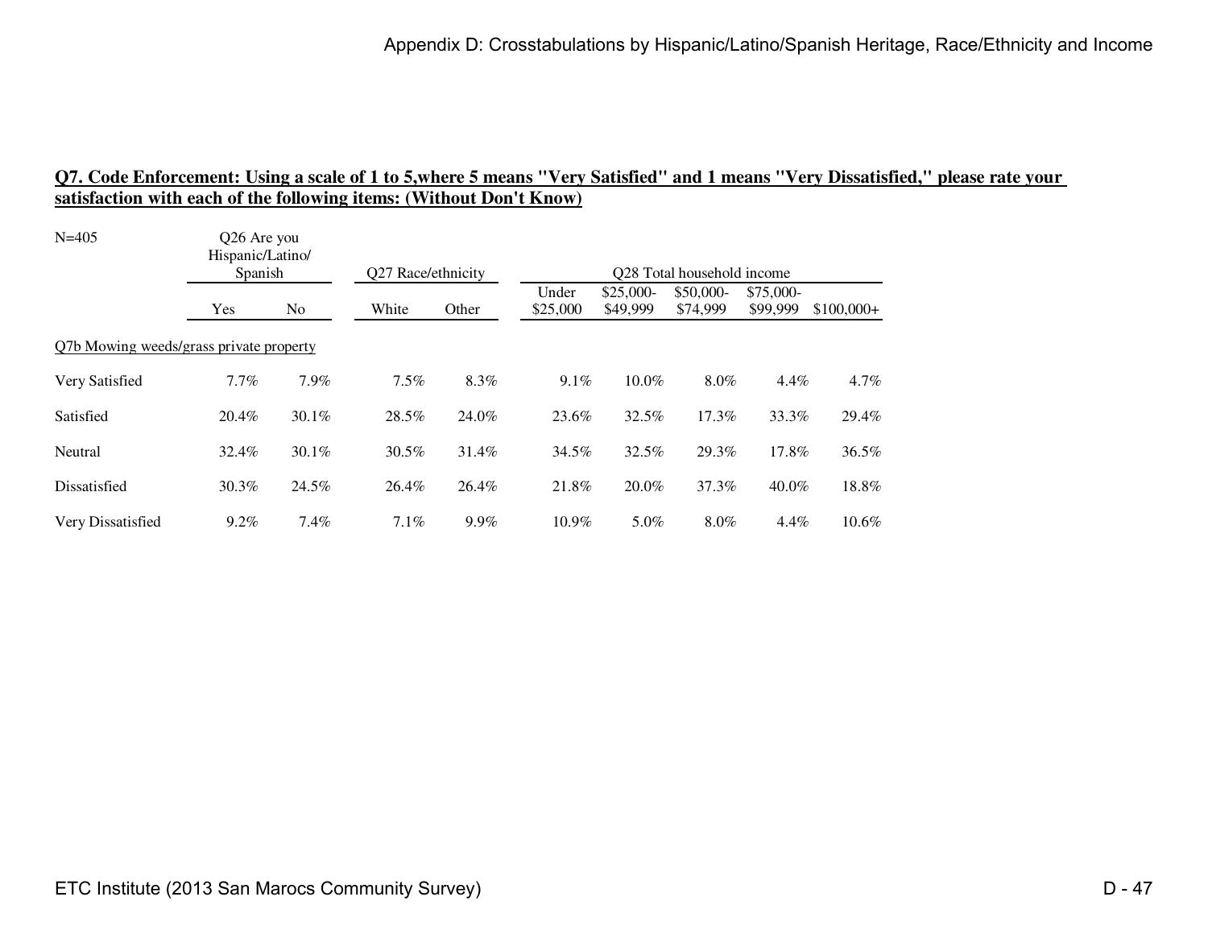## Q7. Code Enforcement: Using a scale of 1 to 5,where 5 means "Very Satisfied" and 1 means "Very Dissatisfied," please rate your satisfaction with each of the following items: (Without Don't Know)

N=405

| | Q26 Are you Hispanic/Latino/ Spanish | | Q27 Race/ethnicity | | Q28 Total household income | | | | |
|---|---|---|---|---|---|---|---|---|---|
| | Yes | No | White | Other | Under $25,000 | $25,000-$49,999 | $50,000-$74,999 | $75,000-$99,999 | $100,000+ |
| Q7b Mowing weeds/grass private property | | | | | | | | | |
| Very Satisfied | 7.7% | 7.9% | 7.5% | 8.3% | 9.1% | 10.0% | 8.0% | 4.4% | 4.7% |
| Satisfied | 20.4% | 30.1% | 28.5% | 24.0% | 23.6% | 32.5% | 17.3% | 33.3% | 29.4% |
| Neutral | 32.4% | 30.1% | 30.5% | 31.4% | 34.5% | 32.5% | 29.3% | 17.8% | 36.5% |
| Dissatisfied | 30.3% | 24.5% | 26.4% | 26.4% | 21.8% | 20.0% | 37.3% | 40.0% | 18.8% |
| Very Dissatisfied | 9.2% | 7.4% | 7.1% | 9.9% | 10.9% | 5.0% | 8.0% | 4.4% | 10.6% |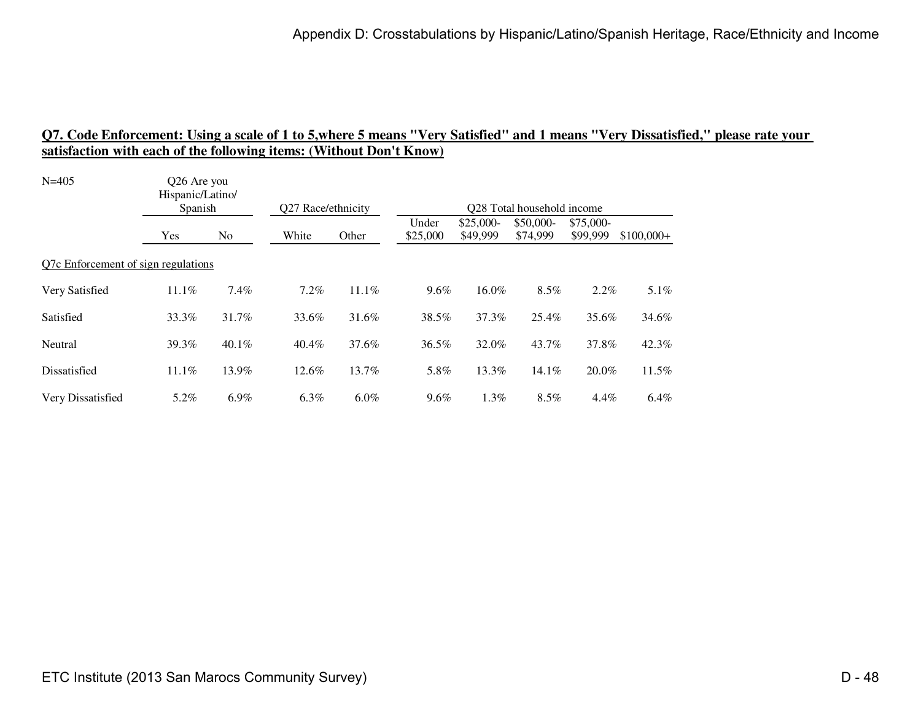## Q7. Code Enforcement: Using a scale of 1 to 5,where 5 means "Very Satisfied" and 1 means "Very Dissatisfied," please rate your satisfaction with each of the following items: (Without Don't Know)

| N=405 | Q26 Are you Hispanic/Latino/ Spanish | | Q27 Race/ethnicity | | Q28 Total household income | | | | |
|---|---|---|---|---|---|---|---|---|---|
| | Yes | No | White | Other | Under $25,000 | $25,000-$49,999 | $50,000-$74,999 | $75,000-$99,999 | $100,000+ |
| Q7c Enforcement of sign regulations | | | | | | | | | |
| Very Satisfied | 11.1% | 7.4% | 7.2% | 11.1% | 9.6% | 16.0% | 8.5% | 2.2% | 5.1% |
| Satisfied | 33.3% | 31.7% | 33.6% | 31.6% | 38.5% | 37.3% | 25.4% | 35.6% | 34.6% |
| Neutral | 39.3% | 40.1% | 40.4% | 37.6% | 36.5% | 32.0% | 43.7% | 37.8% | 42.3% |
| Dissatisfied | 11.1% | 13.9% | 12.6% | 13.7% | 5.8% | 13.3% | 14.1% | 20.0% | 11.5% |
| Very Dissatisfied | 5.2% | 6.9% | 6.3% | 6.0% | 9.6% | 1.3% | 8.5% | 4.4% | 6.4% |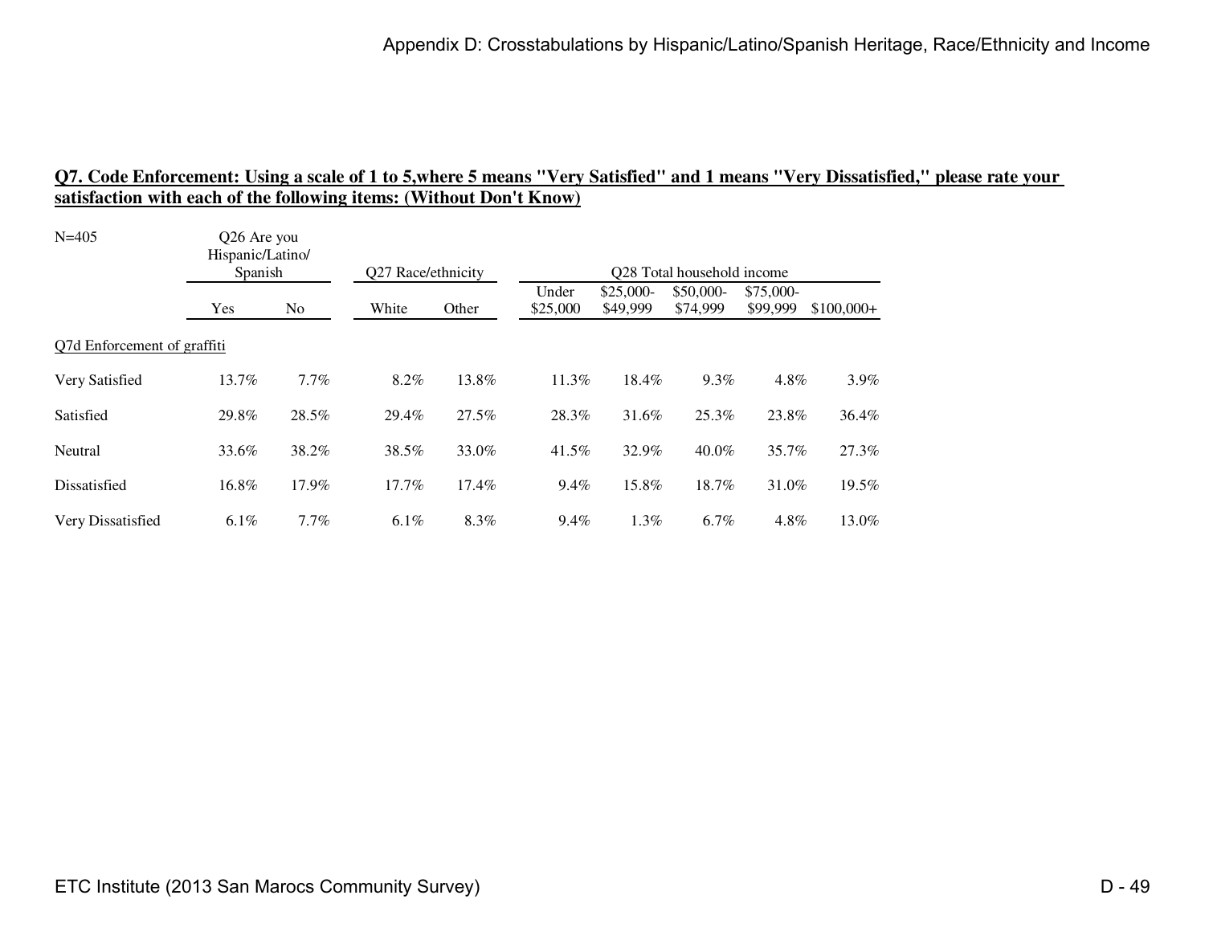**Q7. Code Enforcement: Using a scale of 1 to 5,where 5 means "Very Satisfied" and 1 means "Very Dissatisfied," please rate your satisfaction with each of the following items: (Without Don't Know)**

N=405

| | Q26 Are you Hispanic/Latino/ Spanish | | Q27 Race/ethnicity | | Q28 Total household income | | | | |
|---|---|---|---|---|---|---|---|---|---|
| | Yes | No | White | Other | Under $25,000 | $25,000-$49,999 | $50,000-$74,999 | $75,000-$99,999 | $100,000+ |
| Q7d Enforcement of graffiti | | | | | | | | | |
| Very Satisfied | 13.7% | 7.7% | 8.2% | 13.8% | 11.3% | 18.4% | 9.3% | 4.8% | 3.9% |
| Satisfied | 29.8% | 28.5% | 29.4% | 27.5% | 28.3% | 31.6% | 25.3% | 23.8% | 36.4% |
| Neutral | 33.6% | 38.2% | 38.5% | 33.0% | 41.5% | 32.9% | 40.0% | 35.7% | 27.3% |
| Dissatisfied | 16.8% | 17.9% | 17.7% | 17.4% | 9.4% | 15.8% | 18.7% | 31.0% | 19.5% |
| Very Dissatisfied | 6.1% | 7.7% | 6.1% | 8.3% | 9.4% | 1.3% | 6.7% | 4.8% | 13.0% |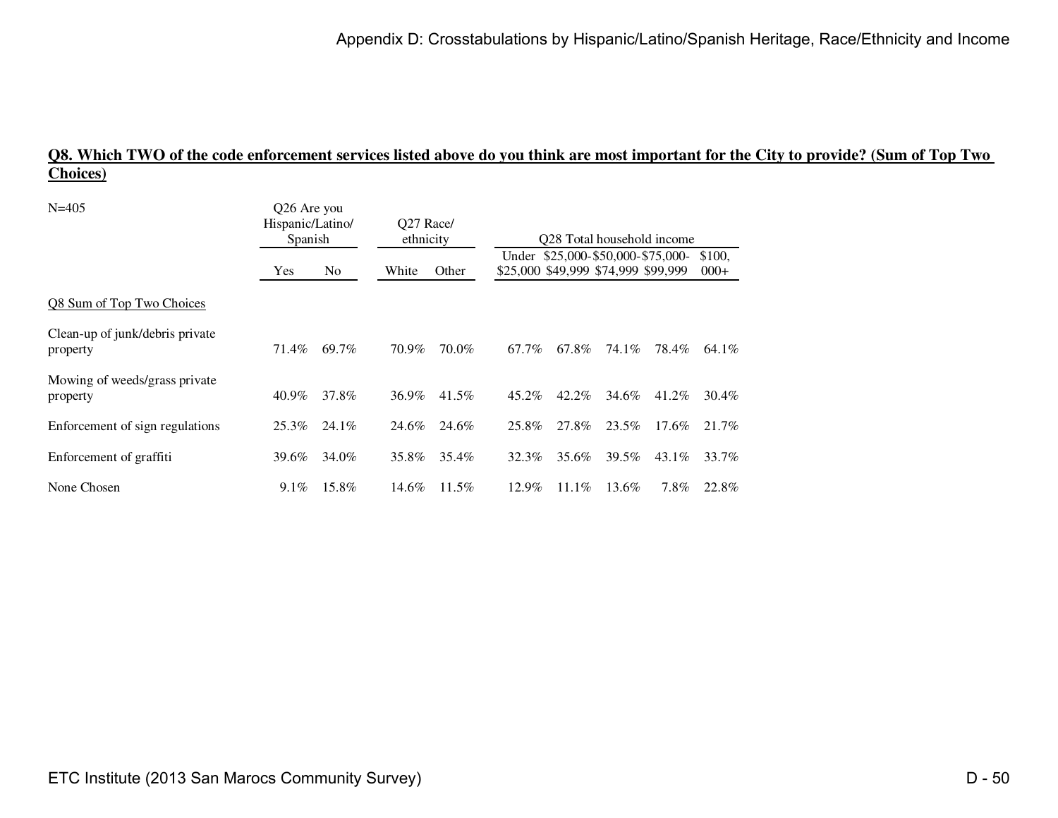**Q8. Which TWO of the code enforcement services listed above do you think are most important for the City to provide? (Sum of Top Two Choices)**

N=405

| | Q26 Are you Hispanic/Latino/ Spanish | | Q27 Race/ ethnicity | | Q28 Total household income | | | | |
|---|---|---|---|---|---|---|---|---|---|
| | Yes | No | White | Other | Under $25,000 | $25,000-$49,999 | $50,000-$74,999 | $75,000-$99,999 | $100,000+ |
| Q8 Sum of Top Two Choices | | | | | | | | | |
| Clean-up of junk/debris private property | 71.4% | 69.7% | 70.9% | 70.0% | 67.7% | 67.8% | 74.1% | 78.4% | 64.1% |
| Mowing of weeds/grass private property | 40.9% | 37.8% | 36.9% | 41.5% | 45.2% | 42.2% | 34.6% | 41.2% | 30.4% |
| Enforcement of sign regulations | 25.3% | 24.1% | 24.6% | 24.6% | 25.8% | 27.8% | 23.5% | 17.6% | 21.7% |
| Enforcement of graffiti | 39.6% | 34.0% | 35.8% | 35.4% | 32.3% | 35.6% | 39.5% | 43.1% | 33.7% |
| None Chosen | 9.1% | 15.8% | 14.6% | 11.5% | 12.9% | 11.1% | 13.6% | 7.8% | 22.8% |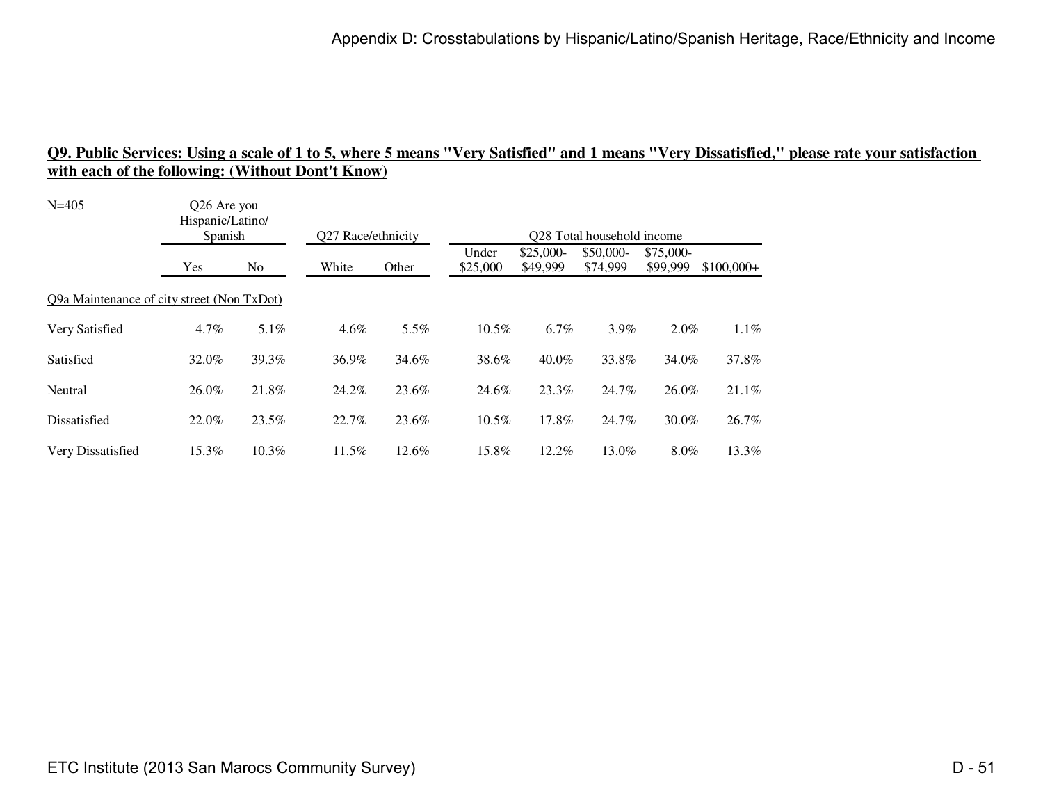## Q9. Public Services: Using a scale of 1 to 5, where 5 means "Very Satisfied" and 1 means "Very Dissatisfied," please rate your satisfaction with each of the following: (Without Dont't Know)

N=405

| | Q26 Are you Hispanic/Latino/ Spanish | | Q27 Race/ethnicity | | Q28 Total household income | | | | |
|---|---|---|---|---|---|---|---|---|---|
| | Yes | No | White | Other | Under $25,000 | $25,000-$49,999 | $50,000-$74,999 | $75,000-$99,999 | $100,000+ |
| Q9a Maintenance of city street (Non TxDot) | | | | | | | | | |
| Very Satisfied | 4.7% | 5.1% | 4.6% | 5.5% | 10.5% | 6.7% | 3.9% | 2.0% | 1.1% |
| Satisfied | 32.0% | 39.3% | 36.9% | 34.6% | 38.6% | 40.0% | 33.8% | 34.0% | 37.8% |
| Neutral | 26.0% | 21.8% | 24.2% | 23.6% | 24.6% | 23.3% | 24.7% | 26.0% | 21.1% |
| Dissatisfied | 22.0% | 23.5% | 22.7% | 23.6% | 10.5% | 17.8% | 24.7% | 30.0% | 26.7% |
| Very Dissatisfied | 15.3% | 10.3% | 11.5% | 12.6% | 15.8% | 12.2% | 13.0% | 8.0% | 13.3% |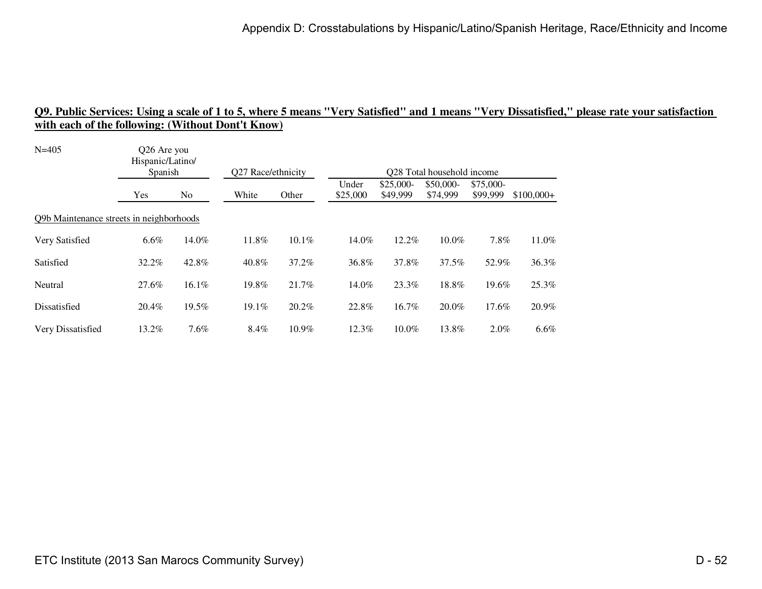**Q9. Public Services: Using a scale of 1 to 5, where 5 means "Very Satisfied" and 1 means "Very Dissatisfied," please rate your satisfaction with each of the following: (Without Dont't Know)**

N=405

| | Q26 Are you Hispanic/Latino/ Spanish | | Q27 Race/ethnicity | | Q28 Total household income | | | | |
|---|---|---|---|---|---|---|---|---|---|
| | Yes | No | White | Other | Under $25,000 | $25,000-$49,999 | $50,000-$74,999 | $75,000-$99,999 | $100,000+ |
| Q9b Maintenance streets in neighborhoods | | | | | | | | | |
| Very Satisfied | 6.6% | 14.0% | 11.8% | 10.1% | 14.0% | 12.2% | 10.0% | 7.8% | 11.0% |
| Satisfied | 32.2% | 42.8% | 40.8% | 37.2% | 36.8% | 37.8% | 37.5% | 52.9% | 36.3% |
| Neutral | 27.6% | 16.1% | 19.8% | 21.7% | 14.0% | 23.3% | 18.8% | 19.6% | 25.3% |
| Dissatisfied | 20.4% | 19.5% | 19.1% | 20.2% | 22.8% | 16.7% | 20.0% | 17.6% | 20.9% |
| Very Dissatisfied | 13.2% | 7.6% | 8.4% | 10.9% | 12.3% | 10.0% | 13.8% | 2.0% | 6.6% |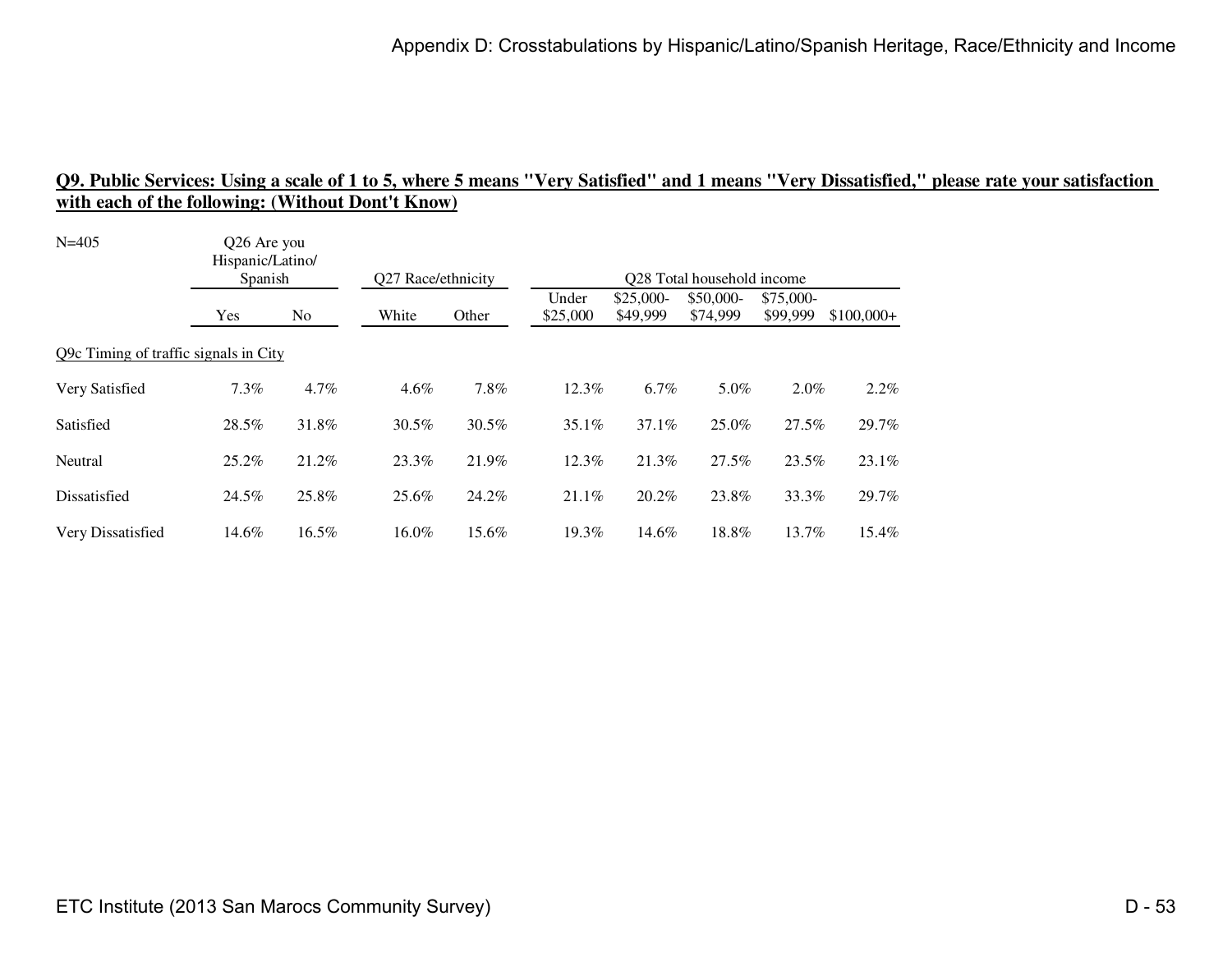## Q9. Public Services: Using a scale of 1 to 5, where 5 means "Very Satisfied" and 1 means "Very Dissatisfied," please rate your satisfaction with each of the following: (Without Dont't Know)

N=405

| | Q26 Are you Hispanic/Latino/ Spanish | | Q27 Race/ethnicity | | Q28 Total household income | | | | |
|---|---|---|---|---|---|---|---|---|---|
| | Yes | No | White | Other | Under $25,000 | $25,000-$49,999 | $50,000-$74,999 | $75,000-$99,999 | $100,000+ |
| Q9c Timing of traffic signals in City | | | | | | | | | |
| Very Satisfied | 7.3% | 4.7% | 4.6% | 7.8% | 12.3% | 6.7% | 5.0% | 2.0% | 2.2% |
| Satisfied | 28.5% | 31.8% | 30.5% | 30.5% | 35.1% | 37.1% | 25.0% | 27.5% | 29.7% |
| Neutral | 25.2% | 21.2% | 23.3% | 21.9% | 12.3% | 21.3% | 27.5% | 23.5% | 23.1% |
| Dissatisfied | 24.5% | 25.8% | 25.6% | 24.2% | 21.1% | 20.2% | 23.8% | 33.3% | 29.7% |
| Very Dissatisfied | 14.6% | 16.5% | 16.0% | 15.6% | 19.3% | 14.6% | 18.8% | 13.7% | 15.4% |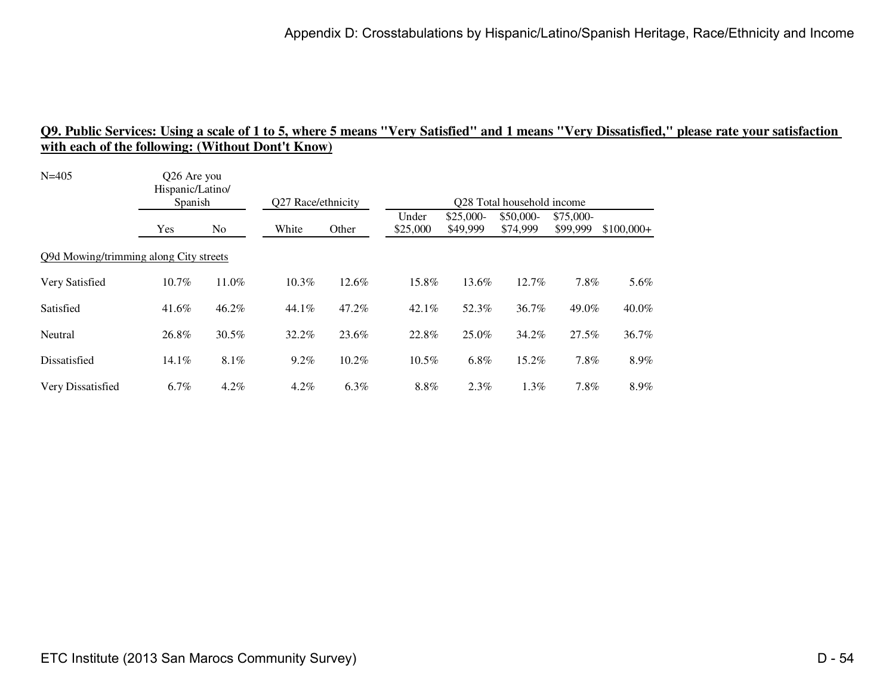**Q9. Public Services: Using a scale of 1 to 5, where 5 means "Very Satisfied" and 1 means "Very Dissatisfied," please rate your satisfaction with each of the following: (Without Dont't Know)**

N=405

| | Q26 Are you Hispanic/Latino/ Spanish | | Q27 Race/ethnicity | | Q28 Total household income | | | | |
|---|---|---|---|---|---|---|---|---|---|
| | Yes | No | White | Other | Under $25,000 | $25,000-$49,999 | $50,000-$74,999 | $75,000-$99,999 | $100,000+ |
| Q9d Mowing/trimming along City streets | | | | | | | | | |
| Very Satisfied | 10.7% | 11.0% | 10.3% | 12.6% | 15.8% | 13.6% | 12.7% | 7.8% | 5.6% |
| Satisfied | 41.6% | 46.2% | 44.1% | 47.2% | 42.1% | 52.3% | 36.7% | 49.0% | 40.0% |
| Neutral | 26.8% | 30.5% | 32.2% | 23.6% | 22.8% | 25.0% | 34.2% | 27.5% | 36.7% |
| Dissatisfied | 14.1% | 8.1% | 9.2% | 10.2% | 10.5% | 6.8% | 15.2% | 7.8% | 8.9% |
| Very Dissatisfied | 6.7% | 4.2% | 4.2% | 6.3% | 8.8% | 2.3% | 1.3% | 7.8% | 8.9% |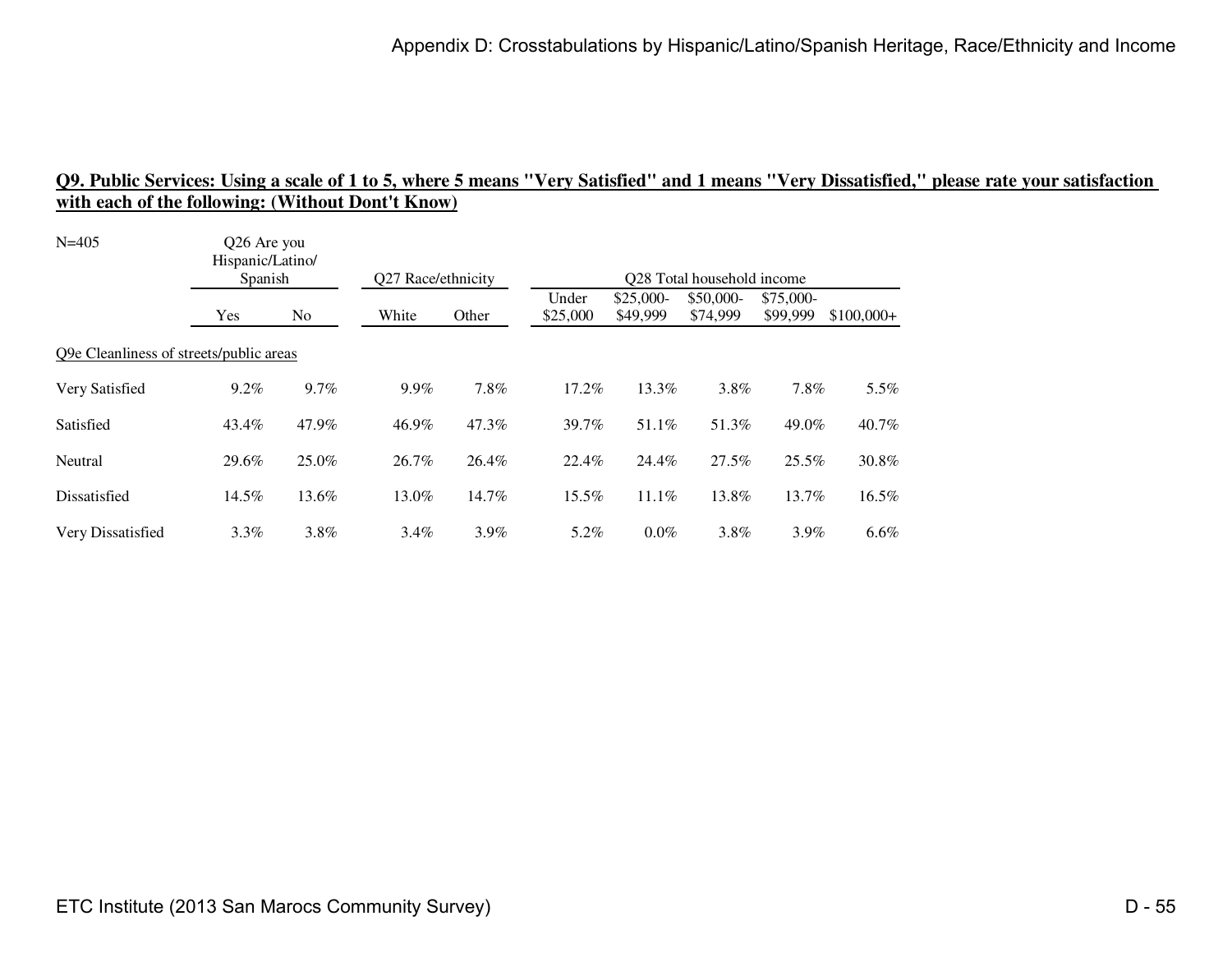## Q9. Public Services: Using a scale of 1 to 5, where 5 means "Very Satisfied" and 1 means "Very Dissatisfied," please rate your satisfaction with each of the following: (Without Dont't Know)

N=405

| | Q26 Are you Hispanic/Latino/ Spanish | | Q27 Race/ethnicity | | Q28 Total household income | | | | |
|---|---|---|---|---|---|---|---|---|---|
| | Yes | No | White | Other | Under $25,000 | $25,000-$49,999 | $50,000-$74,999 | $75,000-$99,999 | $100,000+ |
| Q9e Cleanliness of streets/public areas | | | | | | | | | |
| Very Satisfied | 9.2% | 9.7% | 9.9% | 7.8% | 17.2% | 13.3% | 3.8% | 7.8% | 5.5% |
| Satisfied | 43.4% | 47.9% | 46.9% | 47.3% | 39.7% | 51.1% | 51.3% | 49.0% | 40.7% |
| Neutral | 29.6% | 25.0% | 26.7% | 26.4% | 22.4% | 24.4% | 27.5% | 25.5% | 30.8% |
| Dissatisfied | 14.5% | 13.6% | 13.0% | 14.7% | 15.5% | 11.1% | 13.8% | 13.7% | 16.5% |
| Very Dissatisfied | 3.3% | 3.8% | 3.4% | 3.9% | 5.2% | 0.0% | 3.8% | 3.9% | 6.6% |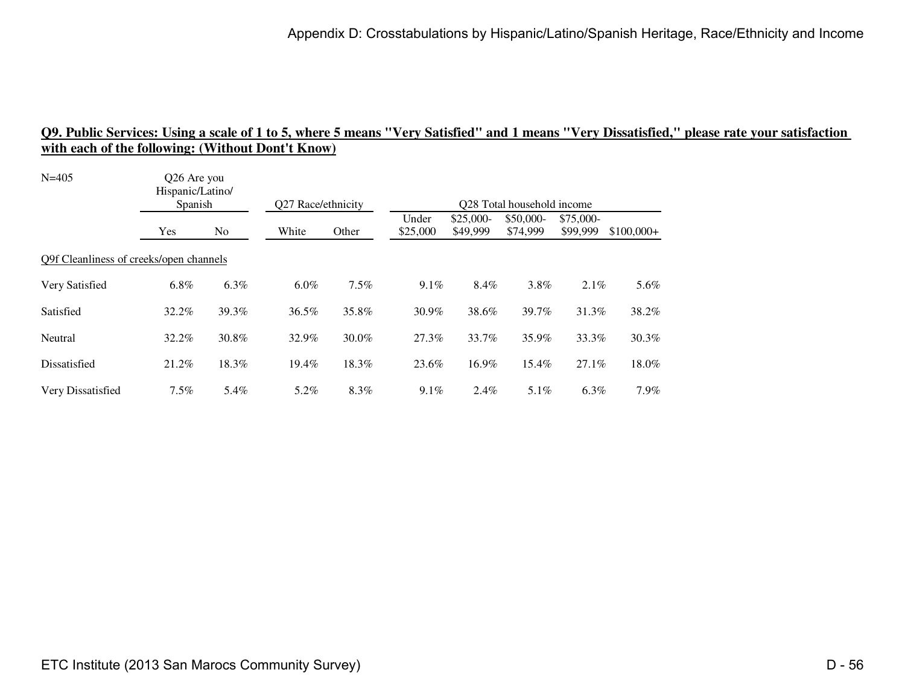## Q9. Public Services: Using a scale of 1 to 5, where 5 means "Very Satisfied" and 1 means "Very Dissatisfied," please rate your satisfaction with each of the following: (Without Dont't Know)

N=405

| | Q26 Are you Hispanic/Latino/ Spanish | | Q27 Race/ethnicity | | Q28 Total household income | | | | |
|---|---|---|---|---|---|---|---|---|---|
| | Yes | No | White | Other | Under $25,000 | $25,000-$49,999 | $50,000-$74,999 | $75,000-$99,999 | $100,000+ |
| Q9f Cleanliness of creeks/open channels | | | | | | | | | |
| Very Satisfied | 6.8% | 6.3% | 6.0% | 7.5% | 9.1% | 8.4% | 3.8% | 2.1% | 5.6% |
| Satisfied | 32.2% | 39.3% | 36.5% | 35.8% | 30.9% | 38.6% | 39.7% | 31.3% | 38.2% |
| Neutral | 32.2% | 30.8% | 32.9% | 30.0% | 27.3% | 33.7% | 35.9% | 33.3% | 30.3% |
| Dissatisfied | 21.2% | 18.3% | 19.4% | 18.3% | 23.6% | 16.9% | 15.4% | 27.1% | 18.0% |
| Very Dissatisfied | 7.5% | 5.4% | 5.2% | 8.3% | 9.1% | 2.4% | 5.1% | 6.3% | 7.9% |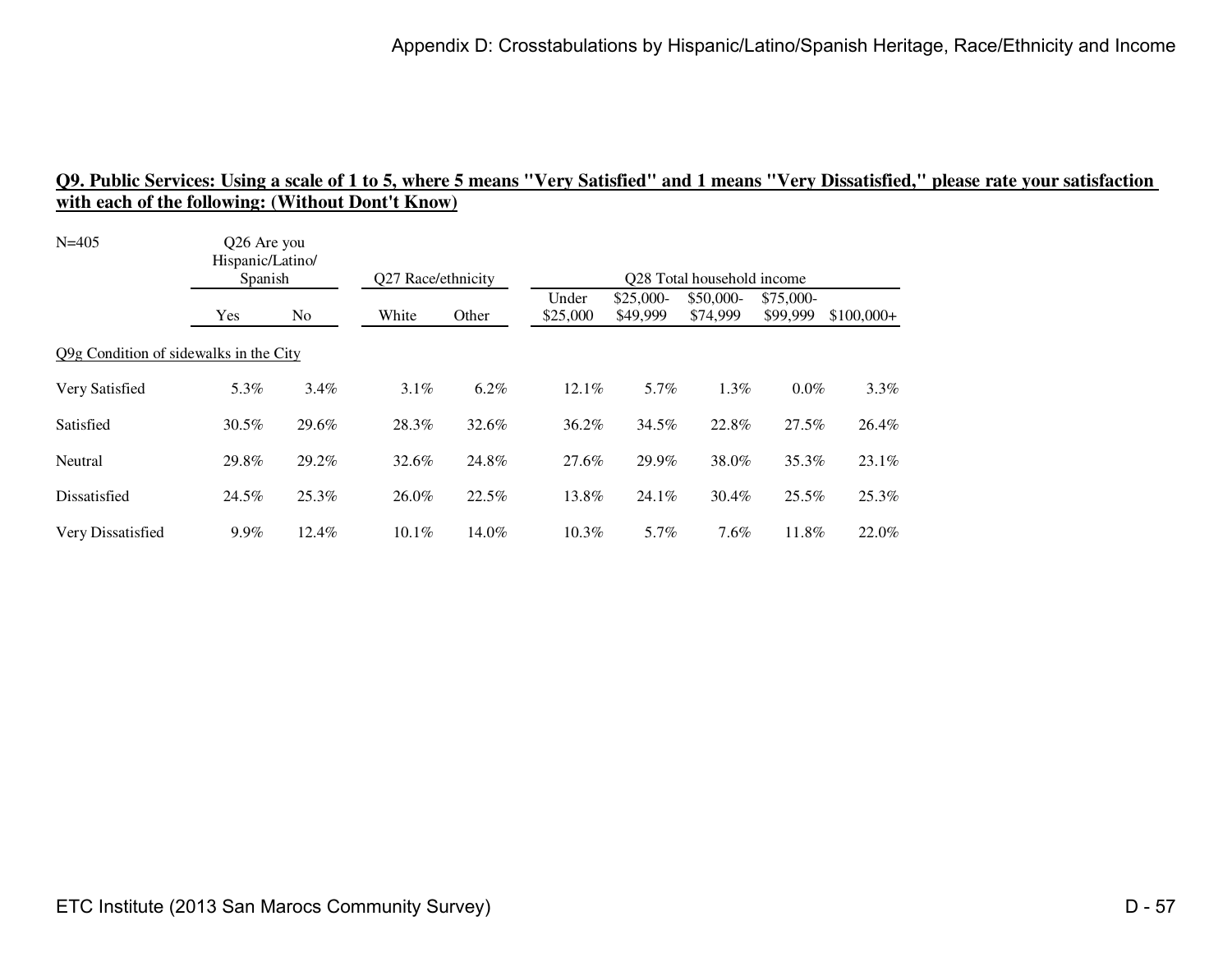**Q9. Public Services: Using a scale of 1 to 5, where 5 means "Very Satisfied" and 1 means "Very Dissatisfied," please rate your satisfaction with each of the following: (Without Dont't Know)**

| N=405 | Q26 Are you Hispanic/Latino/ Spanish | | Q27 Race/ethnicity | | Q28 Total household income | | | | |
|---|---|---|---|---|---|---|---|---|---|
| | Yes | No | White | Other | Under $25,000 | $25,000-$49,999 | $50,000-$74,999 | $75,000-$99,999 | $100,000+ |
| Q9g Condition of sidewalks in the City | | | | | | | | | |
| Very Satisfied | 5.3% | 3.4% | 3.1% | 6.2% | 12.1% | 5.7% | 1.3% | 0.0% | 3.3% |
| Satisfied | 30.5% | 29.6% | 28.3% | 32.6% | 36.2% | 34.5% | 22.8% | 27.5% | 26.4% |
| Neutral | 29.8% | 29.2% | 32.6% | 24.8% | 27.6% | 29.9% | 38.0% | 35.3% | 23.1% |
| Dissatisfied | 24.5% | 25.3% | 26.0% | 22.5% | 13.8% | 24.1% | 30.4% | 25.5% | 25.3% |
| Very Dissatisfied | 9.9% | 12.4% | 10.1% | 14.0% | 10.3% | 5.7% | 7.6% | 11.8% | 22.0% |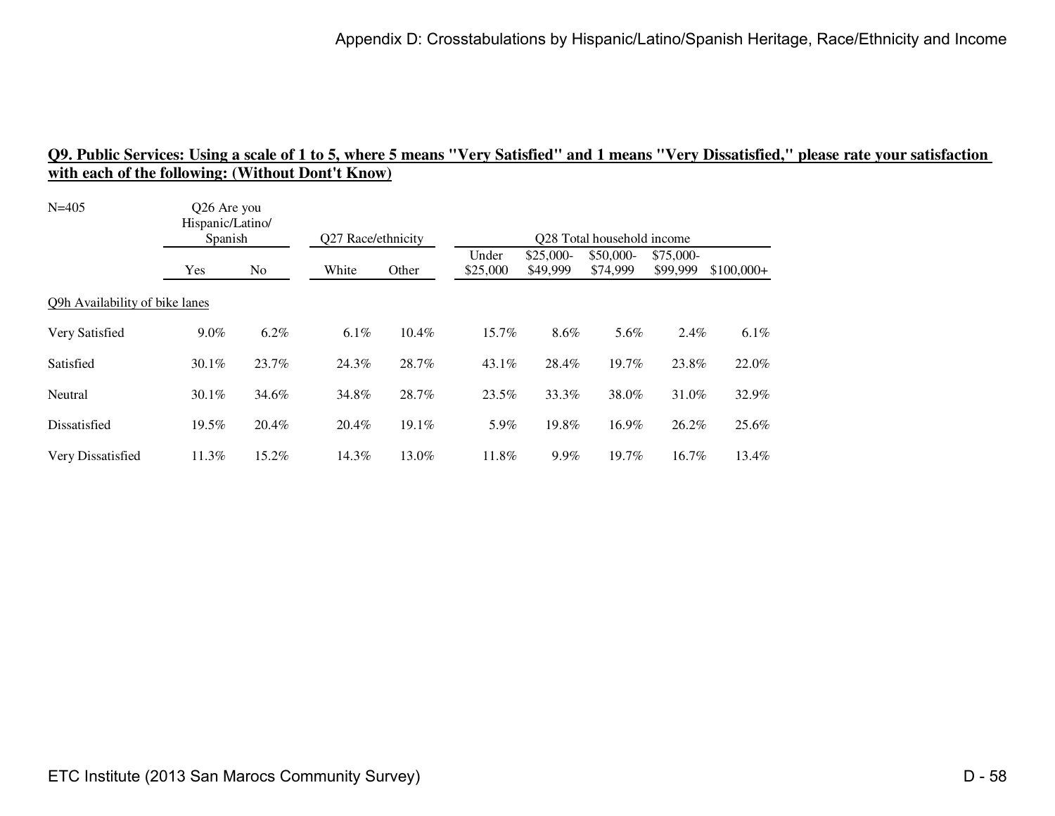## Q9. Public Services: Using a scale of 1 to 5, where 5 means "Very Satisfied" and 1 means "Very Dissatisfied," please rate your satisfaction with each of the following: (Without Dont't Know)

N=405

| | Q26 Are you Hispanic/Latino/ Spanish | | Q27 Race/ethnicity | | Q28 Total household income | | | | |
|---|---|---|---|---|---|---|---|---|---|
| | Yes | No | White | Other | Under $25,000 | $25,000-$49,999 | $50,000-$74,999 | $75,000-$99,999 | $100,000+ |
| Q9h Availability of bike lanes | | | | | | | | | |
| Very Satisfied | 9.0% | 6.2% | 6.1% | 10.4% | 15.7% | 8.6% | 5.6% | 2.4% | 6.1% |
| Satisfied | 30.1% | 23.7% | 24.3% | 28.7% | 43.1% | 28.4% | 19.7% | 23.8% | 22.0% |
| Neutral | 30.1% | 34.6% | 34.8% | 28.7% | 23.5% | 33.3% | 38.0% | 31.0% | 32.9% |
| Dissatisfied | 19.5% | 20.4% | 20.4% | 19.1% | 5.9% | 19.8% | 16.9% | 26.2% | 25.6% |
| Very Dissatisfied | 11.3% | 15.2% | 14.3% | 13.0% | 11.8% | 9.9% | 19.7% | 16.7% | 13.4% |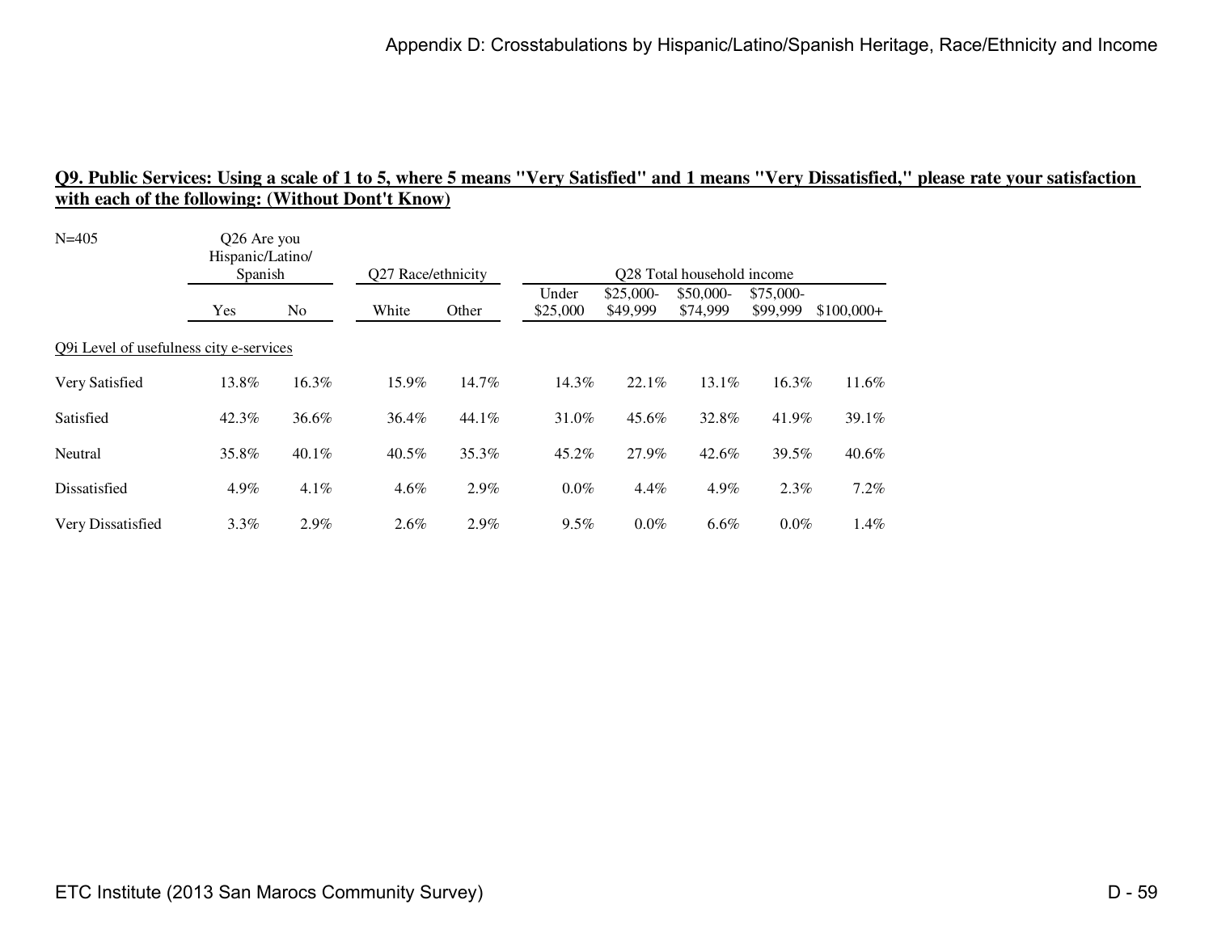## Q9. Public Services: Using a scale of 1 to 5, where 5 means "Very Satisfied" and 1 means "Very Dissatisfied," please rate your satisfaction with each of the following: (Without Dont't Know)

N=405

| | Q26 Are you Hispanic/Latino/ Spanish | | Q27 Race/ethnicity | | Q28 Total household income | | | | |
|---|---|---|---|---|---|---|---|---|---|
| | Yes | No | White | Other | Under $25,000 | $25,000-$49,999 | $50,000-$74,999 | $75,000-$99,999 | $100,000+ |
| Q9i Level of usefulness city e-services | | | | | | | | | |
| Very Satisfied | 13.8% | 16.3% | 15.9% | 14.7% | 14.3% | 22.1% | 13.1% | 16.3% | 11.6% |
| Satisfied | 42.3% | 36.6% | 36.4% | 44.1% | 31.0% | 45.6% | 32.8% | 41.9% | 39.1% |
| Neutral | 35.8% | 40.1% | 40.5% | 35.3% | 45.2% | 27.9% | 42.6% | 39.5% | 40.6% |
| Dissatisfied | 4.9% | 4.1% | 4.6% | 2.9% | 0.0% | 4.4% | 4.9% | 2.3% | 7.2% |
| Very Dissatisfied | 3.3% | 2.9% | 2.6% | 2.9% | 9.5% | 0.0% | 6.6% | 0.0% | 1.4% |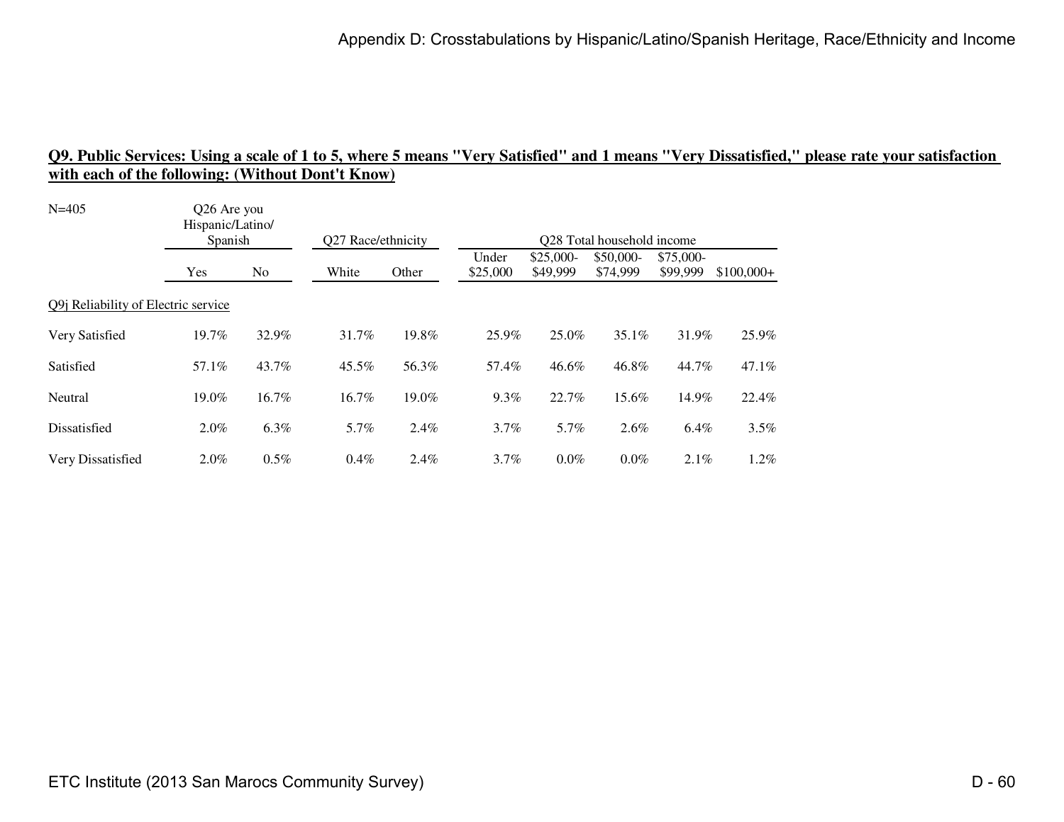## Q9. Public Services: Using a scale of 1 to 5, where 5 means "Very Satisfied" and 1 means "Very Dissatisfied," please rate your satisfaction with each of the following: (Without Dont't Know)

N=405

| | Q26 Are you Hispanic/Latino/ Spanish | | Q27 Race/ethnicity | | Q28 Total household income | | | | |
|---|---|---|---|---|---|---|---|---|---|
| | Yes | No | White | Other | Under $25,000 | $25,000-$49,999 | $50,000-$74,999 | $75,000-$99,999 | $100,000+ |
| Q9j Reliability of Electric service | | | | | | | | | |
| Very Satisfied | 19.7% | 32.9% | 31.7% | 19.8% | 25.9% | 25.0% | 35.1% | 31.9% | 25.9% |
| Satisfied | 57.1% | 43.7% | 45.5% | 56.3% | 57.4% | 46.6% | 46.8% | 44.7% | 47.1% |
| Neutral | 19.0% | 16.7% | 16.7% | 19.0% | 9.3% | 22.7% | 15.6% | 14.9% | 22.4% |
| Dissatisfied | 2.0% | 6.3% | 5.7% | 2.4% | 3.7% | 5.7% | 2.6% | 6.4% | 3.5% |
| Very Dissatisfied | 2.0% | 0.5% | 0.4% | 2.4% | 3.7% | 0.0% | 0.0% | 2.1% | 1.2% |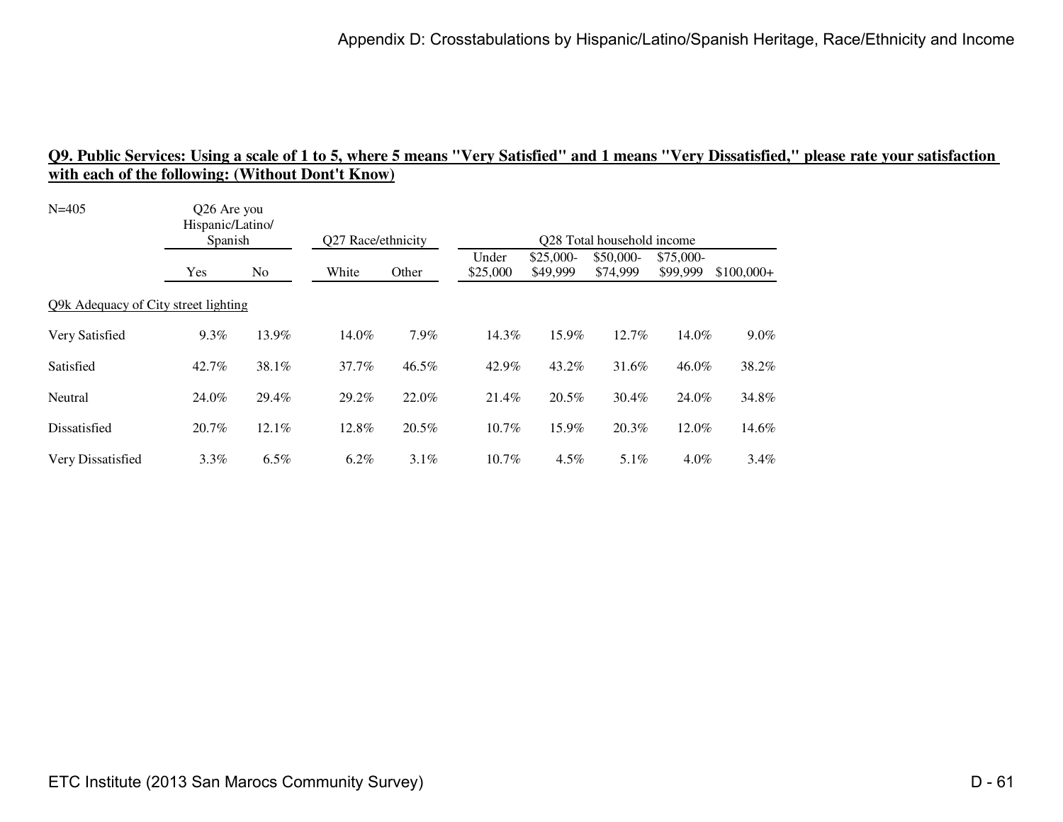## Q9. Public Services: Using a scale of 1 to 5, where 5 means "Very Satisfied" and 1 means "Very Dissatisfied," please rate your satisfaction with each of the following: (Without Dont't Know)

N=405

| | Q26 Are you Hispanic/Latino/ Spanish | | Q27 Race/ethnicity | | Q28 Total household income | | | | |
|---|---|---|---|---|---|---|---|---|---|
| | Yes | No | White | Other | Under $25,000 | $25,000-$49,999 | $50,000-$74,999 | $75,000-$99,999 | $100,000+ |
| Q9k Adequacy of City street lighting | | | | | | | | | |
| Very Satisfied | 9.3% | 13.9% | 14.0% | 7.9% | 14.3% | 15.9% | 12.7% | 14.0% | 9.0% |
| Satisfied | 42.7% | 38.1% | 37.7% | 46.5% | 42.9% | 43.2% | 31.6% | 46.0% | 38.2% |
| Neutral | 24.0% | 29.4% | 29.2% | 22.0% | 21.4% | 20.5% | 30.4% | 24.0% | 34.8% |
| Dissatisfied | 20.7% | 12.1% | 12.8% | 20.5% | 10.7% | 15.9% | 20.3% | 12.0% | 14.6% |
| Very Dissatisfied | 3.3% | 6.5% | 6.2% | 3.1% | 10.7% | 4.5% | 5.1% | 4.0% | 3.4% |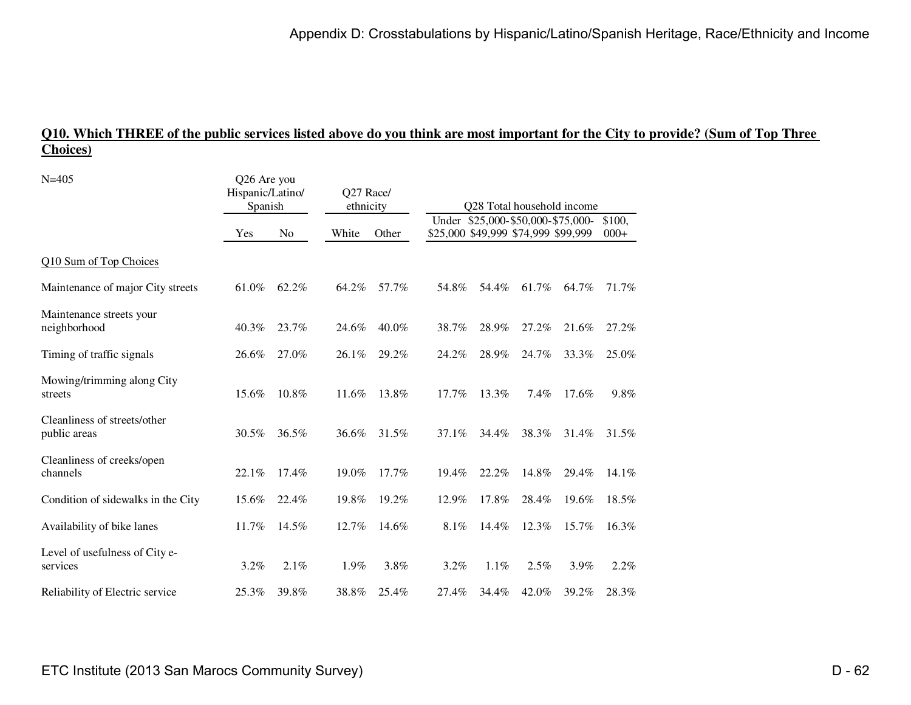**Q10. Which THREE of the public services listed above do you think are most important for the City to provide? (Sum of Top Three Choices)**

N=405

| | Q26 Are you Hispanic/Latino/ Spanish | | Q27 Race/ ethnicity | | Q28 Total household income | | | | |
|---|---|---|---|---|---|---|---|---|---|
| | Yes | No | White | Other | Under $25,000 | $25,000-$49,999 | $50,000-$74,999 | $75,000-$99,999 | $100,000+ |
| Q10 Sum of Top Choices | | | | | | | | | |
| Maintenance of major City streets | 61.0% | 62.2% | 64.2% | 57.7% | 54.8% | 54.4% | 61.7% | 64.7% | 71.7% |
| Maintenance streets your neighborhood | 40.3% | 23.7% | 24.6% | 40.0% | 38.7% | 28.9% | 27.2% | 21.6% | 27.2% |
| Timing of traffic signals | 26.6% | 27.0% | 26.1% | 29.2% | 24.2% | 28.9% | 24.7% | 33.3% | 25.0% |
| Mowing/trimming along City streets | 15.6% | 10.8% | 11.6% | 13.8% | 17.7% | 13.3% | 7.4% | 17.6% | 9.8% |
| Cleanliness of streets/other public areas | 30.5% | 36.5% | 36.6% | 31.5% | 37.1% | 34.4% | 38.3% | 31.4% | 31.5% |
| Cleanliness of creeks/open channels | 22.1% | 17.4% | 19.0% | 17.7% | 19.4% | 22.2% | 14.8% | 29.4% | 14.1% |
| Condition of sidewalks in the City | 15.6% | 22.4% | 19.8% | 19.2% | 12.9% | 17.8% | 28.4% | 19.6% | 18.5% |
| Availability of bike lanes | 11.7% | 14.5% | 12.7% | 14.6% | 8.1% | 14.4% | 12.3% | 15.7% | 16.3% |
| Level of usefulness of City e-services | 3.2% | 2.1% | 1.9% | 3.8% | 3.2% | 1.1% | 2.5% | 3.9% | 2.2% |
| Reliability of Electric service | 25.3% | 39.8% | 38.8% | 25.4% | 27.4% | 34.4% | 42.0% | 39.2% | 28.3% |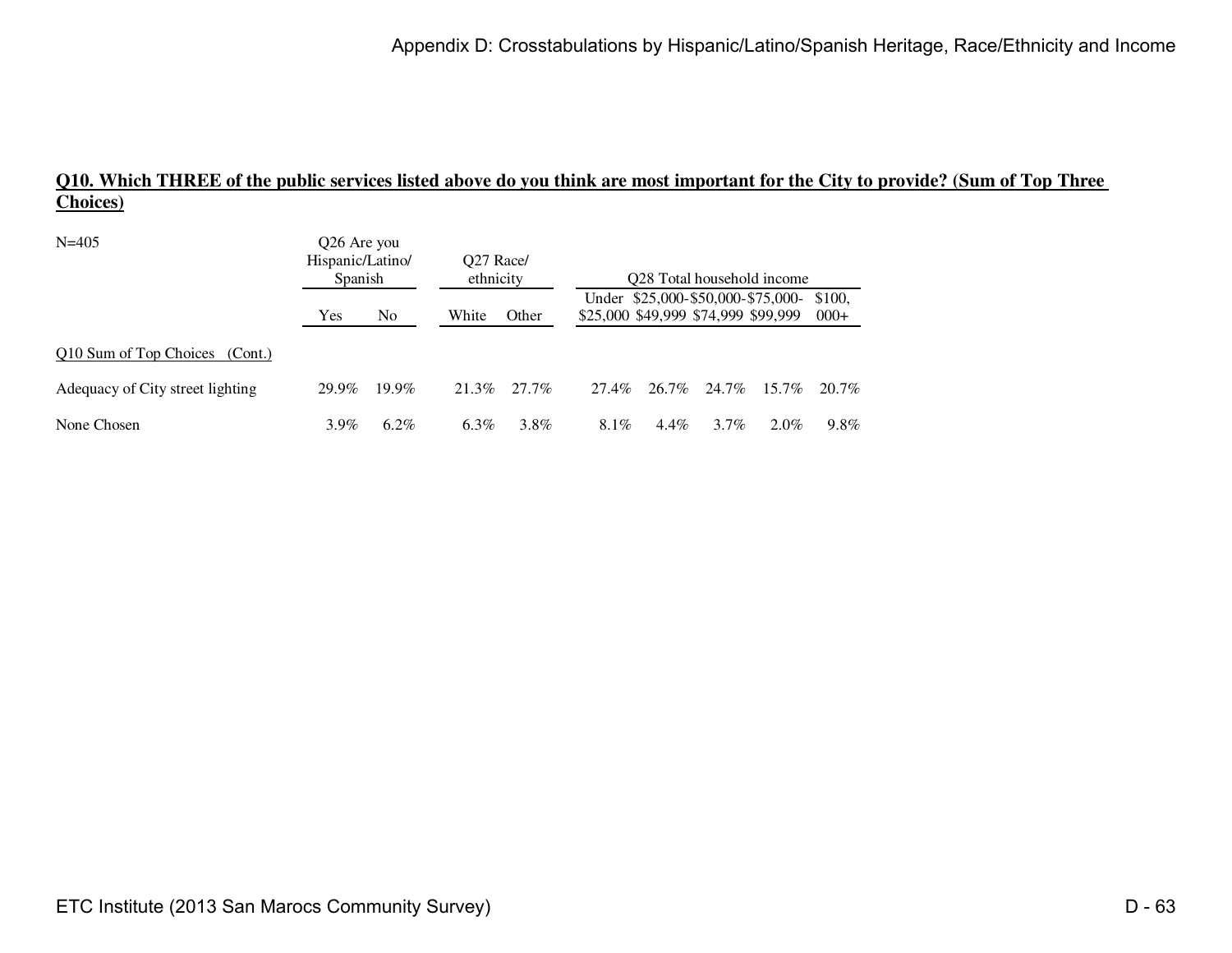**Q10. Which THREE of the public services listed above do you think are most important for the City to provide? (Sum of Top Three Choices)**

| N=405 | Q26 Are you Hispanic/Latino/ Spanish | | Q27 Race/ ethnicity | | Q28 Total household income | | | | |
|---|---|---|---|---|---|---|---|---|---|
| | Yes | No | White | Other | Under $25,000 | $25,000-$49,999 | $50,000-$74,999 | $75,000-$99,999 | $100,000+ |
| Q10 Sum of Top Choices (Cont.) | | | | | | | | | |
| Adequacy of City street lighting | 29.9% | 19.9% | 21.3% | 27.7% | 27.4% | 26.7% | 24.7% | 15.7% | 20.7% |
| None Chosen | 3.9% | 6.2% | 6.3% | 3.8% | 8.1% | 4.4% | 3.7% | 2.0% | 9.8% |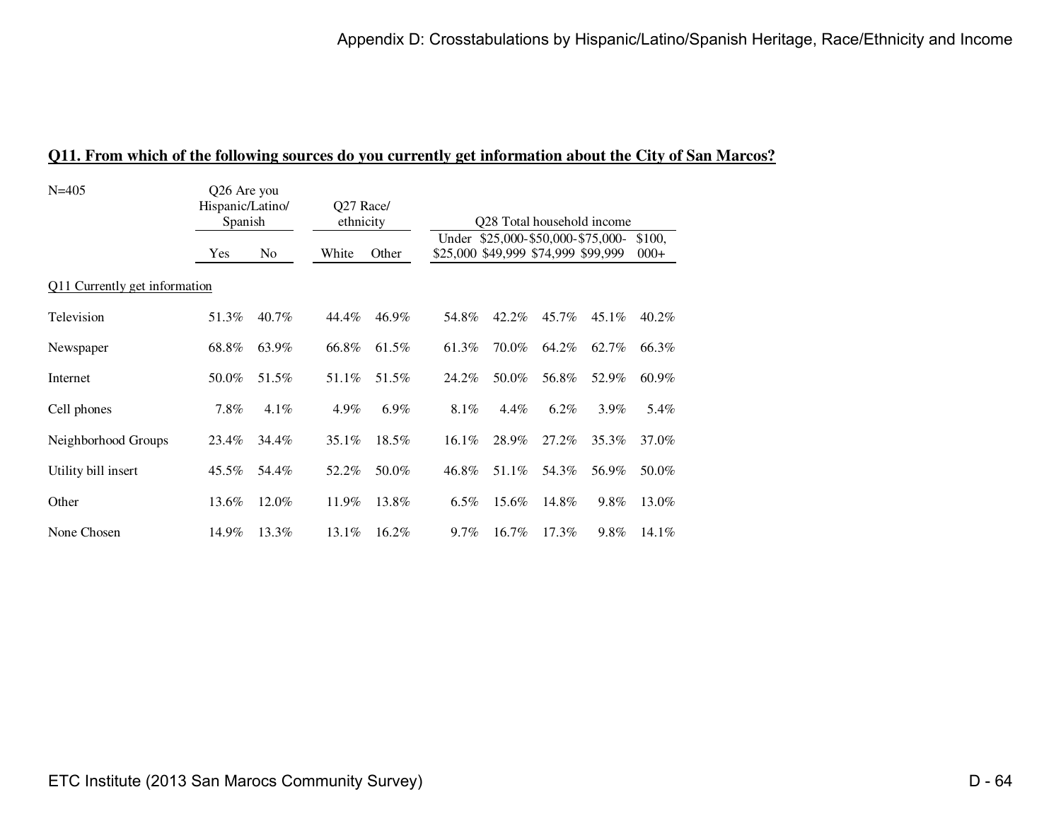## Q11. From which of the following sources do you currently get information about the City of San Marcos?

| N=405 | Q26 Are you Hispanic/Latino/ Spanish | | Q27 Race/ ethnicity | | Q28 Total household income | | | | |
|---|---|---|---|---|---|---|---|---|---|
| | Yes | No | White | Other | Under $25,000 | $25,000-$49,999 | $50,000-$74,999 | $75,000-$99,999 | $100,000+ |
| Q11 Currently get information | | | | | | | | | |
| Television | 51.3% | 40.7% | 44.4% | 46.9% | 54.8% | 42.2% | 45.7% | 45.1% | 40.2% |
| Newspaper | 68.8% | 63.9% | 66.8% | 61.5% | 61.3% | 70.0% | 64.2% | 62.7% | 66.3% |
| Internet | 50.0% | 51.5% | 51.1% | 51.5% | 24.2% | 50.0% | 56.8% | 52.9% | 60.9% |
| Cell phones | 7.8% | 4.1% | 4.9% | 6.9% | 8.1% | 4.4% | 6.2% | 3.9% | 5.4% |
| Neighborhood Groups | 23.4% | 34.4% | 35.1% | 18.5% | 16.1% | 28.9% | 27.2% | 35.3% | 37.0% |
| Utility bill insert | 45.5% | 54.4% | 52.2% | 50.0% | 46.8% | 51.1% | 54.3% | 56.9% | 50.0% |
| Other | 13.6% | 12.0% | 11.9% | 13.8% | 6.5% | 15.6% | 14.8% | 9.8% | 13.0% |
| None Chosen | 14.9% | 13.3% | 13.1% | 16.2% | 9.7% | 16.7% | 17.3% | 9.8% | 14.1% |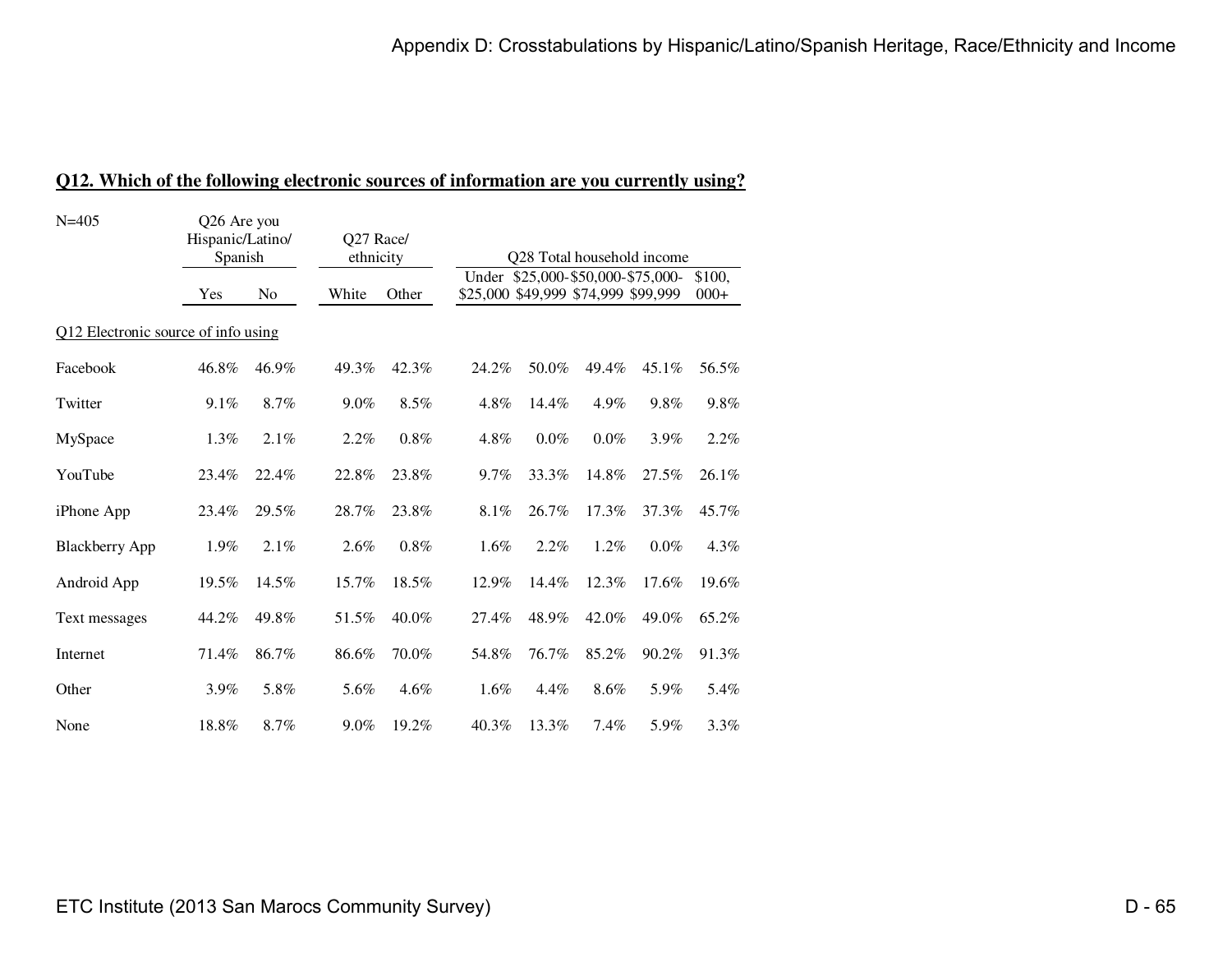## Q12. Which of the following electronic sources of information are you currently using?

| N=405 | Q26 Are you Hispanic/Latino/ Spanish | | Q27 Race/ ethnicity | | Q28 Total household income | | | | |
|---|---|---|---|---|---|---|---|---|---|
| | Yes | No | White | Other | Under $25,000 | $25,000-$49,999 | $50,000-$74,999 | $75,000-$99,999 | $100,000+ |
| Q12 Electronic source of info using | | | | | | | | | |
| Facebook | 46.8% | 46.9% | 49.3% | 42.3% | 24.2% | 50.0% | 49.4% | 45.1% | 56.5% |
| Twitter | 9.1% | 8.7% | 9.0% | 8.5% | 4.8% | 14.4% | 4.9% | 9.8% | 9.8% |
| MySpace | 1.3% | 2.1% | 2.2% | 0.8% | 4.8% | 0.0% | 0.0% | 3.9% | 2.2% |
| YouTube | 23.4% | 22.4% | 22.8% | 23.8% | 9.7% | 33.3% | 14.8% | 27.5% | 26.1% |
| iPhone App | 23.4% | 29.5% | 28.7% | 23.8% | 8.1% | 26.7% | 17.3% | 37.3% | 45.7% |
| Blackberry App | 1.9% | 2.1% | 2.6% | 0.8% | 1.6% | 2.2% | 1.2% | 0.0% | 4.3% |
| Android App | 19.5% | 14.5% | 15.7% | 18.5% | 12.9% | 14.4% | 12.3% | 17.6% | 19.6% |
| Text messages | 44.2% | 49.8% | 51.5% | 40.0% | 27.4% | 48.9% | 42.0% | 49.0% | 65.2% |
| Internet | 71.4% | 86.7% | 86.6% | 70.0% | 54.8% | 76.7% | 85.2% | 90.2% | 91.3% |
| Other | 3.9% | 5.8% | 5.6% | 4.6% | 1.6% | 4.4% | 8.6% | 5.9% | 5.4% |
| None | 18.8% | 8.7% | 9.0% | 19.2% | 40.3% | 13.3% | 7.4% | 5.9% | 3.3% |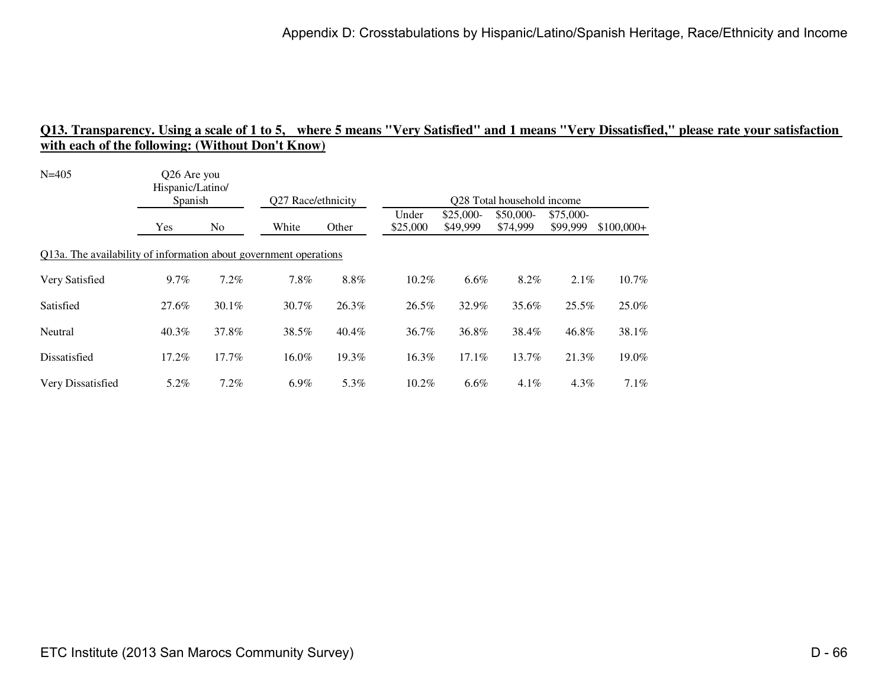## Q13. Transparency. Using a scale of 1 to 5, where 5 means "Very Satisfied" and 1 means "Very Dissatisfied," please rate your satisfaction with each of the following: (Without Don't Know)

N=405

| | Q26 Are you Hispanic/Latino/ Spanish | | Q27 Race/ethnicity | | Q28 Total household income | | | | |
|---|---|---|---|---|---|---|---|---|---|
| | Yes | No | White | Other | Under $25,000 | $25,000-$49,999 | $50,000-$74,999 | $75,000-$99,999 | $100,000+ |
| **Q13a. The availability of information about government operations** | | | | | | | | | |
| Very Satisfied | 9.7% | 7.2% | 7.8% | 8.8% | 10.2% | 6.6% | 8.2% | 2.1% | 10.7% |
| Satisfied | 27.6% | 30.1% | 30.7% | 26.3% | 26.5% | 32.9% | 35.6% | 25.5% | 25.0% |
| Neutral | 40.3% | 37.8% | 38.5% | 40.4% | 36.7% | 36.8% | 38.4% | 46.8% | 38.1% |
| Dissatisfied | 17.2% | 17.7% | 16.0% | 19.3% | 16.3% | 17.1% | 13.7% | 21.3% | 19.0% |
| Very Dissatisfied | 5.2% | 7.2% | 6.9% | 5.3% | 10.2% | 6.6% | 4.1% | 4.3% | 7.1% |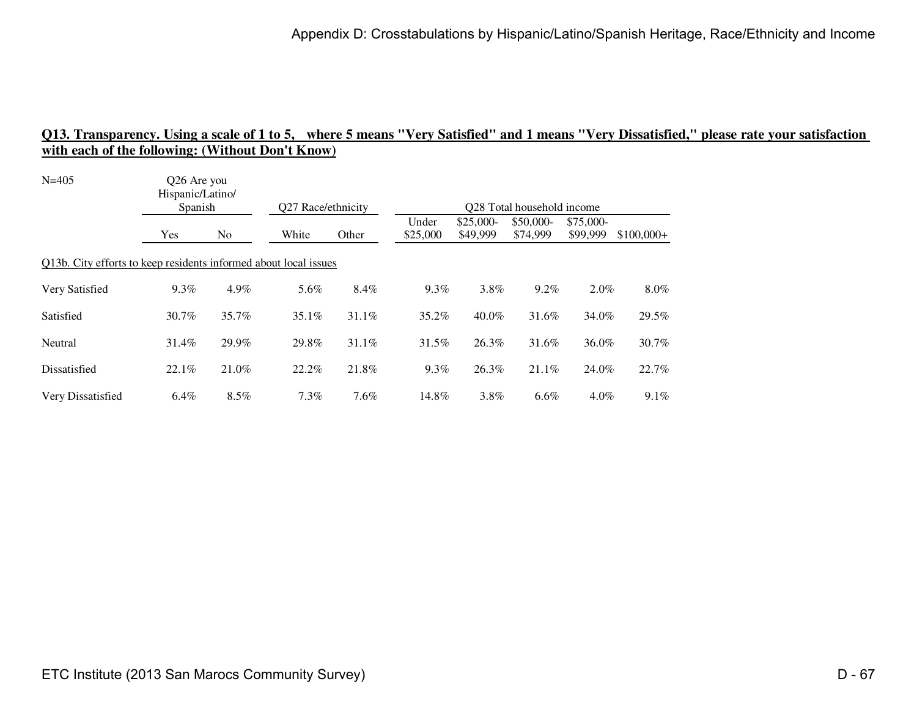## Q13. Transparency. Using a scale of 1 to 5, where 5 means "Very Satisfied" and 1 means "Very Dissatisfied," please rate your satisfaction with each of the following: (Without Don't Know)

N=405

| | Q26 Are you Hispanic/Latino/ Spanish | | Q27 Race/ethnicity | | Q28 Total household income | | | | |
|---|---|---|---|---|---|---|---|---|---|
| | Yes | No | White | Other | Under $25,000 | $25,000-$49,999 | $50,000-$74,999 | $75,000-$99,999 | $100,000+ |
| Q13b. City efforts to keep residents informed about local issues | | | | | | | | | |
| Very Satisfied | 9.3% | 4.9% | 5.6% | 8.4% | 9.3% | 3.8% | 9.2% | 2.0% | 8.0% |
| Satisfied | 30.7% | 35.7% | 35.1% | 31.1% | 35.2% | 40.0% | 31.6% | 34.0% | 29.5% |
| Neutral | 31.4% | 29.9% | 29.8% | 31.1% | 31.5% | 26.3% | 31.6% | 36.0% | 30.7% |
| Dissatisfied | 22.1% | 21.0% | 22.2% | 21.8% | 9.3% | 26.3% | 21.1% | 24.0% | 22.7% |
| Very Dissatisfied | 6.4% | 8.5% | 7.3% | 7.6% | 14.8% | 3.8% | 6.6% | 4.0% | 9.1% |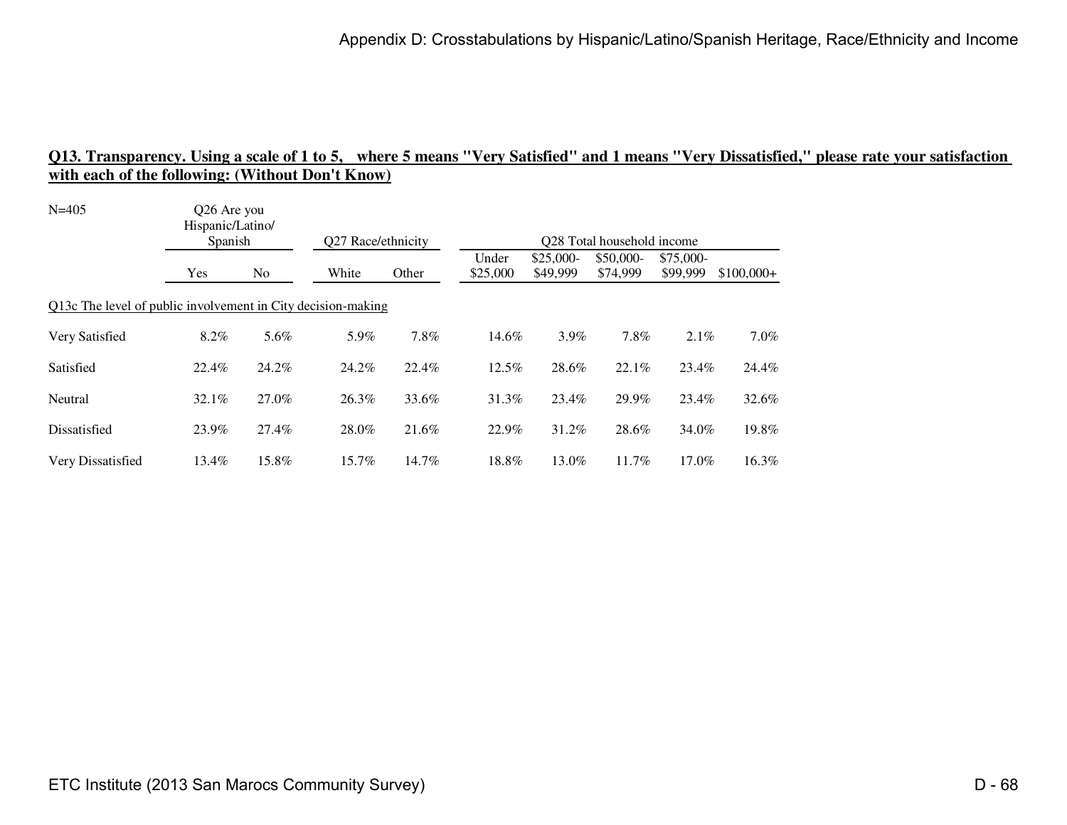**Q13. Transparency. Using a scale of 1 to 5, where 5 means "Very Satisfied" and 1 means "Very Dissatisfied," please rate your satisfaction with each of the following: (Without Don't Know)**

N=405

| | Q26 Are you Hispanic/Latino/ Spanish | | Q27 Race/ethnicity | | Q28 Total household income | | | | |
|---|---|---|---|---|---|---|---|---|---|
| | Yes | No | White | Other | Under $25,000 | $25,000-$49,999 | $50,000-$74,999 | $75,000-$99,999 | $100,000+ |
| Q13c The level of public involvement in City decision-making | | | | | | | | | |
| Very Satisfied | 8.2% | 5.6% | 5.9% | 7.8% | 14.6% | 3.9% | 7.8% | 2.1% | 7.0% |
| Satisfied | 22.4% | 24.2% | 24.2% | 22.4% | 12.5% | 28.6% | 22.1% | 23.4% | 24.4% |
| Neutral | 32.1% | 27.0% | 26.3% | 33.6% | 31.3% | 23.4% | 29.9% | 23.4% | 32.6% |
| Dissatisfied | 23.9% | 27.4% | 28.0% | 21.6% | 22.9% | 31.2% | 28.6% | 34.0% | 19.8% |
| Very Dissatisfied | 13.4% | 15.8% | 15.7% | 14.7% | 18.8% | 13.0% | 11.7% | 17.0% | 16.3% |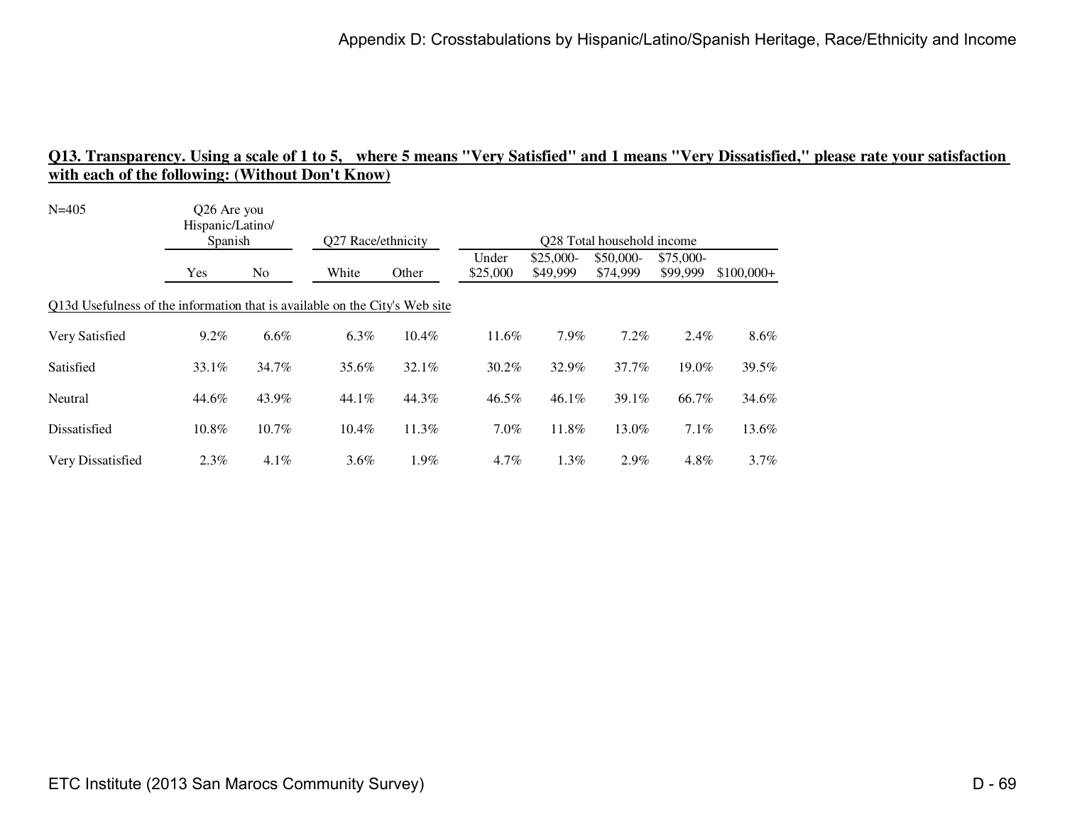**Q13. Transparency. Using a scale of 1 to 5, where 5 means "Very Satisfied" and 1 means "Very Dissatisfied," please rate your satisfaction with each of the following: (Without Don't Know)**

N=405

| | Q26 Are you Hispanic/Latino/ Spanish | | Q27 Race/ethnicity | | Q28 Total household income | | | | |
|---|---|---|---|---|---|---|---|---|---|
| | Yes | No | White | Other | Under $25,000 | $25,000-$49,999 | $50,000-$74,999 | $75,000-$99,999 | $100,000+ |
| Q13d Usefulness of the information that is available on the City's Web site | | | | | | | | | |
| Very Satisfied | 9.2% | 6.6% | 6.3% | 10.4% | 11.6% | 7.9% | 7.2% | 2.4% | 8.6% |
| Satisfied | 33.1% | 34.7% | 35.6% | 32.1% | 30.2% | 32.9% | 37.7% | 19.0% | 39.5% |
| Neutral | 44.6% | 43.9% | 44.1% | 44.3% | 46.5% | 46.1% | 39.1% | 66.7% | 34.6% |
| Dissatisfied | 10.8% | 10.7% | 10.4% | 11.3% | 7.0% | 11.8% | 13.0% | 7.1% | 13.6% |
| Very Dissatisfied | 2.3% | 4.1% | 3.6% | 1.9% | 4.7% | 1.3% | 2.9% | 4.8% | 3.7% |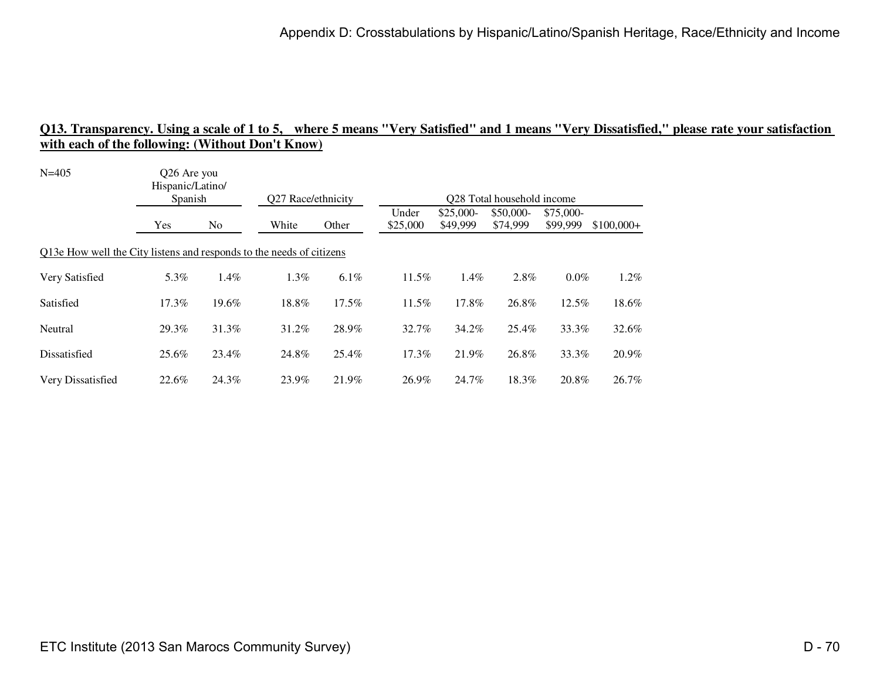## Q13. Transparency. Using a scale of 1 to 5, where 5 means "Very Satisfied" and 1 means "Very Dissatisfied," please rate your satisfaction with each of the following: (Without Don't Know)

N=405

| | Q26 Are you Hispanic/Latino/ Spanish | | Q27 Race/ethnicity | | Q28 Total household income | | | | |
|---|---|---|---|---|---|---|---|---|---|
| | Yes | No | White | Other | Under $25,000 | $25,000-$49,999 | $50,000-$74,999 | $75,000-$99,999 | $100,000+ |
| **Q13e How well the City listens and responds to the needs of citizens** | | | | | | | | | |
| Very Satisfied | 5.3% | 1.4% | 1.3% | 6.1% | 11.5% | 1.4% | 2.8% | 0.0% | 1.2% |
| Satisfied | 17.3% | 19.6% | 18.8% | 17.5% | 11.5% | 17.8% | 26.8% | 12.5% | 18.6% |
| Neutral | 29.3% | 31.3% | 31.2% | 28.9% | 32.7% | 34.2% | 25.4% | 33.3% | 32.6% |
| Dissatisfied | 25.6% | 23.4% | 24.8% | 25.4% | 17.3% | 21.9% | 26.8% | 33.3% | 20.9% |
| Very Dissatisfied | 22.6% | 24.3% | 23.9% | 21.9% | 26.9% | 24.7% | 18.3% | 20.8% | 26.7% |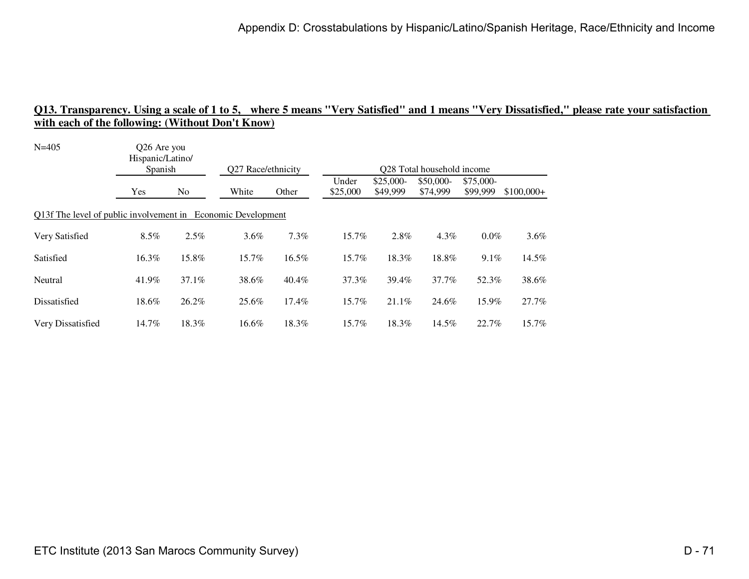## Q13. Transparency. Using a scale of 1 to 5, where 5 means "Very Satisfied" and 1 means "Very Dissatisfied," please rate your satisfaction with each of the following: (Without Don't Know)

N=405

| | Q26 Are you Hispanic/Latino/ Spanish | | Q27 Race/ethnicity | | Q28 Total household income | | | | |
|---|---|---|---|---|---|---|---|---|---|
| | Yes | No | White | Other | Under $25,000 | $25,000-$49,999 | $50,000-$74,999 | $75,000-$99,999 | $100,000+ |
| Q13f The level of public involvement in Economic Development | | | | | | | | | |
| Very Satisfied | 8.5% | 2.5% | 3.6% | 7.3% | 15.7% | 2.8% | 4.3% | 0.0% | 3.6% |
| Satisfied | 16.3% | 15.8% | 15.7% | 16.5% | 15.7% | 18.3% | 18.8% | 9.1% | 14.5% |
| Neutral | 41.9% | 37.1% | 38.6% | 40.4% | 37.3% | 39.4% | 37.7% | 52.3% | 38.6% |
| Dissatisfied | 18.6% | 26.2% | 25.6% | 17.4% | 15.7% | 21.1% | 24.6% | 15.9% | 27.7% |
| Very Dissatisfied | 14.7% | 18.3% | 16.6% | 18.3% | 15.7% | 18.3% | 14.5% | 22.7% | 15.7% |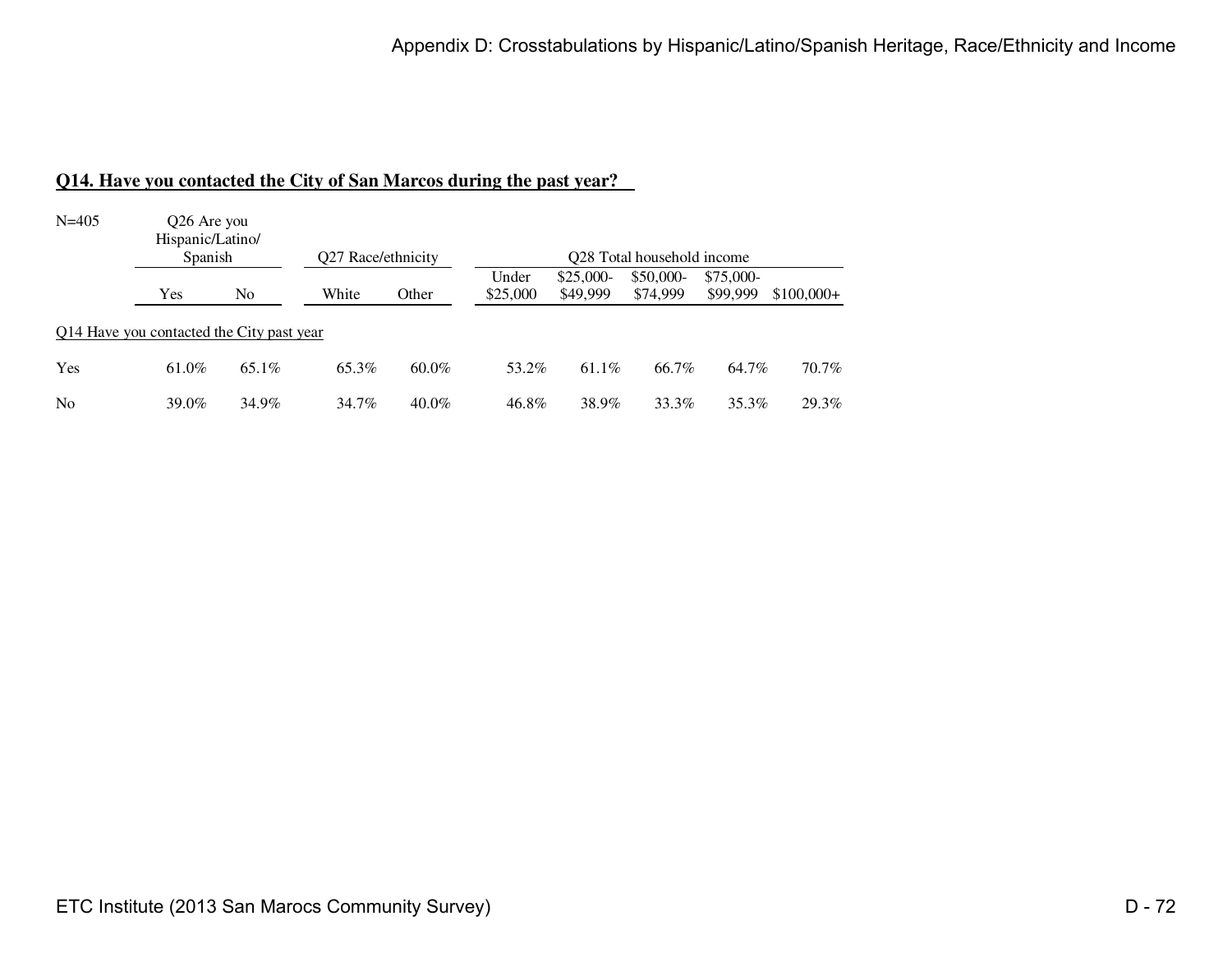## Q14. Have you contacted the City of San Marcos during the past year?

| N=405 | Q26 Are you Hispanic/Latino/ Spanish | | Q27 Race/ethnicity | | Q28 Total household income | | | | |
|---|---|---|---|---|---|---|---|---|---|
| | Yes | No | White | Other | Under $25,000 | $25,000-$49,999 | $50,000-$74,999 | $75,000-$99,999 | $100,000+ |
| Q14 Have you contacted the City past year | | | | | | | | | |
| Yes | 61.0% | 65.1% | 65.3% | 60.0% | 53.2% | 61.1% | 66.7% | 64.7% | 70.7% |
| No | 39.0% | 34.9% | 34.7% | 40.0% | 46.8% | 38.9% | 33.3% | 35.3% | 29.3% |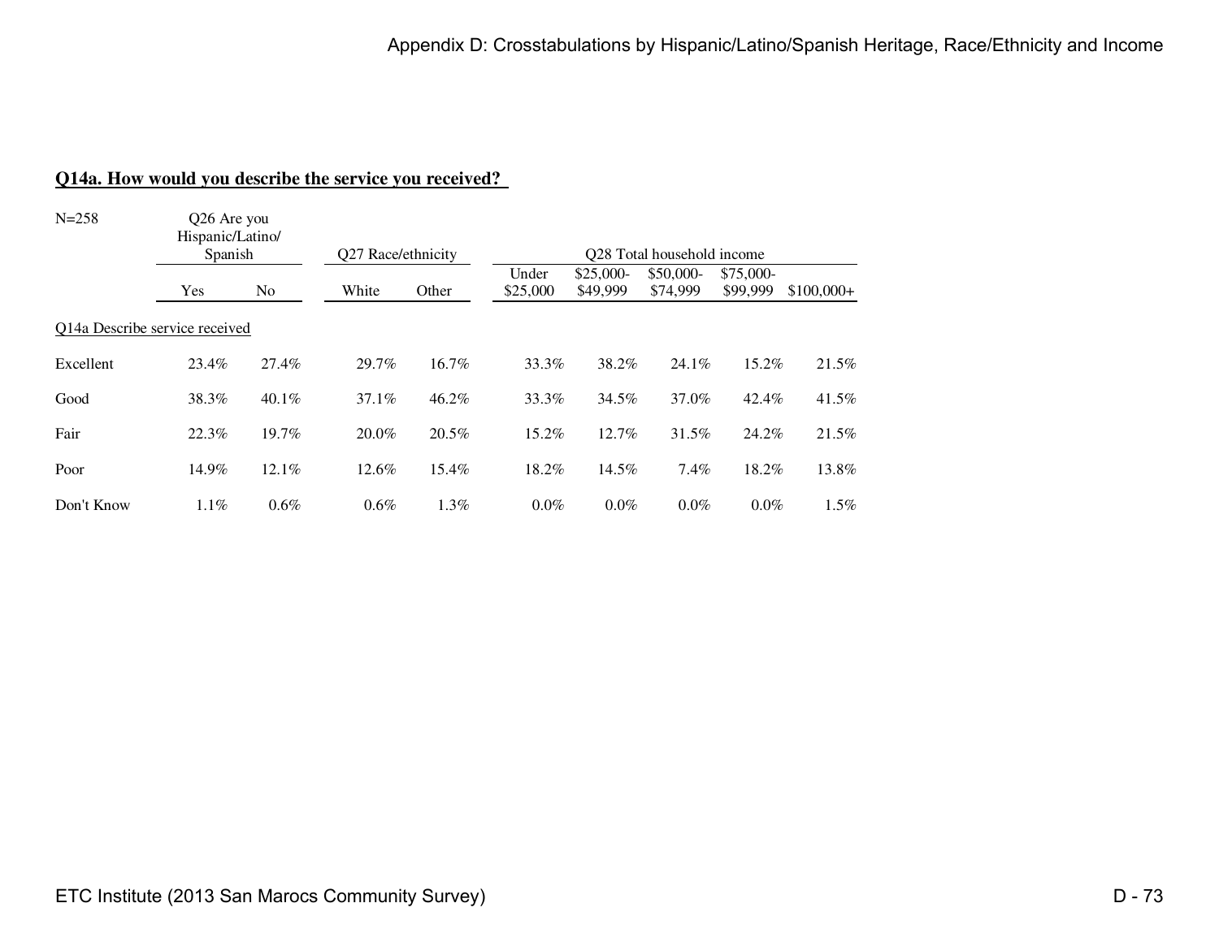## Q14a. How would you describe the service you received?

| N=258 | Q26 Are you Hispanic/Latino/ Spanish | | Q27 Race/ethnicity | | Q28 Total household income | | | | |
|---|---|---|---|---|---|---|---|---|---|
| | Yes | No | White | Other | Under $25,000 | $25,000-$49,999 | $50,000-$74,999 | $75,000-$99,999 | $100,000+ |
| Q14a Describe service received | | | | | | | | | |
| Excellent | 23.4% | 27.4% | 29.7% | 16.7% | 33.3% | 38.2% | 24.1% | 15.2% | 21.5% |
| Good | 38.3% | 40.1% | 37.1% | 46.2% | 33.3% | 34.5% | 37.0% | 42.4% | 41.5% |
| Fair | 22.3% | 19.7% | 20.0% | 20.5% | 15.2% | 12.7% | 31.5% | 24.2% | 21.5% |
| Poor | 14.9% | 12.1% | 12.6% | 15.4% | 18.2% | 14.5% | 7.4% | 18.2% | 13.8% |
| Don't Know | 1.1% | 0.6% | 0.6% | 1.3% | 0.0% | 0.0% | 0.0% | 0.0% | 1.5% |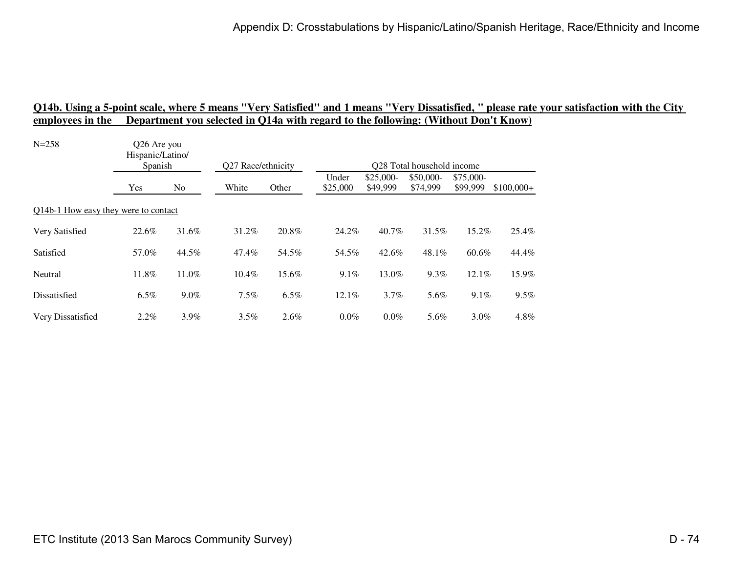**Q14b. Using a 5-point scale, where 5 means "Very Satisfied" and 1 means "Very Dissatisfied, " please rate your satisfaction with the City employees in the Department you selected in Q14a with regard to the following: (Without Don't Know)**

N=258

| | Q26 Are you Hispanic/Latino/ Spanish | | Q27 Race/ethnicity | | Q28 Total household income | | | | |
|---|---|---|---|---|---|---|---|---|---|
| | Yes | No | White | Other | Under $25,000 | $25,000-$49,999 | $50,000-$74,999 | $75,000-$99,999 | $100,000+ |
| Q14b-1 How easy they were to contact | | | | | | | | | |
| Very Satisfied | 22.6% | 31.6% | 31.2% | 20.8% | 24.2% | 40.7% | 31.5% | 15.2% | 25.4% |
| Satisfied | 57.0% | 44.5% | 47.4% | 54.5% | 54.5% | 42.6% | 48.1% | 60.6% | 44.4% |
| Neutral | 11.8% | 11.0% | 10.4% | 15.6% | 9.1% | 13.0% | 9.3% | 12.1% | 15.9% |
| Dissatisfied | 6.5% | 9.0% | 7.5% | 6.5% | 12.1% | 3.7% | 5.6% | 9.1% | 9.5% |
| Very Dissatisfied | 2.2% | 3.9% | 3.5% | 2.6% | 0.0% | 0.0% | 5.6% | 3.0% | 4.8% |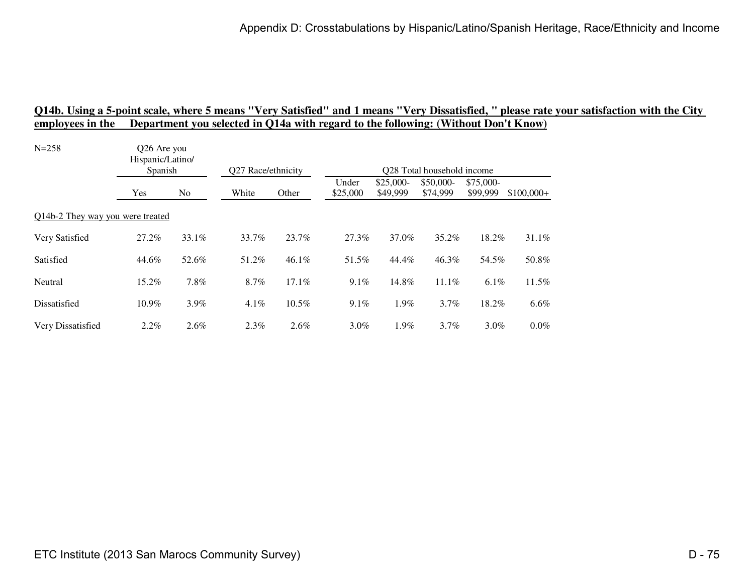**Q14b. Using a 5-point scale, where 5 means "Very Satisfied" and 1 means "Very Dissatisfied, " please rate your satisfaction with the City employees in the Department you selected in Q14a with regard to the following: (Without Don't Know)**

N=258

| | Q26 Are you Hispanic/Latino/ Spanish | | Q27 Race/ethnicity | | Q28 Total household income | | | | |
|---|---|---|---|---|---|---|---|---|---|
| | Yes | No | White | Other | Under $25,000 | $25,000-$49,999 | $50,000-$74,999 | $75,000-$99,999 | $100,000+ |
| Q14b-2 They way you were treated | | | | | | | | | |
| Very Satisfied | 27.2% | 33.1% | 33.7% | 23.7% | 27.3% | 37.0% | 35.2% | 18.2% | 31.1% |
| Satisfied | 44.6% | 52.6% | 51.2% | 46.1% | 51.5% | 44.4% | 46.3% | 54.5% | 50.8% |
| Neutral | 15.2% | 7.8% | 8.7% | 17.1% | 9.1% | 14.8% | 11.1% | 6.1% | 11.5% |
| Dissatisfied | 10.9% | 3.9% | 4.1% | 10.5% | 9.1% | 1.9% | 3.7% | 18.2% | 6.6% |
| Very Dissatisfied | 2.2% | 2.6% | 2.3% | 2.6% | 3.0% | 1.9% | 3.7% | 3.0% | 0.0% |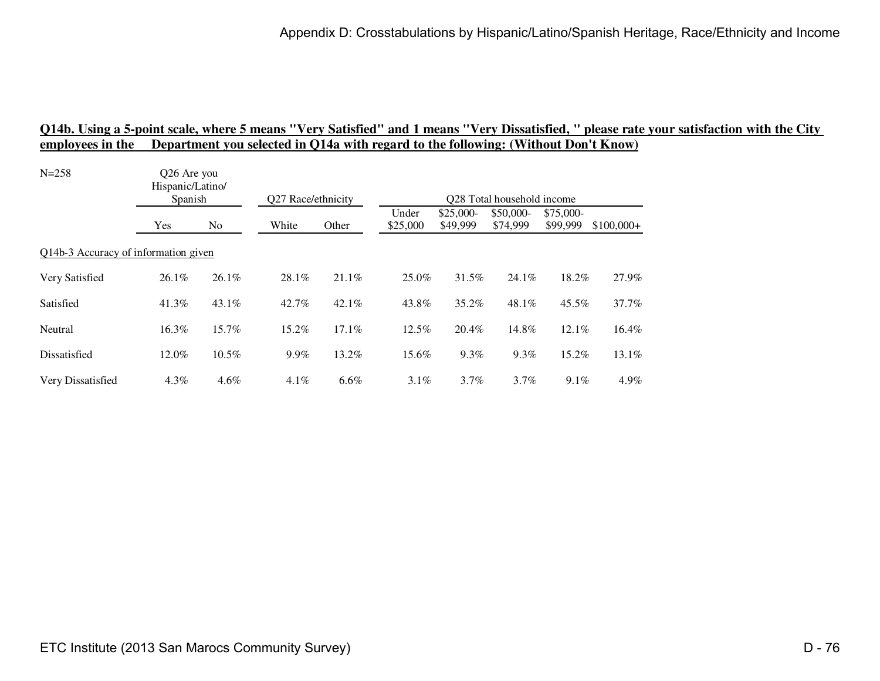**Q14b. Using a 5-point scale, where 5 means "Very Satisfied" and 1 means "Very Dissatisfied, " please rate your satisfaction with the City employees in the Department you selected in Q14a with regard to the following: (Without Don't Know)**

N=258

| | Q26 Are you Hispanic/Latino/ Spanish | | Q27 Race/ethnicity | | Q28 Total household income | | | | |
|---|---|---|---|---|---|---|---|---|---|
| | Yes | No | White | Other | Under $25,000 | $25,000-$49,999 | $50,000-$74,999 | $75,000-$99,999 | $100,000+ |
| Q14b-3 Accuracy of information given | | | | | | | | | |
| Very Satisfied | 26.1% | 26.1% | 28.1% | 21.1% | 25.0% | 31.5% | 24.1% | 18.2% | 27.9% |
| Satisfied | 41.3% | 43.1% | 42.7% | 42.1% | 43.8% | 35.2% | 48.1% | 45.5% | 37.7% |
| Neutral | 16.3% | 15.7% | 15.2% | 17.1% | 12.5% | 20.4% | 14.8% | 12.1% | 16.4% |
| Dissatisfied | 12.0% | 10.5% | 9.9% | 13.2% | 15.6% | 9.3% | 9.3% | 15.2% | 13.1% |
| Very Dissatisfied | 4.3% | 4.6% | 4.1% | 6.6% | 3.1% | 3.7% | 3.7% | 9.1% | 4.9% |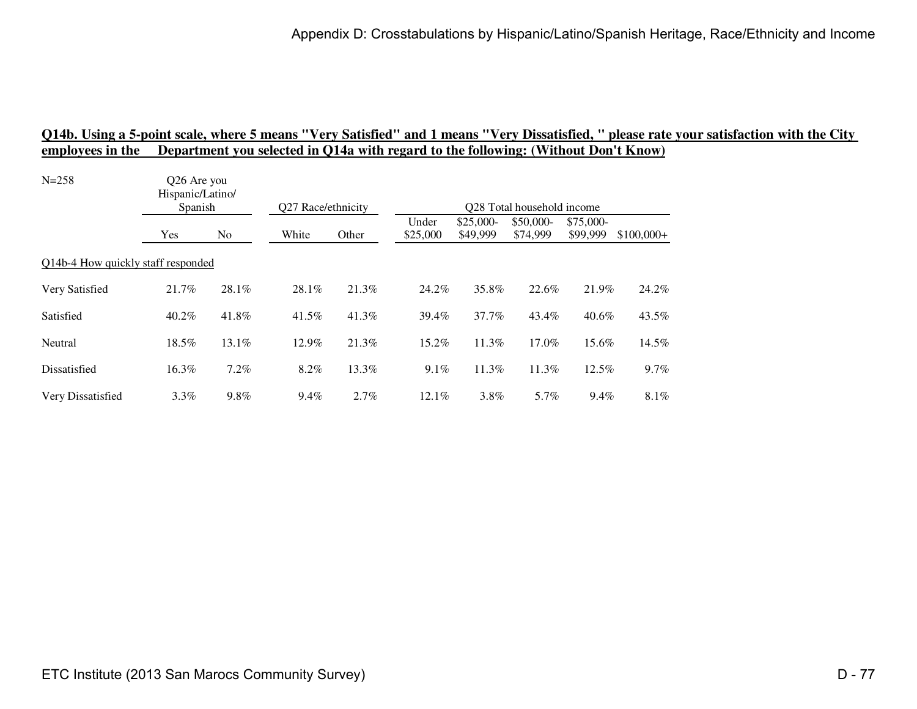**Q14b. Using a 5-point scale, where 5 means "Very Satisfied" and 1 means "Very Dissatisfied, " please rate your satisfaction with the City employees in the Department you selected in Q14a with regard to the following: (Without Don't Know)**

N=258

| | Q26 Are you Hispanic/Latino/ Spanish | | Q27 Race/ethnicity | | Q28 Total household income | | | | |
|---|---|---|---|---|---|---|---|---|---|
| | Yes | No | White | Other | Under $25,000 | $25,000-$49,999 | $50,000-$74,999 | $75,000-$99,999 | $100,000+ |
| Q14b-4 How quickly staff responded | | | | | | | | | |
| Very Satisfied | 21.7% | 28.1% | 28.1% | 21.3% | 24.2% | 35.8% | 22.6% | 21.9% | 24.2% |
| Satisfied | 40.2% | 41.8% | 41.5% | 41.3% | 39.4% | 37.7% | 43.4% | 40.6% | 43.5% |
| Neutral | 18.5% | 13.1% | 12.9% | 21.3% | 15.2% | 11.3% | 17.0% | 15.6% | 14.5% |
| Dissatisfied | 16.3% | 7.2% | 8.2% | 13.3% | 9.1% | 11.3% | 11.3% | 12.5% | 9.7% |
| Very Dissatisfied | 3.3% | 9.8% | 9.4% | 2.7% | 12.1% | 3.8% | 5.7% | 9.4% | 8.1% |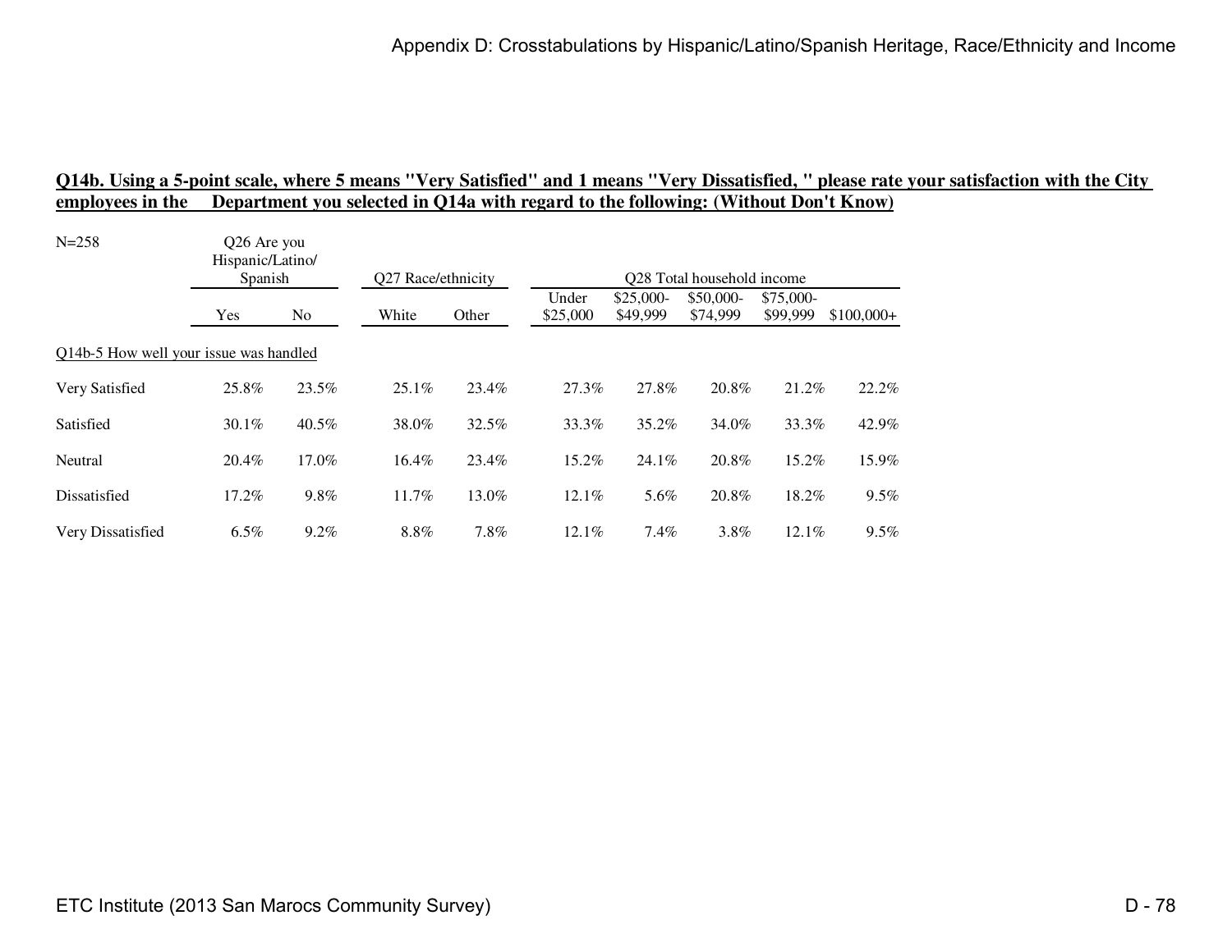**Q14b. Using a 5-point scale, where 5 means "Very Satisfied" and 1 means "Very Dissatisfied, " please rate your satisfaction with the City employees in the Department you selected in Q14a with regard to the following: (Without Don't Know)**

N=258

| | Q26 Are you Hispanic/Latino/ Spanish | | Q27 Race/ethnicity | | Q28 Total household income | | | | |
|---|---|---|---|---|---|---|---|---|---|
| | Yes | No | White | Other | Under $25,000 | $25,000-$49,999 | $50,000-$74,999 | $75,000-$99,999 | $100,000+ |
| Q14b-5 How well your issue was handled | | | | | | | | | |
| Very Satisfied | 25.8% | 23.5% | 25.1% | 23.4% | 27.3% | 27.8% | 20.8% | 21.2% | 22.2% |
| Satisfied | 30.1% | 40.5% | 38.0% | 32.5% | 33.3% | 35.2% | 34.0% | 33.3% | 42.9% |
| Neutral | 20.4% | 17.0% | 16.4% | 23.4% | 15.2% | 24.1% | 20.8% | 15.2% | 15.9% |
| Dissatisfied | 17.2% | 9.8% | 11.7% | 13.0% | 12.1% | 5.6% | 20.8% | 18.2% | 9.5% |
| Very Dissatisfied | 6.5% | 9.2% | 8.8% | 7.8% | 12.1% | 7.4% | 3.8% | 12.1% | 9.5% |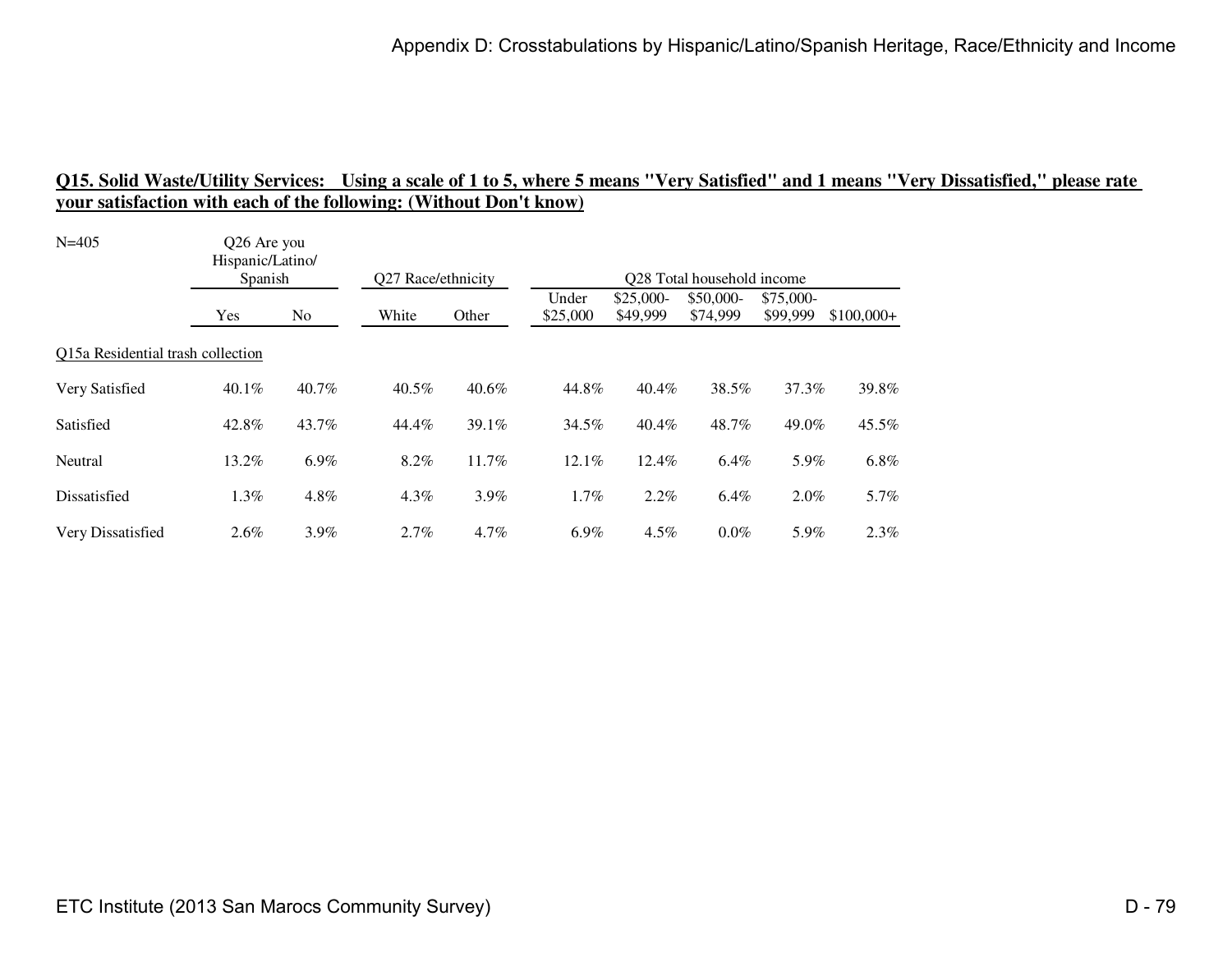**Q15. Solid Waste/Utility Services: Using a scale of 1 to 5, where 5 means "Very Satisfied" and 1 means "Very Dissatisfied," please rate your satisfaction with each of the following: (Without Don't know)**

N=405

| | Q26 Are you Hispanic/Latino/ Spanish | | Q27 Race/ethnicity | | Q28 Total household income | | | | |
|---|---|---|---|---|---|---|---|---|---|
| | Yes | No | White | Other | Under $25,000 | $25,000- $49,999 | $50,000- $74,999 | $75,000- $99,999 | $100,000+ |
| Q15a Residential trash collection | | | | | | | | | |
| Very Satisfied | 40.1% | 40.7% | 40.5% | 40.6% | 44.8% | 40.4% | 38.5% | 37.3% | 39.8% |
| Satisfied | 42.8% | 43.7% | 44.4% | 39.1% | 34.5% | 40.4% | 48.7% | 49.0% | 45.5% |
| Neutral | 13.2% | 6.9% | 8.2% | 11.7% | 12.1% | 12.4% | 6.4% | 5.9% | 6.8% |
| Dissatisfied | 1.3% | 4.8% | 4.3% | 3.9% | 1.7% | 2.2% | 6.4% | 2.0% | 5.7% |
| Very Dissatisfied | 2.6% | 3.9% | 2.7% | 4.7% | 6.9% | 4.5% | 0.0% | 5.9% | 2.3% |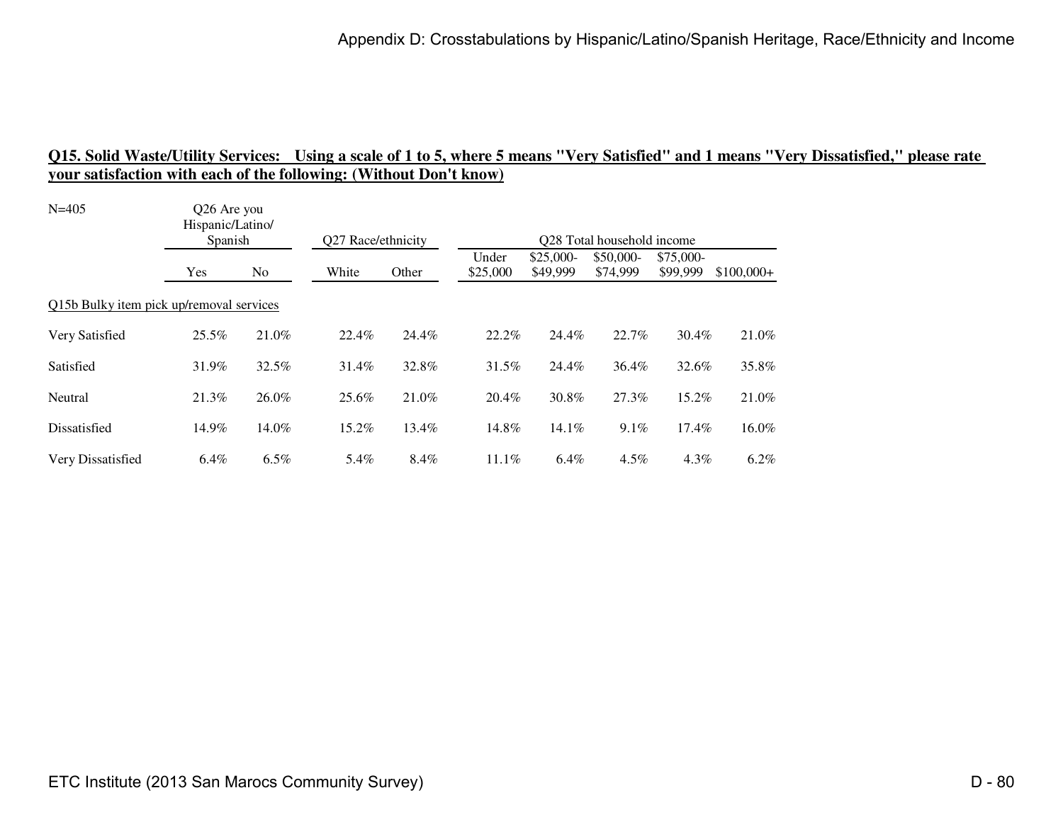**Q15. Solid Waste/Utility Services: Using a scale of 1 to 5, where 5 means "Very Satisfied" and 1 means "Very Dissatisfied," please rate your satisfaction with each of the following: (Without Don't know)**

N=405

| | Q26 Are you Hispanic/Latino/ Spanish | | Q27 Race/ethnicity | | Q28 Total household income | | | | |
|---|---|---|---|---|---|---|---|---|---|
| | Yes | No | White | Other | Under $25,000 | $25,000-$49,999 | $50,000-$74,999 | $75,000-$99,999 | $100,000+ |
| Q15b Bulky item pick up/removal services | | | | | | | | | |
| Very Satisfied | 25.5% | 21.0% | 22.4% | 24.4% | 22.2% | 24.4% | 22.7% | 30.4% | 21.0% |
| Satisfied | 31.9% | 32.5% | 31.4% | 32.8% | 31.5% | 24.4% | 36.4% | 32.6% | 35.8% |
| Neutral | 21.3% | 26.0% | 25.6% | 21.0% | 20.4% | 30.8% | 27.3% | 15.2% | 21.0% |
| Dissatisfied | 14.9% | 14.0% | 15.2% | 13.4% | 14.8% | 14.1% | 9.1% | 17.4% | 16.0% |
| Very Dissatisfied | 6.4% | 6.5% | 5.4% | 8.4% | 11.1% | 6.4% | 4.5% | 4.3% | 6.2% |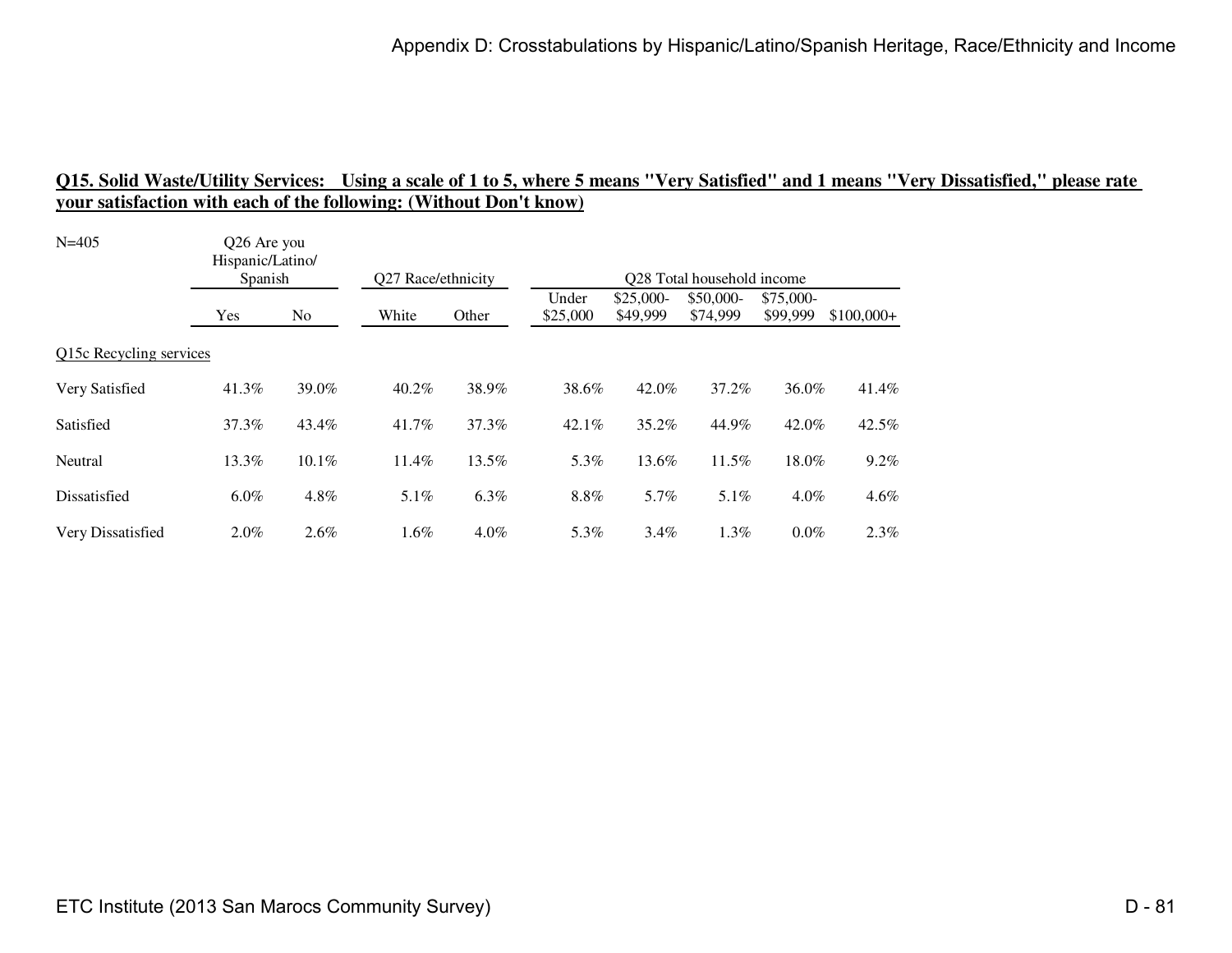**Q15. Solid Waste/Utility Services: Using a scale of 1 to 5, where 5 means "Very Satisfied" and 1 means "Very Dissatisfied," please rate your satisfaction with each of the following: (Without Don't know)**

N=405

| | Q26 Are you Hispanic/Latino/ Spanish | | Q27 Race/ethnicity | | Q28 Total household income | | | | |
|---|---|---|---|---|---|---|---|---|---|
| | Yes | No | White | Other | Under $25,000 | $25,000-$49,999 | $50,000-$74,999 | $75,000-$99,999 | $100,000+ |
| Q15c Recycling services | | | | | | | | | |
| Very Satisfied | 41.3% | 39.0% | 40.2% | 38.9% | 38.6% | 42.0% | 37.2% | 36.0% | 41.4% |
| Satisfied | 37.3% | 43.4% | 41.7% | 37.3% | 42.1% | 35.2% | 44.9% | 42.0% | 42.5% |
| Neutral | 13.3% | 10.1% | 11.4% | 13.5% | 5.3% | 13.6% | 11.5% | 18.0% | 9.2% |
| Dissatisfied | 6.0% | 4.8% | 5.1% | 6.3% | 8.8% | 5.7% | 5.1% | 4.0% | 4.6% |
| Very Dissatisfied | 2.0% | 2.6% | 1.6% | 4.0% | 5.3% | 3.4% | 1.3% | 0.0% | 2.3% |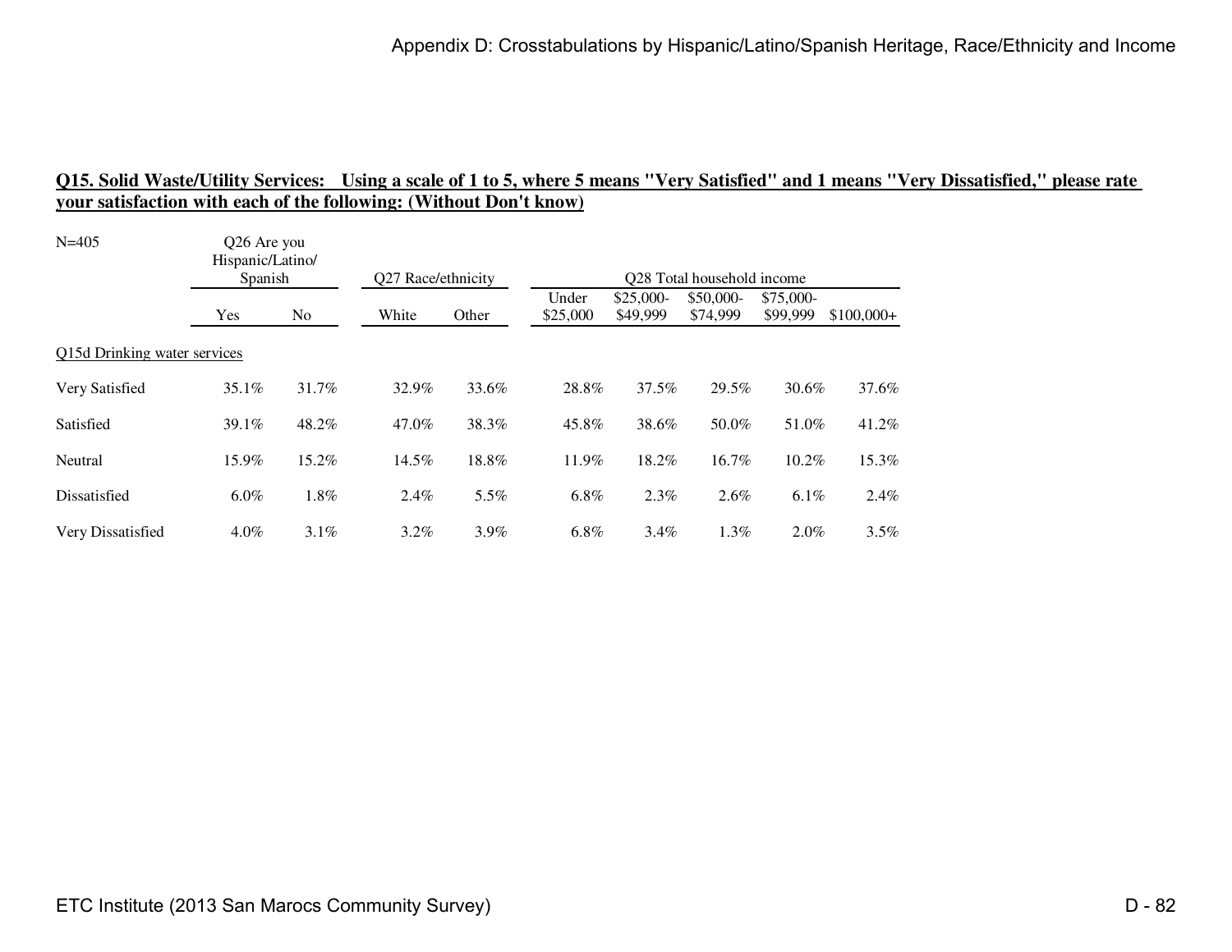## Q15. Solid Waste/Utility Services: Using a scale of 1 to 5, where 5 means "Very Satisfied" and 1 means "Very Dissatisfied," please rate your satisfaction with each of the following: (Without Don't know)

| N=405 | Q26 Are you Hispanic/Latino/ Spanish | | Q27 Race/ethnicity | | Q28 Total household income | | | | |
|---|---|---|---|---|---|---|---|---|---|
| | Yes | No | White | Other | Under $25,000 | $25,000-$49,999 | $50,000-$74,999 | $75,000-$99,999 | $100,000+ |
| Q15d Drinking water services | | | | | | | | | |
| Very Satisfied | 35.1% | 31.7% | 32.9% | 33.6% | 28.8% | 37.5% | 29.5% | 30.6% | 37.6% |
| Satisfied | 39.1% | 48.2% | 47.0% | 38.3% | 45.8% | 38.6% | 50.0% | 51.0% | 41.2% |
| Neutral | 15.9% | 15.2% | 14.5% | 18.8% | 11.9% | 18.2% | 16.7% | 10.2% | 15.3% |
| Dissatisfied | 6.0% | 1.8% | 2.4% | 5.5% | 6.8% | 2.3% | 2.6% | 6.1% | 2.4% |
| Very Dissatisfied | 4.0% | 3.1% | 3.2% | 3.9% | 6.8% | 3.4% | 1.3% | 2.0% | 3.5% |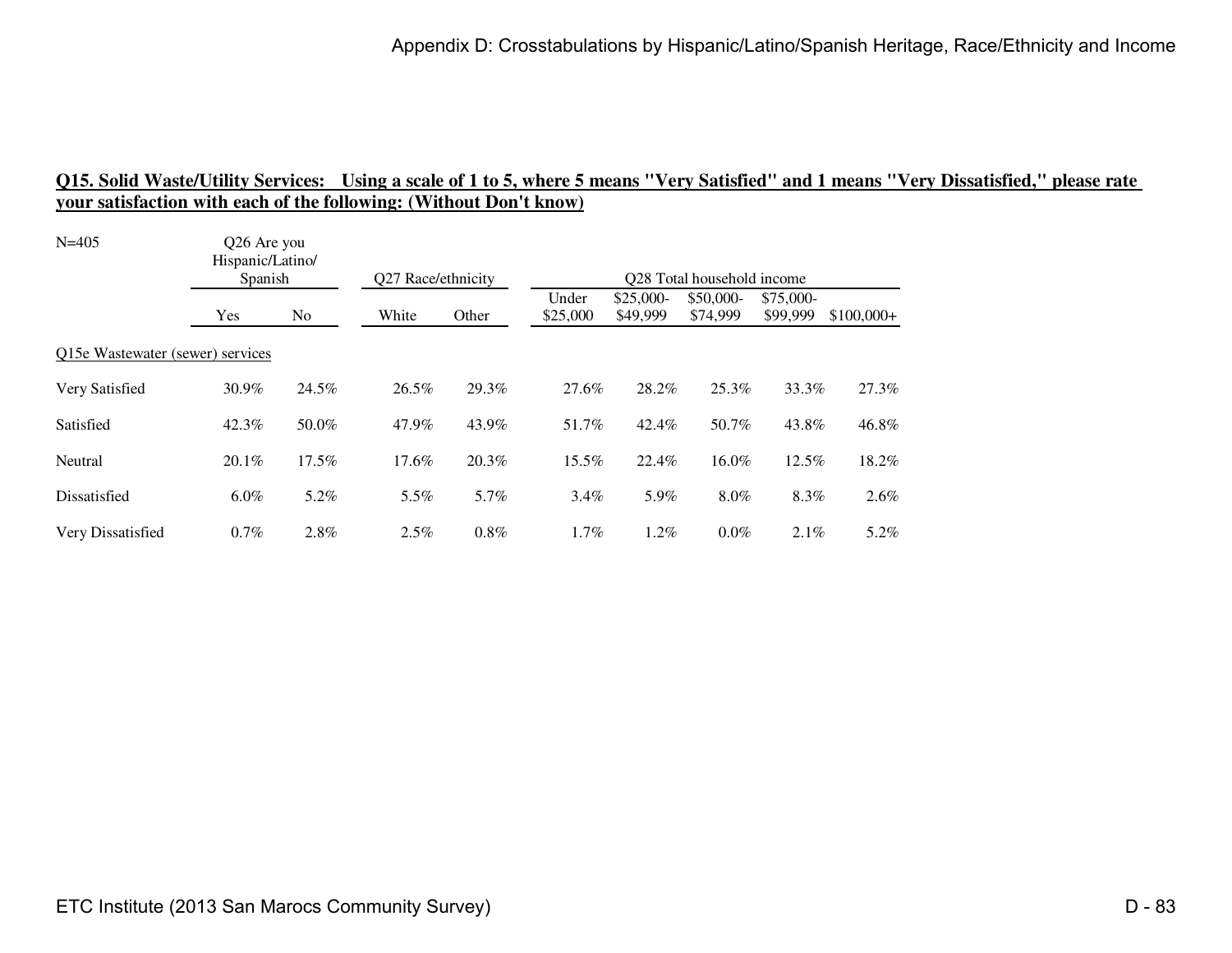**Q15. Solid Waste/Utility Services: Using a scale of 1 to 5, where 5 means "Very Satisfied" and 1 means "Very Dissatisfied," please rate your satisfaction with each of the following: (Without Don't know)**

N=405

| | Q26 Are you Hispanic/Latino/ Spanish | | Q27 Race/ethnicity | | Q28 Total household income | | | | |
|---|---|---|---|---|---|---|---|---|---|
| | Yes | No | White | Other | Under $25,000 | $25,000-$49,999 | $50,000-$74,999 | $75,000-$99,999 | $100,000+ |
| Q15e Wastewater (sewer) services | | | | | | | | | |
| Very Satisfied | 30.9% | 24.5% | 26.5% | 29.3% | 27.6% | 28.2% | 25.3% | 33.3% | 27.3% |
| Satisfied | 42.3% | 50.0% | 47.9% | 43.9% | 51.7% | 42.4% | 50.7% | 43.8% | 46.8% |
| Neutral | 20.1% | 17.5% | 17.6% | 20.3% | 15.5% | 22.4% | 16.0% | 12.5% | 18.2% |
| Dissatisfied | 6.0% | 5.2% | 5.5% | 5.7% | 3.4% | 5.9% | 8.0% | 8.3% | 2.6% |
| Very Dissatisfied | 0.7% | 2.8% | 2.5% | 0.8% | 1.7% | 1.2% | 0.0% | 2.1% | 5.2% |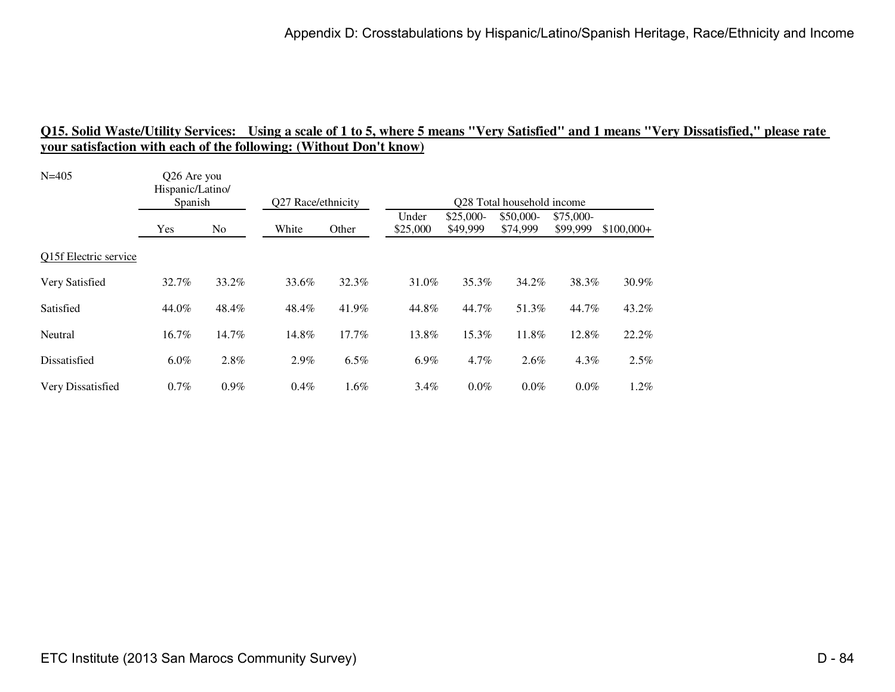**Q15. Solid Waste/Utility Services: Using a scale of 1 to 5, where 5 means "Very Satisfied" and 1 means "Very Dissatisfied," please rate your satisfaction with each of the following: (Without Don't know)**

N=405

| | Q26 Are you Hispanic/Latino/ Spanish | | Q27 Race/ethnicity | | Q28 Total household income | | | | |
|---|---|---|---|---|---|---|---|---|---|
| | Yes | No | White | Other | Under $25,000 | $25,000- $49,999 | $50,000- $74,999 | $75,000- $99,999 | $100,000+ |
| Q15f Electric service | | | | | | | | | |
| Very Satisfied | 32.7% | 33.2% | 33.6% | 32.3% | 31.0% | 35.3% | 34.2% | 38.3% | 30.9% |
| Satisfied | 44.0% | 48.4% | 48.4% | 41.9% | 44.8% | 44.7% | 51.3% | 44.7% | 43.2% |
| Neutral | 16.7% | 14.7% | 14.8% | 17.7% | 13.8% | 15.3% | 11.8% | 12.8% | 22.2% |
| Dissatisfied | 6.0% | 2.8% | 2.9% | 6.5% | 6.9% | 4.7% | 2.6% | 4.3% | 2.5% |
| Very Dissatisfied | 0.7% | 0.9% | 0.4% | 1.6% | 3.4% | 0.0% | 0.0% | 0.0% | 1.2% |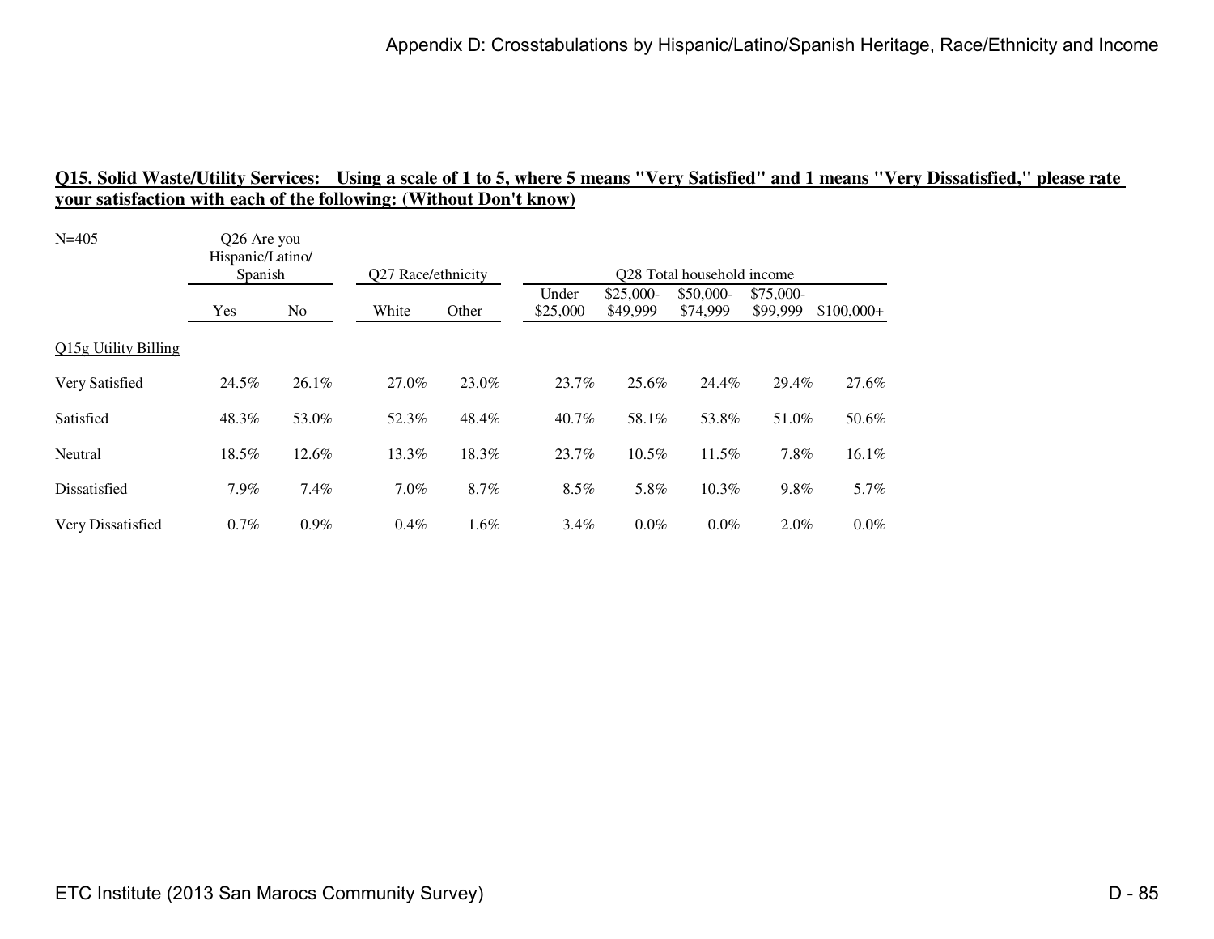## Q15. Solid Waste/Utility Services: Using a scale of 1 to 5, where 5 means "Very Satisfied" and 1 means "Very Dissatisfied," please rate your satisfaction with each of the following: (Without Don't know)

N=405

| | Q26 Are you Hispanic/Latino/ Spanish | | Q27 Race/ethnicity | | Q28 Total household income | | | | |
|---|---|---|---|---|---|---|---|---|---|
| | Yes | No | White | Other | Under $25,000 | $25,000-$49,999 | $50,000-$74,999 | $75,000-$99,999 | $100,000+ |
| Q15g Utility Billing | | | | | | | | | |
| Very Satisfied | 24.5% | 26.1% | 27.0% | 23.0% | 23.7% | 25.6% | 24.4% | 29.4% | 27.6% |
| Satisfied | 48.3% | 53.0% | 52.3% | 48.4% | 40.7% | 58.1% | 53.8% | 51.0% | 50.6% |
| Neutral | 18.5% | 12.6% | 13.3% | 18.3% | 23.7% | 10.5% | 11.5% | 7.8% | 16.1% |
| Dissatisfied | 7.9% | 7.4% | 7.0% | 8.7% | 8.5% | 5.8% | 10.3% | 9.8% | 5.7% |
| Very Dissatisfied | 0.7% | 0.9% | 0.4% | 1.6% | 3.4% | 0.0% | 0.0% | 2.0% | 0.0% |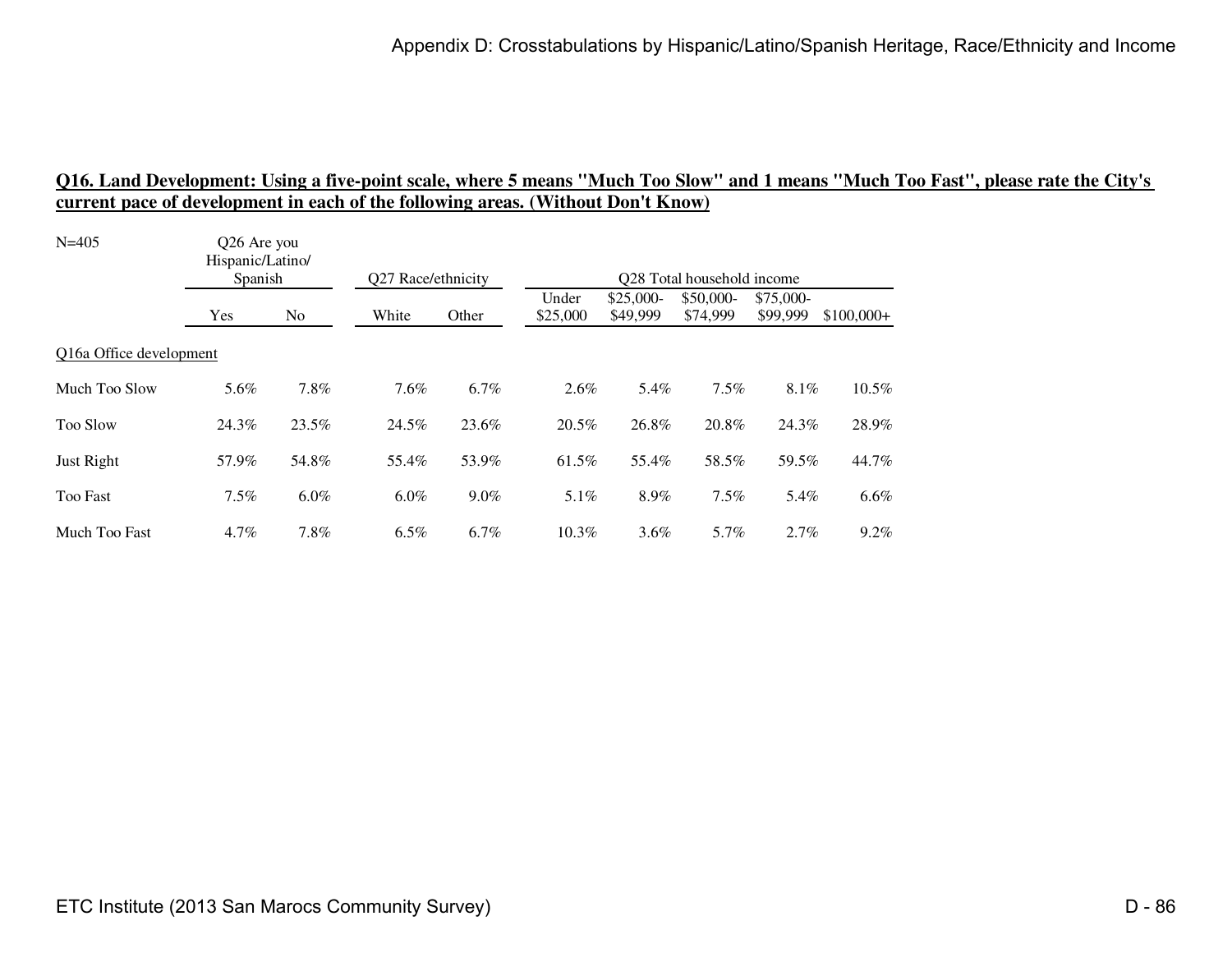**Q16. Land Development: Using a five-point scale, where 5 means "Much Too Slow" and 1 means "Much Too Fast", please rate the City's current pace of development in each of the following areas. (Without Don't Know)**

| N=405 | Q26 Are you Hispanic/Latino/ Spanish | | Q27 Race/ethnicity | | Q28 Total household income | | | | |
|---|---|---|---|---|---|---|---|---|---|
| | Yes | No | White | Other | Under $25,000 | $25,000-$49,999 | $50,000-$74,999 | $75,000-$99,999 | $100,000+ |
| Q16a Office development | | | | | | | | | |
| Much Too Slow | 5.6% | 7.8% | 7.6% | 6.7% | 2.6% | 5.4% | 7.5% | 8.1% | 10.5% |
| Too Slow | 24.3% | 23.5% | 24.5% | 23.6% | 20.5% | 26.8% | 20.8% | 24.3% | 28.9% |
| Just Right | 57.9% | 54.8% | 55.4% | 53.9% | 61.5% | 55.4% | 58.5% | 59.5% | 44.7% |
| Too Fast | 7.5% | 6.0% | 6.0% | 9.0% | 5.1% | 8.9% | 7.5% | 5.4% | 6.6% |
| Much Too Fast | 4.7% | 7.8% | 6.5% | 6.7% | 10.3% | 3.6% | 5.7% | 2.7% | 9.2% |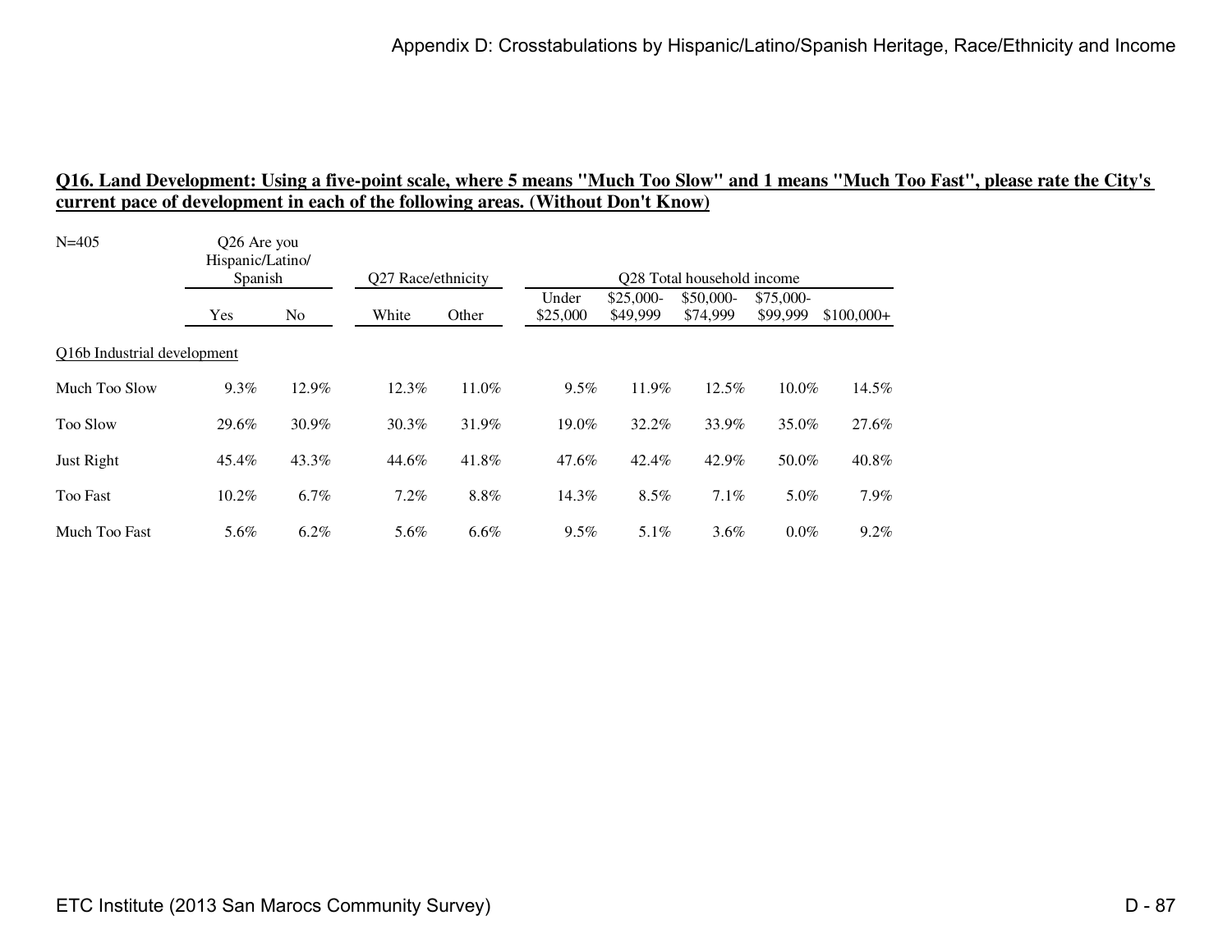## Q16. Land Development: Using a five-point scale, where 5 means "Much Too Slow" and 1 means "Much Too Fast", please rate the City's current pace of development in each of the following areas. (Without Don't Know)

| N=405 | Q26 Are you Hispanic/Latino/ Spanish | | Q27 Race/ethnicity | | Q28 Total household income | | | | |
|---|---|---|---|---|---|---|---|---|---|
| | Yes | No | White | Other | Under $25,000 | $25,000-$49,999 | $50,000-$74,999 | $75,000-$99,999 | $100,000+ |
| Q16b Industrial development | | | | | | | | | |
| Much Too Slow | 9.3% | 12.9% | 12.3% | 11.0% | 9.5% | 11.9% | 12.5% | 10.0% | 14.5% |
| Too Slow | 29.6% | 30.9% | 30.3% | 31.9% | 19.0% | 32.2% | 33.9% | 35.0% | 27.6% |
| Just Right | 45.4% | 43.3% | 44.6% | 41.8% | 47.6% | 42.4% | 42.9% | 50.0% | 40.8% |
| Too Fast | 10.2% | 6.7% | 7.2% | 8.8% | 14.3% | 8.5% | 7.1% | 5.0% | 7.9% |
| Much Too Fast | 5.6% | 6.2% | 5.6% | 6.6% | 9.5% | 5.1% | 3.6% | 0.0% | 9.2% |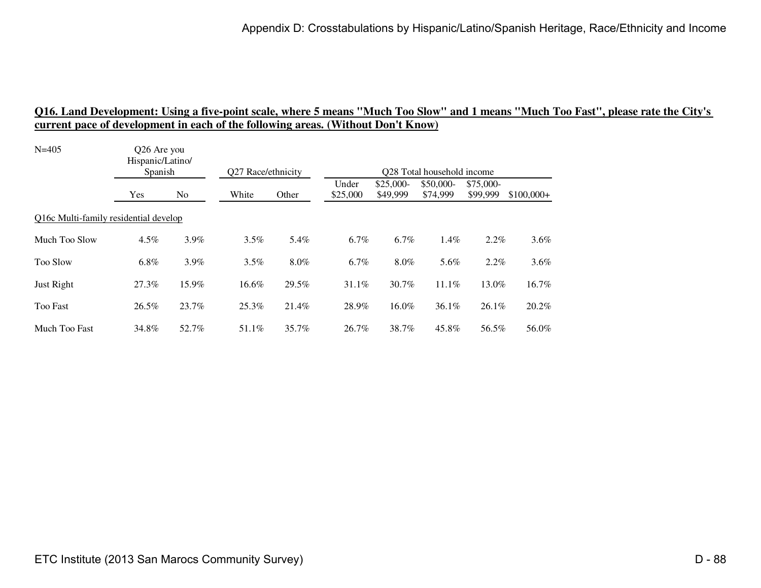**Q16. Land Development: Using a five-point scale, where 5 means "Much Too Slow" and 1 means "Much Too Fast", please rate the City's current pace of development in each of the following areas. (Without Don't Know)**

N=405

| | Q26 Are you Hispanic/Latino/ Spanish | | Q27 Race/ethnicity | | Q28 Total household income | | | | |
|---|---|---|---|---|---|---|---|---|---|
| | Yes | No | White | Other | Under $25,000 | $25,000-$49,999 | $50,000-$74,999 | $75,000-$99,999 | $100,000+ |
| Q16c Multi-family residential develop | | | | | | | | | |
| Much Too Slow | 4.5% | 3.9% | 3.5% | 5.4% | 6.7% | 6.7% | 1.4% | 2.2% | 3.6% |
| Too Slow | 6.8% | 3.9% | 3.5% | 8.0% | 6.7% | 8.0% | 5.6% | 2.2% | 3.6% |
| Just Right | 27.3% | 15.9% | 16.6% | 29.5% | 31.1% | 30.7% | 11.1% | 13.0% | 16.7% |
| Too Fast | 26.5% | 23.7% | 25.3% | 21.4% | 28.9% | 16.0% | 36.1% | 26.1% | 20.2% |
| Much Too Fast | 34.8% | 52.7% | 51.1% | 35.7% | 26.7% | 38.7% | 45.8% | 56.5% | 56.0% |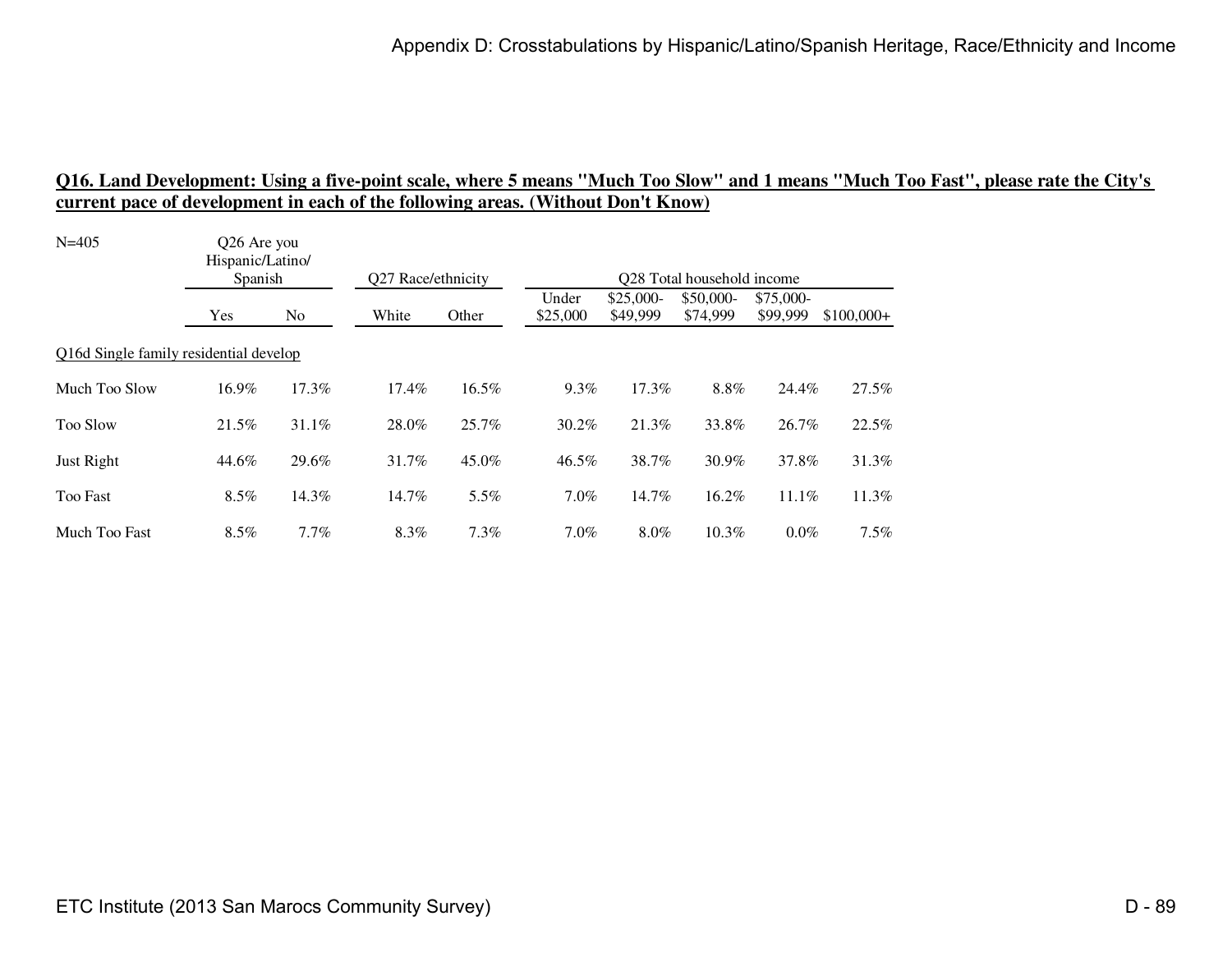## Q16. Land Development: Using a five-point scale, where 5 means "Much Too Slow" and 1 means "Much Too Fast", please rate the City's current pace of development in each of the following areas. (Without Don't Know)

N=405

| | Q26 Are you Hispanic/Latino/ Spanish | | Q27 Race/ethnicity | | Q28 Total household income | | | | |
|---|---|---|---|---|---|---|---|---|---|
| | Yes | No | White | Other | Under $25,000 | $25,000-$49,999 | $50,000-$74,999 | $75,000-$99,999 | $100,000+ |
| Q16d Single family residential develop | | | | | | | | | |
| Much Too Slow | 16.9% | 17.3% | 17.4% | 16.5% | 9.3% | 17.3% | 8.8% | 24.4% | 27.5% |
| Too Slow | 21.5% | 31.1% | 28.0% | 25.7% | 30.2% | 21.3% | 33.8% | 26.7% | 22.5% |
| Just Right | 44.6% | 29.6% | 31.7% | 45.0% | 46.5% | 38.7% | 30.9% | 37.8% | 31.3% |
| Too Fast | 8.5% | 14.3% | 14.7% | 5.5% | 7.0% | 14.7% | 16.2% | 11.1% | 11.3% |
| Much Too Fast | 8.5% | 7.7% | 8.3% | 7.3% | 7.0% | 8.0% | 10.3% | 0.0% | 7.5% |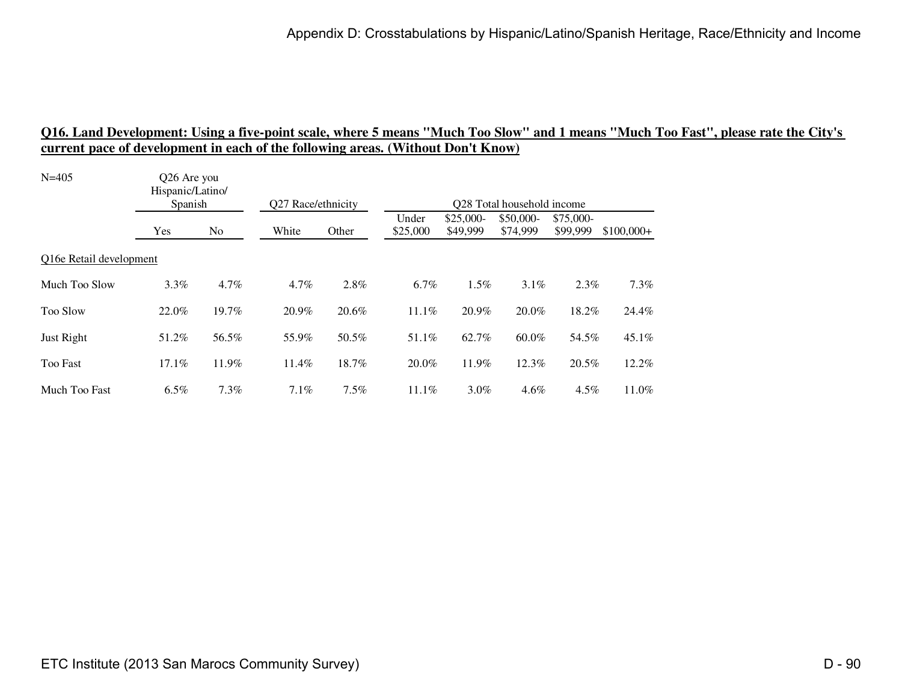**Q16. Land Development: Using a five-point scale, where 5 means "Much Too Slow" and 1 means "Much Too Fast", please rate the City's current pace of development in each of the following areas. (Without Don't Know)**

N=405

| | Q26 Are you Hispanic/Latino/ Spanish | | Q27 Race/ethnicity | | Q28 Total household income | | | | |
|---|---|---|---|---|---|---|---|---|---|
| | Yes | No | White | Other | Under $25,000 | $25,000-$49,999 | $50,000-$74,999 | $75,000-$99,999 | $100,000+ |
| Q16e Retail development | | | | | | | | | |
| Much Too Slow | 3.3% | 4.7% | 4.7% | 2.8% | 6.7% | 1.5% | 3.1% | 2.3% | 7.3% |
| Too Slow | 22.0% | 19.7% | 20.9% | 20.6% | 11.1% | 20.9% | 20.0% | 18.2% | 24.4% |
| Just Right | 51.2% | 56.5% | 55.9% | 50.5% | 51.1% | 62.7% | 60.0% | 54.5% | 45.1% |
| Too Fast | 17.1% | 11.9% | 11.4% | 18.7% | 20.0% | 11.9% | 12.3% | 20.5% | 12.2% |
| Much Too Fast | 6.5% | 7.3% | 7.1% | 7.5% | 11.1% | 3.0% | 4.6% | 4.5% | 11.0% |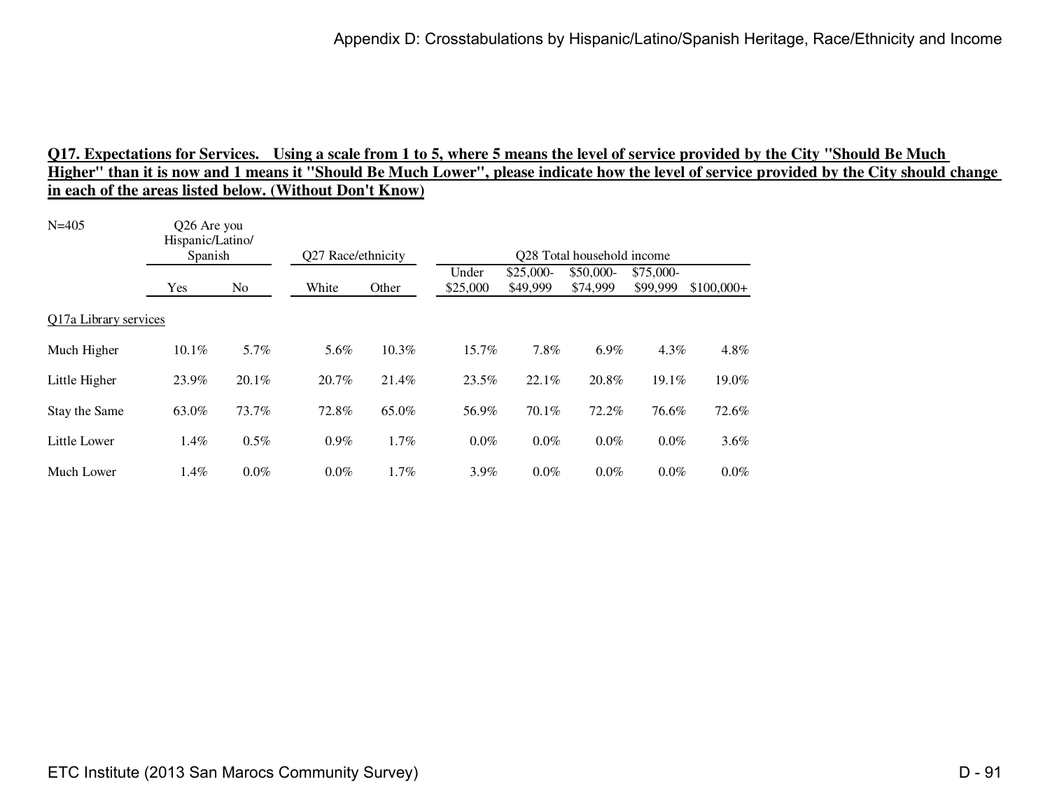**Q17. Expectations for Services. Using a scale from 1 to 5, where 5 means the level of service provided by the City "Should Be Much Higher" than it is now and 1 means it "Should Be Much Lower", please indicate how the level of service provided by the City should change in each of the areas listed below. (Without Don't Know)**

| N=405 | Q26 Are you Hispanic/Latino/ Spanish | | Q27 Race/ethnicity | | Q28 Total household income | | | | |
|---|---|---|---|---|---|---|---|---|---|
| | Yes | No | White | Other | Under $25,000 | $25,000-$49,999 | $50,000-$74,999 | $75,000-$99,999 | $100,000+ |
| Q17a Library services | | | | | | | | | |
| Much Higher | 10.1% | 5.7% | 5.6% | 10.3% | 15.7% | 7.8% | 6.9% | 4.3% | 4.8% |
| Little Higher | 23.9% | 20.1% | 20.7% | 21.4% | 23.5% | 22.1% | 20.8% | 19.1% | 19.0% |
| Stay the Same | 63.0% | 73.7% | 72.8% | 65.0% | 56.9% | 70.1% | 72.2% | 76.6% | 72.6% |
| Little Lower | 1.4% | 0.5% | 0.9% | 1.7% | 0.0% | 0.0% | 0.0% | 0.0% | 3.6% |
| Much Lower | 1.4% | 0.0% | 0.0% | 1.7% | 3.9% | 0.0% | 0.0% | 0.0% | 0.0% |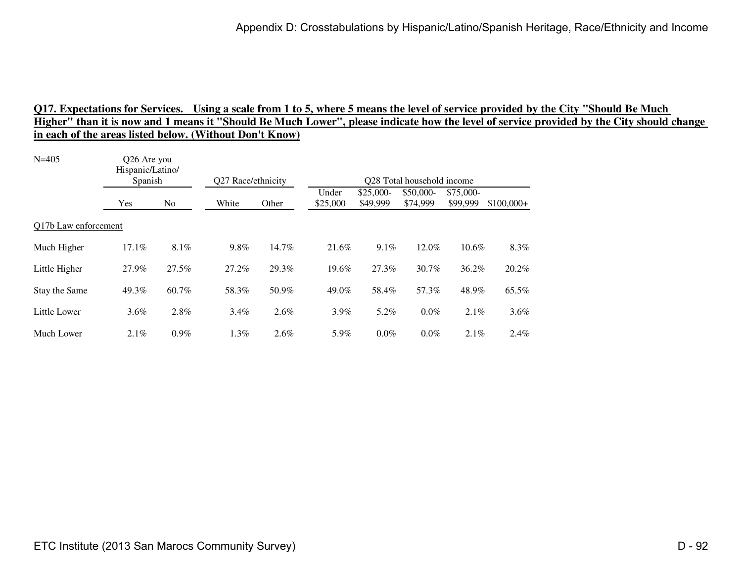**Q17. Expectations for Services. Using a scale from 1 to 5, where 5 means the level of service provided by the City "Should Be Much Higher" than it is now and 1 means it "Should Be Much Lower", please indicate how the level of service provided by the City should change in each of the areas listed below. (Without Don't Know)**

| N=405 | Q26 Are you Hispanic/Latino/ Spanish | | Q27 Race/ethnicity | | Q28 Total household income | | | | |
|---|---|---|---|---|---|---|---|---|---|
| | Yes | No | White | Other | Under $25,000 | $25,000-$49,999 | $50,000-$74,999 | $75,000-$99,999 | $100,000+ |
| Q17b Law enforcement | | | | | | | | | |
| Much Higher | 17.1% | 8.1% | 9.8% | 14.7% | 21.6% | 9.1% | 12.0% | 10.6% | 8.3% |
| Little Higher | 27.9% | 27.5% | 27.2% | 29.3% | 19.6% | 27.3% | 30.7% | 36.2% | 20.2% |
| Stay the Same | 49.3% | 60.7% | 58.3% | 50.9% | 49.0% | 58.4% | 57.3% | 48.9% | 65.5% |
| Little Lower | 3.6% | 2.8% | 3.4% | 2.6% | 3.9% | 5.2% | 0.0% | 2.1% | 3.6% |
| Much Lower | 2.1% | 0.9% | 1.3% | 2.6% | 5.9% | 0.0% | 0.0% | 2.1% | 2.4% |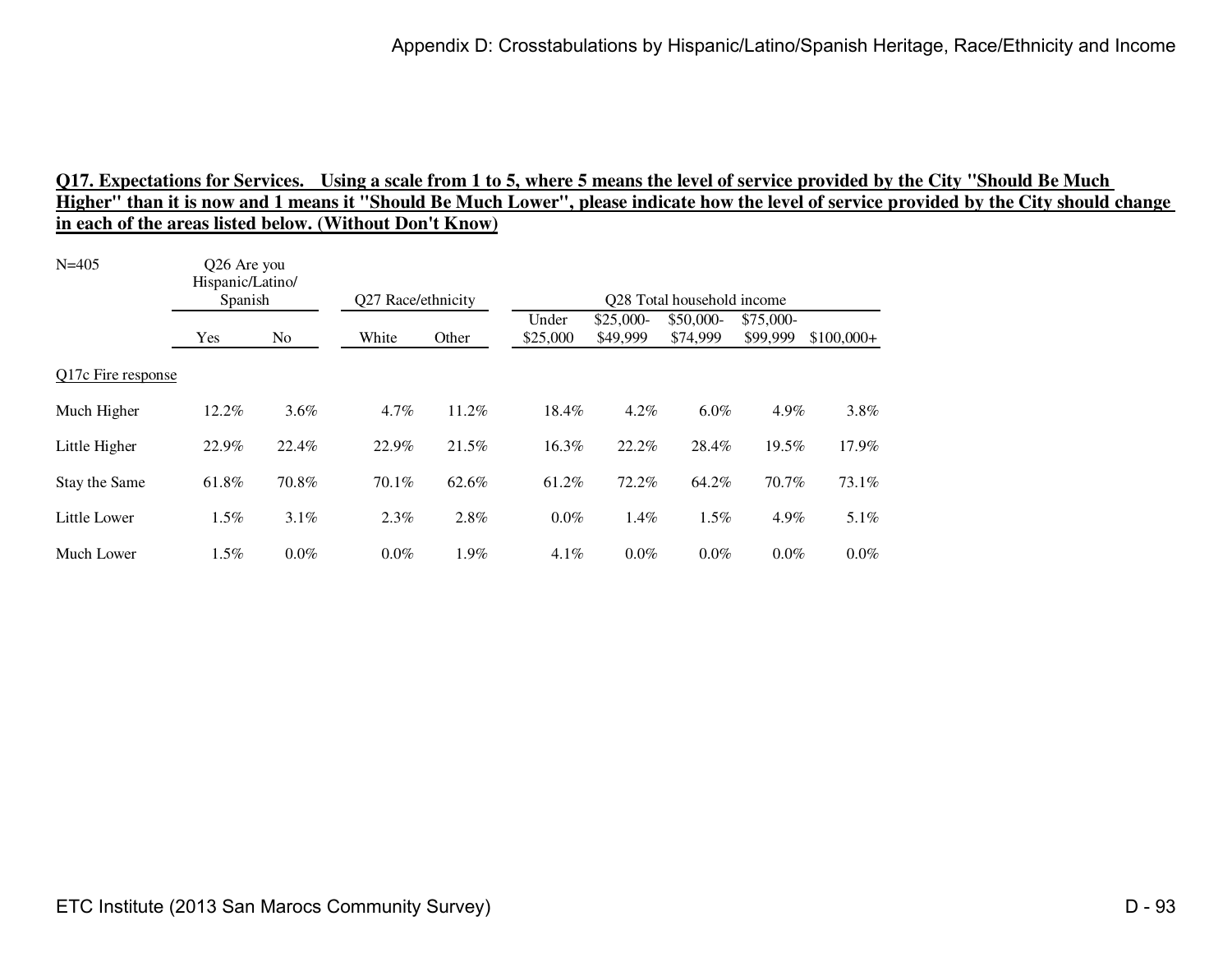**Q17. Expectations for Services. Using a scale from 1 to 5, where 5 means the level of service provided by the City "Should Be Much Higher" than it is now and 1 means it "Should Be Much Lower", please indicate how the level of service provided by the City should change in each of the areas listed below. (Without Don't Know)**

| N=405 | Q26 Are you Hispanic/Latino/ Spanish | | Q27 Race/ethnicity | | Q28 Total household income | | | | |
|---|---|---|---|---|---|---|---|---|---|
| | Yes | No | White | Other | Under $25,000 | $25,000-$49,999 | $50,000-$74,999 | $75,000-$99,999 | $100,000+ |
| Q17c Fire response | | | | | | | | | |
| Much Higher | 12.2% | 3.6% | 4.7% | 11.2% | 18.4% | 4.2% | 6.0% | 4.9% | 3.8% |
| Little Higher | 22.9% | 22.4% | 22.9% | 21.5% | 16.3% | 22.2% | 28.4% | 19.5% | 17.9% |
| Stay the Same | 61.8% | 70.8% | 70.1% | 62.6% | 61.2% | 72.2% | 64.2% | 70.7% | 73.1% |
| Little Lower | 1.5% | 3.1% | 2.3% | 2.8% | 0.0% | 1.4% | 1.5% | 4.9% | 5.1% |
| Much Lower | 1.5% | 0.0% | 0.0% | 1.9% | 4.1% | 0.0% | 0.0% | 0.0% | 0.0% |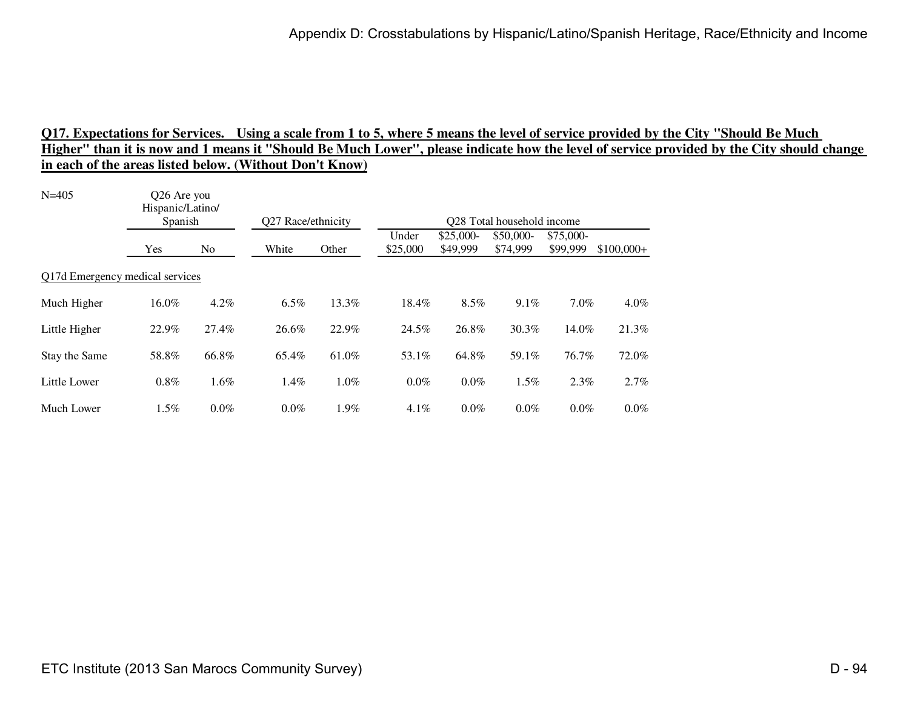**Q17. Expectations for Services. Using a scale from 1 to 5, where 5 means the level of service provided by the City "Should Be Much Higher" than it is now and 1 means it "Should Be Much Lower", please indicate how the level of service provided by the City should change in each of the areas listed below. (Without Don't Know)**

| N=405 | Q26 Are you Hispanic/Latino/ Spanish | | Q27 Race/ethnicity | | Q28 Total household income | | | | |
|---|---|---|---|---|---|---|---|---|---|
| | Yes | No | White | Other | Under $25,000 | $25,000-$49,999 | $50,000-$74,999 | $75,000-$99,999 | $100,000+ |
| Q17d Emergency medical services | | | | | | | | | |
| Much Higher | 16.0% | 4.2% | 6.5% | 13.3% | 18.4% | 8.5% | 9.1% | 7.0% | 4.0% |
| Little Higher | 22.9% | 27.4% | 26.6% | 22.9% | 24.5% | 26.8% | 30.3% | 14.0% | 21.3% |
| Stay the Same | 58.8% | 66.8% | 65.4% | 61.0% | 53.1% | 64.8% | 59.1% | 76.7% | 72.0% |
| Little Lower | 0.8% | 1.6% | 1.4% | 1.0% | 0.0% | 0.0% | 1.5% | 2.3% | 2.7% |
| Much Lower | 1.5% | 0.0% | 0.0% | 1.9% | 4.1% | 0.0% | 0.0% | 0.0% | 0.0% |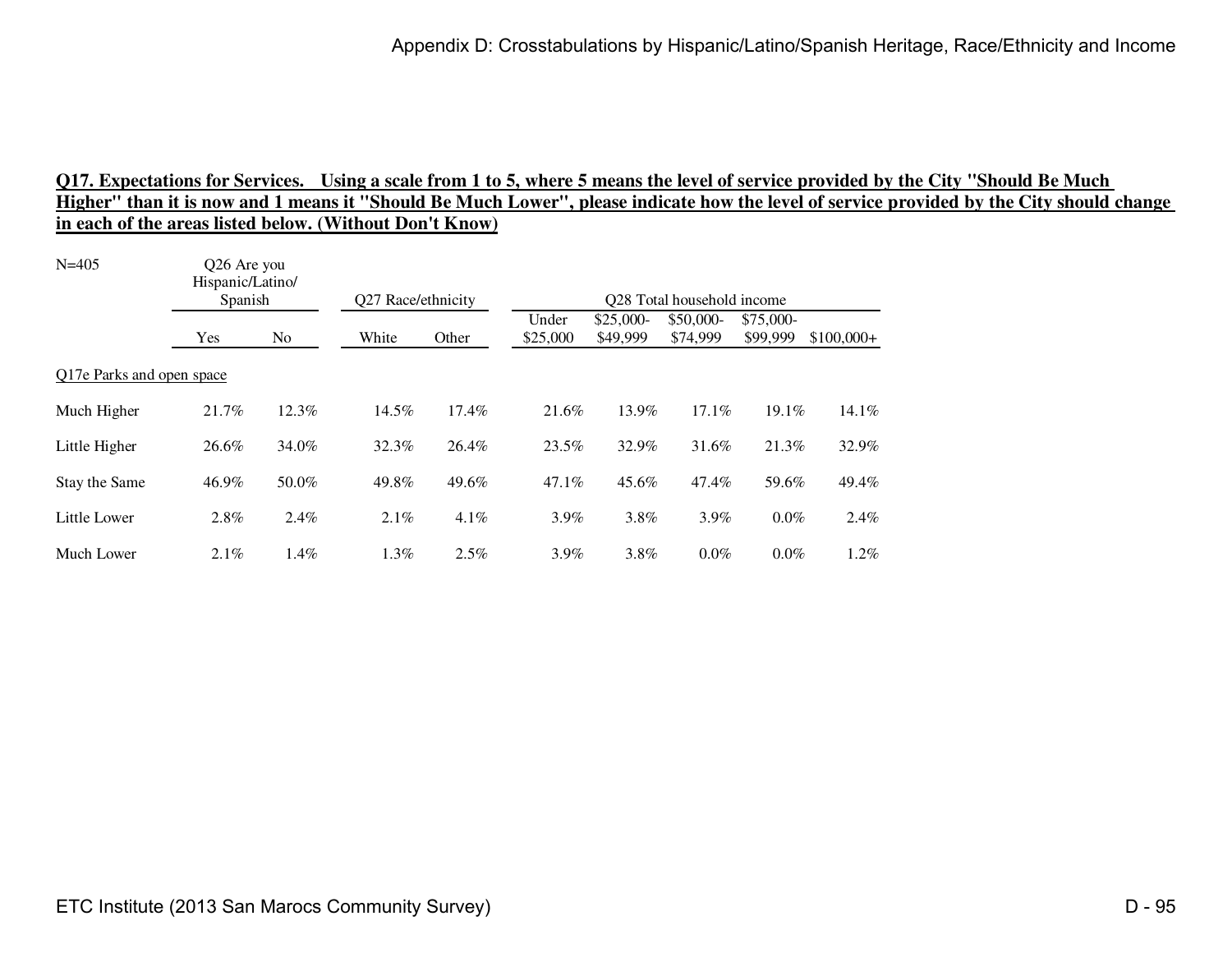## Q17. Expectations for Services. Using a scale from 1 to 5, where 5 means the level of service provided by the City "Should Be Much Higher" than it is now and 1 means it "Should Be Much Lower", please indicate how the level of service provided by the City should change in each of the areas listed below. (Without Don't Know)

N=405

| | Q26 Are you Hispanic/Latino/ Spanish | | Q27 Race/ethnicity | | Q28 Total household income | | | | |
|---|---|---|---|---|---|---|---|---|---|
| | Yes | No | White | Other | Under $25,000 | $25,000-$49,999 | $50,000-$74,999 | $75,000-$99,999 | $100,000+ |
| Q17e Parks and open space | | | | | | | | | |
| Much Higher | 21.7% | 12.3% | 14.5% | 17.4% | 21.6% | 13.9% | 17.1% | 19.1% | 14.1% |
| Little Higher | 26.6% | 34.0% | 32.3% | 26.4% | 23.5% | 32.9% | 31.6% | 21.3% | 32.9% |
| Stay the Same | 46.9% | 50.0% | 49.8% | 49.6% | 47.1% | 45.6% | 47.4% | 59.6% | 49.4% |
| Little Lower | 2.8% | 2.4% | 2.1% | 4.1% | 3.9% | 3.8% | 3.9% | 0.0% | 2.4% |
| Much Lower | 2.1% | 1.4% | 1.3% | 2.5% | 3.9% | 3.8% | 0.0% | 0.0% | 1.2% |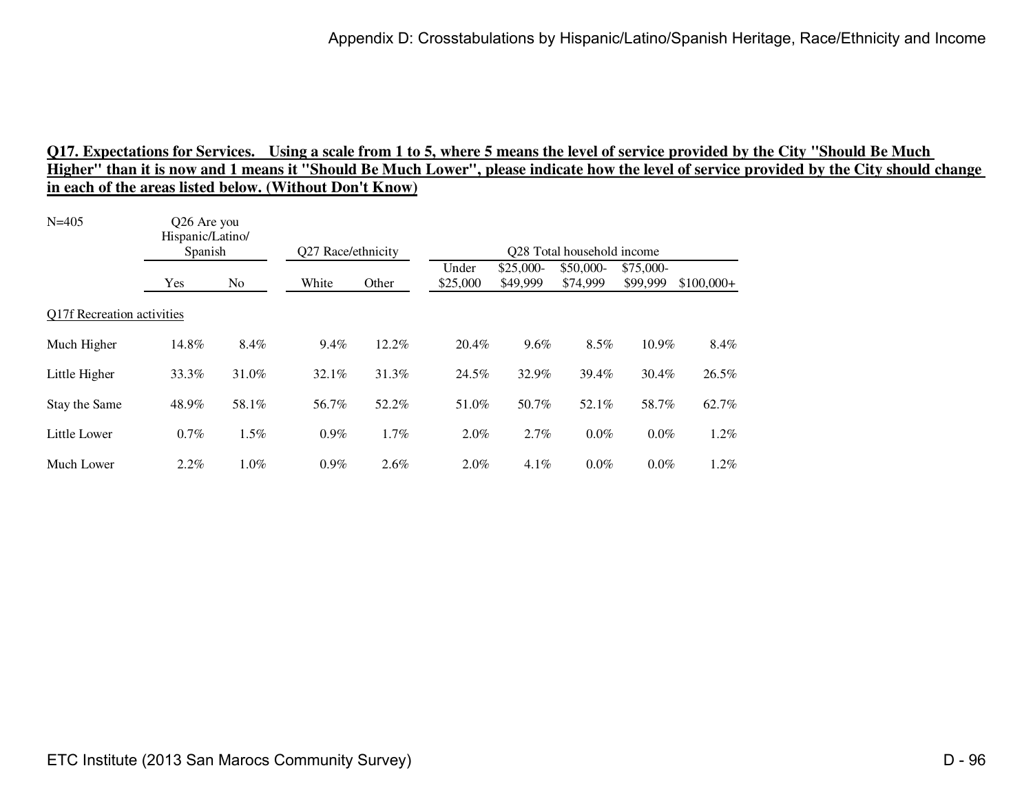**Q17. Expectations for Services. Using a scale from 1 to 5, where 5 means the level of service provided by the City "Should Be Much Higher" than it is now and 1 means it "Should Be Much Lower", please indicate how the level of service provided by the City should change in each of the areas listed below. (Without Don't Know)**

N=405

| | Q26 Are you Hispanic/Latino/ Spanish | | Q27 Race/ethnicity | | Q28 Total household income | | | | |
|---|---|---|---|---|---|---|---|---|---|
| | Yes | No | White | Other | Under $25,000 | $25,000-$49,999 | $50,000-$74,999 | $75,000-$99,999 | $100,000+ |
| Q17f Recreation activities | | | | | | | | | |
| Much Higher | 14.8% | 8.4% | 9.4% | 12.2% | 20.4% | 9.6% | 8.5% | 10.9% | 8.4% |
| Little Higher | 33.3% | 31.0% | 32.1% | 31.3% | 24.5% | 32.9% | 39.4% | 30.4% | 26.5% |
| Stay the Same | 48.9% | 58.1% | 56.7% | 52.2% | 51.0% | 50.7% | 52.1% | 58.7% | 62.7% |
| Little Lower | 0.7% | 1.5% | 0.9% | 1.7% | 2.0% | 2.7% | 0.0% | 0.0% | 1.2% |
| Much Lower | 2.2% | 1.0% | 0.9% | 2.6% | 2.0% | 4.1% | 0.0% | 0.0% | 1.2% |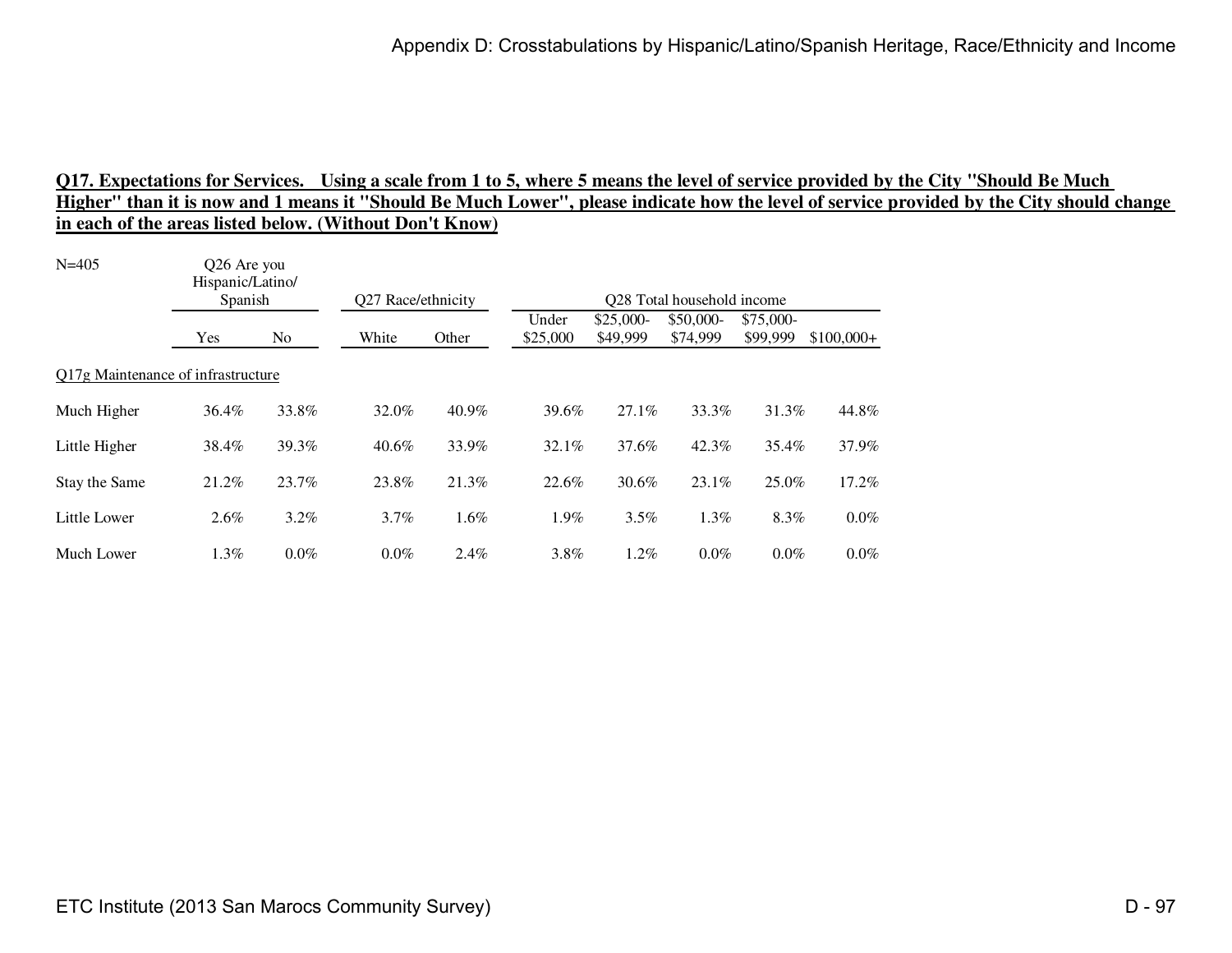**Q17. Expectations for Services. Using a scale from 1 to 5, where 5 means the level of service provided by the City "Should Be Much Higher" than it is now and 1 means it "Should Be Much Lower", please indicate how the level of service provided by the City should change in each of the areas listed below. (Without Don't Know)**

N=405

| | Q26 Are you Hispanic/Latino/ Spanish | | Q27 Race/ethnicity | | Q28 Total household income | | | | |
|---|---|---|---|---|---|---|---|---|---|
| | Yes | No | White | Other | Under $25,000 | $25,000-$49,999 | $50,000-$74,999 | $75,000-$99,999 | $100,000+ |
| Q17g Maintenance of infrastructure | | | | | | | | | |
| Much Higher | 36.4% | 33.8% | 32.0% | 40.9% | 39.6% | 27.1% | 33.3% | 31.3% | 44.8% |
| Little Higher | 38.4% | 39.3% | 40.6% | 33.9% | 32.1% | 37.6% | 42.3% | 35.4% | 37.9% |
| Stay the Same | 21.2% | 23.7% | 23.8% | 21.3% | 22.6% | 30.6% | 23.1% | 25.0% | 17.2% |
| Little Lower | 2.6% | 3.2% | 3.7% | 1.6% | 1.9% | 3.5% | 1.3% | 8.3% | 0.0% |
| Much Lower | 1.3% | 0.0% | 0.0% | 2.4% | 3.8% | 1.2% | 0.0% | 0.0% | 0.0% |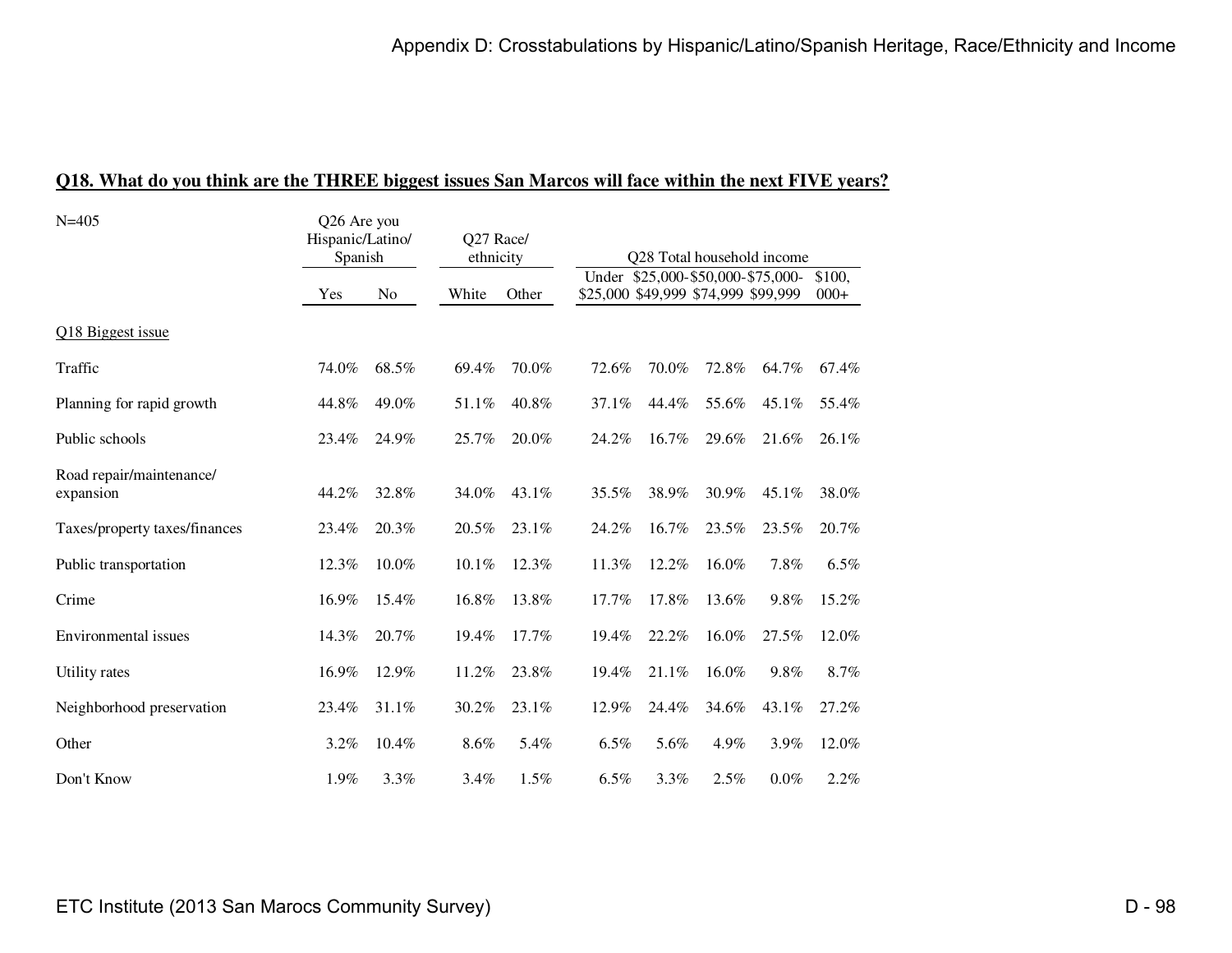**Q18. What do you think are the THREE biggest issues San Marcos will face within the next FIVE years?**

| N=405 | Q26 Are you Hispanic/Latino/ Spanish | | Q27 Race/ ethnicity | | Q28 Total household income | | | | |
|---|---|---|---|---|---|---|---|---|---|
| | Yes | No | White | Other | Under $25,000 | $25,000-$49,999 | $50,000-$74,999 | $75,000-$99,999 | $100,000+ |
| Q18 Biggest issue | | | | | | | | | |
| Traffic | 74.0% | 68.5% | 69.4% | 70.0% | 72.6% | 70.0% | 72.8% | 64.7% | 67.4% |
| Planning for rapid growth | 44.8% | 49.0% | 51.1% | 40.8% | 37.1% | 44.4% | 55.6% | 45.1% | 55.4% |
| Public schools | 23.4% | 24.9% | 25.7% | 20.0% | 24.2% | 16.7% | 29.6% | 21.6% | 26.1% |
| Road repair/maintenance/ expansion | 44.2% | 32.8% | 34.0% | 43.1% | 35.5% | 38.9% | 30.9% | 45.1% | 38.0% |
| Taxes/property taxes/finances | 23.4% | 20.3% | 20.5% | 23.1% | 24.2% | 16.7% | 23.5% | 23.5% | 20.7% |
| Public transportation | 12.3% | 10.0% | 10.1% | 12.3% | 11.3% | 12.2% | 16.0% | 7.8% | 6.5% |
| Crime | 16.9% | 15.4% | 16.8% | 13.8% | 17.7% | 17.8% | 13.6% | 9.8% | 15.2% |
| Environmental issues | 14.3% | 20.7% | 19.4% | 17.7% | 19.4% | 22.2% | 16.0% | 27.5% | 12.0% |
| Utility rates | 16.9% | 12.9% | 11.2% | 23.8% | 19.4% | 21.1% | 16.0% | 9.8% | 8.7% |
| Neighborhood preservation | 23.4% | 31.1% | 30.2% | 23.1% | 12.9% | 24.4% | 34.6% | 43.1% | 27.2% |
| Other | 3.2% | 10.4% | 8.6% | 5.4% | 6.5% | 5.6% | 4.9% | 3.9% | 12.0% |
| Don't Know | 1.9% | 3.3% | 3.4% | 1.5% | 6.5% | 3.3% | 2.5% | 0.0% | 2.2% |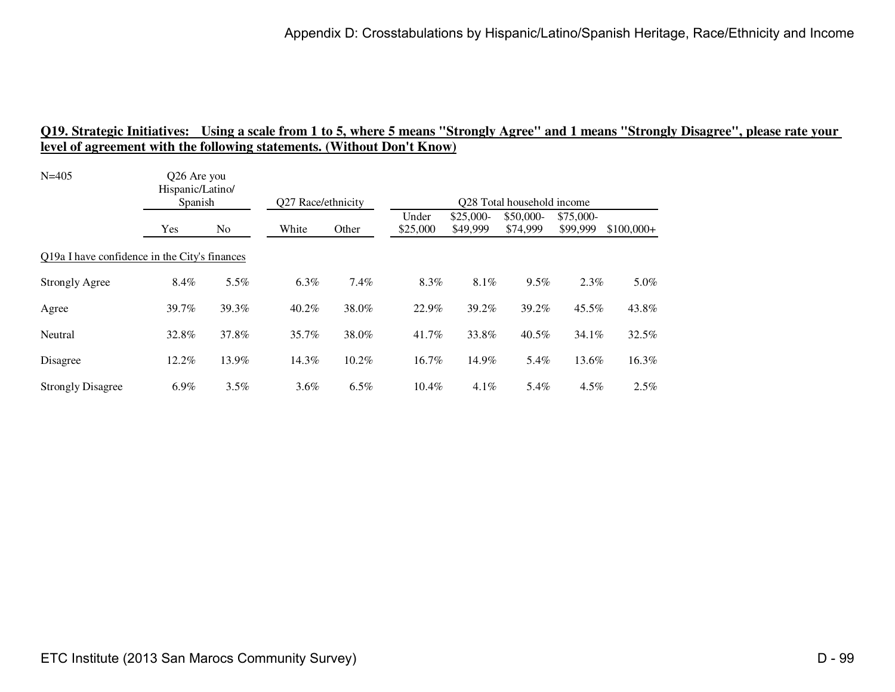**Q19. Strategic Initiatives: Using a scale from 1 to 5, where 5 means "Strongly Agree" and 1 means "Strongly Disagree", please rate your level of agreement with the following statements. (Without Don't Know)**

| N=405 | Q26 Are you Hispanic/Latino/ Spanish | | Q27 Race/ethnicity | | Q28 Total household income | | | | |
|---|---|---|---|---|---|---|---|---|---|
| | Yes | No | White | Other | Under $25,000 | $25,000-$49,999 | $50,000-$74,999 | $75,000-$99,999 | $100,000+ |
| Q19a I have confidence in the City's finances | | | | | | | | | |
| Strongly Agree | 8.4% | 5.5% | 6.3% | 7.4% | 8.3% | 8.1% | 9.5% | 2.3% | 5.0% |
| Agree | 39.7% | 39.3% | 40.2% | 38.0% | 22.9% | 39.2% | 39.2% | 45.5% | 43.8% |
| Neutral | 32.8% | 37.8% | 35.7% | 38.0% | 41.7% | 33.8% | 40.5% | 34.1% | 32.5% |
| Disagree | 12.2% | 13.9% | 14.3% | 10.2% | 16.7% | 14.9% | 5.4% | 13.6% | 16.3% |
| Strongly Disagree | 6.9% | 3.5% | 3.6% | 6.5% | 10.4% | 4.1% | 5.4% | 4.5% | 2.5% |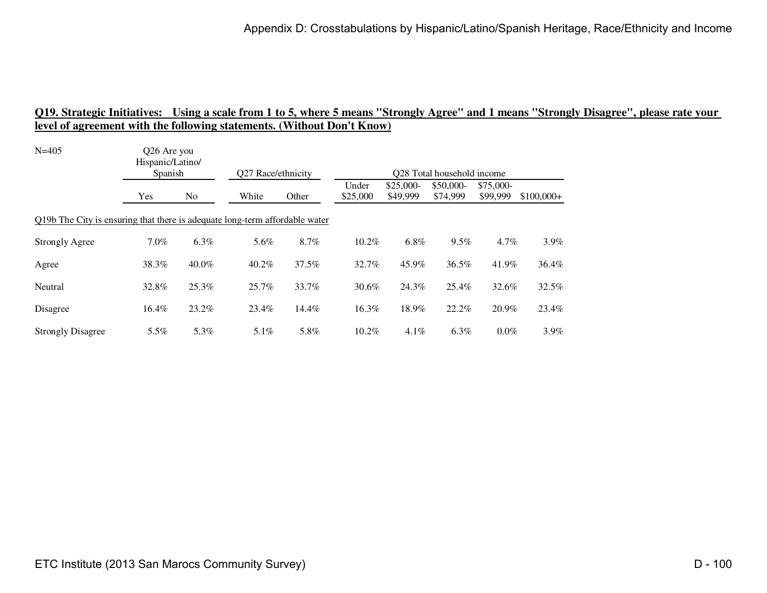## Q19. Strategic Initiatives: Using a scale from 1 to 5, where 5 means "Strongly Agree" and 1 means "Strongly Disagree", please rate your level of agreement with the following statements. (Without Don't Know)

N=405

| | Q26 Are you Hispanic/Latino/ Spanish | | Q27 Race/ethnicity | | Q28 Total household income | | | | |
|---|---|---|---|---|---|---|---|---|---|
| | Yes | No | White | Other | Under $25,000 | $25,000-$49,999 | $50,000-$74,999 | $75,000-$99,999 | $100,000+ |
| Q19b The City is ensuring that there is adequate long-term affordable water | | | | | | | | | |
| Strongly Agree | 7.0% | 6.3% | 5.6% | 8.7% | 10.2% | 6.8% | 9.5% | 4.7% | 3.9% |
| Agree | 38.3% | 40.0% | 40.2% | 37.5% | 32.7% | 45.9% | 36.5% | 41.9% | 36.4% |
| Neutral | 32.8% | 25.3% | 25.7% | 33.7% | 30.6% | 24.3% | 25.4% | 32.6% | 32.5% |
| Disagree | 16.4% | 23.2% | 23.4% | 14.4% | 16.3% | 18.9% | 22.2% | 20.9% | 23.4% |
| Strongly Disagree | 5.5% | 5.3% | 5.1% | 5.8% | 10.2% | 4.1% | 6.3% | 0.0% | 3.9% |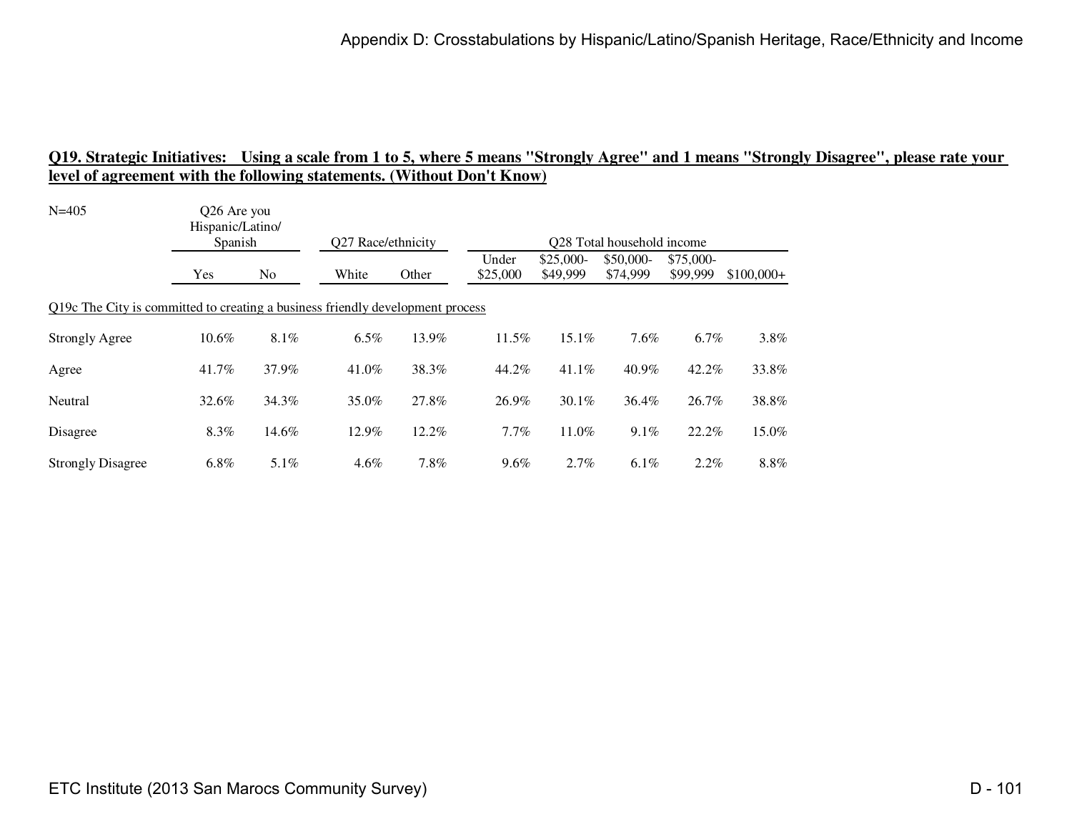**Q19. Strategic Initiatives: Using a scale from 1 to 5, where 5 means "Strongly Agree" and 1 means "Strongly Disagree", please rate your level of agreement with the following statements. (Without Don't Know)**

N=405

| | Q26 Are you Hispanic/Latino/ Spanish | | Q27 Race/ethnicity | | Q28 Total household income | | | | |
|---|---|---|---|---|---|---|---|---|---|
| | Yes | No | White | Other | Under $25,000 | $25,000-$49,999 | $50,000-$74,999 | $75,000-$99,999 | $100,000+ |
| Q19c The City is committed to creating a business friendly development process | | | | | | | | | |
| Strongly Agree | 10.6% | 8.1% | 6.5% | 13.9% | 11.5% | 15.1% | 7.6% | 6.7% | 3.8% |
| Agree | 41.7% | 37.9% | 41.0% | 38.3% | 44.2% | 41.1% | 40.9% | 42.2% | 33.8% |
| Neutral | 32.6% | 34.3% | 35.0% | 27.8% | 26.9% | 30.1% | 36.4% | 26.7% | 38.8% |
| Disagree | 8.3% | 14.6% | 12.9% | 12.2% | 7.7% | 11.0% | 9.1% | 22.2% | 15.0% |
| Strongly Disagree | 6.8% | 5.1% | 4.6% | 7.8% | 9.6% | 2.7% | 6.1% | 2.2% | 8.8% |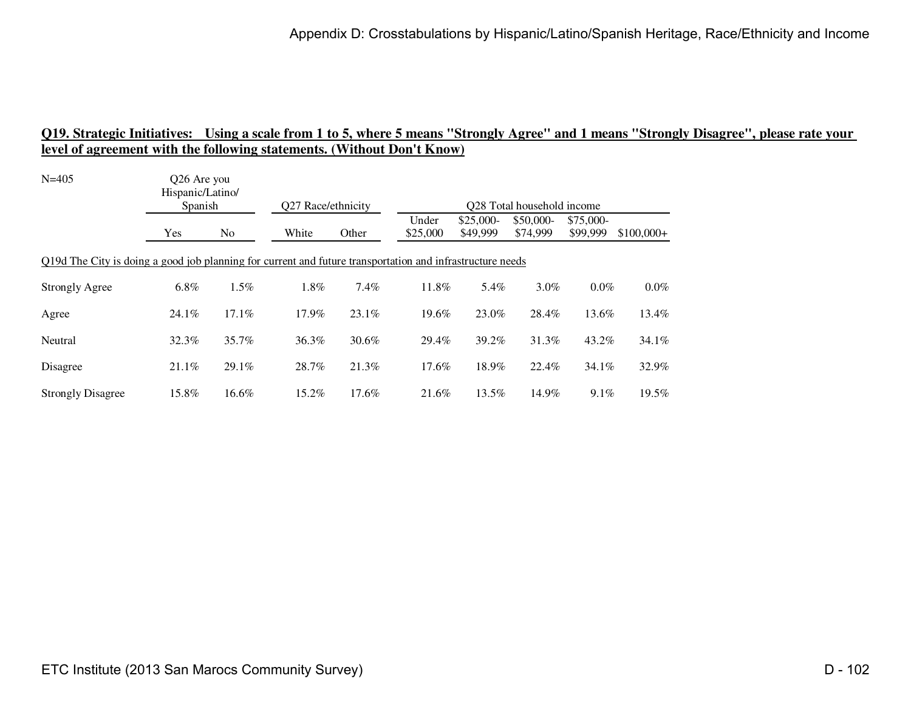**Q19. Strategic Initiatives: Using a scale from 1 to 5, where 5 means "Strongly Agree" and 1 means "Strongly Disagree", please rate your level of agreement with the following statements. (Without Don't Know)**

N=405

| | Q26 Are you Hispanic/Latino/ Spanish | | Q27 Race/ethnicity | | Q28 Total household income | | | | |
|---|---|---|---|---|---|---|---|---|---|
| | Yes | No | White | Other | Under $25,000 | $25,000-$49,999 | $50,000-$74,999 | $75,000-$99,999 | $100,000+ |
| Q19d The City is doing a good job planning for current and future transportation and infrastructure needs | | | | | | | | | |
| Strongly Agree | 6.8% | 1.5% | 1.8% | 7.4% | 11.8% | 5.4% | 3.0% | 0.0% | 0.0% |
| Agree | 24.1% | 17.1% | 17.9% | 23.1% | 19.6% | 23.0% | 28.4% | 13.6% | 13.4% |
| Neutral | 32.3% | 35.7% | 36.3% | 30.6% | 29.4% | 39.2% | 31.3% | 43.2% | 34.1% |
| Disagree | 21.1% | 29.1% | 28.7% | 21.3% | 17.6% | 18.9% | 22.4% | 34.1% | 32.9% |
| Strongly Disagree | 15.8% | 16.6% | 15.2% | 17.6% | 21.6% | 13.5% | 14.9% | 9.1% | 19.5% |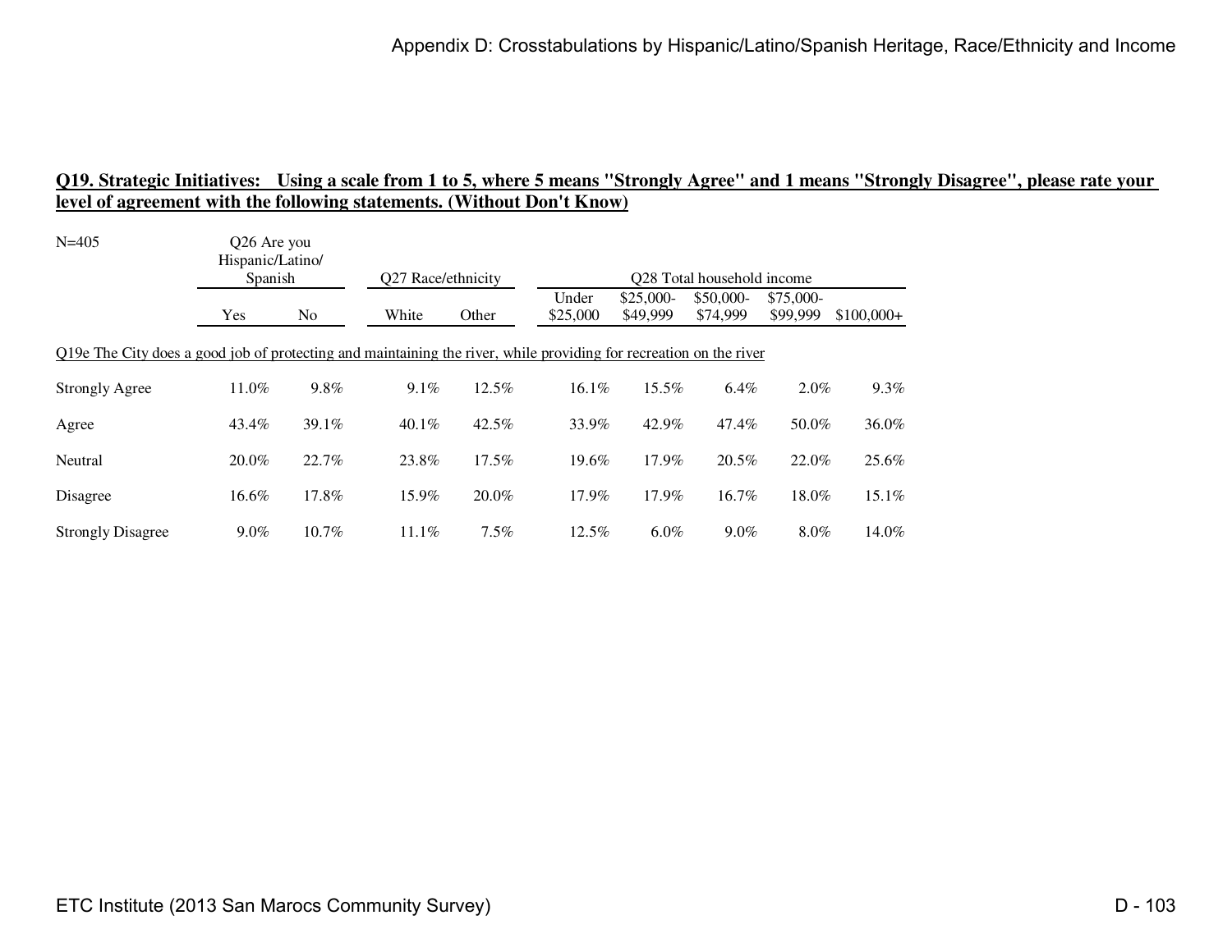## Q19. Strategic Initiatives: Using a scale from 1 to 5, where 5 means "Strongly Agree" and 1 means "Strongly Disagree", please rate your level of agreement with the following statements. (Without Don't Know)

N=405

| | Q26 Are you Hispanic/Latino/ Spanish | | Q27 Race/ethnicity | | Q28 Total household income | | | | |
|---|---|---|---|---|---|---|---|---|---|
| | Yes | No | White | Other | Under $25,000 | $25,000-$49,999 | $50,000-$74,999 | $75,000-$99,999 | $100,000+ |
| **Q19e The City does a good job of protecting and maintaining the river, while providing for recreation on the river** | | | | | | | | | |
| Strongly Agree | 11.0% | 9.8% | 9.1% | 12.5% | 16.1% | 15.5% | 6.4% | 2.0% | 9.3% |
| Agree | 43.4% | 39.1% | 40.1% | 42.5% | 33.9% | 42.9% | 47.4% | 50.0% | 36.0% |
| Neutral | 20.0% | 22.7% | 23.8% | 17.5% | 19.6% | 17.9% | 20.5% | 22.0% | 25.6% |
| Disagree | 16.6% | 17.8% | 15.9% | 20.0% | 17.9% | 17.9% | 16.7% | 18.0% | 15.1% |
| Strongly Disagree | 9.0% | 10.7% | 11.1% | 7.5% | 12.5% | 6.0% | 9.0% | 8.0% | 14.0% |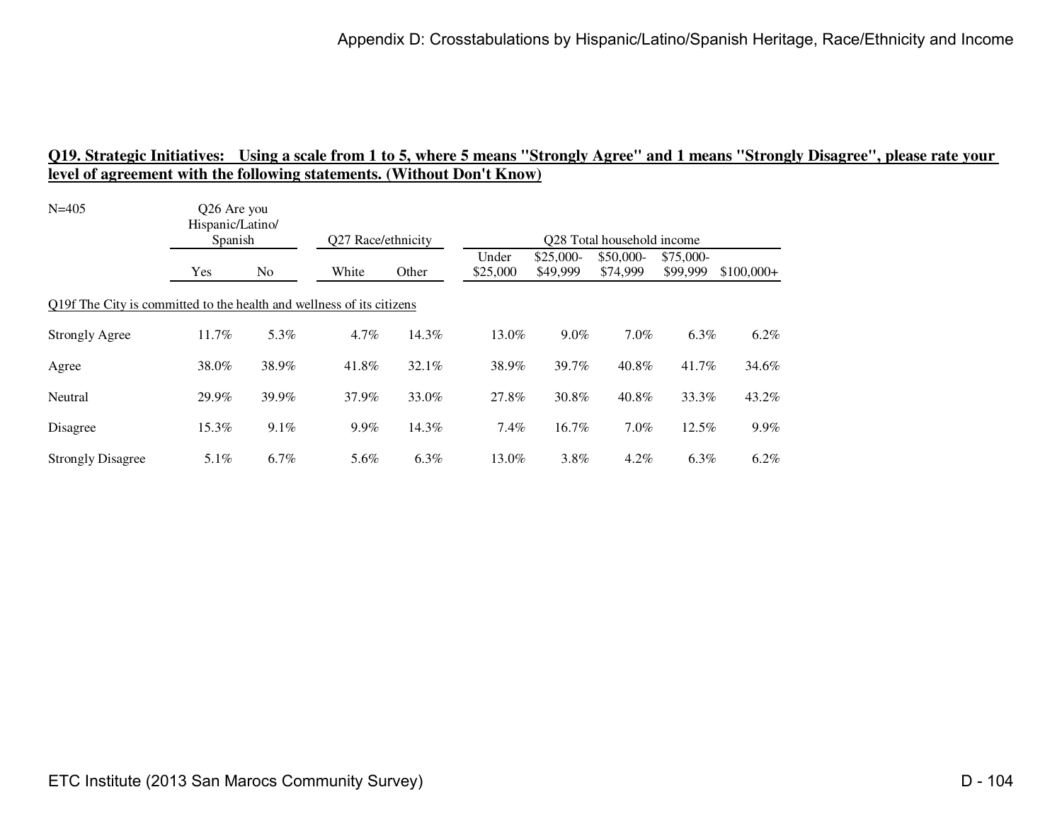**Q19. Strategic Initiatives: Using a scale from 1 to 5, where 5 means "Strongly Agree" and 1 means "Strongly Disagree", please rate your level of agreement with the following statements. (Without Don't Know)**

| N=405 | Q26 Are you Hispanic/Latino/ Spanish | | Q27 Race/ethnicity | | Q28 Total household income | | | | |
|---|---|---|---|---|---|---|---|---|---|
| | Yes | No | White | Other | Under $25,000 | $25,000-$49,999 | $50,000-$74,999 | $75,000-$99,999 | $100,000+ |
| Q19f The City is committed to the health and wellness of its citizens | | | | | | | | | |
| Strongly Agree | 11.7% | 5.3% | 4.7% | 14.3% | 13.0% | 9.0% | 7.0% | 6.3% | 6.2% |
| Agree | 38.0% | 38.9% | 41.8% | 32.1% | 38.9% | 39.7% | 40.8% | 41.7% | 34.6% |
| Neutral | 29.9% | 39.9% | 37.9% | 33.0% | 27.8% | 30.8% | 40.8% | 33.3% | 43.2% |
| Disagree | 15.3% | 9.1% | 9.9% | 14.3% | 7.4% | 16.7% | 7.0% | 12.5% | 9.9% |
| Strongly Disagree | 5.1% | 6.7% | 5.6% | 6.3% | 13.0% | 3.8% | 4.2% | 6.3% | 6.2% |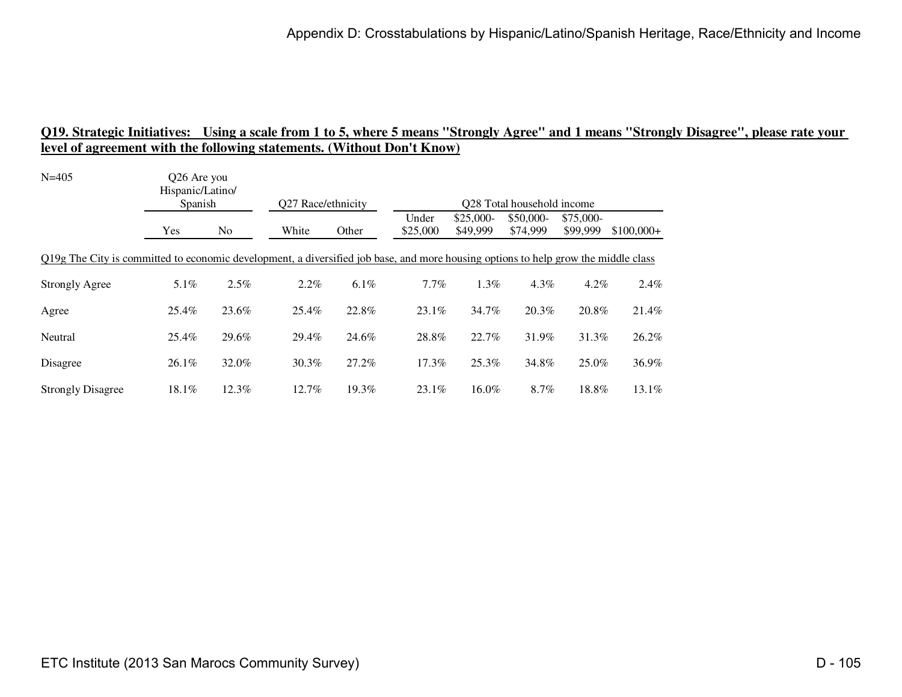**Q19. Strategic Initiatives: Using a scale from 1 to 5, where 5 means "Strongly Agree" and 1 means "Strongly Disagree", please rate your level of agreement with the following statements. (Without Don't Know)**

| N=405 | Q26 Are you Hispanic/Latino/ Spanish | | Q27 Race/ethnicity | | Q28 Total household income | | | | |
|---|---|---|---|---|---|---|---|---|---|
| | Yes | No | White | Other | Under $25,000 | $25,000-$49,999 | $50,000-$74,999 | $75,000-$99,999 | $100,000+ |
| Q19g The City is committed to economic development, a diversified job base, and more housing options to help grow the middle class | | | | | | | | | |
| Strongly Agree | 5.1% | 2.5% | 2.2% | 6.1% | 7.7% | 1.3% | 4.3% | 4.2% | 2.4% |
| Agree | 25.4% | 23.6% | 25.4% | 22.8% | 23.1% | 34.7% | 20.3% | 20.8% | 21.4% |
| Neutral | 25.4% | 29.6% | 29.4% | 24.6% | 28.8% | 22.7% | 31.9% | 31.3% | 26.2% |
| Disagree | 26.1% | 32.0% | 30.3% | 27.2% | 17.3% | 25.3% | 34.8% | 25.0% | 36.9% |
| Strongly Disagree | 18.1% | 12.3% | 12.7% | 19.3% | 23.1% | 16.0% | 8.7% | 18.8% | 13.1% |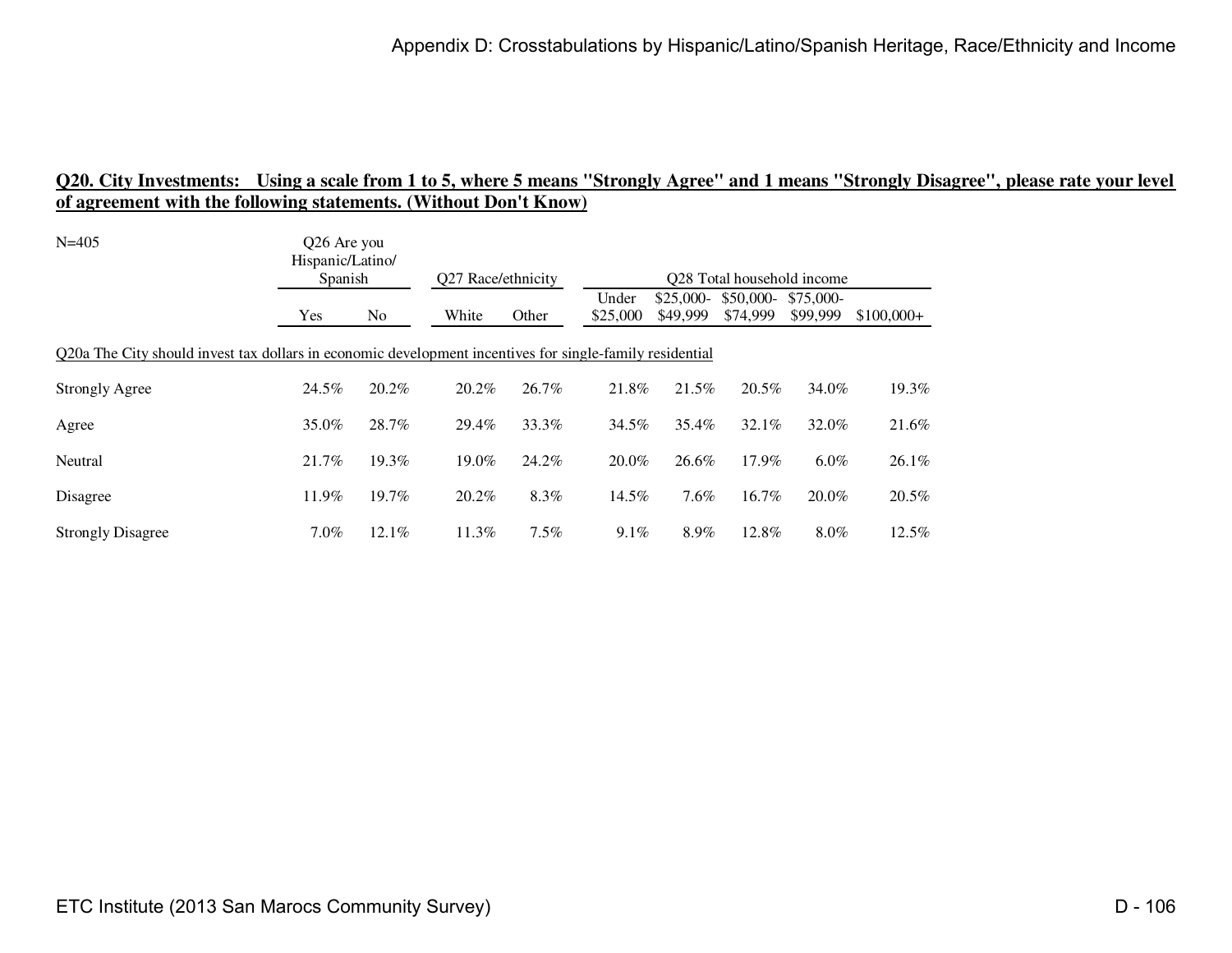## Q20. City Investments: Using a scale from 1 to 5, where 5 means "Strongly Agree" and 1 means "Strongly Disagree", please rate your level of agreement with the following statements. (Without Don't Know)

N=405

| | Q26 Are you Hispanic/Latino/ Spanish | | Q27 Race/ethnicity | | Q28 Total household income | | | | |
|---|---|---|---|---|---|---|---|---|---|
| | Yes | No | White | Other | Under $25,000 | $25,000-$49,999 | $50,000-$74,999 | $75,000-$99,999 | $100,000+ |
| Q20a The City should invest tax dollars in economic development incentives for single-family residential | | | | | | | | | |
| Strongly Agree | 24.5% | 20.2% | 20.2% | 26.7% | 21.8% | 21.5% | 20.5% | 34.0% | 19.3% |
| Agree | 35.0% | 28.7% | 29.4% | 33.3% | 34.5% | 35.4% | 32.1% | 32.0% | 21.6% |
| Neutral | 21.7% | 19.3% | 19.0% | 24.2% | 20.0% | 26.6% | 17.9% | 6.0% | 26.1% |
| Disagree | 11.9% | 19.7% | 20.2% | 8.3% | 14.5% | 7.6% | 16.7% | 20.0% | 20.5% |
| Strongly Disagree | 7.0% | 12.1% | 11.3% | 7.5% | 9.1% | 8.9% | 12.8% | 8.0% | 12.5% |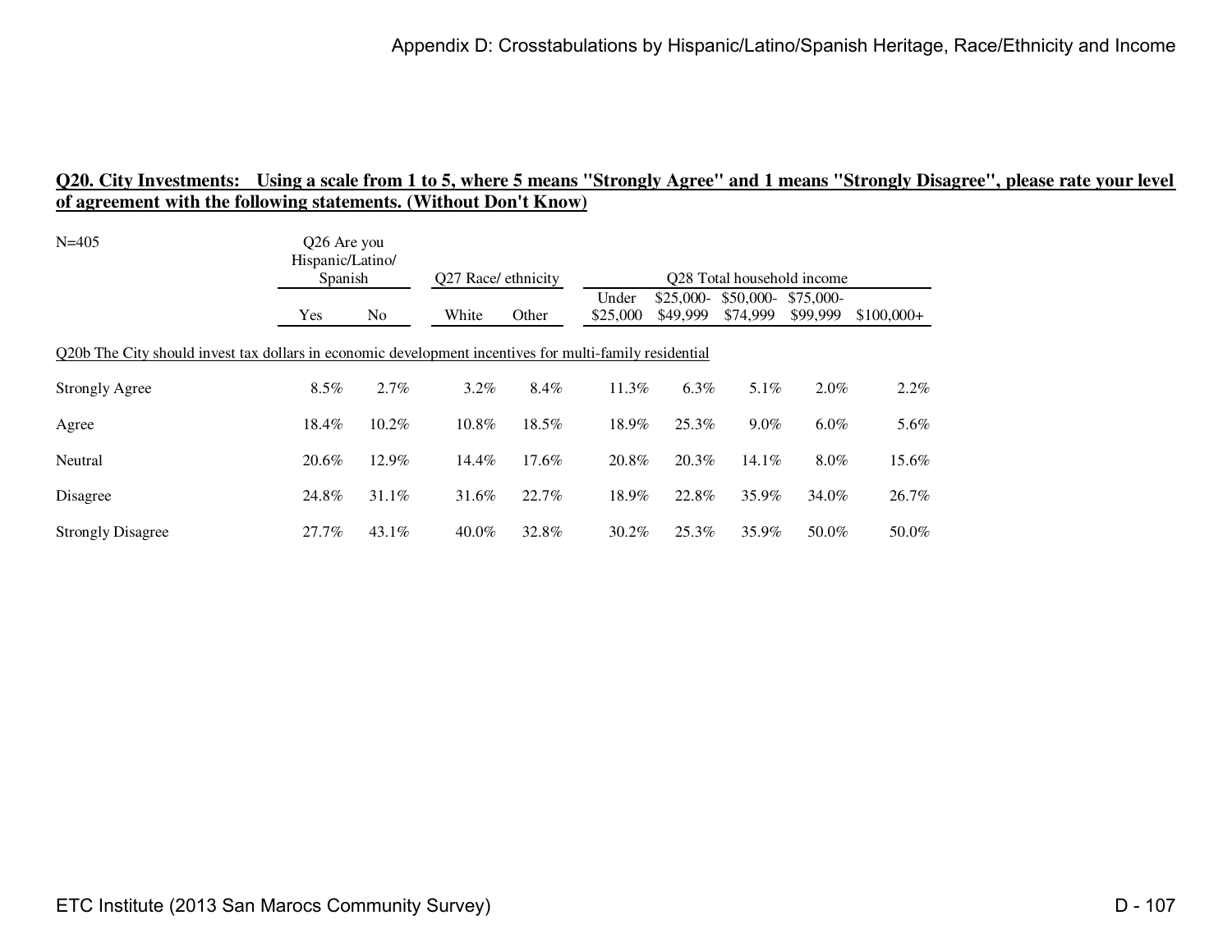## Q20. City Investments: Using a scale from 1 to 5, where 5 means "Strongly Agree" and 1 means "Strongly Disagree", please rate your level of agreement with the following statements. (Without Don't Know)

N=405

| | Q26 Are you Hispanic/Latino/ Spanish | | Q27 Race/ ethnicity | | Q28 Total household income | | | | |
|---|---|---|---|---|---|---|---|---|---|
| | Yes | No | White | Other | Under $25,000 | $25,000-$49,999 | $50,000-$74,999 | $75,000-$99,999 | $100,000+ |
| Q20b The City should invest tax dollars in economic development incentives for multi-family residential | | | | | | | | | |
| Strongly Agree | 8.5% | 2.7% | 3.2% | 8.4% | 11.3% | 6.3% | 5.1% | 2.0% | 2.2% |
| Agree | 18.4% | 10.2% | 10.8% | 18.5% | 18.9% | 25.3% | 9.0% | 6.0% | 5.6% |
| Neutral | 20.6% | 12.9% | 14.4% | 17.6% | 20.8% | 20.3% | 14.1% | 8.0% | 15.6% |
| Disagree | 24.8% | 31.1% | 31.6% | 22.7% | 18.9% | 22.8% | 35.9% | 34.0% | 26.7% |
| Strongly Disagree | 27.7% | 43.1% | 40.0% | 32.8% | 30.2% | 25.3% | 35.9% | 50.0% | 50.0% |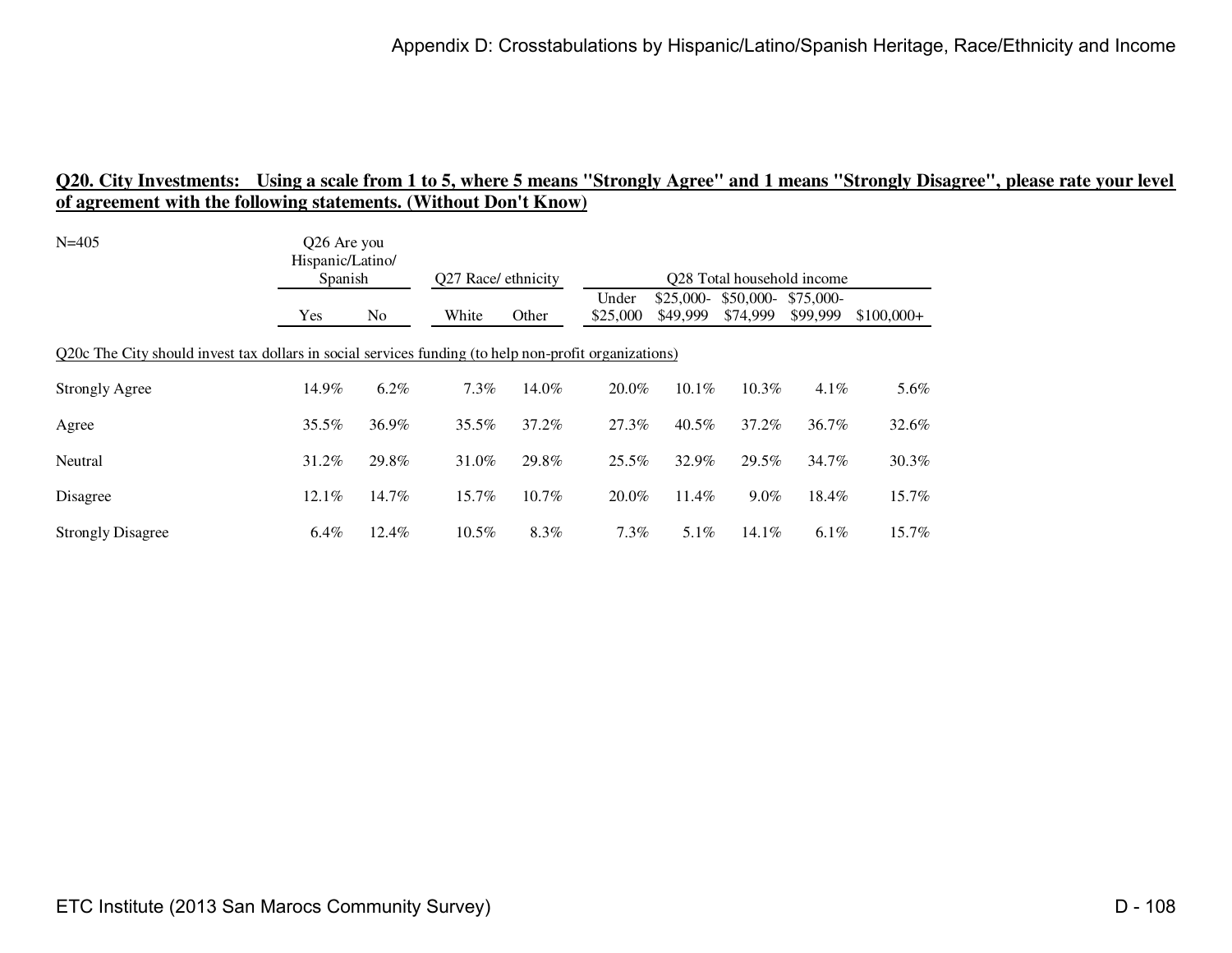**Q20. City Investments: Using a scale from 1 to 5, where 5 means "Strongly Agree" and 1 means "Strongly Disagree", please rate your level of agreement with the following statements. (Without Don't Know)**

N=405

| | Q26 Are you Hispanic/Latino/ Spanish | | Q27 Race/ ethnicity | | Q28 Total household income | | | | |
|---|---|---|---|---|---|---|---|---|---|
| | Yes | No | White | Other | Under $25,000 | $25,000-$49,999 | $50,000-$74,999 | $75,000-$99,999 | $100,000+ |
| Q20c The City should invest tax dollars in social services funding (to help non-profit organizations) | | | | | | | | | |
| Strongly Agree | 14.9% | 6.2% | 7.3% | 14.0% | 20.0% | 10.1% | 10.3% | 4.1% | 5.6% |
| Agree | 35.5% | 36.9% | 35.5% | 37.2% | 27.3% | 40.5% | 37.2% | 36.7% | 32.6% |
| Neutral | 31.2% | 29.8% | 31.0% | 29.8% | 25.5% | 32.9% | 29.5% | 34.7% | 30.3% |
| Disagree | 12.1% | 14.7% | 15.7% | 10.7% | 20.0% | 11.4% | 9.0% | 18.4% | 15.7% |
| Strongly Disagree | 6.4% | 12.4% | 10.5% | 8.3% | 7.3% | 5.1% | 14.1% | 6.1% | 15.7% |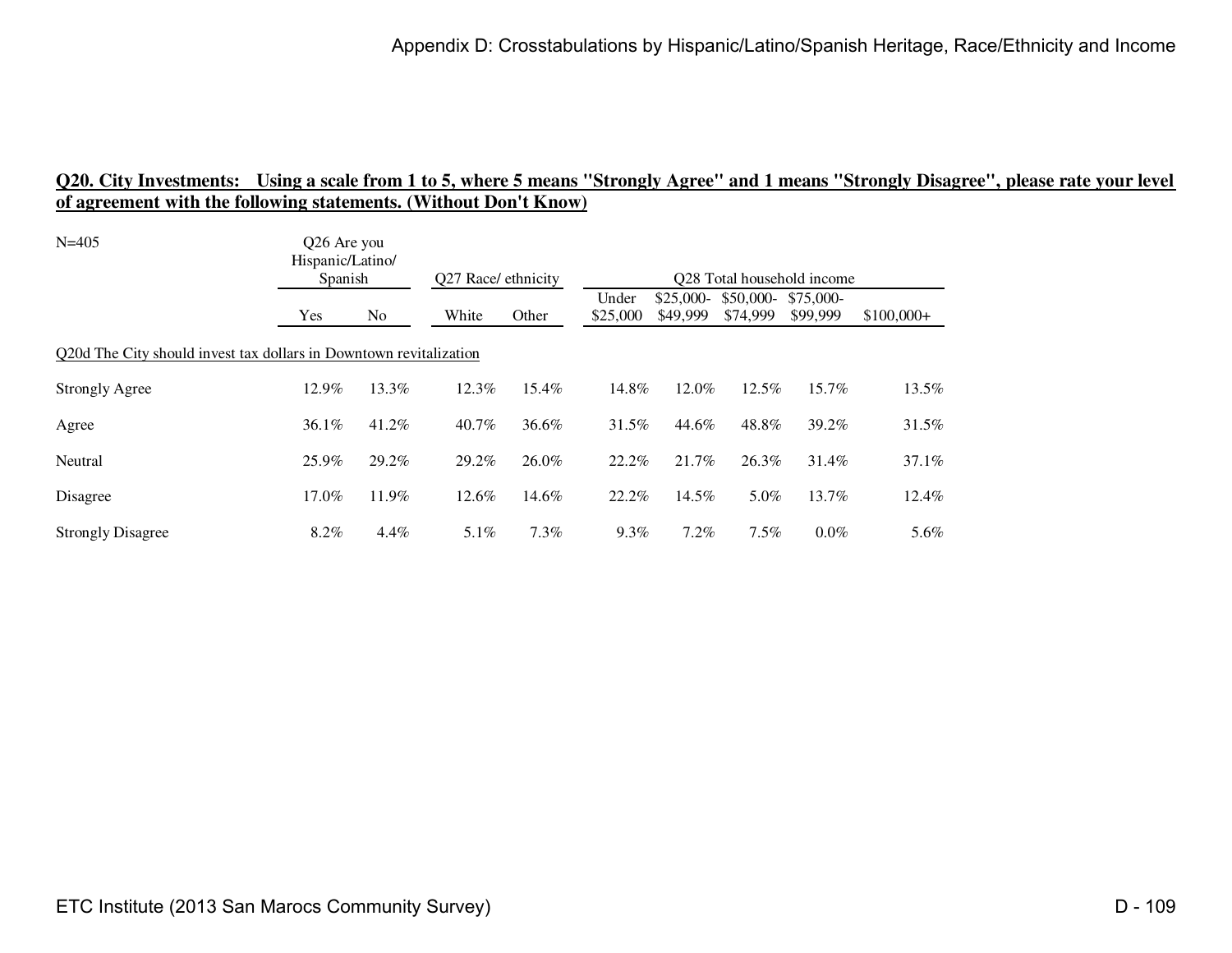## Q20. City Investments: Using a scale from 1 to 5, where 5 means "Strongly Agree" and 1 means "Strongly Disagree", please rate your level of agreement with the following statements. (Without Don't Know)

N=405

| | Q26 Are you Hispanic/Latino/ Spanish | | Q27 Race/ ethnicity | | Q28 Total household income | | | | |
|---|---|---|---|---|---|---|---|---|---|
| | Yes | No | White | Other | Under $25,000 | $25,000- $49,999 | $50,000- $74,999 | $75,000- $99,999 | $100,000+ |
| Q20d The City should invest tax dollars in Downtown revitalization | | | | | | | | | |
| Strongly Agree | 12.9% | 13.3% | 12.3% | 15.4% | 14.8% | 12.0% | 12.5% | 15.7% | 13.5% |
| Agree | 36.1% | 41.2% | 40.7% | 36.6% | 31.5% | 44.6% | 48.8% | 39.2% | 31.5% |
| Neutral | 25.9% | 29.2% | 29.2% | 26.0% | 22.2% | 21.7% | 26.3% | 31.4% | 37.1% |
| Disagree | 17.0% | 11.9% | 12.6% | 14.6% | 22.2% | 14.5% | 5.0% | 13.7% | 12.4% |
| Strongly Disagree | 8.2% | 4.4% | 5.1% | 7.3% | 9.3% | 7.2% | 7.5% | 0.0% | 5.6% |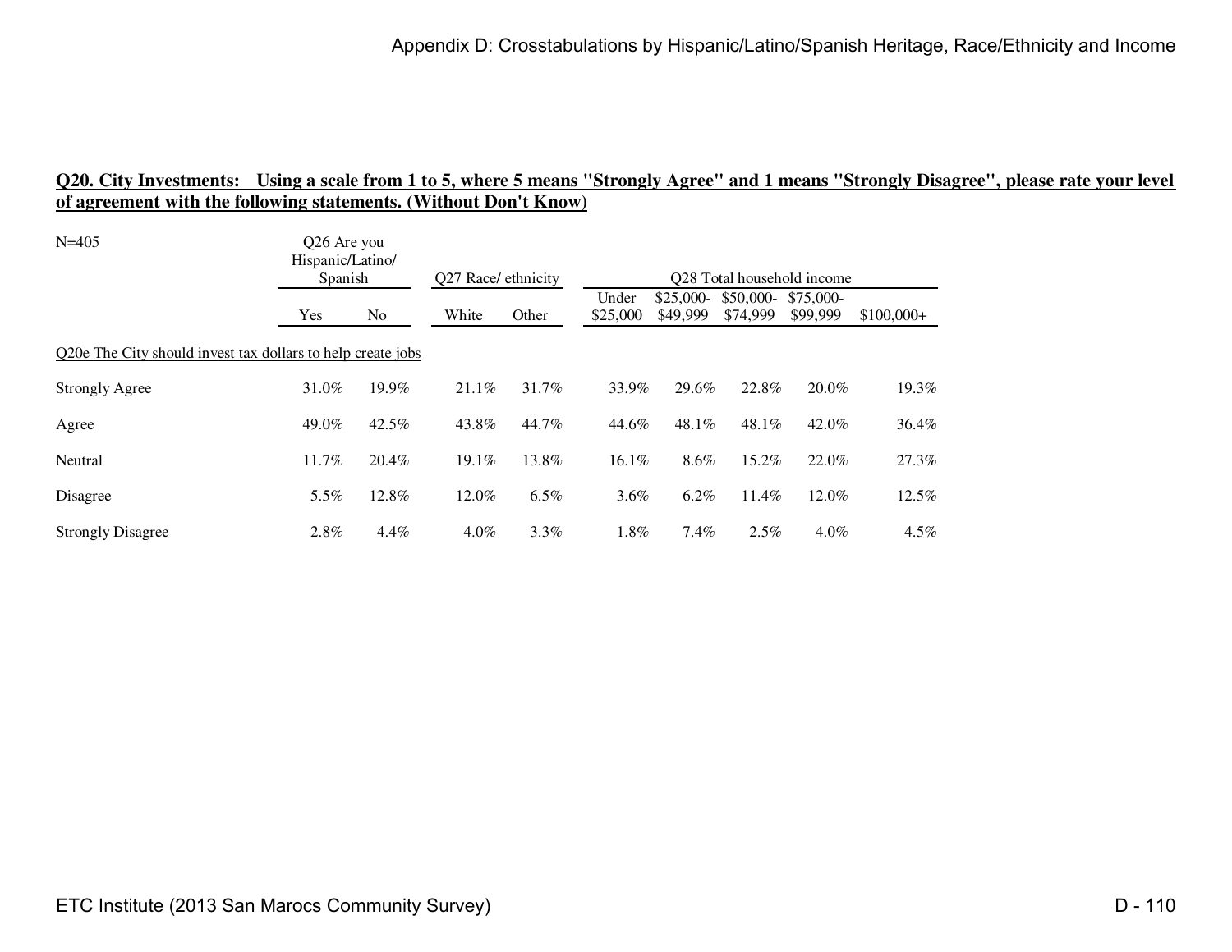## Q20. City Investments: Using a scale from 1 to 5, where 5 means "Strongly Agree" and 1 means "Strongly Disagree", please rate your level of agreement with the following statements. (Without Don't Know)

N=405

| | Q26 Are you Hispanic/Latino/ Spanish | | Q27 Race/ ethnicity | | Q28 Total household income | | | | |
|---|---|---|---|---|---|---|---|---|---|
| | Yes | No | White | Other | Under $25,000 | $25,000-$49,999 | $50,000-$74,999 | $75,000-$99,999 | $100,000+ |
| Q20e The City should invest tax dollars to help create jobs | | | | | | | | | |
| Strongly Agree | 31.0% | 19.9% | 21.1% | 31.7% | 33.9% | 29.6% | 22.8% | 20.0% | 19.3% |
| Agree | 49.0% | 42.5% | 43.8% | 44.7% | 44.6% | 48.1% | 48.1% | 42.0% | 36.4% |
| Neutral | 11.7% | 20.4% | 19.1% | 13.8% | 16.1% | 8.6% | 15.2% | 22.0% | 27.3% |
| Disagree | 5.5% | 12.8% | 12.0% | 6.5% | 3.6% | 6.2% | 11.4% | 12.0% | 12.5% |
| Strongly Disagree | 2.8% | 4.4% | 4.0% | 3.3% | 1.8% | 7.4% | 2.5% | 4.0% | 4.5% |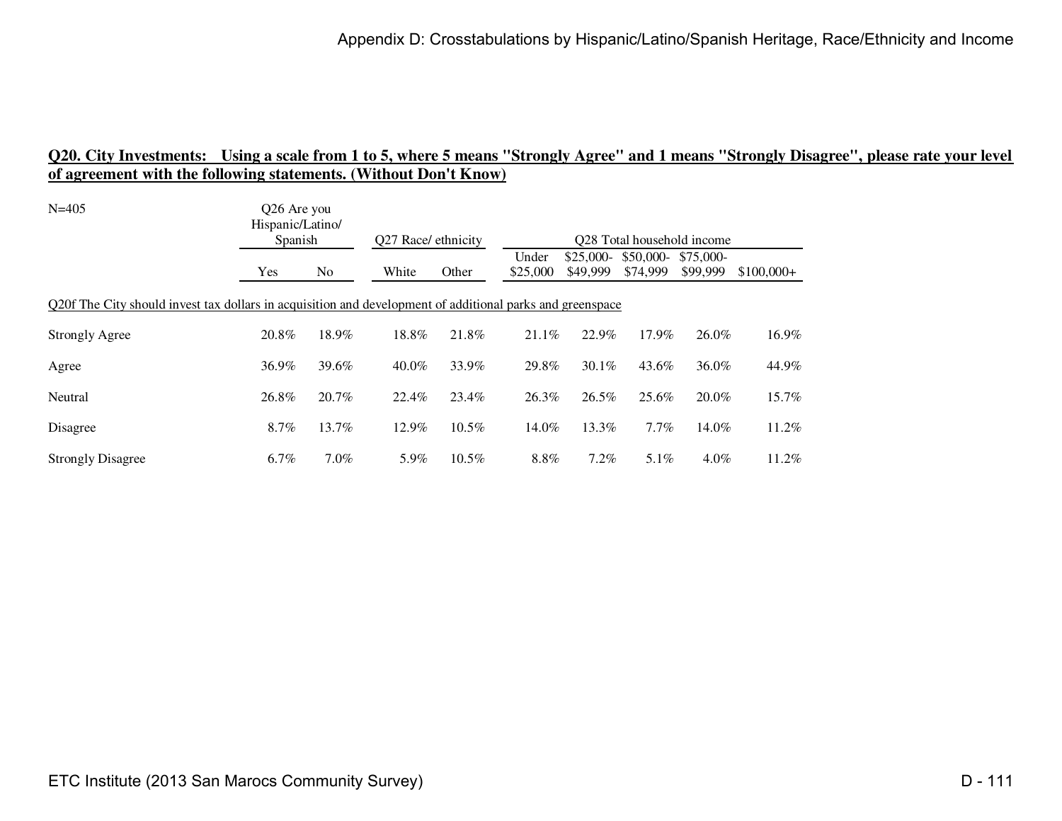## Q20. City Investments: Using a scale from 1 to 5, where 5 means "Strongly Agree" and 1 means "Strongly Disagree", please rate your level of agreement with the following statements. (Without Don't Know)

N=405

| | Q26 Are you Hispanic/Latino/ Spanish | | Q27 Race/ ethnicity | | Q28 Total household income | | | | |
|---|---|---|---|---|---|---|---|---|---|
| | Yes | No | White | Other | Under $25,000 | $25,000- $49,999 | $50,000- $74,999 | $75,000- $99,999 | $100,000+ |
| Q20f The City should invest tax dollars in acquisition and development of additional parks and greenspace | | | | | | | | | |
| Strongly Agree | 20.8% | 18.9% | 18.8% | 21.8% | 21.1% | 22.9% | 17.9% | 26.0% | 16.9% |
| Agree | 36.9% | 39.6% | 40.0% | 33.9% | 29.8% | 30.1% | 43.6% | 36.0% | 44.9% |
| Neutral | 26.8% | 20.7% | 22.4% | 23.4% | 26.3% | 26.5% | 25.6% | 20.0% | 15.7% |
| Disagree | 8.7% | 13.7% | 12.9% | 10.5% | 14.0% | 13.3% | 7.7% | 14.0% | 11.2% |
| Strongly Disagree | 6.7% | 7.0% | 5.9% | 10.5% | 8.8% | 7.2% | 5.1% | 4.0% | 11.2% |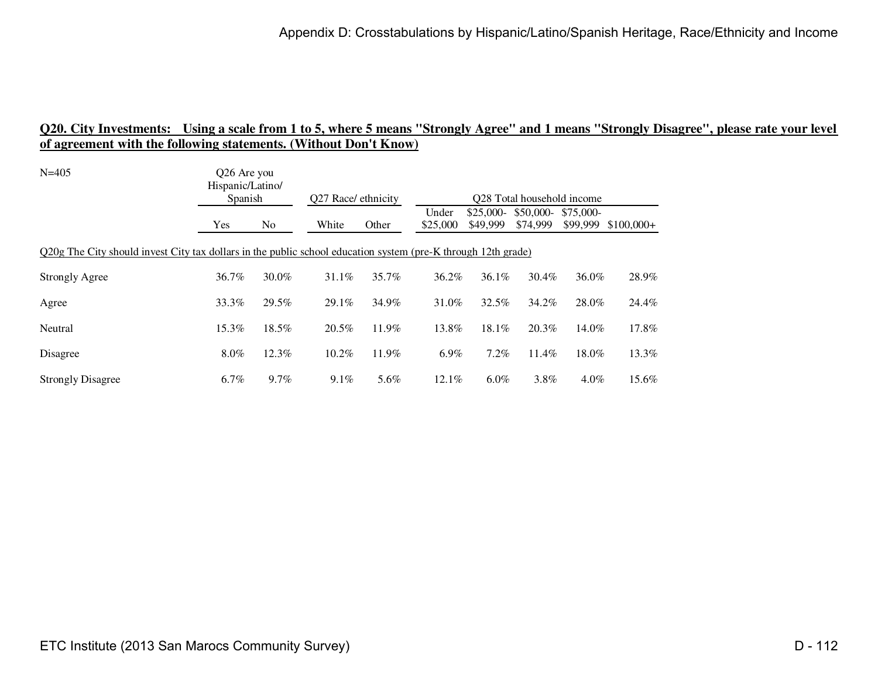**Q20. City Investments: Using a scale from 1 to 5, where 5 means "Strongly Agree" and 1 means "Strongly Disagree", please rate your level of agreement with the following statements. (Without Don't Know)**

N=405

| | Q26 Are you Hispanic/Latino/ Spanish | | Q27 Race/ ethnicity | | Q28 Total household income | | | | |
|---|---|---|---|---|---|---|---|---|---|
| | Yes | No | White | Other | Under $25,000 | $25,000-$49,999 | $50,000-$74,999 | $75,000-$99,999 | $100,000+ |
| Q20g The City should invest City tax dollars in the public school education system (pre-K through 12th grade) | | | | | | | | | |
| Strongly Agree | 36.7% | 30.0% | 31.1% | 35.7% | 36.2% | 36.1% | 30.4% | 36.0% | 28.9% |
| Agree | 33.3% | 29.5% | 29.1% | 34.9% | 31.0% | 32.5% | 34.2% | 28.0% | 24.4% |
| Neutral | 15.3% | 18.5% | 20.5% | 11.9% | 13.8% | 18.1% | 20.3% | 14.0% | 17.8% |
| Disagree | 8.0% | 12.3% | 10.2% | 11.9% | 6.9% | 7.2% | 11.4% | 18.0% | 13.3% |
| Strongly Disagree | 6.7% | 9.7% | 9.1% | 5.6% | 12.1% | 6.0% | 3.8% | 4.0% | 15.6% |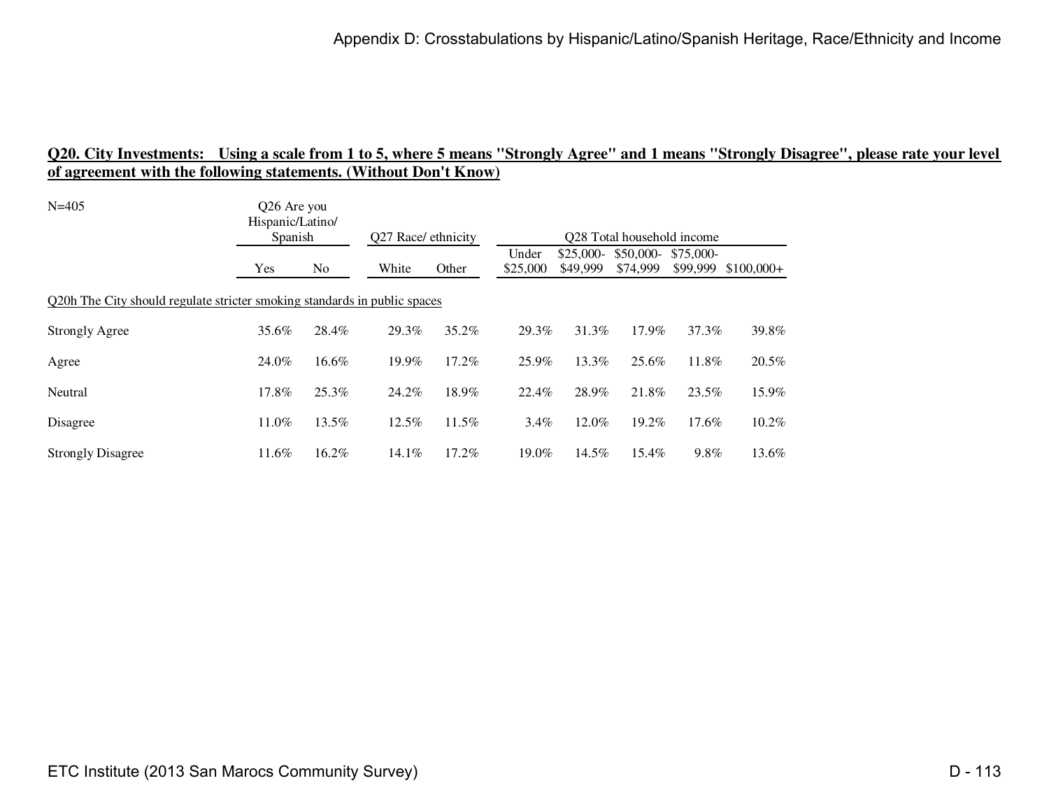**Q20. City Investments: Using a scale from 1 to 5, where 5 means "Strongly Agree" and 1 means "Strongly Disagree", please rate your level of agreement with the following statements. (Without Don't Know)**

N=405

| | Q26 Are you Hispanic/Latino/ Spanish | | Q27 Race/ ethnicity | | Q28 Total household income | | | | |
|---|---|---|---|---|---|---|---|---|---|
| | Yes | No | White | Other | Under $25,000 | $25,000-$49,999 | $50,000-$74,999 | $75,000-$99,999 | $100,000+ |
| Q20h The City should regulate stricter smoking standards in public spaces | | | | | | | | | |
| Strongly Agree | 35.6% | 28.4% | 29.3% | 35.2% | 29.3% | 31.3% | 17.9% | 37.3% | 39.8% |
| Agree | 24.0% | 16.6% | 19.9% | 17.2% | 25.9% | 13.3% | 25.6% | 11.8% | 20.5% |
| Neutral | 17.8% | 25.3% | 24.2% | 18.9% | 22.4% | 28.9% | 21.8% | 23.5% | 15.9% |
| Disagree | 11.0% | 13.5% | 12.5% | 11.5% | 3.4% | 12.0% | 19.2% | 17.6% | 10.2% |
| Strongly Disagree | 11.6% | 16.2% | 14.1% | 17.2% | 19.0% | 14.5% | 15.4% | 9.8% | 13.6% |